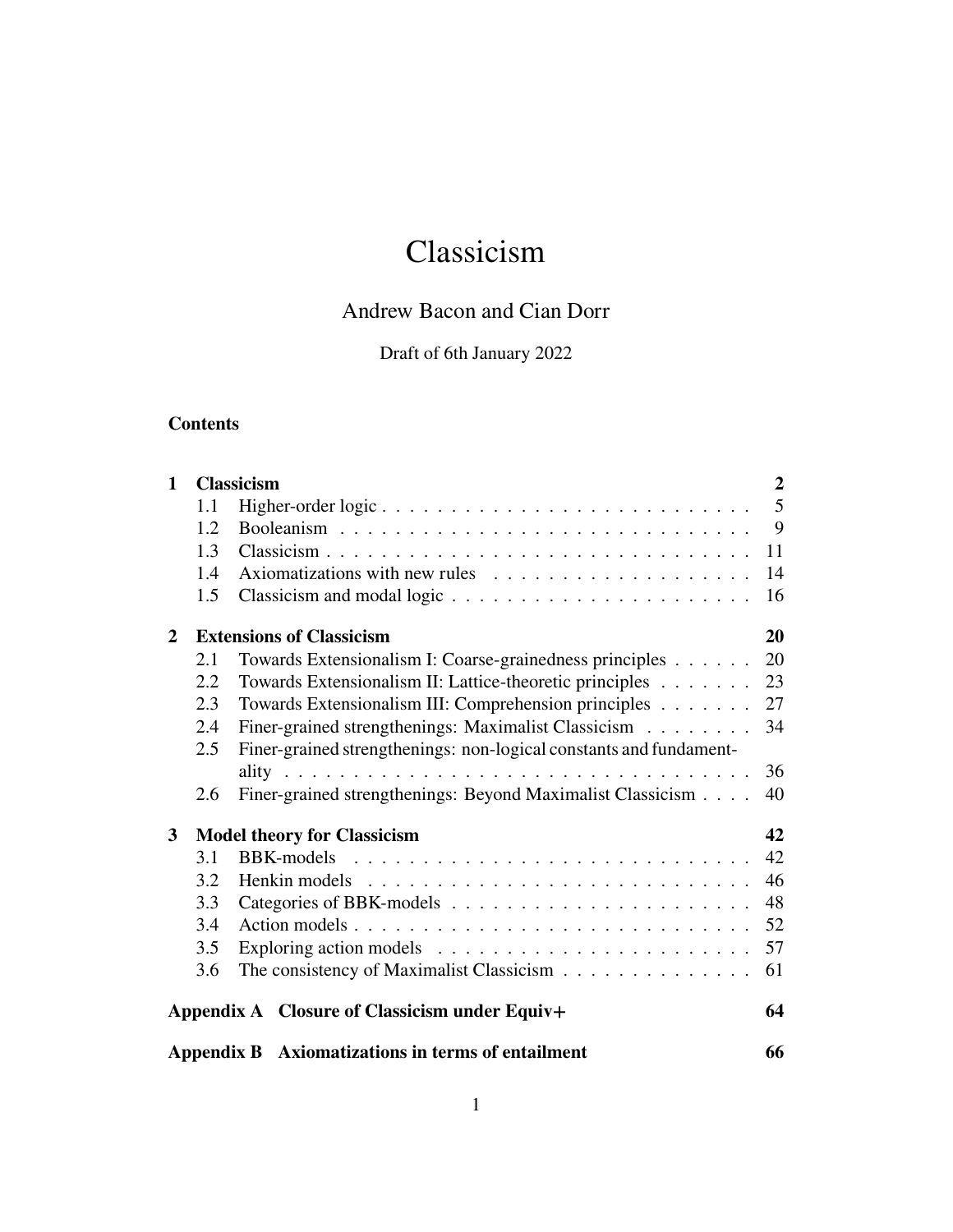# Classicism

Andrew Bacon and Cian Dorr

Draft of 6th January 2022

## Contents

**1 Classicism** — **2**
- 1.1 Higher-order logic — 5
- 1.2 Booleanism — 9
- 1.3 Classicism — 11
- 1.4 Axiomatizations with new rules — 14
- 1.5 Classicism and modal logic — 16

**2 Extensions of Classicism** — **20**
- 2.1 Towards Extensionalism I: Coarse-grainedness principles — 20
- 2.2 Towards Extensionalism II: Lattice-theoretic principles — 23
- 2.3 Towards Extensionalism III: Comprehension principles — 27
- 2.4 Finer-grained strengthenings: Maximalist Classicism — 34
- 2.5 Finer-grained strengthenings: non-logical constants and fundamentality — 36
- 2.6 Finer-grained strengthenings: Beyond Maximalist Classicism — 40

**3 Model theory for Classicism** — **42**
- 3.1 BBK-models — 42
- 3.2 Henkin models — 46
- 3.3 Categories of BBK-models — 48
- 3.4 Action models — 52
- 3.5 Exploring action models — 57
- 3.6 The consistency of Maximalist Classicism — 61

**Appendix A Closure of Classicism under Equiv+** — **64**

**Appendix B Axiomatizations in terms of entailment** — **66**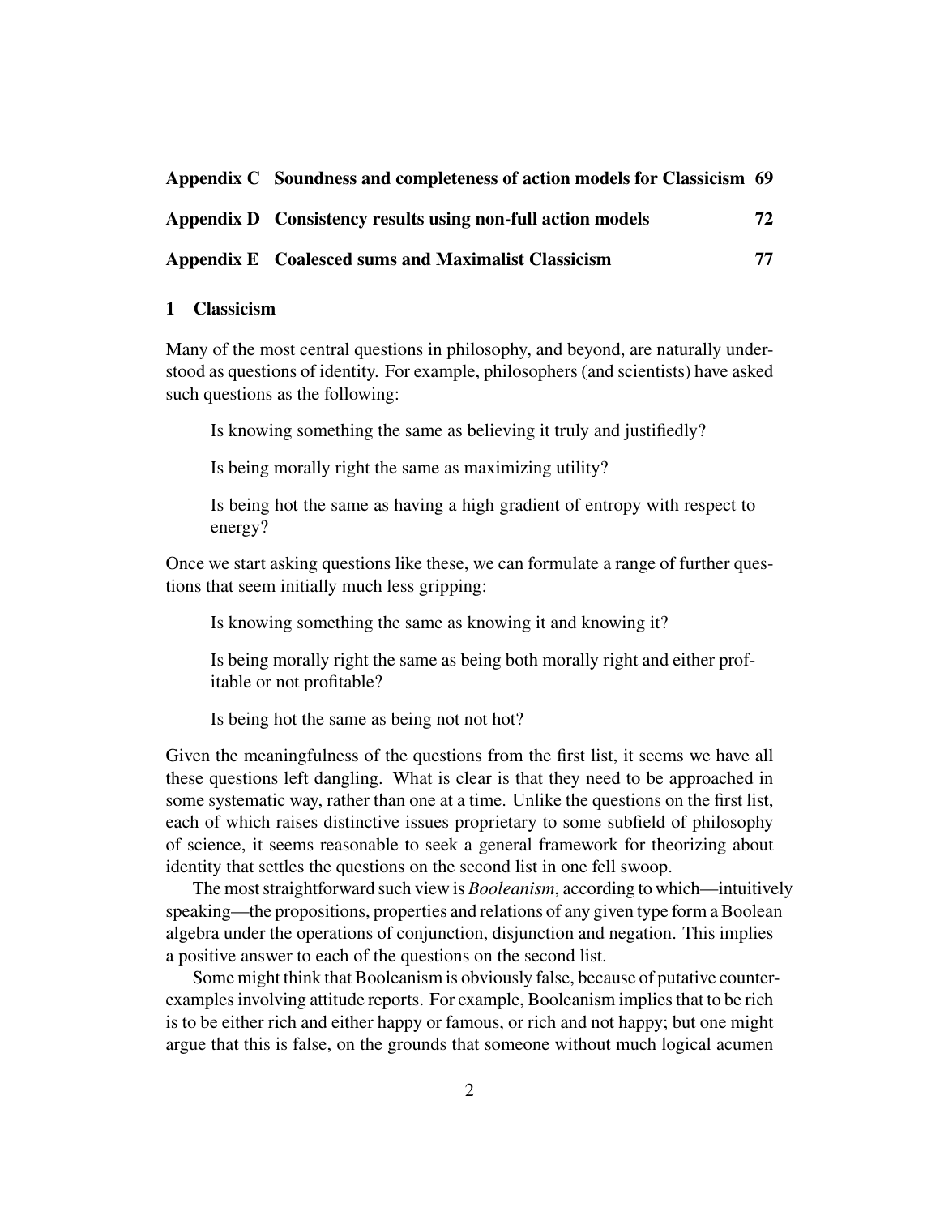**Appendix C Soundness and completeness of action models for Classicism 69**

**Appendix D Consistency results using non-full action models 72**

**Appendix E Coalesced sums and Maximalist Classicism 77**

## 1 Classicism

Many of the most central questions in philosophy, and beyond, are naturally understood as questions of identity. For example, philosophers (and scientists) have asked such questions as the following:

> Is knowing something the same as believing it truly and justifiedly?
>
> Is being morally right the same as maximizing utility?
>
> Is being hot the same as having a high gradient of entropy with respect to energy?

Once we start asking questions like these, we can formulate a range of further questions that seem initially much less gripping:

> Is knowing something the same as knowing it and knowing it?
>
> Is being morally right the same as being both morally right and either profitable or not profitable?
>
> Is being hot the same as being not not hot?

Given the meaningfulness of the questions from the first list, it seems we have all these questions left dangling. What is clear is that they need to be approached in some systematic way, rather than one at a time. Unlike the questions on the first list, each of which raises distinctive issues proprietary to some subfield of philosophy of science, it seems reasonable to seek a general framework for theorizing about identity that settles the questions on the second list in one fell swoop.

The most straightforward such view is *Booleanism*, according to which—intuitively speaking—the propositions, properties and relations of any given type form a Boolean algebra under the operations of conjunction, disjunction and negation. This implies a positive answer to each of the questions on the second list.

Some might think that Booleanism is obviously false, because of putative counterexamples involving attitude reports. For example, Booleanism implies that to be rich is to be either rich and either happy or famous, or rich and not happy; but one might argue that this is false, on the grounds that someone without much logical acumen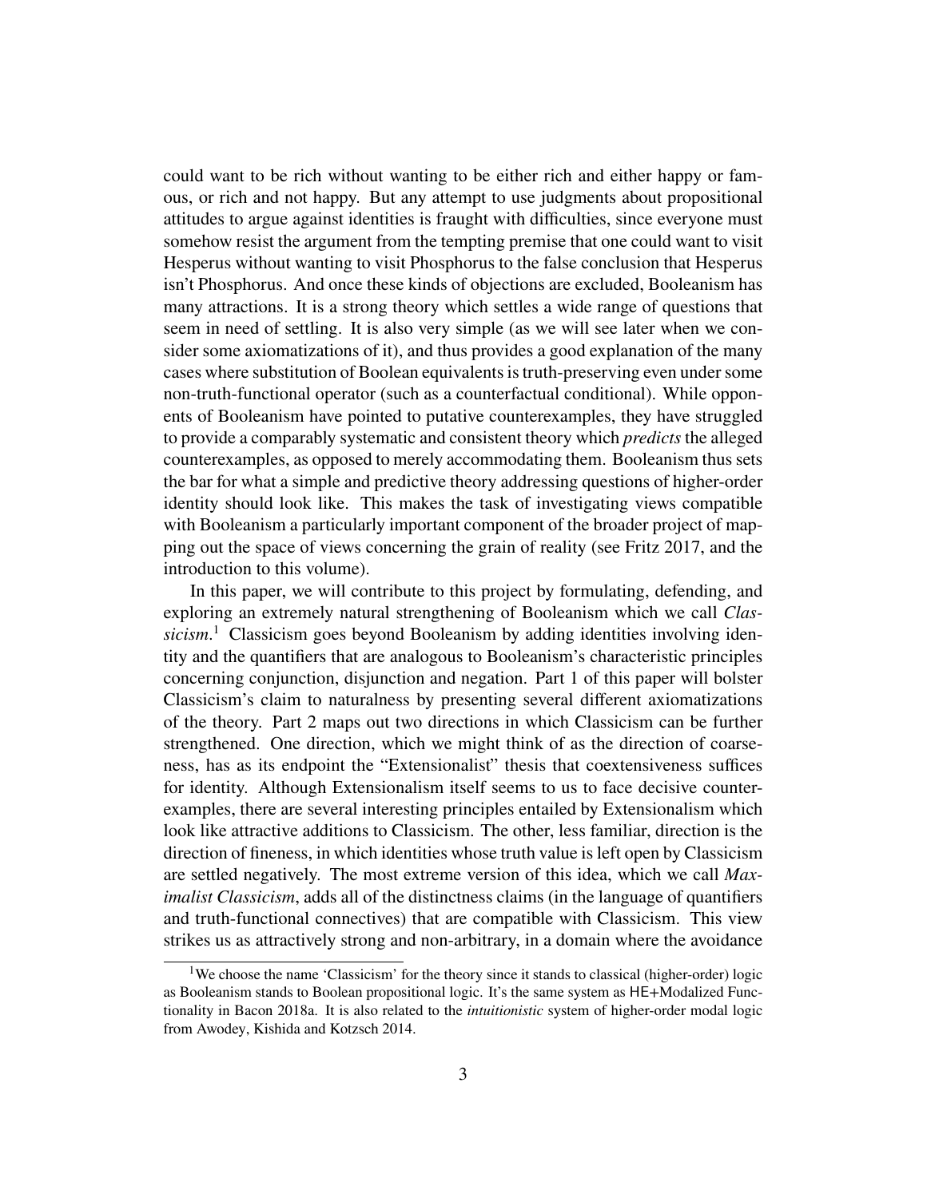could want to be rich without wanting to be either rich and either happy or famous, or rich and not happy. But any attempt to use judgments about propositional attitudes to argue against identities is fraught with difficulties, since everyone must somehow resist the argument from the tempting premise that one could want to visit Hesperus without wanting to visit Phosphorus to the false conclusion that Hesperus isn't Phosphorus. And once these kinds of objections are excluded, Booleanism has many attractions. It is a strong theory which settles a wide range of questions that seem in need of settling. It is also very simple (as we will see later when we consider some axiomatizations of it), and thus provides a good explanation of the many cases where substitution of Boolean equivalents is truth-preserving even under some non-truth-functional operator (such as a counterfactual conditional). While opponents of Booleanism have pointed to putative counterexamples, they have struggled to provide a comparably systematic and consistent theory which *predicts* the alleged counterexamples, as opposed to merely accommodating them. Booleanism thus sets the bar for what a simple and predictive theory addressing questions of higher-order identity should look like. This makes the task of investigating views compatible with Booleanism a particularly important component of the broader project of mapping out the space of views concerning the grain of reality (see Fritz 2017, and the introduction to this volume).

In this paper, we will contribute to this project by formulating, defending, and exploring an extremely natural strengthening of Booleanism which we call *Classicism*.[1] Classicism goes beyond Booleanism by adding identities involving identity and the quantifiers that are analogous to Booleanism's characteristic principles concerning conjunction, disjunction and negation. Part 1 of this paper will bolster Classicism's claim to naturalness by presenting several different axiomatizations of the theory. Part 2 maps out two directions in which Classicism can be further strengthened. One direction, which we might think of as the direction of coarseness, has as its endpoint the "Extensionalist" thesis that coextensiveness suffices for identity. Although Extensionalism itself seems to us to face decisive counterexamples, there are several interesting principles entailed by Extensionalism which look like attractive additions to Classicism. The other, less familiar, direction is the direction of fineness, in which identities whose truth value is left open by Classicism are settled negatively. The most extreme version of this idea, which we call *Maximalist Classicism*, adds all of the distinctness claims (in the language of quantifiers and truth-functional connectives) that are compatible with Classicism. This view strikes us as attractively strong and non-arbitrary, in a domain where the avoidance

[1] We choose the name 'Classicism' for the theory since it stands to classical (higher-order) logic as Booleanism stands to Boolean propositional logic. It's the same system as HE+Modalized Functionality in Bacon 2018a. It is also related to the *intuitionistic* system of higher-order modal logic from Awodey, Kishida and Kotzsch 2014.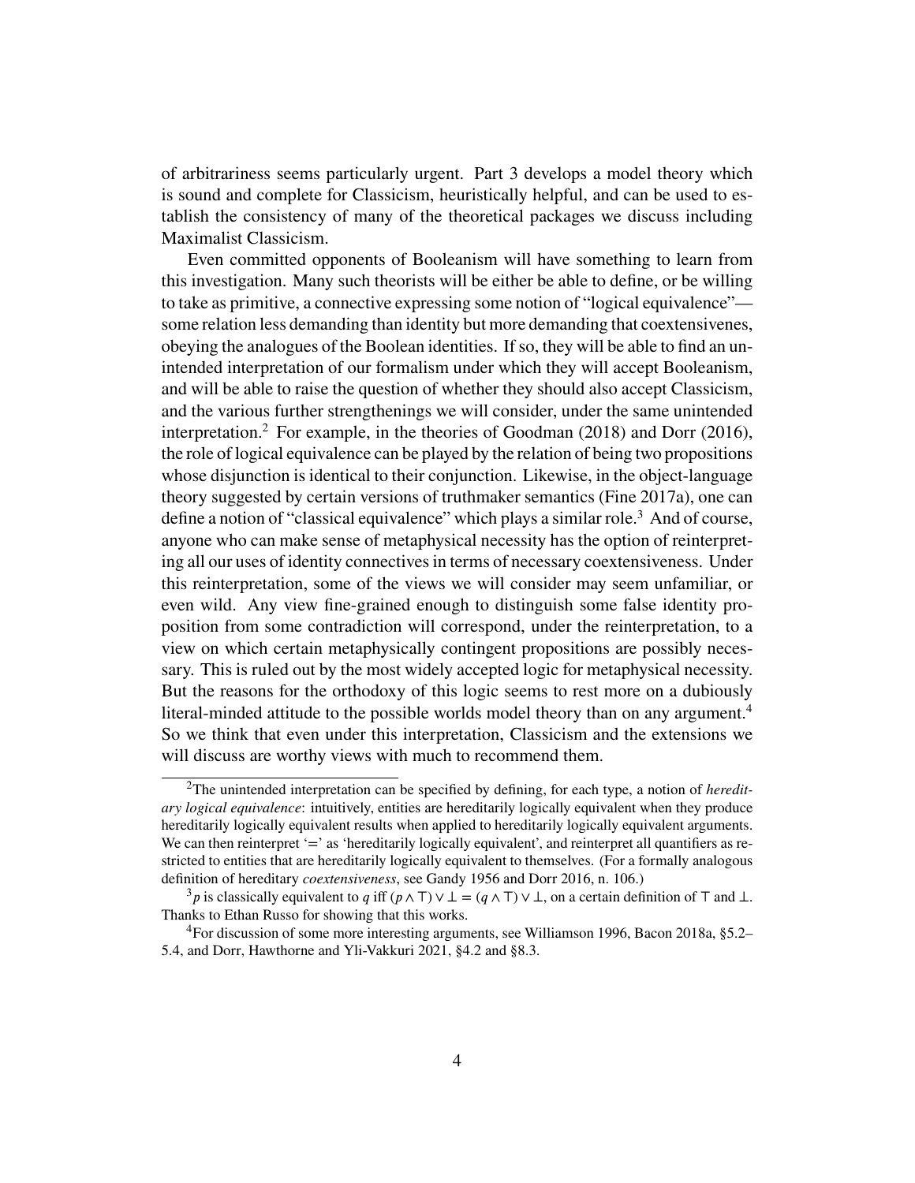of arbitrariness seems particularly urgent. Part 3 develops a model theory which is sound and complete for Classicism, heuristically helpful, and can be used to establish the consistency of many of the theoretical packages we discuss including Maximalist Classicism.

Even committed opponents of Booleanism will have something to learn from this investigation. Many such theorists will be either be able to define, or be willing to take as primitive, a connective expressing some notion of "logical equivalence"—some relation less demanding than identity but more demanding that coextensivenes, obeying the analogues of the Boolean identities. If so, they will be able to find an unintended interpretation of our formalism under which they will accept Booleanism, and will be able to raise the question of whether they should also accept Classicism, and the various further strengthenings we will consider, under the same unintended interpretation.[2] For example, in the theories of Goodman (2018) and Dorr (2016), the role of logical equivalence can be played by the relation of being two propositions whose disjunction is identical to their conjunction. Likewise, in the object-language theory suggested by certain versions of truthmaker semantics (Fine 2017a), one can define a notion of "classical equivalence" which plays a similar role.[3] And of course, anyone who can make sense of metaphysical necessity has the option of reinterpreting all our uses of identity connectives in terms of necessary coextensiveness. Under this reinterpretation, some of the views we will consider may seem unfamiliar, or even wild. Any view fine-grained enough to distinguish some false identity proposition from some contradiction will correspond, under the reinterpretation, to a view on which certain metaphysically contingent propositions are possibly necessary. This is ruled out by the most widely accepted logic for metaphysical necessity. But the reasons for the orthodoxy of this logic seems to rest more on a dubiously literal-minded attitude to the possible worlds model theory than on any argument.[4] So we think that even under this interpretation, Classicism and the extensions we will discuss are worthy views with much to recommend them.

[2]The unintended interpretation can be specified by defining, for each type, a notion of *hereditary logical equivalence*: intuitively, entities are hereditarily logically equivalent when they produce hereditarily logically equivalent results when applied to hereditarily logically equivalent arguments. We can then reinterpret '=' as 'hereditarily logically equivalent', and reinterpret all quantifiers as restricted to entities that are hereditarily logically equivalent to themselves. (For a formally analogous definition of hereditary *coextensiveness*, see Gandy 1956 and Dorr 2016, n. 106.)

[3]$p$ is classically equivalent to $q$ iff $(p \wedge \top) \vee \bot = (q \wedge \top) \vee \bot$, on a certain definition of $\top$ and $\bot$. Thanks to Ethan Russo for showing that this works.

[4]For discussion of some more interesting arguments, see Williamson 1996, Bacon 2018a, §5.2–5.4, and Dorr, Hawthorne and Yli-Vakkuri 2021, §4.2 and §8.3.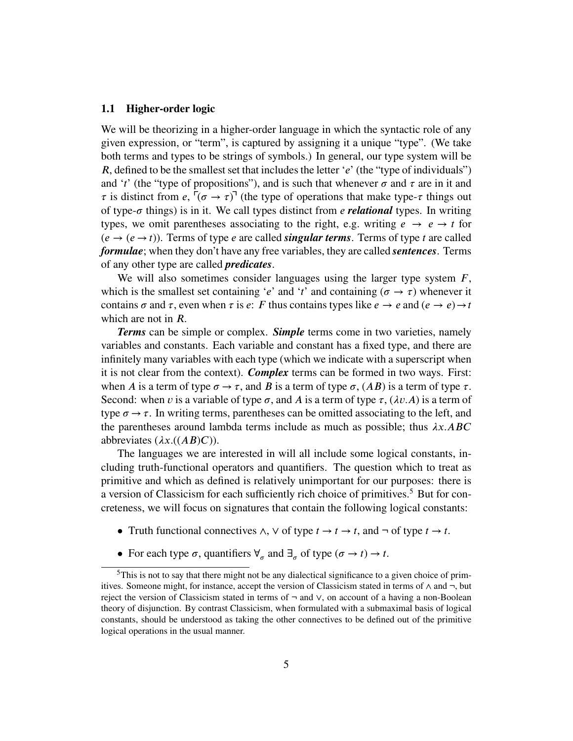### 1.1 Higher-order logic

We will be theorizing in a higher-order language in which the syntactic role of any given expression, or "term", is captured by assigning it a unique "type". (We take both terms and types to be strings of symbols.) In general, our type system will be $\boldsymbol{R}$, defined to be the smallest set that includes the letter '$e$' (the "type of individuals") and '$t$' (the "type of propositions"), and is such that whenever $\sigma$ and $\tau$ are in it and $\tau$ is distinct from $e$, $\ulcorner(\sigma \to \tau)\urcorner$ (the type of operations that make type-$\tau$ things out of type-$\sigma$ things) is in it. We call types distinct from $e$ ***relational*** types. In writing types, we omit parentheses associating to the right, e.g. writing $e \to e \to t$ for $(e \to (e \to t))$. Terms of type $e$ are called ***singular terms***. Terms of type $t$ are called ***formulae***; when they don't have any free variables, they are called ***sentences***. Terms of any other type are called ***predicates***.

We will also sometimes consider languages using the larger type system $\boldsymbol{F}$, which is the smallest set containing '$e$' and '$t$' and containing $(\sigma \to \tau)$ whenever it contains $\sigma$ and $\tau$, even when $\tau$ is $e$: $\boldsymbol{F}$ thus contains types like $e \to e$ and $(e \to e) \to t$ which are not in $\boldsymbol{R}$.

***Terms*** can be simple or complex. ***Simple*** terms come in two varieties, namely variables and constants. Each variable and constant has a fixed type, and there are infinitely many variables with each type (which we indicate with a superscript when it is not clear from the context). ***Complex*** terms can be formed in two ways. First: when $A$ is a term of type $\sigma \to \tau$, and $B$ is a term of type $\sigma$, $(AB)$ is a term of type $\tau$. Second: when $v$ is a variable of type $\sigma$, and $A$ is a term of type $\tau$, $(\lambda v.A)$ is a term of type $\sigma \to \tau$. In writing terms, parentheses can be omitted associating to the left, and the parentheses around lambda terms include as much as possible; thus $\lambda x.ABC$ abbreviates $(\lambda x.((AB)C))$.

The languages we are interested in will all include some logical constants, including truth-functional operators and quantifiers. The question which to treat as primitive and which as defined is relatively unimportant for our purposes: there is a version of Classicism for each sufficiently rich choice of primitives.[5] But for concreteness, we will focus on signatures that contain the following logical constants:

- Truth functional connectives $\wedge$, $\vee$ of type $t \to t \to t$, and $\neg$ of type $t \to t$.
- For each type $\sigma$, quantifiers $\forall_\sigma$ and $\exists_\sigma$ of type $(\sigma \to t) \to t$.

[5] This is not to say that there might not be any dialectical significance to a given choice of primitives. Someone might, for instance, accept the version of Classicism stated in terms of $\wedge$ and $\neg$, but reject the version of Classicism stated in terms of $\neg$ and $\vee$, on account of a having a non-Boolean theory of disjunction. By contrast Classicism, when formulated with a submaximal basis of logical constants, should be understood as taking the other connectives to be defined out of the primitive logical operations in the usual manner.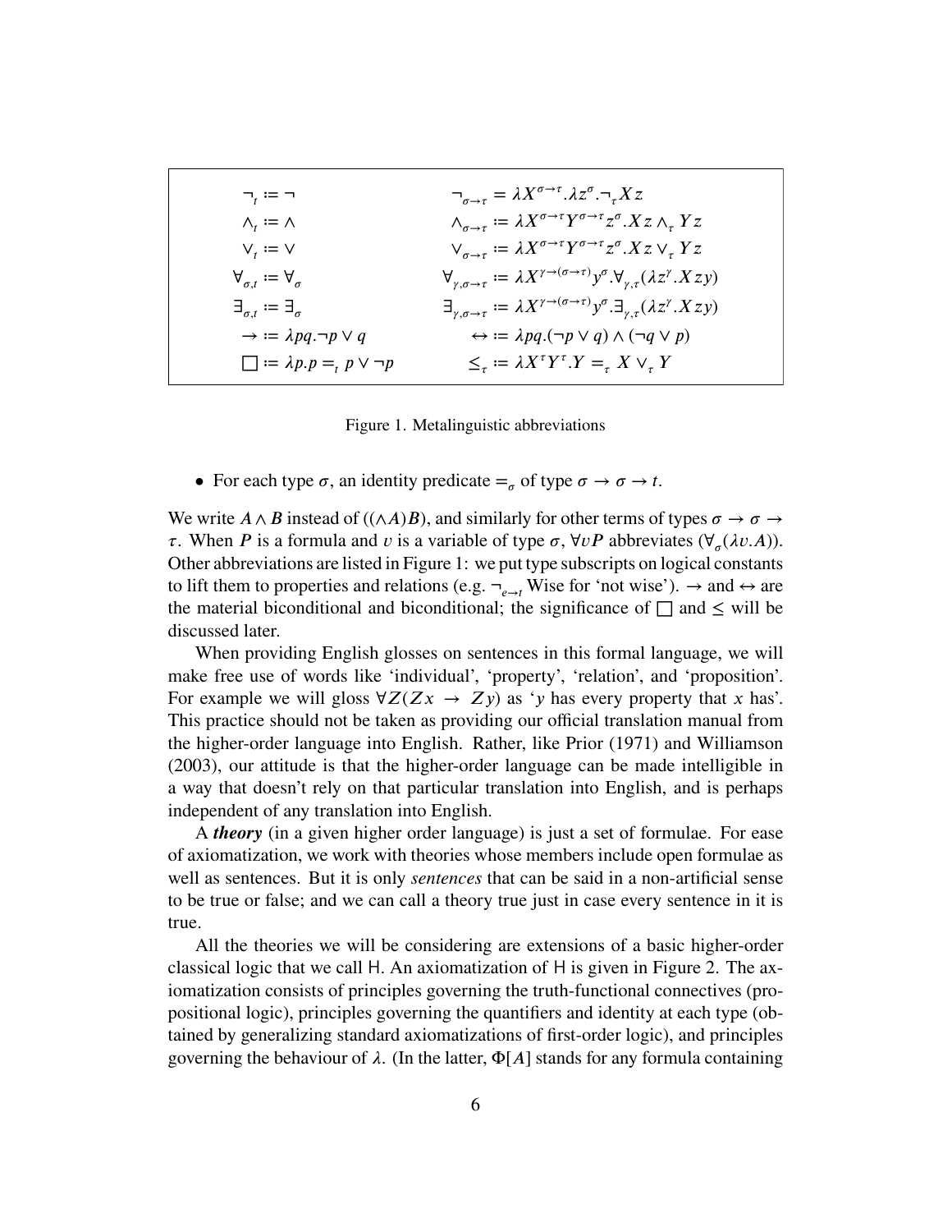| | |
|---|---|
| $\neg_t := \neg$ | $\neg_{\sigma\to\tau} = \lambda X^{\sigma\to\tau}.\lambda z^{\sigma}.\neg_{\tau} X z$ |
| $\wedge_t := \wedge$ | $\wedge_{\sigma\to\tau} := \lambda X^{\sigma\to\tau} Y^{\sigma\to\tau} z^{\sigma}.X z \wedge_{\tau} Y z$ |
| $\vee_t := \vee$ | $\vee_{\sigma\to\tau} := \lambda X^{\sigma\to\tau} Y^{\sigma\to\tau} z^{\sigma}.X z \vee_{\tau} Y z$ |
| $\forall_{\sigma,t} := \forall_{\sigma}$ | $\forall_{\gamma,\sigma\to\tau} := \lambda X^{\gamma\to(\sigma\to\tau)} y^{\sigma}.\forall_{\gamma,\tau}(\lambda z^{\gamma}.X z y)$ |
| $\exists_{\sigma,t} := \exists_{\sigma}$ | $\exists_{\gamma,\sigma\to\tau} := \lambda X^{\gamma\to(\sigma\to\tau)} y^{\sigma}.\exists_{\gamma,\tau}(\lambda z^{\gamma}.X z y)$ |
| $\to := \lambda pq.\neg p \vee q$ | $\leftrightarrow := \lambda pq.(\neg p \vee q) \wedge (\neg q \vee p)$ |
| $\Box := \lambda p.p =_t p \vee \neg p$ | $\leq_{\tau} := \lambda X^{\tau} Y^{\tau}.Y =_{\tau} X \vee_{\tau} Y$ |

Figure 1. Metalinguistic abbreviations

- For each type $\sigma$, an identity predicate $=_{\sigma}$ of type $\sigma \to \sigma \to t$.

We write $A \wedge B$ instead of $((\wedge A)B)$, and similarly for other terms of types $\sigma \to \sigma \to \tau$. When $P$ is a formula and $v$ is a variable of type $\sigma$, $\forall v P$ abbreviates $(\forall_{\sigma}(\lambda v.A))$. Other abbreviations are listed in Figure 1: we put type subscripts on logical constants to lift them to properties and relations (e.g. $\neg_{e\to t}$ Wise for 'not wise'). $\to$ and $\leftrightarrow$ are the material biconditional and biconditional; the significance of $\Box$ and $\leq$ will be discussed later.

When providing English glosses on sentences in this formal language, we will make free use of words like 'individual', 'property', 'relation', and 'proposition'. For example we will gloss $\forall Z(Zx \to Zy)$ as '$y$ has every property that $x$ has'. This practice should not be taken as providing our official translation manual from the higher-order language into English. Rather, like Prior (1971) and Williamson (2003), our attitude is that the higher-order language can be made intelligible in a way that doesn't rely on that particular translation into English, and is perhaps independent of any translation into English.

A ***theory*** (in a given higher order language) is just a set of formulae. For ease of axiomatization, we work with theories whose members include open formulae as well as sentences. But it is only *sentences* that can be said in a non-artificial sense to be true or false; and we can call a theory true just in case every sentence in it is true.

All the theories we will be considering are extensions of a basic higher-order classical logic that we call H. An axiomatization of H is given in Figure 2. The axiomatization consists of principles governing the truth-functional connectives (propositional logic), principles governing the quantifiers and identity at each type (obtained by generalizing standard axiomatizations of first-order logic), and principles governing the behaviour of $\lambda$. (In the latter, $\Phi[A]$ stands for any formula containing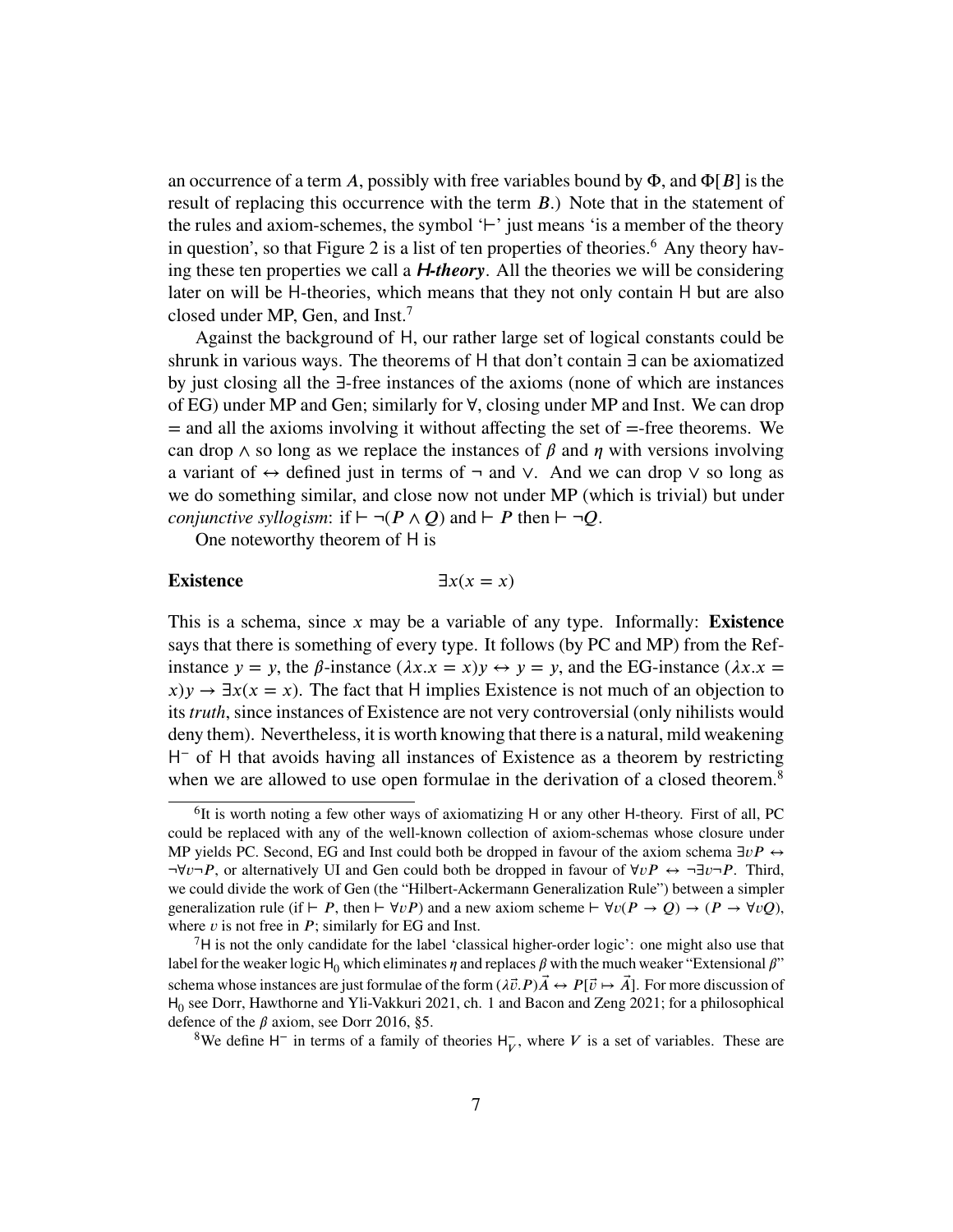an occurrence of a term $A$, possibly with free variables bound by $\Phi$, and $\Phi[B]$ is the result of replacing this occurrence with the term $B$.) Note that in the statement of the rules and axiom-schemes, the symbol '$\vdash$' just means 'is a member of the theory in question', so that Figure 2 is a list of ten properties of theories.[6] Any theory having these ten properties we call a ***H-theory***. All the theories we will be considering later on will be H-theories, which means that they not only contain H but are also closed under MP, Gen, and Inst.[7]

Against the background of H, our rather large set of logical constants could be shrunk in various ways. The theorems of H that don't contain $\exists$ can be axiomatized by just closing all the $\exists$-free instances of the axioms (none of which are instances of EG) under MP and Gen; similarly for $\forall$, closing under MP and Inst. We can drop $=$ and all the axioms involving it without affecting the set of $=$-free theorems. We can drop $\wedge$ so long as we replace the instances of $\beta$ and $\eta$ with versions involving a variant of $\leftrightarrow$ defined just in terms of $\neg$ and $\vee$. And we can drop $\vee$ so long as we do something similar, and close now not under MP (which is trivial) but under *conjunctive syllogism*: if $\vdash \neg(P \wedge Q)$ and $\vdash P$ then $\vdash \neg Q$.

One noteworthy theorem of H is

**Existence** $\qquad\qquad \exists x(x = x)$

This is a schema, since $x$ may be a variable of any type. Informally: **Existence** says that there is something of every type. It follows (by PC and MP) from the Ref-instance $y = y$, the $\beta$-instance $(\lambda x.x = x)y \leftrightarrow y = y$, and the EG-instance $(\lambda x.x = x)y \rightarrow \exists x(x = x)$. The fact that H implies Existence is not much of an objection to its *truth*, since instances of Existence are not very controversial (only nihilists would deny them). Nevertheless, it is worth knowing that there is a natural, mild weakening $\mathsf{H}^-$ of H that avoids having all instances of Existence as a theorem by restricting when we are allowed to use open formulae in the derivation of a closed theorem.[8]

---

[6] It is worth noting a few other ways of axiomatizing H or any other H-theory. First of all, PC could be replaced with any of the well-known collection of axiom-schemas whose closure under MP yields PC. Second, EG and Inst could both be dropped in favour of the axiom schema $\exists vP \leftrightarrow \neg\forall v\neg P$, or alternatively UI and Gen could both be dropped in favour of $\forall vP \leftrightarrow \neg\exists v\neg P$. Third, we could divide the work of Gen (the "Hilbert-Ackermann Generalization Rule") between a simpler generalization rule (if $\vdash P$, then $\vdash \forall vP$) and a new axiom scheme $\vdash \forall v(P \rightarrow Q) \rightarrow (P \rightarrow \forall vQ)$, where $v$ is not free in $P$; similarly for EG and Inst.

[7] H is not the only candidate for the label 'classical higher-order logic': one might also use that label for the weaker logic $\mathsf{H}_0$ which eliminates $\eta$ and replaces $\beta$ with the much weaker "Extensional $\beta$" schema whose instances are just formulae of the form $(\lambda\vec{v}.P)\vec{A} \leftrightarrow P[\vec{v} \mapsto \vec{A}]$. For more discussion of $\mathsf{H}_0$ see Dorr, Hawthorne and Yli-Vakkuri 2021, ch. 1 and Bacon and Zeng 2021; for a philosophical defence of the $\beta$ axiom, see Dorr 2016, §5.

[8] We define $\mathsf{H}^-$ in terms of a family of theories $\mathsf{H}^-_V$, where $V$ is a set of variables. These are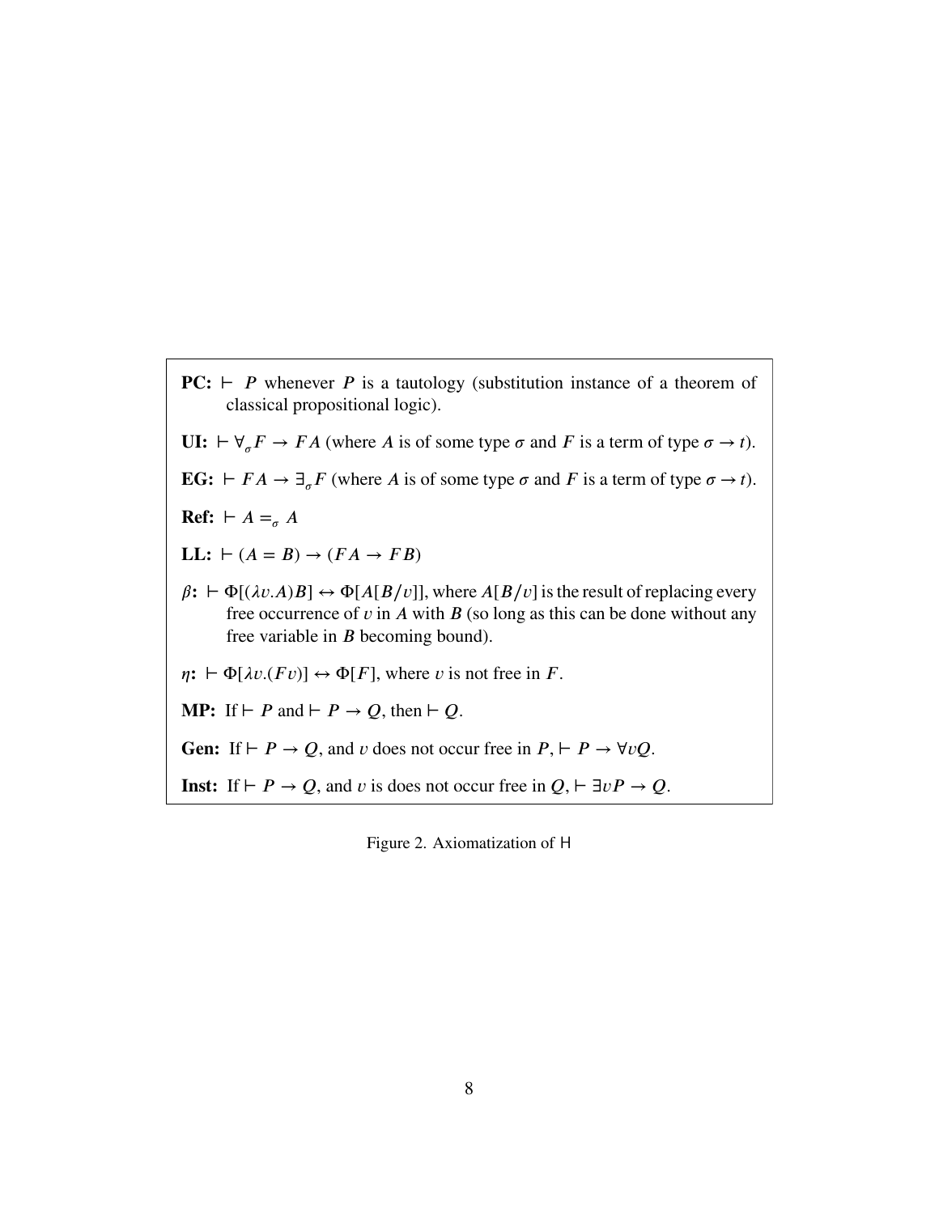**PC:** $\vdash P$ whenever $P$ is a tautology (substitution instance of a theorem of classical propositional logic).

**UI:** $\vdash \forall_\sigma F \rightarrow FA$ (where $A$ is of some type $\sigma$ and $F$ is a term of type $\sigma \rightarrow t$).

**EG:** $\vdash FA \rightarrow \exists_\sigma F$ (where $A$ is of some type $\sigma$ and $F$ is a term of type $\sigma \rightarrow t$).

**Ref:** $\vdash A =_\sigma A$

**LL:** $\vdash (A = B) \rightarrow (FA \rightarrow FB)$

**$\beta$:** $\vdash \Phi[(\lambda v.A)B] \leftrightarrow \Phi[A[B/v]]$, where $A[B/v]$ is the result of replacing every free occurrence of $v$ in $A$ with $B$ (so long as this can be done without any free variable in $B$ becoming bound).

**$\eta$:** $\vdash \Phi[\lambda v.(Fv)] \leftrightarrow \Phi[F]$, where $v$ is not free in $F$.

**MP:** If $\vdash P$ and $\vdash P \rightarrow Q$, then $\vdash Q$.

**Gen:** If $\vdash P \rightarrow Q$, and $v$ does not occur free in $P$, $\vdash P \rightarrow \forall v Q$.

**Inst:** If $\vdash P \rightarrow Q$, and $v$ is does not occur free in $Q$, $\vdash \exists v P \rightarrow Q$.

Figure 2. Axiomatization of H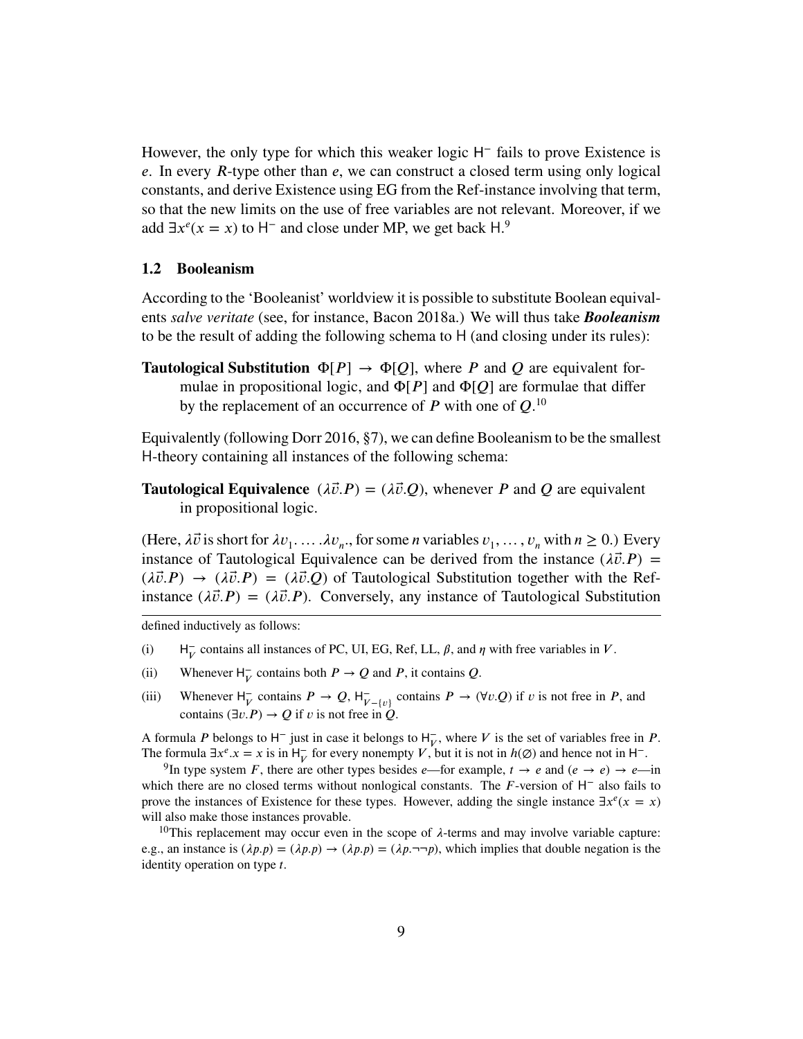However, the only type for which this weaker logic $\mathsf{H}^-$ fails to prove Existence is $e$. In every $R$-type other than $e$, we can construct a closed term using only logical constants, and derive Existence using EG from the Ref-instance involving that term, so that the new limits on the use of free variables are not relevant. Moreover, if we add $\exists x^e(x = x)$ to $\mathsf{H}^-$ and close under MP, we get back $\mathsf{H}$.[9]

### 1.2 Booleanism

According to the 'Booleanist' worldview it is possible to substitute Boolean equivalents *salve veritate* (see, for instance, Bacon 2018a.) We will thus take ***Booleanism*** to be the result of adding the following schema to $\mathsf{H}$ (and closing under its rules):

**Tautological Substitution** $\Phi[P] \to \Phi[Q]$, where $P$ and $Q$ are equivalent formulae in propositional logic, and $\Phi[P]$ and $\Phi[Q]$ are formulae that differ by the replacement of an occurrence of $P$ with one of $Q$.[10]

Equivalently (following Dorr 2016, §7), we can define Booleanism to be the smallest $\mathsf{H}$-theory containing all instances of the following schema:

**Tautological Equivalence** $(\lambda\vec{v}.P) = (\lambda\vec{v}.Q)$, whenever $P$ and $Q$ are equivalent in propositional logic.

(Here, $\lambda\vec{v}$ is short for $\lambda v_1. \dots .\lambda v_n.$, for some $n$ variables $v_1, \dots, v_n$ with $n \geq 0$.) Every instance of Tautological Equivalence can be derived from the instance $(\lambda\vec{v}.P) = (\lambda\vec{v}.P) \to (\lambda\vec{v}.P) = (\lambda\vec{v}.Q)$ of Tautological Substitution together with the Ref-instance $(\lambda\vec{v}.P) = (\lambda\vec{v}.P)$. Conversely, any instance of Tautological Substitution

---

defined inductively as follows:

(i) $\mathsf{H}^-_V$ contains all instances of PC, UI, EG, Ref, LL, $\beta$, and $\eta$ with free variables in $V$.

(ii) Whenever $\mathsf{H}^-_V$ contains both $P \to Q$ and $P$, it contains $Q$.

(iii) Whenever $\mathsf{H}^-_V$ contains $P \to Q$, $\mathsf{H}^-_{V-\{v\}}$ contains $P \to (\forall v.Q)$ if $v$ is not free in $P$, and contains $(\exists v.P) \to Q$ if $v$ is not free in $Q$.

A formula $P$ belongs to $\mathsf{H}^-$ just in case it belongs to $\mathsf{H}^-_V$, where $V$ is the set of variables free in $P$. The formula $\exists x^e.x = x$ is in $\mathsf{H}^-_V$ for every nonempty $V$, but it is not in $h(\varnothing)$ and hence not in $\mathsf{H}^-$.

[9] In type system $F$, there are other types besides $e$—for example, $t \to e$ and $(e \to e) \to e$—in which there are no closed terms without nonlogical constants. The $F$-version of $\mathsf{H}^-$ also fails to prove the instances of Existence for these types. However, adding the single instance $\exists x^e(x = x)$ will also make those instances provable.

[10] This replacement may occur even in the scope of $\lambda$-terms and may involve variable capture: e.g., an instance is $(\lambda p.p) = (\lambda p.p) \to (\lambda p.p) = (\lambda p.\neg\neg p)$, which implies that double negation is the identity operation on type $t$.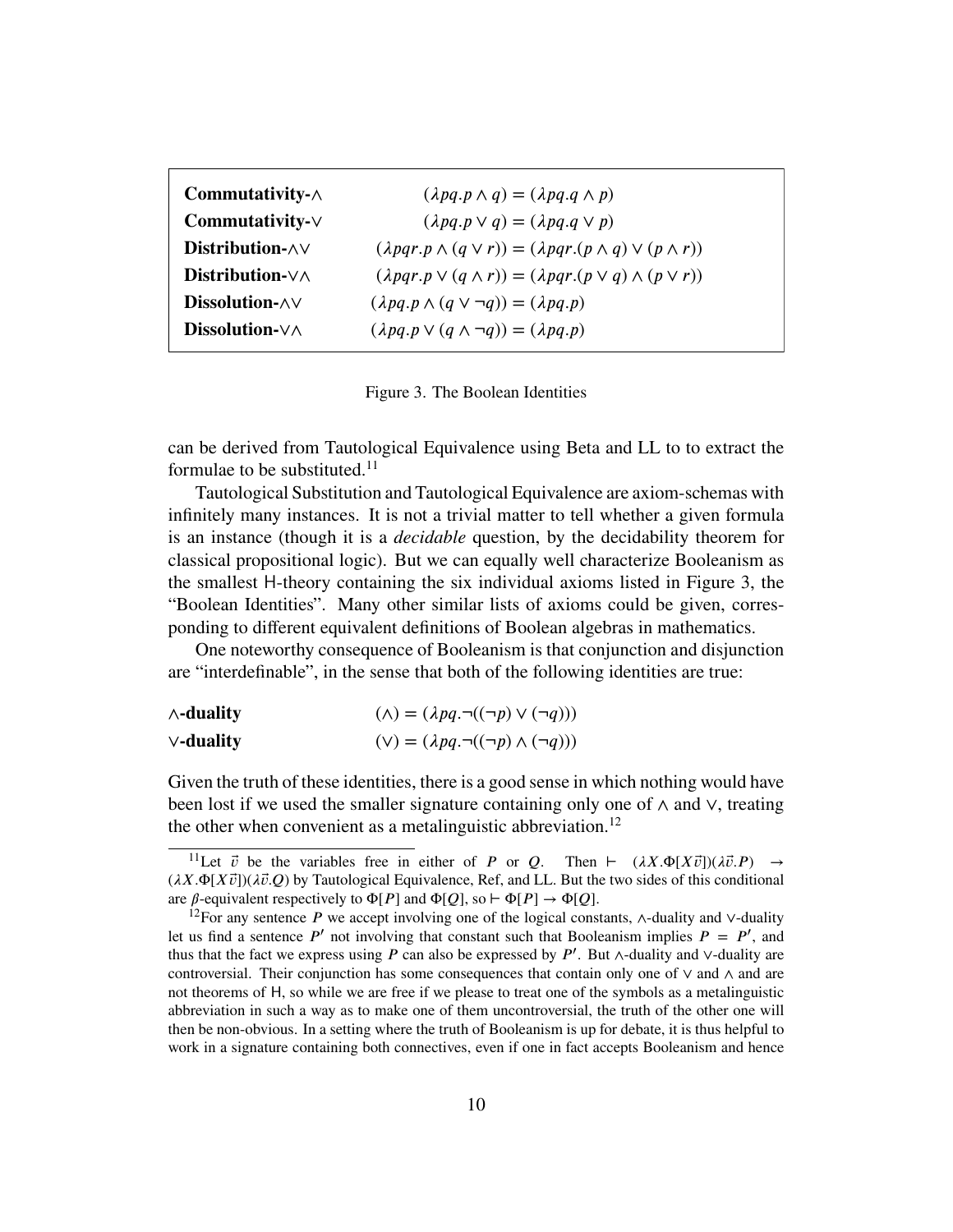| | |
|---|---|
| **Commutativity-$\wedge$** | $(\lambda pq.p \wedge q) = (\lambda pq.q \wedge p)$ |
| **Commutativity-$\vee$** | $(\lambda pq.p \vee q) = (\lambda pq.q \vee p)$ |
| **Distribution-$\wedge\vee$** | $(\lambda pqr.p \wedge (q \vee r)) = (\lambda pqr.(p \wedge q) \vee (p \wedge r))$ |
| **Distribution-$\vee\wedge$** | $(\lambda pqr.p \vee (q \wedge r)) = (\lambda pqr.(p \vee q) \wedge (p \vee r))$ |
| **Dissolution-$\wedge\vee$** | $(\lambda pq.p \wedge (q \vee \neg q)) = (\lambda pq.p)$ |
| **Dissolution-$\vee\wedge$** | $(\lambda pq.p \vee (q \wedge \neg q)) = (\lambda pq.p)$ |

Figure 3. The Boolean Identities

can be derived from Tautological Equivalence using Beta and LL to to extract the formulae to be substituted.[11]

Tautological Substitution and Tautological Equivalence are axiom-schemas with infinitely many instances. It is not a trivial matter to tell whether a given formula is an instance (though it is a *decidable* question, by the decidability theorem for classical propositional logic). But we can equally well characterize Booleanism as the smallest H-theory containing the six individual axioms listed in Figure 3, the "Boolean Identities". Many other similar lists of axioms could be given, corresponding to different equivalent definitions of Boolean algebras in mathematics.

One noteworthy consequence of Booleanism is that conjunction and disjunction are "interdefinable", in the sense that both of the following identities are true:

| | |
|---|---|
| **$\wedge$-duality** | $(\wedge) = (\lambda pq.\neg((\neg p) \vee (\neg q)))$ |
| **$\vee$-duality** | $(\vee) = (\lambda pq.\neg((\neg p) \wedge (\neg q)))$ |

Given the truth of these identities, there is a good sense in which nothing would have been lost if we used the smaller signature containing only one of $\wedge$ and $\vee$, treating the other when convenient as a metalinguistic abbreviation.[12]

[11] Let $\vec{v}$ be the variables free in either of $P$ or $Q$. Then $\vdash (\lambda X.\Phi[X\vec{v}])(\lambda\vec{v}.P) \rightarrow (\lambda X.\Phi[X\vec{v}])(\lambda\vec{v}.Q)$ by Tautological Equivalence, Ref, and LL. But the two sides of this conditional are $\beta$-equivalent respectively to $\Phi[P]$ and $\Phi[Q]$, so $\vdash \Phi[P] \rightarrow \Phi[Q]$.

[12] For any sentence $P$ we accept involving one of the logical constants, $\wedge$-duality and $\vee$-duality let us find a sentence $P'$ not involving that constant such that Booleanism implies $P = P'$, and thus that the fact we express using $P$ can also be expressed by $P'$. But $\wedge$-duality and $\vee$-duality are controversial. Their conjunction has some consequences that contain only one of $\vee$ and $\wedge$ and are not theorems of H, so while we are free if we please to treat one of the symbols as a metalinguistic abbreviation in such a way as to make one of them uncontroversial, the truth of the other one will then be non-obvious. In a setting where the truth of Booleanism is up for debate, it is thus helpful to work in a signature containing both connectives, even if one in fact accepts Booleanism and hence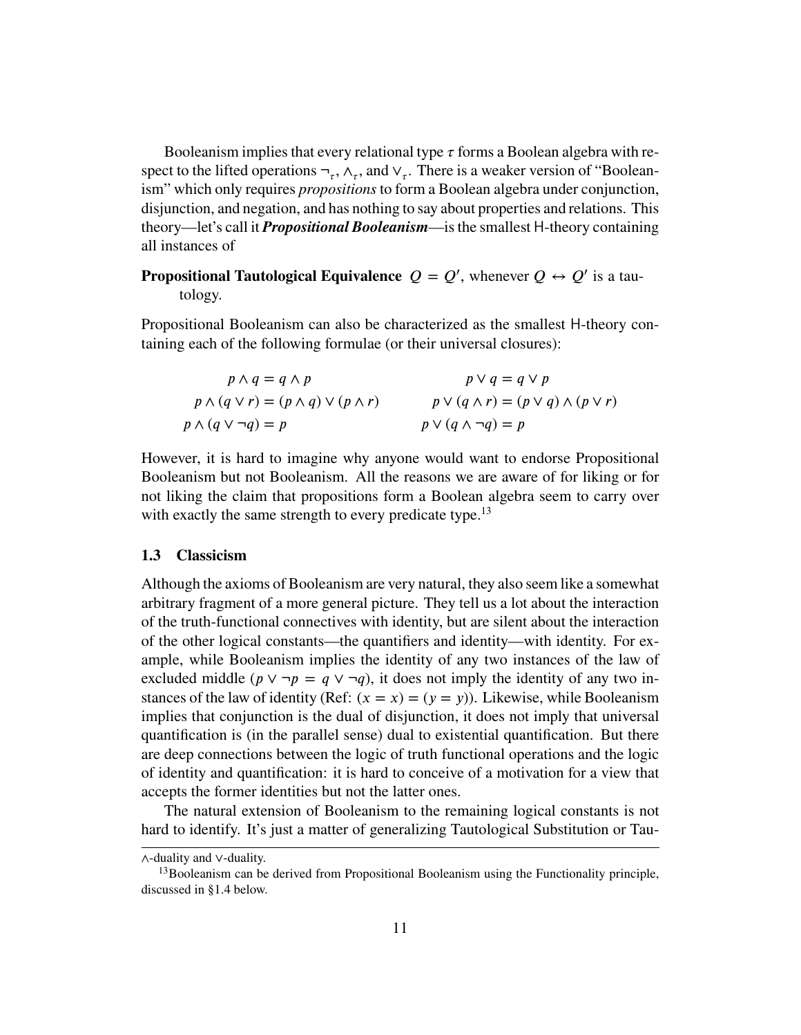Booleanism implies that every relational type $\tau$ forms a Boolean algebra with respect to the lifted operations $\neg_\tau$, $\wedge_\tau$, and $\vee_\tau$. There is a weaker version of "Booleanism" which only requires *propositions* to form a Boolean algebra under conjunction, disjunction, and negation, and has nothing to say about properties and relations. This theory—let's call it ***Propositional Booleanism***—is the smallest H-theory containing all instances of

**Propositional Tautological Equivalence** $Q = Q'$, whenever $Q \leftrightarrow Q'$ is a tautology.

Propositional Booleanism can also be characterized as the smallest H-theory containing each of the following formulae (or their universal closures):

$$
\begin{array}{ll}
p \wedge q = q \wedge p & p \vee q = q \vee p \\
p \wedge (q \vee r) = (p \wedge q) \vee (p \wedge r) & p \vee (q \wedge r) = (p \vee q) \wedge (p \vee r) \\
p \wedge (q \vee \neg q) = p & p \vee (q \wedge \neg q) = p
\end{array}
$$

However, it is hard to imagine why anyone would want to endorse Propositional Booleanism but not Booleanism. All the reasons we are aware of for liking or for not liking the claim that propositions form a Boolean algebra seem to carry over with exactly the same strength to every predicate type.[13]

### 1.3 Classicism

Although the axioms of Booleanism are very natural, they also seem like a somewhat arbitrary fragment of a more general picture. They tell us a lot about the interaction of the truth-functional connectives with identity, but are silent about the interaction of the other logical constants—the quantifiers and identity—with identity. For example, while Booleanism implies the identity of any two instances of the law of excluded middle ($p \vee \neg p = q \vee \neg q$), it does not imply the identity of any two instances of the law of identity (Ref: $(x = x) = (y = y)$). Likewise, while Booleanism implies that conjunction is the dual of disjunction, it does not imply that universal quantification is (in the parallel sense) dual to existential quantification. But there are deep connections between the logic of truth functional operations and the logic of identity and quantification: it is hard to conceive of a motivation for a view that accepts the former identities but not the latter ones.

The natural extension of Booleanism to the remaining logical constants is not hard to identify. It's just a matter of generalizing Tautological Substitution or Tau-

$\wedge$-duality and $\vee$-duality.

[13] Booleanism can be derived from Propositional Booleanism using the Functionality principle, discussed in §1.4 below.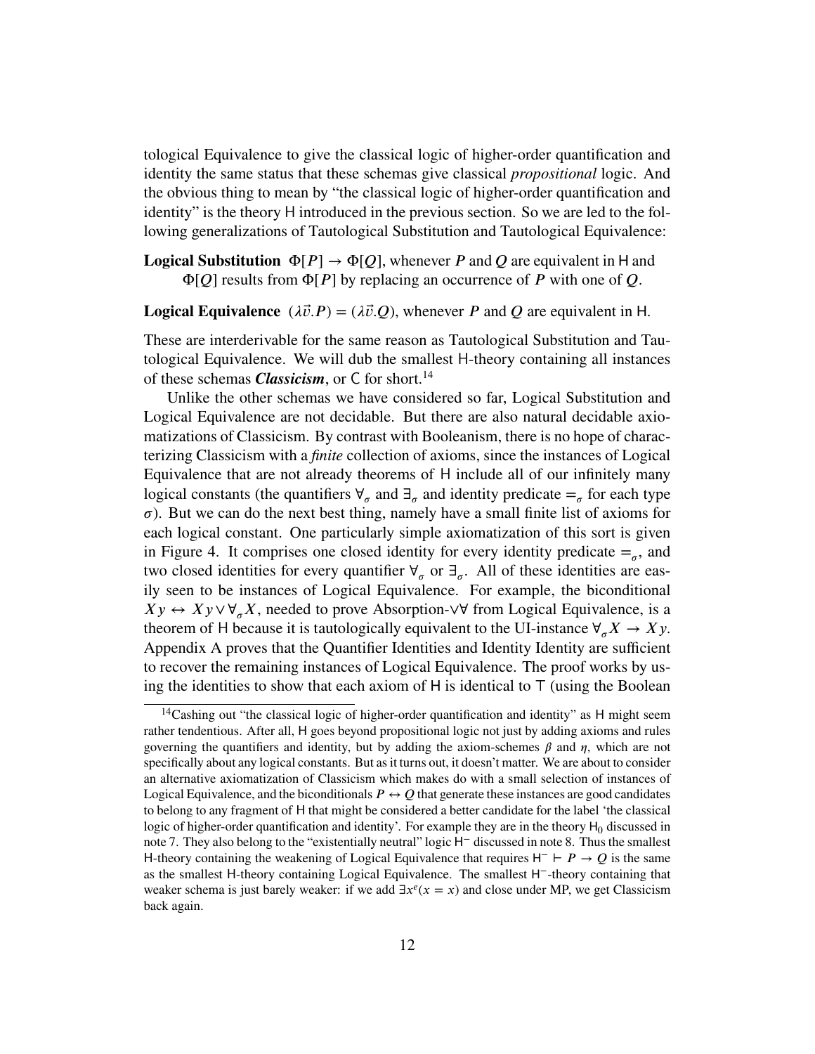tological Equivalence to give the classical logic of higher-order quantification and identity the same status that these schemas give classical *propositional* logic. And the obvious thing to mean by "the classical logic of higher-order quantification and identity" is the theory H introduced in the previous section. So we are led to the following generalizations of Tautological Substitution and Tautological Equivalence:

**Logical Substitution** $\Phi[P] \to \Phi[Q]$, whenever $P$ and $Q$ are equivalent in H and $\Phi[Q]$ results from $\Phi[P]$ by replacing an occurrence of $P$ with one of $Q$.

**Logical Equivalence** $(\lambda\vec{v}.P) = (\lambda\vec{v}.Q)$, whenever $P$ and $Q$ are equivalent in H.

These are interderivable for the same reason as Tautological Substitution and Tautological Equivalence. We will dub the smallest H-theory containing all instances of these schemas ***Classicism***, or C for short.[14]

Unlike the other schemas we have considered so far, Logical Substitution and Logical Equivalence are not decidable. But there are also natural decidable axiomatizations of Classicism. By contrast with Booleanism, there is no hope of characterizing Classicism with a *finite* collection of axioms, since the instances of Logical Equivalence that are not already theorems of H include all of our infinitely many logical constants (the quantifiers $\forall_\sigma$ and $\exists_\sigma$ and identity predicate $=_\sigma$ for each type $\sigma$). But we can do the next best thing, namely have a small finite list of axioms for each logical constant. One particularly simple axiomatization of this sort is given in Figure 4. It comprises one closed identity for every identity predicate $=_\sigma$, and two closed identities for every quantifier $\forall_\sigma$ or $\exists_\sigma$. All of these identities are easily seen to be instances of Logical Equivalence. For example, the biconditional $Xy \leftrightarrow Xy \vee \forall_\sigma X$, needed to prove Absorption-$\vee\forall$ from Logical Equivalence, is a theorem of H because it is tautologically equivalent to the UI-instance $\forall_\sigma X \to Xy$. Appendix A proves that the Quantifier Identities and Identity Identity are sufficient to recover the remaining instances of Logical Equivalence. The proof works by using the identities to show that each axiom of H is identical to $\top$ (using the Boolean

[14] Cashing out "the classical logic of higher-order quantification and identity" as H might seem rather tendentious. After all, H goes beyond propositional logic not just by adding axioms and rules governing the quantifiers and identity, but by adding the axiom-schemes $\beta$ and $\eta$, which are not specifically about any logical constants. But as it turns out, it doesn't matter. We are about to consider an alternative axiomatization of Classicism which makes do with a small selection of instances of Logical Equivalence, and the biconditionals $P \leftrightarrow Q$ that generate these instances are good candidates to belong to any fragment of H that might be considered a better candidate for the label 'the classical logic of higher-order quantification and identity'. For example they are in the theory $\mathsf{H}_0$ discussed in note 7. They also belong to the "existentially neutral" logic $\mathsf{H}^-$ discussed in note 8. Thus the smallest H-theory containing the weakening of Logical Equivalence that requires $\mathsf{H}^- \vdash P \to Q$ is the same as the smallest H-theory containing Logical Equivalence. The smallest $\mathsf{H}^-$-theory containing that weaker schema is just barely weaker: if we add $\exists x^e(x = x)$ and close under MP, we get Classicism back again.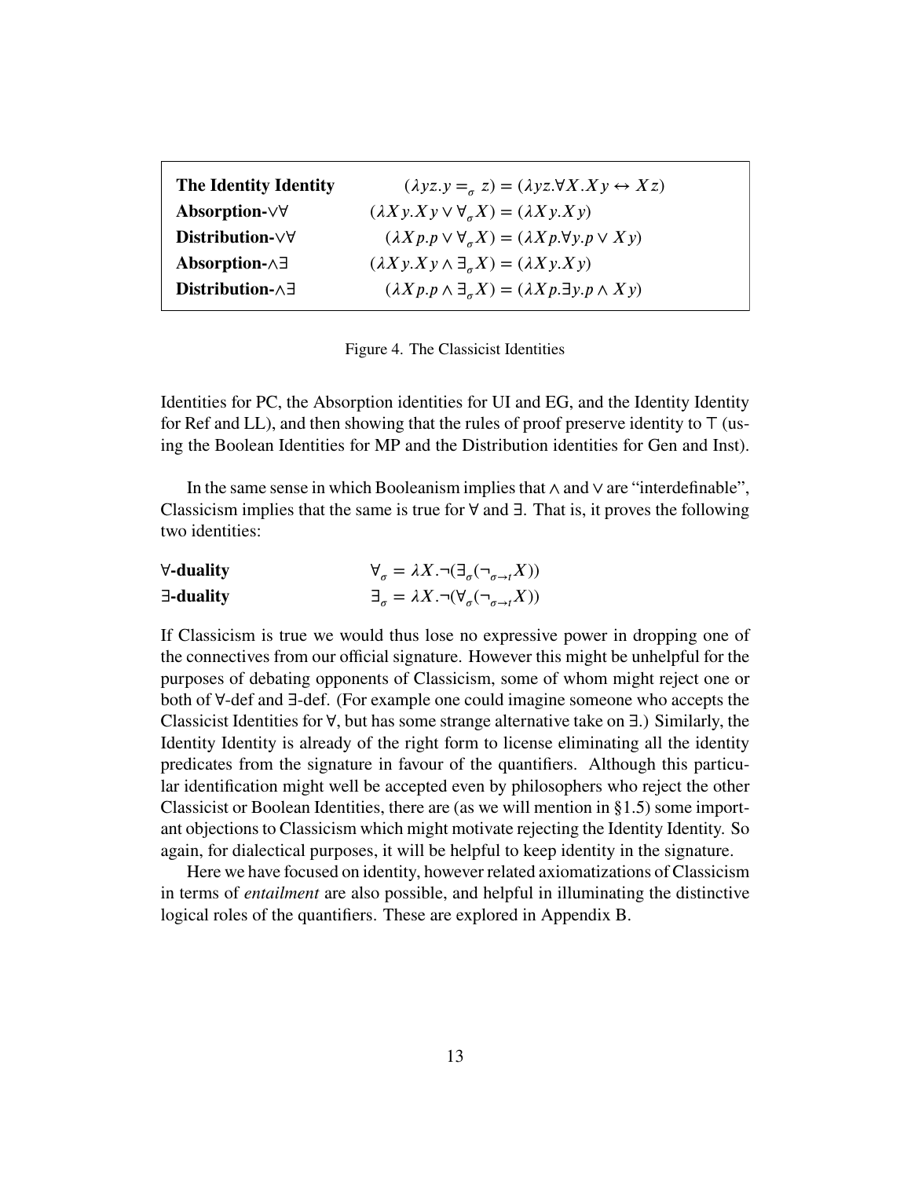| | |
|---|---|
| **The Identity Identity** | $(\lambda yz.y =_\sigma z) = (\lambda yz.\forall X.X\,y \leftrightarrow X\,z)$ |
| **Absorption-∨∀** | $(\lambda X\,y.X\,y \vee \forall_\sigma X) = (\lambda X\,y.X\,y)$ |
| **Distribution-∨∀** | $(\lambda X\,p.p \vee \forall_\sigma X) = (\lambda X\,p.\forall y.p \vee X\,y)$ |
| **Absorption-∧∃** | $(\lambda X\,y.X\,y \wedge \exists_\sigma X) = (\lambda X\,y.X\,y)$ |
| **Distribution-∧∃** | $(\lambda X\,p.p \wedge \exists_\sigma X) = (\lambda X\,p.\exists y.p \wedge X\,y)$ |

Figure 4. The Classicist Identities

Identities for PC, the Absorption identities for UI and EG, and the Identity Identity for Ref and LL), and then showing that the rules of proof preserve identity to ⊤ (using the Boolean Identities for MP and the Distribution identities for Gen and Inst).

In the same sense in which Booleanism implies that ∧ and ∨ are "interdefinable", Classicism implies that the same is true for ∀ and ∃. That is, it proves the following two identities:

| | |
|---|---|
| **∀-duality** | $\forall_\sigma = \lambda X.\neg(\exists_\sigma(\neg_{\sigma\to t} X))$ |
| **∃-duality** | $\exists_\sigma = \lambda X.\neg(\forall_\sigma(\neg_{\sigma\to t} X))$ |

If Classicism is true we would thus lose no expressive power in dropping one of the connectives from our official signature. However this might be unhelpful for the purposes of debating opponents of Classicism, some of whom might reject one or both of ∀-def and ∃-def. (For example one could imagine someone who accepts the Classicist Identities for ∀, but has some strange alternative take on ∃.) Similarly, the Identity Identity is already of the right form to license eliminating all the identity predicates from the signature in favour of the quantifiers. Although this particular identification might well be accepted even by philosophers who reject the other Classicist or Boolean Identities, there are (as we will mention in §1.5) some important objections to Classicism which might motivate rejecting the Identity Identity. So again, for dialectical purposes, it will be helpful to keep identity in the signature.

Here we have focused on identity, however related axiomatizations of Classicism in terms of *entailment* are also possible, and helpful in illuminating the distinctive logical roles of the quantifiers. These are explored in Appendix B.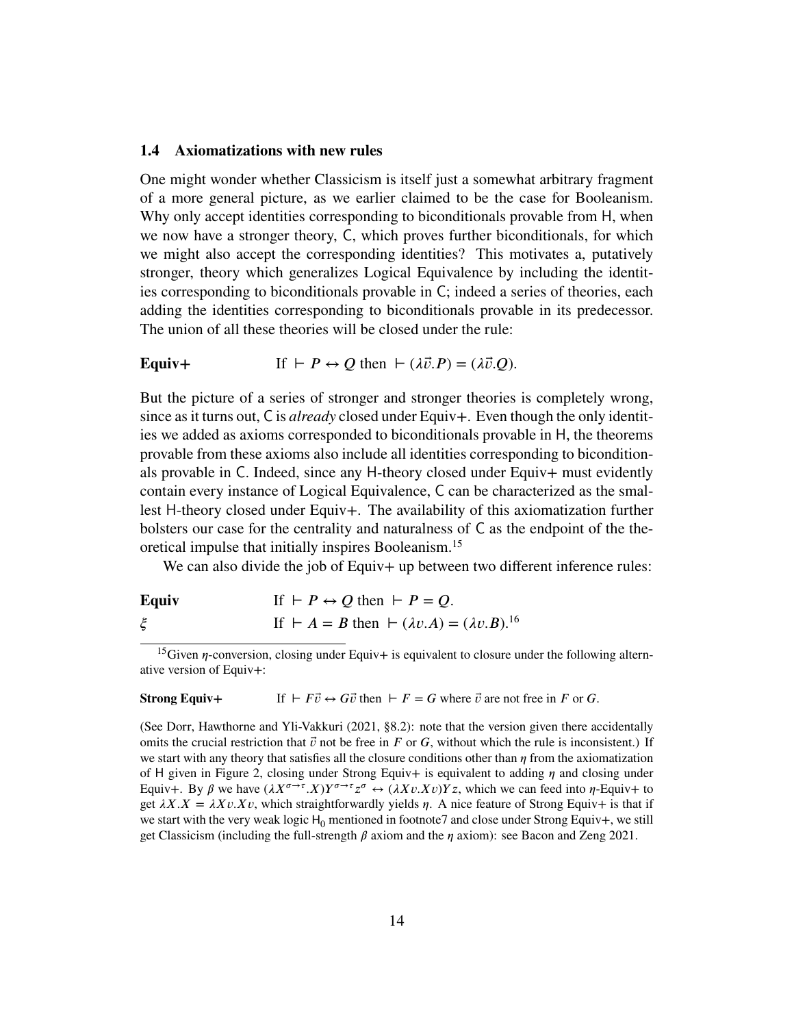### 1.4 Axiomatizations with new rules

One might wonder whether Classicism is itself just a somewhat arbitrary fragment of a more general picture, as we earlier claimed to be the case for Booleanism. Why only accept identities corresponding to biconditionals provable from H, when we now have a stronger theory, C, which proves further biconditionals, for which we might also accept the corresponding identities? This motivates a, putatively stronger, theory which generalizes Logical Equivalence by including the identities corresponding to biconditionals provable in C; indeed a series of theories, each adding the identities corresponding to biconditionals provable in its predecessor. The union of all these theories will be closed under the rule:

**Equiv+** If $\vdash P \leftrightarrow Q$ then $\vdash (\lambda\vec{v}.P) = (\lambda\vec{v}.Q)$.

But the picture of a series of stronger and stronger theories is completely wrong, since as it turns out, C is *already* closed under Equiv+. Even though the only identities we added as axioms corresponded to biconditionals provable in H, the theorems provable from these axioms also include all identities corresponding to biconditionals provable in C. Indeed, since any H-theory closed under Equiv+ must evidently contain every instance of Logical Equivalence, C can be characterized as the smallest H-theory closed under Equiv+. The availability of this axiomatization further bolsters our case for the centrality and naturalness of C as the endpoint of the theoretical impulse that initially inspires Booleanism.[15]

We can also divide the job of Equiv+ up between two different inference rules:

**Equiv** If $\vdash P \leftrightarrow Q$ then $\vdash P = Q$.

$\xi$ If $\vdash A = B$ then $\vdash (\lambda v.A) = (\lambda v.B)$.[16]

---

[15]Given $\eta$-conversion, closing under Equiv+ is equivalent to closure under the following alternative version of Equiv+:

**Strong Equiv+** If $\vdash F\vec{v} \leftrightarrow G\vec{v}$ then $\vdash F = G$ where $\vec{v}$ are not free in $F$ or $G$.

(See Dorr, Hawthorne and Yli-Vakkuri (2021, §8.2): note that the version given there accidentally omits the crucial restriction that $\vec{v}$ not be free in $F$ or $G$, without which the rule is inconsistent.) If we start with any theory that satisfies all the closure conditions other than $\eta$ from the axiomatization of H given in Figure 2, closing under Strong Equiv+ is equivalent to adding $\eta$ and closing under Equiv+. By $\beta$ we have $(\lambda X^{\sigma\to\tau}.X)Y^{\sigma\to\tau}z^{\sigma} \leftrightarrow (\lambda Xv.Xv)Yz$, which we can feed into $\eta$-Equiv+ to get $\lambda X.X = \lambda Xv.Xv$, which straightforwardly yields $\eta$. A nice feature of Strong Equiv+ is that if we start with the very weak logic $\mathsf{H}_0$ mentioned in footnote7 and close under Strong Equiv+, we still get Classicism (including the full-strength $\beta$ axiom and the $\eta$ axiom): see Bacon and Zeng 2021.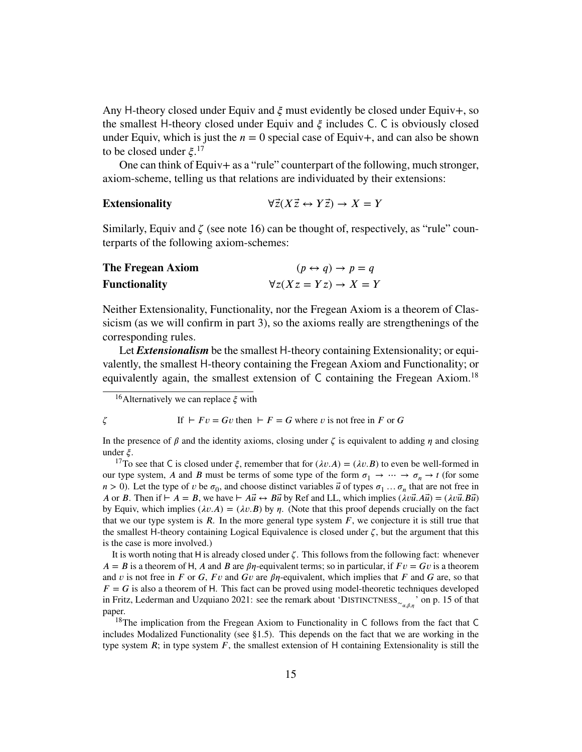Any H-theory closed under Equiv and $\xi$ must evidently be closed under Equiv+, so the smallest H-theory closed under Equiv and $\xi$ includes C. C is obviously closed under Equiv, which is just the $n = 0$ special case of Equiv+, and can also be shown to be closed under $\xi$.[17]

One can think of Equiv+ as a "rule" counterpart of the following, much stronger, axiom-scheme, telling us that relations are individuated by their extensions:

**Extensionality** $\qquad \forall \vec{z}(X\vec{z} \leftrightarrow Y\vec{z}) \to X = Y$

Similarly, Equiv and $\zeta$ (see note 16) can be thought of, respectively, as "rule" counterparts of the following axiom-schemes:

**The Fregean Axiom** $\qquad (p \leftrightarrow q) \to p = q$

**Functionality** $\qquad \forall z(Xz = Yz) \to X = Y$

Neither Extensionality, Functionality, nor the Fregean Axiom is a theorem of Classicism (as we will confirm in part 3), so the axioms really are strengthenings of the corresponding rules.

Let ***Extensionalism*** be the smallest H-theory containing Extensionality; or equivalently, the smallest H-theory containing the Fregean Axiom and Functionality; or equivalently again, the smallest extension of C containing the Fregean Axiom.[18]

---

[16] Alternatively we can replace $\xi$ with

$\zeta \qquad$ If $\vdash Fv = Gv$ then $\vdash F = G$ where $v$ is not free in $F$ or $G$

In the presence of $\beta$ and the identity axioms, closing under $\zeta$ is equivalent to adding $\eta$ and closing under $\xi$.

[17] To see that C is closed under $\xi$, remember that for $(\lambda v.A) = (\lambda v.B)$ to even be well-formed in our type system, $A$ and $B$ must be terms of some type of the form $\sigma_1 \to \cdots \to \sigma_n \to t$ (for some $n > 0$). Let the type of $v$ be $\sigma_0$, and choose distinct variables $\vec{u}$ of types $\sigma_1 \ldots \sigma_n$ that are not free in $A$ or $B$. Then if $\vdash A = B$, we have $\vdash A\vec{u} \leftrightarrow B\vec{u}$ by Ref and LL, which implies $(\lambda v\vec{u}.A\vec{u}) = (\lambda v\vec{u}.B\vec{u})$ by Equiv, which implies $(\lambda v.A) = (\lambda v.B)$ by $\eta$. (Note that this proof depends crucially on the fact that we our type system is $\boldsymbol{R}$. In the more general type system $\boldsymbol{F}$, we conjecture it is still true that the smallest H-theory containing Logical Equivalence is closed under $\zeta$, but the argument that this is the case is more involved.)

It is worth noting that H is already closed under $\zeta$. This follows from the following fact: whenever $A = B$ is a theorem of H, $A$ and $B$ are $\beta\eta$-equivalent terms; so in particular, if $Fv = Gv$ is a theorem and $v$ is not free in $F$ or $G$, $Fv$ and $Gv$ are $\beta\eta$-equivalent, which implies that $F$ and $G$ are, so that $F = G$ is also a theorem of H. This fact can be proved using model-theoretic techniques developed in Fritz, Lederman and Uzquiano 2021: see the remark about 'DISTINCTNESS$_{\sim_{\alpha,\beta,\eta}}$' on p. 15 of that paper.

[18] The implication from the Fregean Axiom to Functionality in C follows from the fact that C includes Modalized Functionality (see §1.5). This depends on the fact that we are working in the type system $\boldsymbol{R}$; in type system $\boldsymbol{F}$, the smallest extension of H containing Extensionality is still the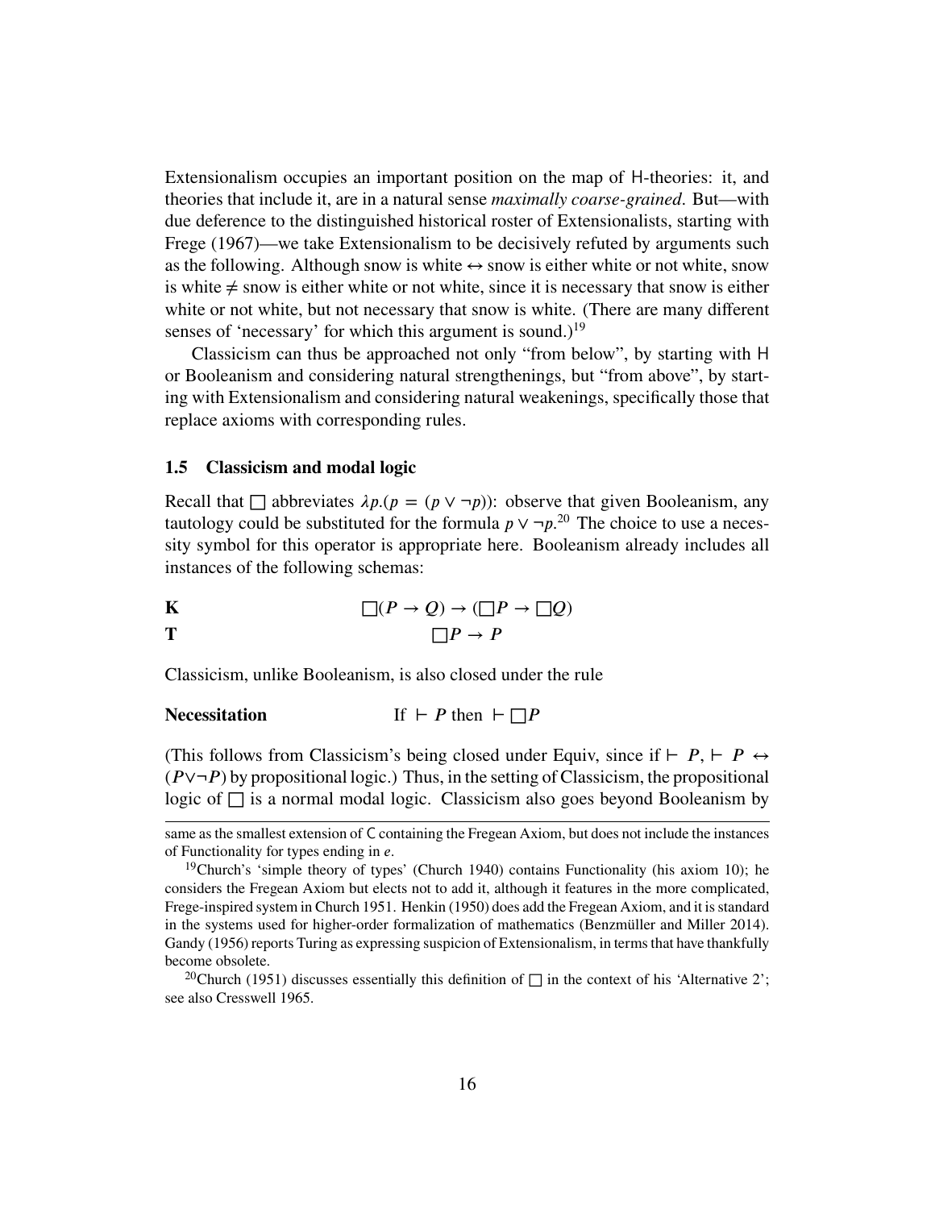Extensionalism occupies an important position on the map of H-theories: it, and theories that include it, are in a natural sense *maximally coarse-grained*. But—with due deference to the distinguished historical roster of Extensionalists, starting with Frege (1967)—we take Extensionalism to be decisively refuted by arguments such as the following. Although snow is white $\leftrightarrow$ snow is either white or not white, snow is white $\neq$ snow is either white or not white, since it is necessary that snow is either white or not white, but not necessary that snow is white. (There are many different senses of 'necessary' for which this argument is sound.)[19]

Classicism can thus be approached not only "from below", by starting with H or Booleanism and considering natural strengthenings, but "from above", by starting with Extensionalism and considering natural weakenings, specifically those that replace axioms with corresponding rules.

### 1.5 Classicism and modal logic

Recall that $\Box$ abbreviates $\lambda p.(p = (p \vee \neg p))$: observe that given Booleanism, any tautology could be substituted for the formula $p \vee \neg p$.[20] The choice to use a necessity symbol for this operator is appropriate here. Booleanism already includes all instances of the following schemas:

**K** $\quad \Box(P \to Q) \to (\Box P \to \Box Q)$

**T** $\quad \Box P \to P$

Classicism, unlike Booleanism, is also closed under the rule

**Necessitation** $\quad$ If $\vdash P$ then $\vdash \Box P$

(This follows from Classicism's being closed under Equiv, since if $\vdash P$, $\vdash P \leftrightarrow (P \vee \neg P)$ by propositional logic.) Thus, in the setting of Classicism, the propositional logic of $\Box$ is a normal modal logic. Classicism also goes beyond Booleanism by

---

same as the smallest extension of C containing the Fregean Axiom, but does not include the instances of Functionality for types ending in $e$.

[19] Church's 'simple theory of types' (Church 1940) contains Functionality (his axiom 10); he considers the Fregean Axiom but elects not to add it, although it features in the more complicated, Frege-inspired system in Church 1951. Henkin (1950) does add the Fregean Axiom, and it is standard in the systems used for higher-order formalization of mathematics (Benzmüller and Miller 2014). Gandy (1956) reports Turing as expressing suspicion of Extensionalism, in terms that have thankfully become obsolete.

[20] Church (1951) discusses essentially this definition of $\Box$ in the context of his 'Alternative 2'; see also Cresswell 1965.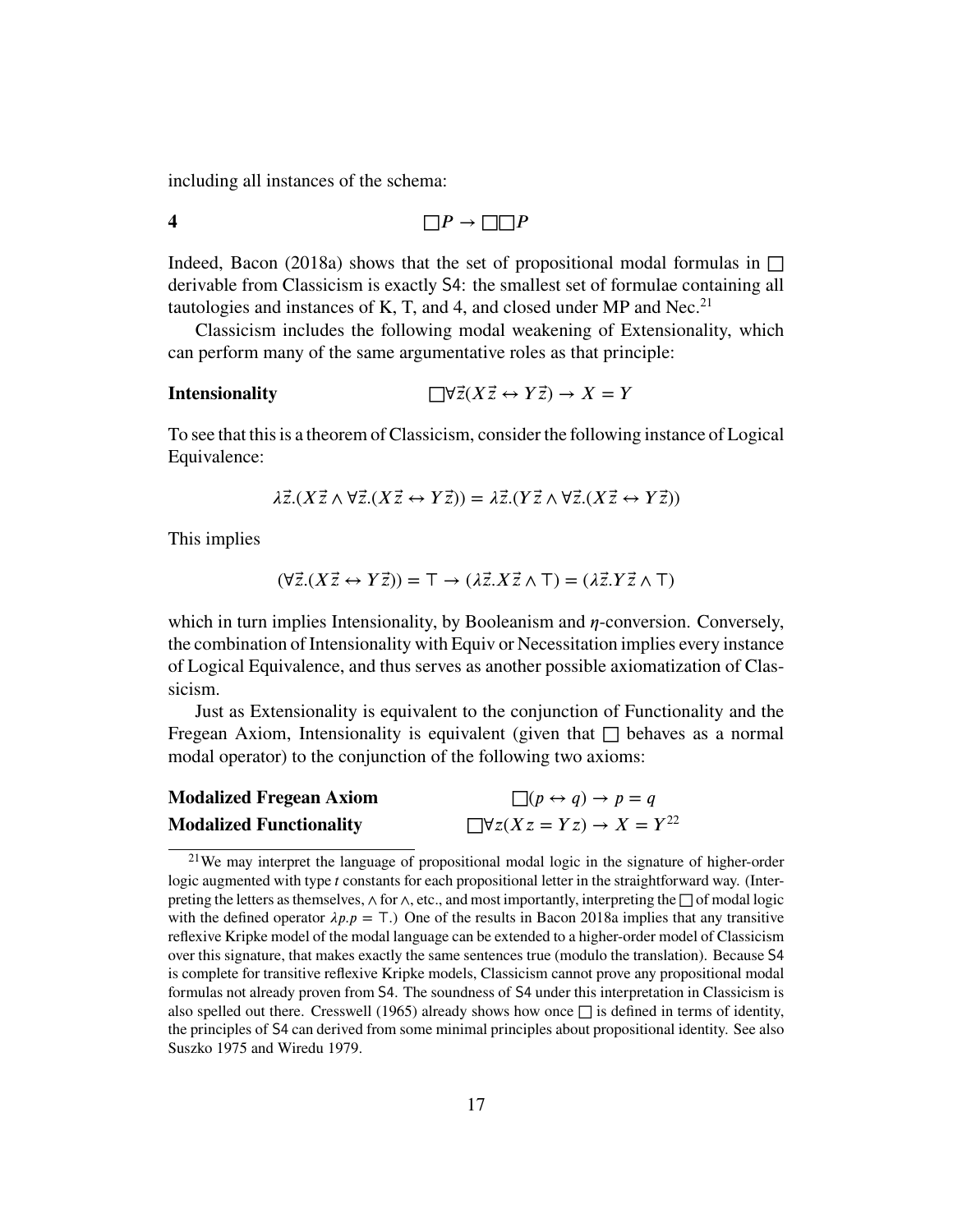including all instances of the schema:

**4** $$\Box P \rightarrow \Box\Box P$$

Indeed, Bacon (2018a) shows that the set of propositional modal formulas in $\Box$ derivable from Classicism is exactly S4: the smallest set of formulae containing all tautologies and instances of K, T, and 4, and closed under MP and Nec.[21]

Classicism includes the following modal weakening of Extensionality, which can perform many of the same argumentative roles as that principle:

**Intensionality** $$\Box\forall\vec{z}(X\vec{z} \leftrightarrow Y\vec{z}) \rightarrow X = Y$$

To see that this is a theorem of Classicism, consider the following instance of Logical Equivalence:

$$\lambda\vec{z}.(X\vec{z} \wedge \forall\vec{z}.(X\vec{z} \leftrightarrow Y\vec{z})) = \lambda\vec{z}.(Y\vec{z} \wedge \forall\vec{z}.(X\vec{z} \leftrightarrow Y\vec{z}))$$

This implies

$$(\forall\vec{z}.(X\vec{z} \leftrightarrow Y\vec{z})) = \top \rightarrow (\lambda\vec{z}.X\vec{z} \wedge \top) = (\lambda\vec{z}.Y\vec{z} \wedge \top)$$

which in turn implies Intensionality, by Booleanism and $\eta$-conversion. Conversely, the combination of Intensionality with Equiv or Necessitation implies every instance of Logical Equivalence, and thus serves as another possible axiomatization of Classicism.

Just as Extensionality is equivalent to the conjunction of Functionality and the Fregean Axiom, Intensionality is equivalent (given that $\Box$ behaves as a normal modal operator) to the conjunction of the following two axioms:

**Modalized Fregean Axiom** $$\Box(p \leftrightarrow q) \rightarrow p = q$$

**Modalized Functionality** $$\Box\forall z(Xz = Yz) \rightarrow X = Y$$[22]

[21] We may interpret the language of propositional modal logic in the signature of higher-order logic augmented with type $t$ constants for each propositional letter in the straightforward way. (Interpreting the letters as themselves, $\wedge$ for $\wedge$, etc., and most importantly, interpreting the $\Box$ of modal logic with the defined operator $\lambda p.p = \top$.) One of the results in Bacon 2018a implies that any transitive reflexive Kripke model of the modal language can be extended to a higher-order model of Classicism over this signature, that makes exactly the same sentences true (modulo the translation). Because S4 is complete for transitive reflexive Kripke models, Classicism cannot prove any propositional modal formulas not already proven from S4. The soundness of S4 under this interpretation in Classicism is also spelled out there. Cresswell (1965) already shows how once $\Box$ is defined in terms of identity, the principles of S4 can derived from some minimal principles about propositional identity. See also Suszko 1975 and Wiredu 1979.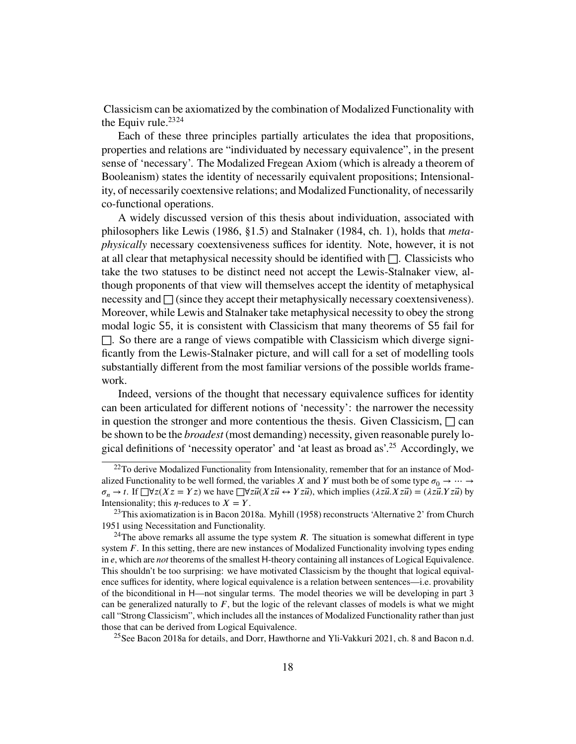Classicism can be axiomatized by the combination of Modalized Functionality with the Equiv rule.[23][24]

Each of these three principles partially articulates the idea that propositions, properties and relations are "individuated by necessary equivalence", in the present sense of 'necessary'. The Modalized Fregean Axiom (which is already a theorem of Booleanism) states the identity of necessarily equivalent propositions; Intensionality, of necessarily coextensive relations; and Modalized Functionality, of necessarily co-functional operations.

A widely discussed version of this thesis about individuation, associated with philosophers like Lewis (1986, §1.5) and Stalnaker (1984, ch. 1), holds that *metaphysically* necessary coextensiveness suffices for identity. Note, however, it is not at all clear that metaphysical necessity should be identified with $\Box$. Classicists who take the two statuses to be distinct need not accept the Lewis-Stalnaker view, although proponents of that view will themselves accept the identity of metaphysical necessity and $\Box$ (since they accept their metaphysically necessary coextensiveness). Moreover, while Lewis and Stalnaker take metaphysical necessity to obey the strong modal logic S5, it is consistent with Classicism that many theorems of S5 fail for $\Box$. So there are a range of views compatible with Classicism which diverge significantly from the Lewis-Stalnaker picture, and will call for a set of modelling tools substantially different from the most familiar versions of the possible worlds framework.

Indeed, versions of the thought that necessary equivalence suffices for identity can been articulated for different notions of 'necessity': the narrower the necessity in question the stronger and more contentious the thesis. Given Classicism, $\Box$ can be shown to be the *broadest* (most demanding) necessity, given reasonable purely logical definitions of 'necessity operator' and 'at least as broad as'.[25] Accordingly, we

---

[22] To derive Modalized Functionality from Intensionality, remember that for an instance of Modalized Functionality to be well formed, the variables $X$ and $Y$ must both be of some type $\sigma_0 \to \cdots \to \sigma_n \to t$. If $\Box\forall z(Xz = Yz)$ we have $\Box\forall z\vec{u}(Xz\vec{u} \leftrightarrow Yz\vec{u})$, which implies $(\lambda z\vec{u}.Xz\vec{u}) = (\lambda z\vec{u}.Yz\vec{u})$ by Intensionality; this $\eta$-reduces to $X = Y$.

[23] This axiomatization is in Bacon 2018a. Myhill (1958) reconstructs 'Alternative 2' from Church 1951 using Necessitation and Functionality.

[24] The above remarks all assume the type system $R$. The situation is somewhat different in type system $F$. In this setting, there are new instances of Modalized Functionality involving types ending in $e$, which are *not* theorems of the smallest H-theory containing all instances of Logical Equivalence. This shouldn't be too surprising: we have motivated Classicism by the thought that logical equivalence suffices for identity, where logical equivalence is a relation between sentences—i.e. provability of the biconditional in H—not singular terms. The model theories we will be developing in part 3 can be generalized naturally to $F$, but the logic of the relevant classes of models is what we might call "Strong Classicism", which includes all the instances of Modalized Functionality rather than just those that can be derived from Logical Equivalence.

[25] See Bacon 2018a for details, and Dorr, Hawthorne and Yli-Vakkuri 2021, ch. 8 and Bacon n.d.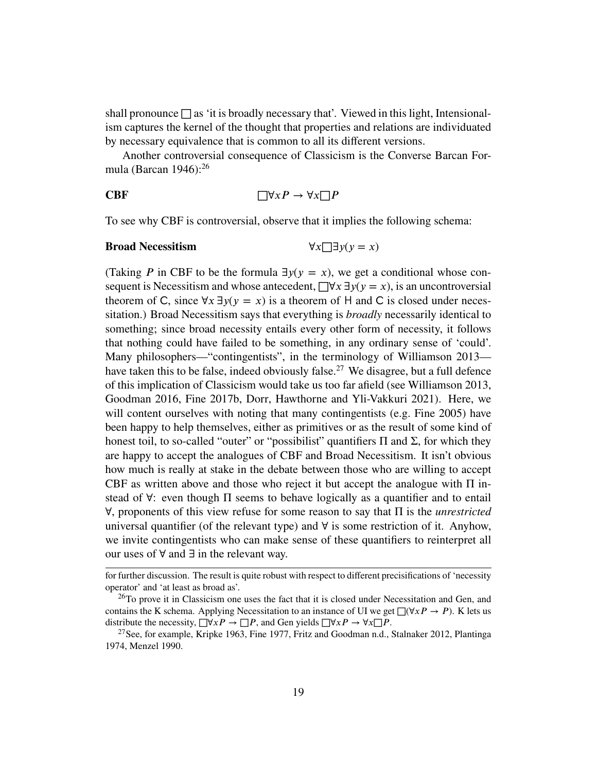shall pronounce $\Box$ as 'it is broadly necessary that'. Viewed in this light, Intensionalism captures the kernel of the thought that properties and relations are individuated by necessary equivalence that is common to all its different versions.

Another controversial consequence of Classicism is the Converse Barcan Formula (Barcan 1946):[26]

**CBF** $\Box\forall x P \to \forall x \Box P$

To see why CBF is controversial, observe that it implies the following schema:

**Broad Necessitism** $\forall x \Box \exists y(y = x)$

(Taking $P$ in CBF to be the formula $\exists y(y = x)$, we get a conditional whose consequent is Necessitism and whose antecedent, $\Box\forall x\, \exists y(y = x)$, is an uncontroversial theorem of C, since $\forall x\, \exists y(y = x)$ is a theorem of H and C is closed under necessitation.) Broad Necessitism says that everything is *broadly* necessarily identical to something; since broad necessity entails every other form of necessity, it follows that nothing could have failed to be something, in any ordinary sense of 'could'. Many philosophers—"contingentists", in the terminology of Williamson 2013—have taken this to be false, indeed obviously false.[27] We disagree, but a full defence of this implication of Classicism would take us too far afield (see Williamson 2013, Goodman 2016, Fine 2017b, Dorr, Hawthorne and Yli-Vakkuri 2021). Here, we will content ourselves with noting that many contingentists (e.g. Fine 2005) have been happy to help themselves, either as primitives or as the result of some kind of honest toil, to so-called "outer" or "possibilist" quantifiers $\Pi$ and $\Sigma$, for which they are happy to accept the analogues of CBF and Broad Necessitism. It isn't obvious how much is really at stake in the debate between those who are willing to accept CBF as written above and those who reject it but accept the analogue with $\Pi$ instead of $\forall$: even though $\Pi$ seems to behave logically as a quantifier and to entail $\forall$, proponents of this view refuse for some reason to say that $\Pi$ is the *unrestricted* universal quantifier (of the relevant type) and $\forall$ is some restriction of it. Anyhow, we invite contingentists who can make sense of these quantifiers to reinterpret all our uses of $\forall$ and $\exists$ in the relevant way.

---

for further discussion. The result is quite robust with respect to different precisifications of 'necessity operator' and 'at least as broad as'.

[26] To prove it in Classicism one uses the fact that it is closed under Necessitation and Gen, and contains the K schema. Applying Necessitation to an instance of UI we get $\Box(\forall x P \to P)$. K lets us distribute the necessity, $\Box\forall x P \to \Box P$, and Gen yields $\Box\forall x P \to \forall x \Box P$.

[27] See, for example, Kripke 1963, Fine 1977, Fritz and Goodman n.d., Stalnaker 2012, Plantinga 1974, Menzel 1990.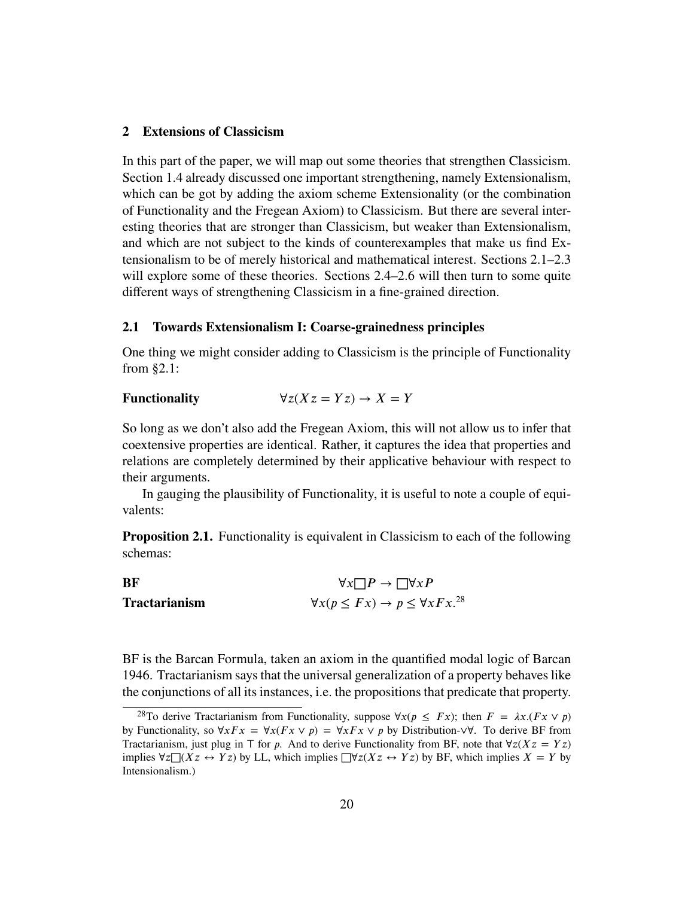## 2 Extensions of Classicism

In this part of the paper, we will map out some theories that strengthen Classicism. Section 1.4 already discussed one important strengthening, namely Extensionalism, which can be got by adding the axiom scheme Extensionality (or the combination of Functionality and the Fregean Axiom) to Classicism. But there are several interesting theories that are stronger than Classicism, but weaker than Extensionalism, and which are not subject to the kinds of counterexamples that make us find Extensionalism to be of merely historical and mathematical interest. Sections 2.1–2.3 will explore some of these theories. Sections 2.4–2.6 will then turn to some quite different ways of strengthening Classicism in a fine-grained direction.

### 2.1 Towards Extensionalism I: Coarse-grainedness principles

One thing we might consider adding to Classicism is the principle of Functionality from §2.1:

**Functionality** $\qquad \forall z(Xz = Yz) \to X = Y$

So long as we don't also add the Fregean Axiom, this will not allow us to infer that coextensive properties are identical. Rather, it captures the idea that properties and relations are completely determined by their applicative behaviour with respect to their arguments.

In gauging the plausibility of Functionality, it is useful to note a couple of equivalents:

**Proposition 2.1.** Functionality is equivalent in Classicism to each of the following schemas:

**BF** $\qquad \forall x \Box P \to \Box \forall x P$

**Tractarianism** $\qquad \forall x(p \leq Fx) \to p \leq \forall x Fx.$[28]

BF is the Barcan Formula, taken an axiom in the quantified modal logic of Barcan 1946. Tractarianism says that the universal generalization of a property behaves like the conjunctions of all its instances, i.e. the propositions that predicate that property.

[28]To derive Tractarianism from Functionality, suppose $\forall x(p \leq Fx)$; then $F = \lambda x.(Fx \vee p)$ by Functionality, so $\forall x Fx = \forall x(Fx \vee p) = \forall x Fx \vee p$ by Distribution-$\vee\forall$. To derive BF from Tractarianism, just plug in $\top$ for $p$. And to derive Functionality from BF, note that $\forall z(Xz = Yz)$ implies $\forall z \Box(Xz \leftrightarrow Yz)$ by LL, which implies $\Box \forall z(Xz \leftrightarrow Yz)$ by BF, which implies $X = Y$ by Intensionalism.)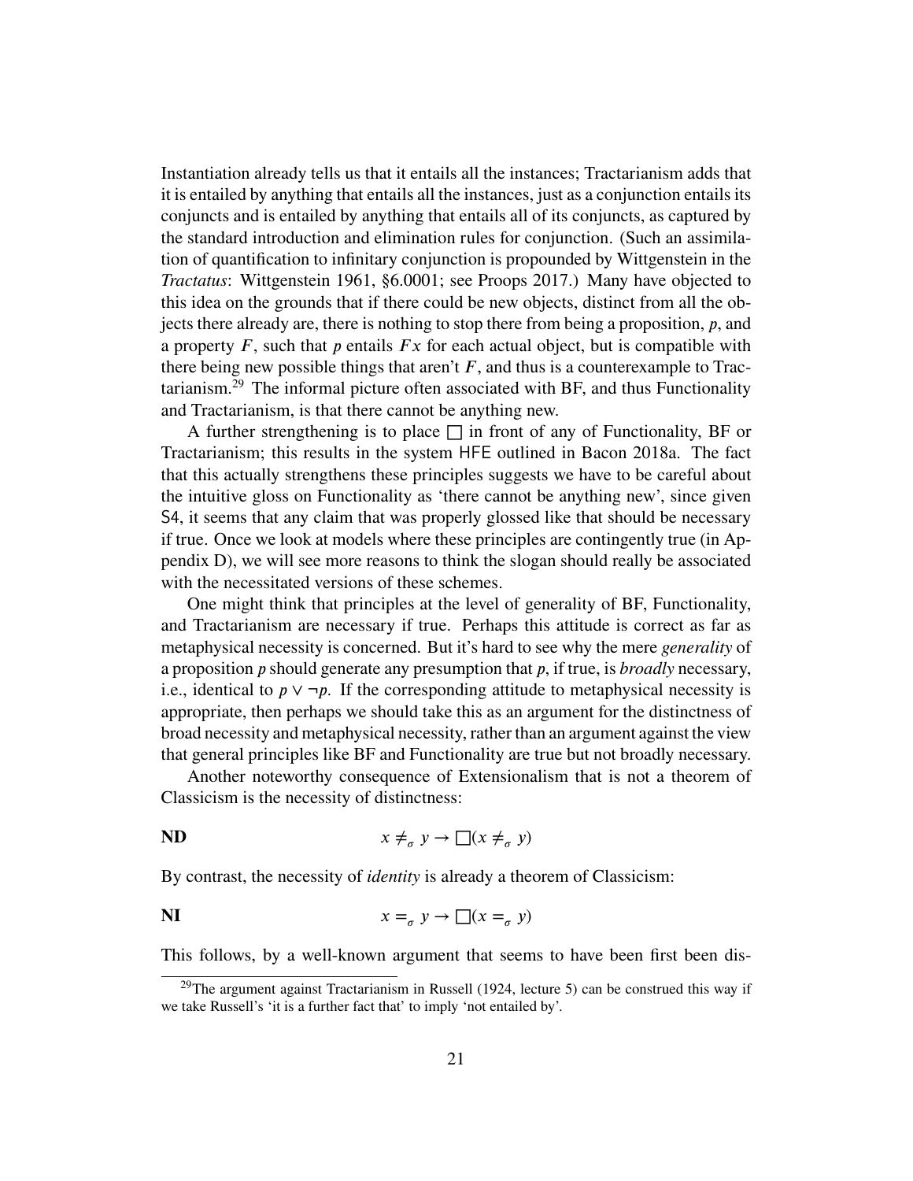Instantiation already tells us that it entails all the instances; Tractarianism adds that it is entailed by anything that entails all the instances, just as a conjunction entails its conjuncts and is entailed by anything that entails all of its conjuncts, as captured by the standard introduction and elimination rules for conjunction. (Such an assimilation of quantification to infinitary conjunction is propounded by Wittgenstein in the *Tractatus*: Wittgenstein 1961, §6.0001; see Proops 2017.) Many have objected to this idea on the grounds that if there could be new objects, distinct from all the objects there already are, there is nothing to stop there from being a proposition, $p$, and a property $F$, such that $p$ entails $Fx$ for each actual object, but is compatible with there being new possible things that aren't $F$, and thus is a counterexample to Tractarianism.[29] The informal picture often associated with BF, and thus Functionality and Tractarianism, is that there cannot be anything new.

A further strengthening is to place $\Box$ in front of any of Functionality, BF or Tractarianism; this results in the system HFE outlined in Bacon 2018a. The fact that this actually strengthens these principles suggests we have to be careful about the intuitive gloss on Functionality as 'there cannot be anything new', since given S4, it seems that any claim that was properly glossed like that should be necessary if true. Once we look at models where these principles are contingently true (in Appendix D), we will see more reasons to think the slogan should really be associated with the necessitated versions of these schemes.

One might think that principles at the level of generality of BF, Functionality, and Tractarianism are necessary if true. Perhaps this attitude is correct as far as metaphysical necessity is concerned. But it's hard to see why the mere *generality* of a proposition $p$ should generate any presumption that $p$, if true, is *broadly* necessary, i.e., identical to $p \vee \neg p$. If the corresponding attitude to metaphysical necessity is appropriate, then perhaps we should take this as an argument for the distinctness of broad necessity and metaphysical necessity, rather than an argument against the view that general principles like BF and Functionality are true but not broadly necessary.

Another noteworthy consequence of Extensionalism that is not a theorem of Classicism is the necessity of distinctness:

**ND** $$x \neq_\sigma y \rightarrow \Box(x \neq_\sigma y)$$

By contrast, the necessity of *identity* is already a theorem of Classicism:

**NI** $$x =_\sigma y \rightarrow \Box(x =_\sigma y)$$

This follows, by a well-known argument that seems to have been first been dis-

[29] The argument against Tractarianism in Russell (1924, lecture 5) can be construed this way if we take Russell's 'it is a further fact that' to imply 'not entailed by'.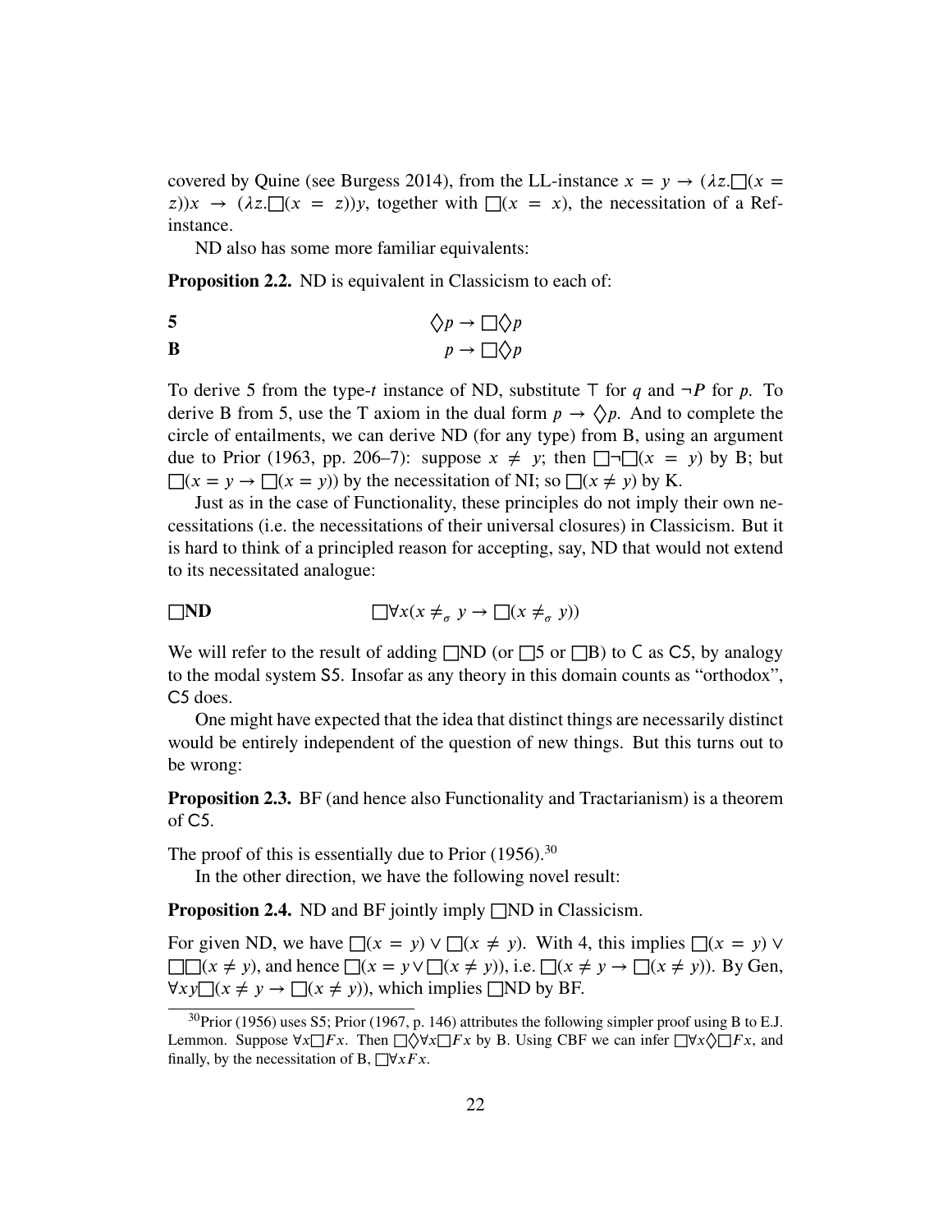covered by Quine (see Burgess 2014), from the LL-instance $x = y \rightarrow (\lambda z.\Box(x = z))x \rightarrow (\lambda z.\Box(x = z))y$, together with $\Box(x = x)$, the necessitation of a Ref-instance.

ND also has some more familiar equivalents:

**Proposition 2.2.** ND is equivalent in Classicism to each of:

**5** $\qquad\qquad\qquad\qquad \Diamond p \rightarrow \Box\Diamond p$

**B** $\qquad\qquad\qquad\qquad p \rightarrow \Box\Diamond p$

To derive 5 from the type-$t$ instance of ND, substitute $\top$ for $q$ and $\neg P$ for $p$. To derive B from 5, use the T axiom in the dual form $p \rightarrow \Diamond p$. And to complete the circle of entailments, we can derive ND (for any type) from B, using an argument due to Prior (1963, pp. 206–7): suppose $x \neq y$; then $\Box\neg\Box(x = y)$ by B; but $\Box(x = y \rightarrow \Box(x = y))$ by the necessitation of NI; so $\Box(x \neq y)$ by K.

Just as in the case of Functionality, these principles do not imply their own necessitations (i.e. the necessitations of their universal closures) in Classicism. But it is hard to think of a principled reason for accepting, say, ND that would not extend to its necessitated analogue:

**$\Box$ND** $\qquad\qquad \Box\forall x(x \neq_\sigma y \rightarrow \Box(x \neq_\sigma y))$

We will refer to the result of adding $\Box$ND (or $\Box$5 or $\Box$B) to C as C5, by analogy to the modal system S5. Insofar as any theory in this domain counts as "orthodox", C5 does.

One might have expected that the idea that distinct things are necessarily distinct would be entirely independent of the question of new things. But this turns out to be wrong:

**Proposition 2.3.** BF (and hence also Functionality and Tractarianism) is a theorem of C5.

The proof of this is essentially due to Prior (1956).[30]

In the other direction, we have the following novel result:

**Proposition 2.4.** ND and BF jointly imply $\Box$ND in Classicism.

For given ND, we have $\Box(x = y) \vee \Box(x \neq y)$. With 4, this implies $\Box(x = y) \vee \Box\Box(x \neq y)$, and hence $\Box(x = y \vee \Box(x \neq y))$, i.e. $\Box(x \neq y \rightarrow \Box(x \neq y))$. By Gen, $\forall xy\Box(x \neq y \rightarrow \Box(x \neq y))$, which implies $\Box$ND by BF.

[30] Prior (1956) uses S5; Prior (1967, p. 146) attributes the following simpler proof using B to E.J. Lemmon. Suppose $\forall x\Box Fx$. Then $\Box\Diamond\forall x\Box Fx$ by B. Using CBF we can infer $\Box\forall x\Diamond\Box Fx$, and finally, by the necessitation of B, $\Box\forall x Fx$.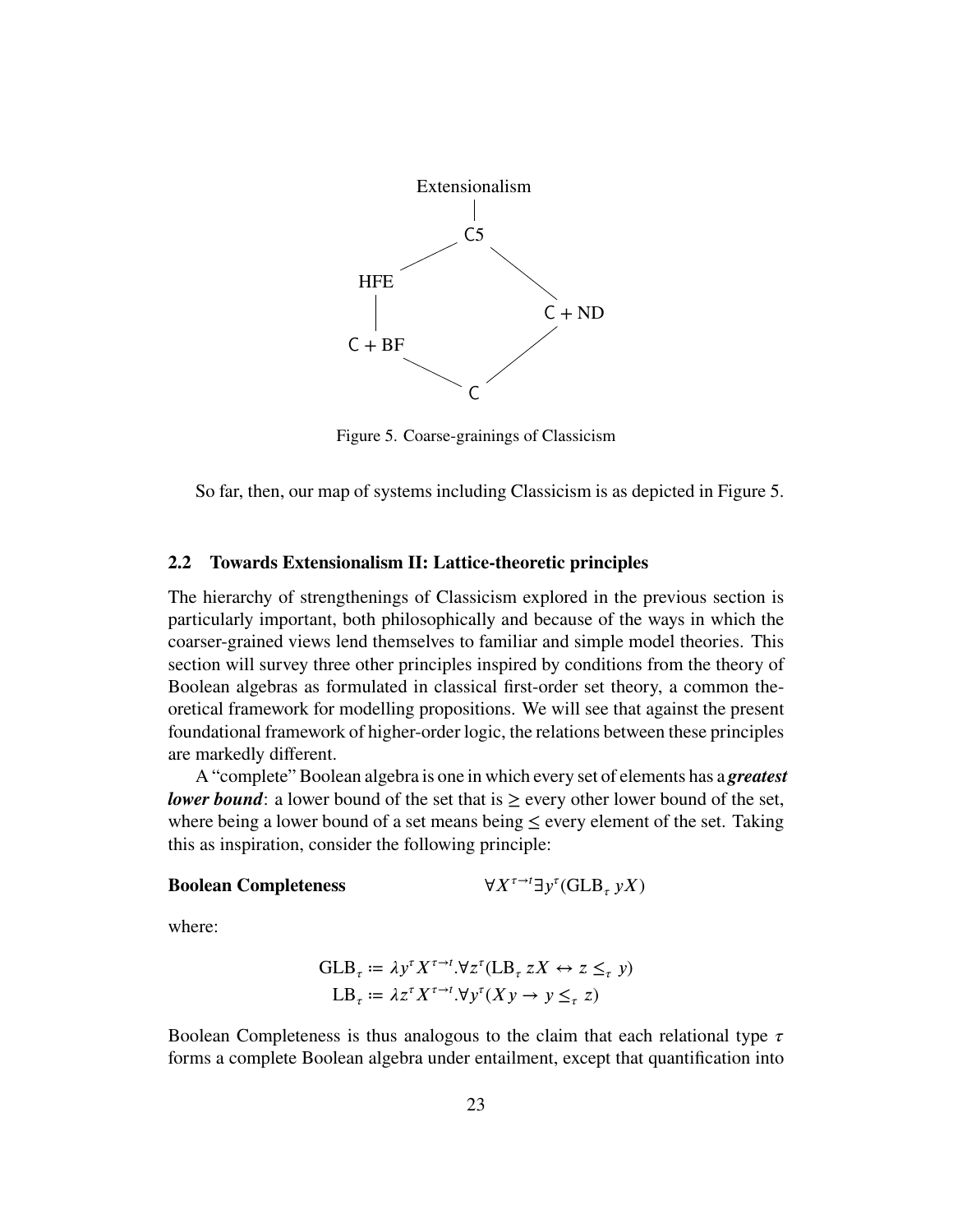Extensionalism

C5

HFE

C + ND

C + BF

C

Figure 5. Coarse-grainings of Classicism

So far, then, our map of systems including Classicism is as depicted in Figure 5.

### 2.2 Towards Extensionalism II: Lattice-theoretic principles

The hierarchy of strengthenings of Classicism explored in the previous section is particularly important, both philosophically and because of the ways in which the coarser-grained views lend themselves to familiar and simple model theories. This section will survey three other principles inspired by conditions from the theory of Boolean algebras as formulated in classical first-order set theory, a common theoretical framework for modelling propositions. We will see that against the present foundational framework of higher-order logic, the relations between these principles are markedly different.

A "complete" Boolean algebra is one in which every set of elements has a ***greatest lower bound***: a lower bound of the set that is $\geq$ every other lower bound of the set, where being a lower bound of a set means being $\leq$ every element of the set. Taking this as inspiration, consider the following principle:

**Boolean Completeness** $\qquad \forall X^{\tau \to t} \exists y^{\tau}(\mathrm{GLB}_{\tau}\, yX)$

where:

$$\mathrm{GLB}_{\tau} := \lambda y^{\tau} X^{\tau \to t}.\forall z^{\tau}(\mathrm{LB}_{\tau}\, zX \leftrightarrow z \leq_{\tau} y)$$
$$\mathrm{LB}_{\tau} := \lambda z^{\tau} X^{\tau \to t}.\forall y^{\tau}(X y \to y \leq_{\tau} z)$$

Boolean Completeness is thus analogous to the claim that each relational type $\tau$ forms a complete Boolean algebra under entailment, except that quantification into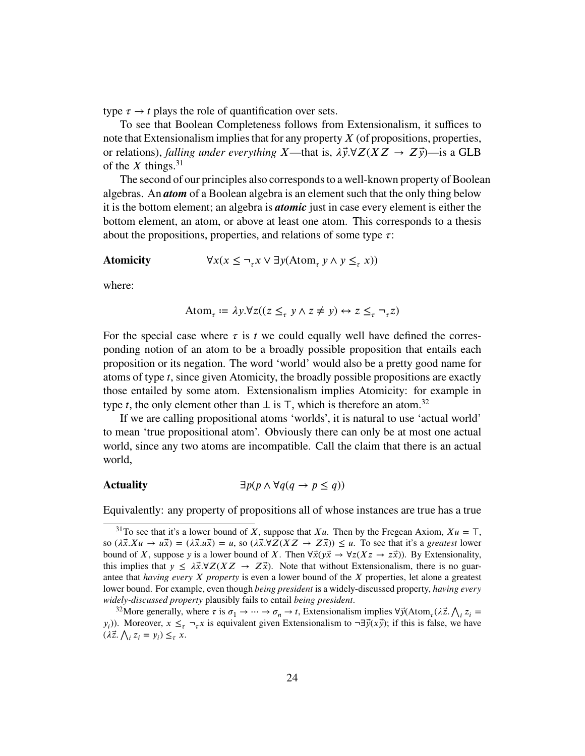type $\tau \to t$ plays the role of quantification over sets.

To see that Boolean Completeness follows from Extensionalism, it suffices to note that Extensionalism implies that for any property $X$ (of propositions, properties, or relations), *falling under everything* $X$—that is, $\lambda \vec{y}.\forall Z(XZ \to Z\vec{y})$—is a GLB of the $X$ things.[31]

The second of our principles also corresponds to a well-known property of Boolean algebras. An ***atom*** of a Boolean algebra is an element such that the only thing below it is the bottom element; an algebra is ***atomic*** just in case every element is either the bottom element, an atom, or above at least one atom. This corresponds to a thesis about the propositions, properties, and relations of some type $\tau$:

**Atomicity** $\qquad \forall x(x \leq \neg_\tau x \vee \exists y(\text{Atom}_\tau\, y \wedge y \leq_\tau x))$

where:

$$\text{Atom}_\tau := \lambda y.\forall z((z \leq_\tau y \wedge z \neq y) \leftrightarrow z \leq_\tau \neg_\tau z)$$

For the special case where $\tau$ is $t$ we could equally well have defined the corresponding notion of an atom to be a broadly possible proposition that entails each proposition or its negation. The word 'world' would also be a pretty good name for atoms of type $t$, since given Atomicity, the broadly possible propositions are exactly those entailed by some atom. Extensionalism implies Atomicity: for example in type $t$, the only element other than $\bot$ is $\top$, which is therefore an atom.[32]

If we are calling propositional atoms 'worlds', it is natural to use 'actual world' to mean 'true propositional atom'. Obviously there can only be at most one actual world, since any two atoms are incompatible. Call the claim that there is an actual world,

**Actuality** $\qquad \exists p(p \wedge \forall q(q \to p \leq q))$

Equivalently: any property of propositions all of whose instances are true has a true

---

[31] To see that it's a lower bound of $X$, suppose that $Xu$. Then by the Fregean Axiom, $Xu = \top$, so $(\lambda \vec{x}.Xu \to u\vec{x}) = (\lambda \vec{x}.u\vec{x}) = u$, so $(\lambda \vec{x}.\forall Z(XZ \to Z\vec{x})) \leq u$. To see that it's a *greatest* lower bound of $X$, suppose $y$ is a lower bound of $X$. Then $\forall \vec{x}(y\vec{x} \to \forall z(Xz \to z\vec{x}))$. By Extensionality, this implies that $y \leq \lambda \vec{x}.\forall Z(XZ \to Z\vec{x})$. Note that without Extensionalism, there is no guarantee that *having every* $X$ *property* is even a lower bound of the $X$ properties, let alone a greatest lower bound. For example, even though *being president* is a widely-discussed property, *having every widely-discussed property* plausibly fails to entail *being president*.

[32] More generally, where $\tau$ is $\sigma_1 \to \cdots \to \sigma_n \to t$, Extensionalism implies $\forall \vec{y}(\text{Atom}_\tau(\lambda \vec{z}.\bigwedge_i z_i = y_i))$. Moreover, $x \leq_\tau \neg_\tau x$ is equivalent given Extensionalism to $\neg \exists \vec{y}(x\vec{y})$; if this is false, we have $(\lambda \vec{z}.\bigwedge_i z_i = y_i) \leq_\tau x$.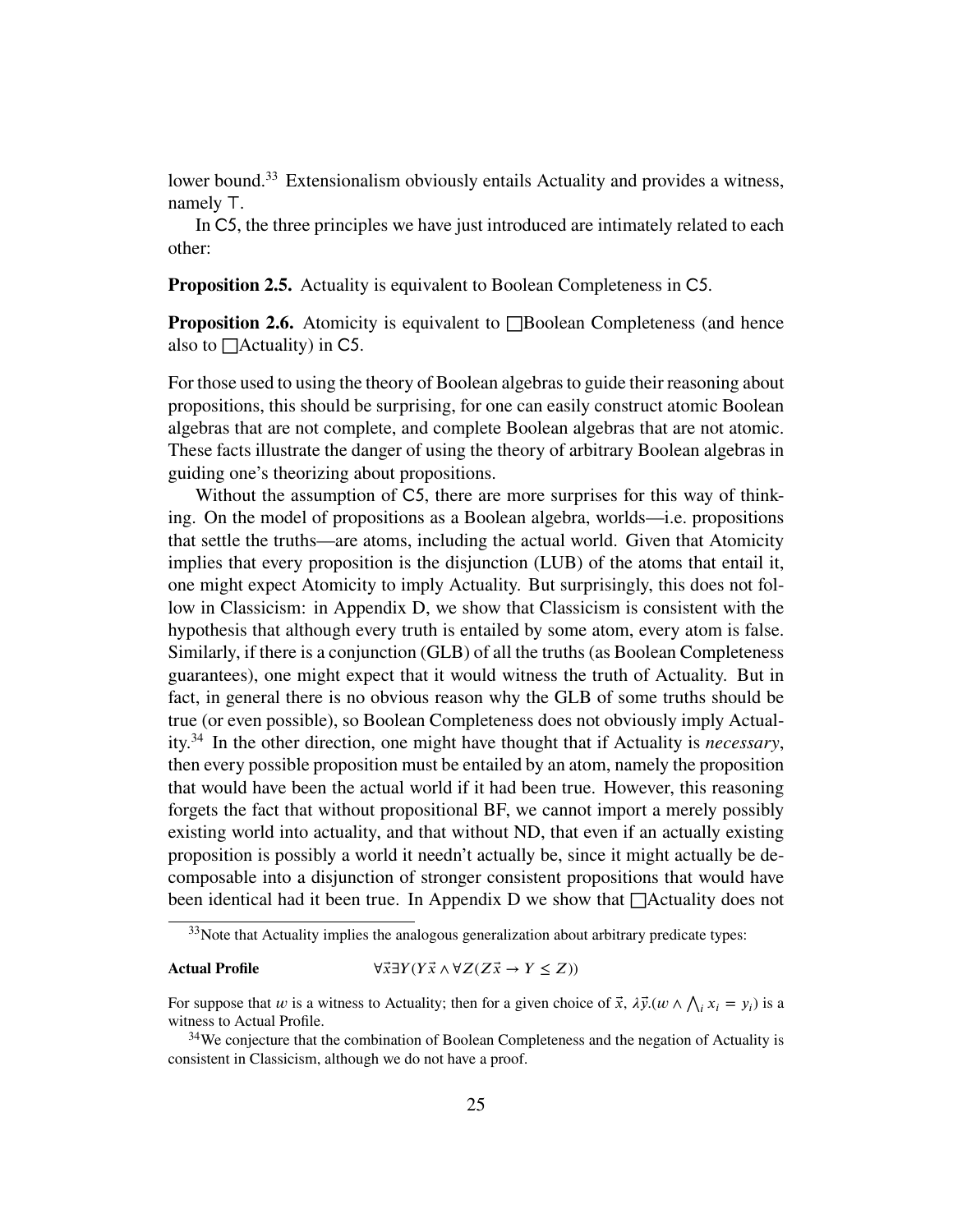lower bound.[33] Extensionalism obviously entails Actuality and provides a witness, namely $\top$.

In C5, the three principles we have just introduced are intimately related to each other:

**Proposition 2.5.** Actuality is equivalent to Boolean Completeness in C5.

**Proposition 2.6.** Atomicity is equivalent to $\Box$Boolean Completeness (and hence also to $\Box$Actuality) in C5.

For those used to using the theory of Boolean algebras to guide their reasoning about propositions, this should be surprising, for one can easily construct atomic Boolean algebras that are not complete, and complete Boolean algebras that are not atomic. These facts illustrate the danger of using the theory of arbitrary Boolean algebras in guiding one's theorizing about propositions.

Without the assumption of C5, there are more surprises for this way of thinking. On the model of propositions as a Boolean algebra, worlds—i.e. propositions that settle the truths—are atoms, including the actual world. Given that Atomicity implies that every proposition is the disjunction (LUB) of the atoms that entail it, one might expect Atomicity to imply Actuality. But surprisingly, this does not follow in Classicism: in Appendix D, we show that Classicism is consistent with the hypothesis that although every truth is entailed by some atom, every atom is false. Similarly, if there is a conjunction (GLB) of all the truths (as Boolean Completeness guarantees), one might expect that it would witness the truth of Actuality. But in fact, in general there is no obvious reason why the GLB of some truths should be true (or even possible), so Boolean Completeness does not obviously imply Actuality.[34] In the other direction, one might have thought that if Actuality is *necessary*, then every possible proposition must be entailed by an atom, namely the proposition that would have been the actual world if it had been true. However, this reasoning forgets the fact that without propositional BF, we cannot import a merely possibly existing world into actuality, and that without ND, that even if an actually existing proposition is possibly a world it needn't actually be, since it might actually be decomposable into a disjunction of stronger consistent propositions that would have been identical had it been true. In Appendix D we show that $\Box$Actuality does not

---

[33] Note that Actuality implies the analogous generalization about arbitrary predicate types:

**Actual Profile** $\qquad \forall \vec{x} \exists Y (Y\vec{x} \wedge \forall Z (Z\vec{x} \rightarrow Y \leq Z))$

For suppose that $w$ is a witness to Actuality; then for a given choice of $\vec{x}$, $\lambda \vec{y}.(w \wedge \bigwedge_i x_i = y_i)$ is a witness to Actual Profile.

[34] We conjecture that the combination of Boolean Completeness and the negation of Actuality is consistent in Classicism, although we do not have a proof.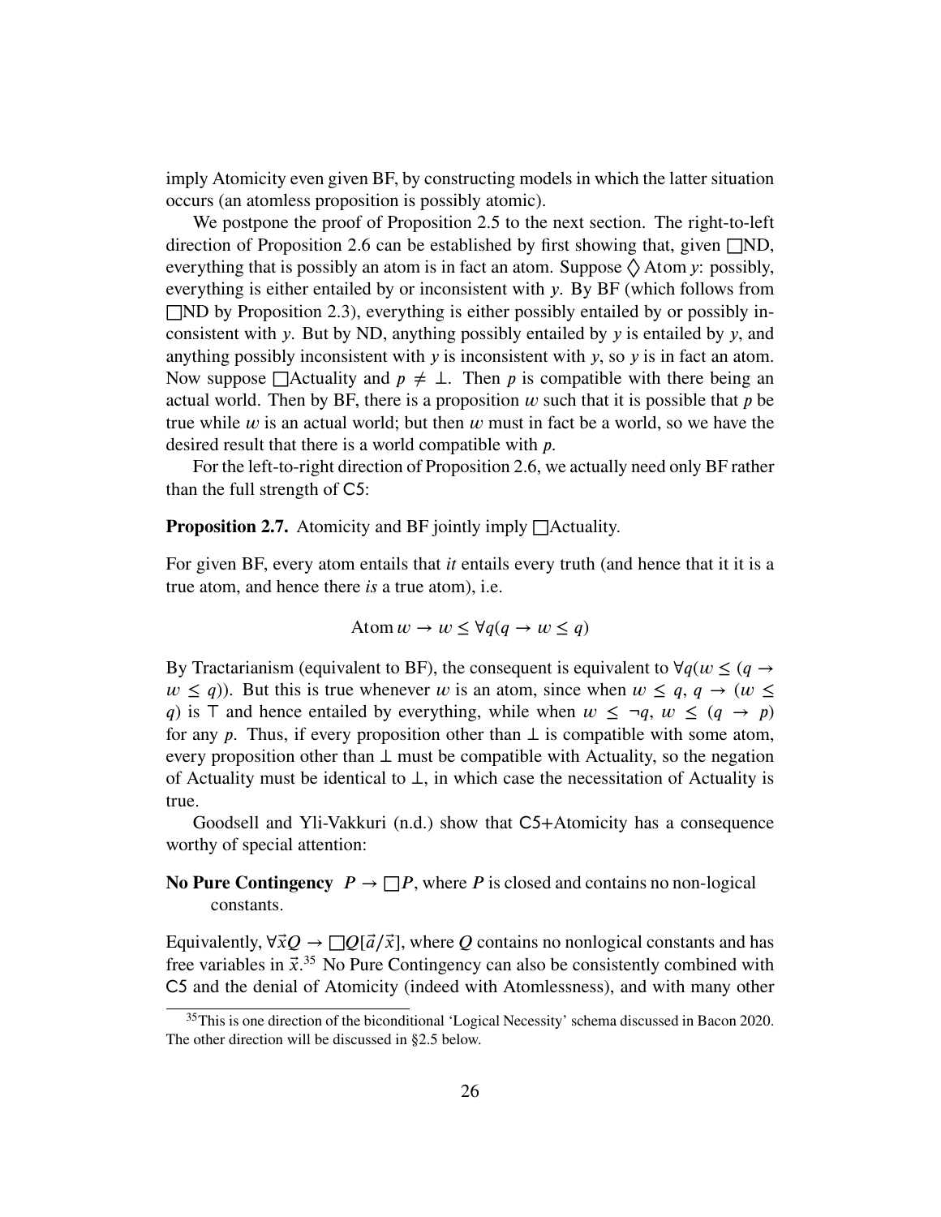imply Atomicity even given BF, by constructing models in which the latter situation occurs (an atomless proposition is possibly atomic).

We postpone the proof of Proposition 2.5 to the next section. The right-to-left direction of Proposition 2.6 can be established by first showing that, given $\Box$ND, everything that is possibly an atom is in fact an atom. Suppose $\Diamond$ Atom $y$: possibly, everything is either entailed by or inconsistent with $y$. By BF (which follows from $\Box$ND by Proposition 2.3), everything is either possibly entailed by or possibly inconsistent with $y$. But by ND, anything possibly entailed by $y$ is entailed by $y$, and anything possibly inconsistent with $y$ is inconsistent with $y$, so $y$ is in fact an atom. Now suppose $\Box$Actuality and $p \neq \bot$. Then $p$ is compatible with there being an actual world. Then by BF, there is a proposition $w$ such that it is possible that $p$ be true while $w$ is an actual world; but then $w$ must in fact be a world, so we have the desired result that there is a world compatible with $p$.

For the left-to-right direction of Proposition 2.6, we actually need only BF rather than the full strength of C5:

**Proposition 2.7.** Atomicity and BF jointly imply $\Box$Actuality.

For given BF, every atom entails that *it* entails every truth (and hence that it it is a true atom, and hence there *is* a true atom), i.e.

$$\text{Atom}\, w \to w \leq \forall q(q \to w \leq q)$$

By Tractarianism (equivalent to BF), the consequent is equivalent to $\forall q(w \leq (q \to w \leq q))$. But this is true whenever $w$ is an atom, since when $w \leq q$, $q \to (w \leq q)$ is $\top$ and hence entailed by everything, while when $w \leq \neg q$, $w \leq (q \to p)$ for any $p$. Thus, if every proposition other than $\bot$ is compatible with some atom, every proposition other than $\bot$ must be compatible with Actuality, so the negation of Actuality must be identical to $\bot$, in which case the necessitation of Actuality is true.

Goodsell and Yli-Vakkuri (n.d.) show that C5+Atomicity has a consequence worthy of special attention:

**No Pure Contingency** $P \to \Box P$, where $P$ is closed and contains no non-logical constants.

Equivalently, $\forall \vec{x} Q \to \Box Q[\vec{a}/\vec{x}]$, where $Q$ contains no nonlogical constants and has free variables in $\vec{x}$.[35] No Pure Contingency can also be consistently combined with C5 and the denial of Atomicity (indeed with Atomlessness), and with many other

[35] This is one direction of the biconditional 'Logical Necessity' schema discussed in Bacon 2020. The other direction will be discussed in §2.5 below.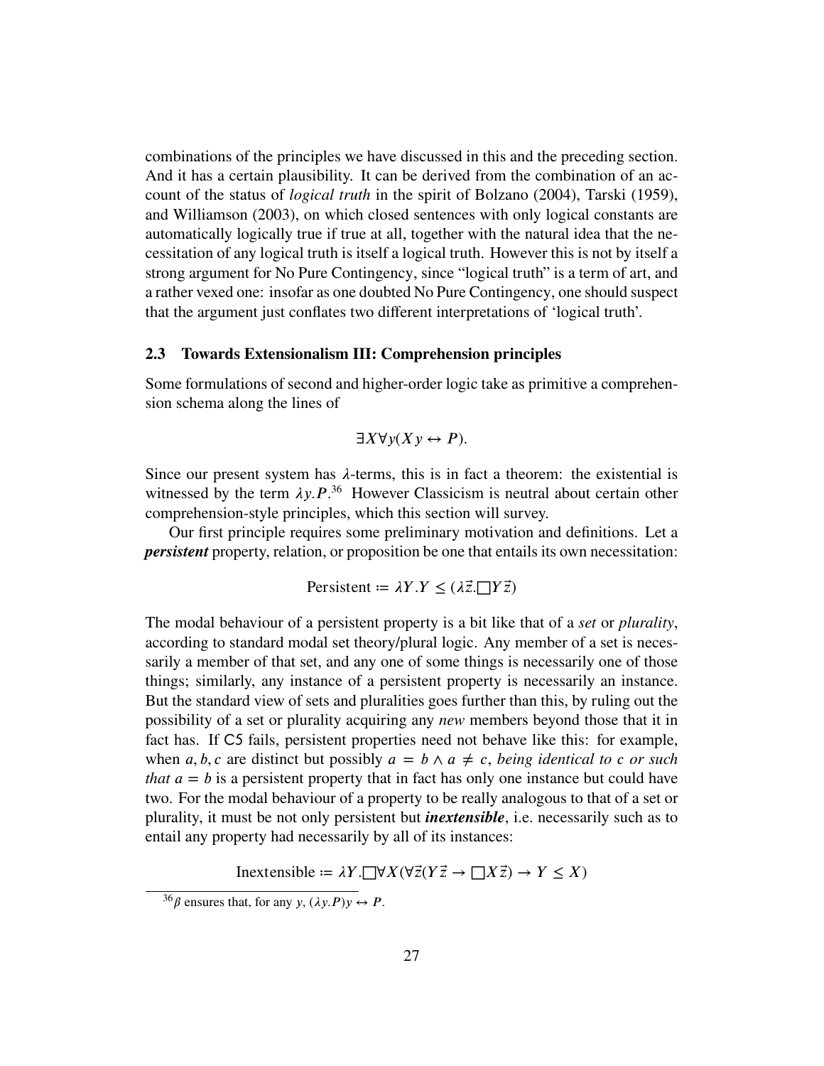combinations of the principles we have discussed in this and the preceding section. And it has a certain plausibility. It can be derived from the combination of an account of the status of *logical truth* in the spirit of Bolzano (2004), Tarski (1959), and Williamson (2003), on which closed sentences with only logical constants are automatically logically true if true at all, together with the natural idea that the necessitation of any logical truth is itself a logical truth. However this is not by itself a strong argument for No Pure Contingency, since "logical truth" is a term of art, and a rather vexed one: insofar as one doubted No Pure Contingency, one should suspect that the argument just conflates two different interpretations of 'logical truth'.

### 2.3 Towards Extensionalism III: Comprehension principles

Some formulations of second and higher-order logic take as primitive a comprehension schema along the lines of

$$\exists X \forall y (X y \leftrightarrow P).$$

Since our present system has $\lambda$-terms, this is in fact a theorem: the existential is witnessed by the term $\lambda y.P$.[36] However Classicism is neutral about certain other comprehension-style principles, which this section will survey.

Our first principle requires some preliminary motivation and definitions. Let a ***persistent*** property, relation, or proposition be one that entails its own necessitation:

$$\text{Persistent} \coloneqq \lambda Y.Y \leq (\lambda \vec{z}.\Box Y \vec{z})$$

The modal behaviour of a persistent property is a bit like that of a *set* or *plurality*, according to standard modal set theory/plural logic. Any member of a set is necessarily a member of that set, and any one of some things is necessarily one of those things; similarly, any instance of a persistent property is necessarily an instance. But the standard view of sets and pluralities goes further than this, by ruling out the possibility of a set or plurality acquiring any *new* members beyond those that it in fact has. If C5 fails, persistent properties need not behave like this: for example, when $a, b, c$ are distinct but possibly $a = b \wedge a \neq c$, *being identical to c or such that* $a = b$ is a persistent property that in fact has only one instance but could have two. For the modal behaviour of a property to be really analogous to that of a set or plurality, it must be not only persistent but ***inextensible***, i.e. necessarily such as to entail any property had necessarily by all of its instances:

$$\text{Inextensible} \coloneqq \lambda Y.\Box \forall X (\forall \vec{z} (Y \vec{z} \to \Box X \vec{z}) \to Y \leq X)$$

[36] $\beta$ ensures that, for any $y$, $(\lambda y.P)y \leftrightarrow P$.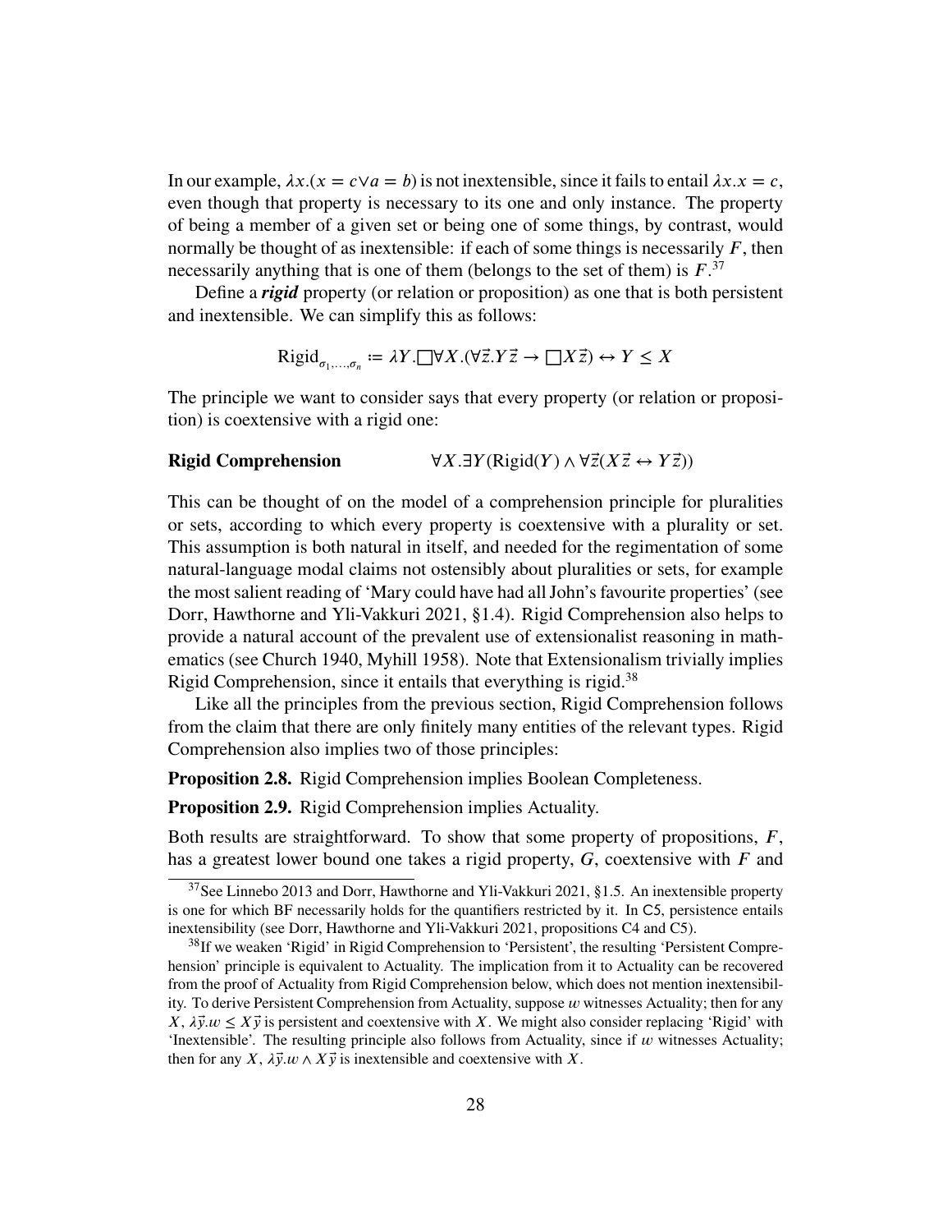In our example, $\lambda x.(x = c \vee a = b)$ is not inextensible, since it fails to entail $\lambda x.x = c$, even though that property is necessary to its one and only instance. The property of being a member of a given set or being one of some things, by contrast, would normally be thought of as inextensible: if each of some things is necessarily $F$, then necessarily anything that is one of them (belongs to the set of them) is $F$.[37]

Define a ***rigid*** property (or relation or proposition) as one that is both persistent and inextensible. We can simplify this as follows:

$$\text{Rigid}_{\sigma_1,\ldots,\sigma_n} := \lambda Y.\Box\forall X.(\forall \vec{z}.Y\vec{z} \rightarrow \Box X\vec{z}) \leftrightarrow Y \leq X$$

The principle we want to consider says that every property (or relation or proposition) is coextensive with a rigid one:

**Rigid Comprehension** $\qquad \forall X.\exists Y(\text{Rigid}(Y) \wedge \forall \vec{z}(X\vec{z} \leftrightarrow Y\vec{z}))$

This can be thought of on the model of a comprehension principle for pluralities or sets, according to which every property is coextensive with a plurality or set. This assumption is both natural in itself, and needed for the regimentation of some natural-language modal claims not ostensibly about pluralities or sets, for example the most salient reading of 'Mary could have had all John's favourite properties' (see Dorr, Hawthorne and Yli-Vakkuri 2021, §1.4). Rigid Comprehension also helps to provide a natural account of the prevalent use of extensionalist reasoning in mathematics (see Church 1940, Myhill 1958). Note that Extensionalism trivially implies Rigid Comprehension, since it entails that everything is rigid.[38]

Like all the principles from the previous section, Rigid Comprehension follows from the claim that there are only finitely many entities of the relevant types. Rigid Comprehension also implies two of those principles:

**Proposition 2.8.** Rigid Comprehension implies Boolean Completeness.

**Proposition 2.9.** Rigid Comprehension implies Actuality.

Both results are straightforward. To show that some property of propositions, $F$, has a greatest lower bound one takes a rigid property, $G$, coextensive with $F$ and

---

[37] See Linnebo 2013 and Dorr, Hawthorne and Yli-Vakkuri 2021, §1.5. An inextensible property is one for which BF necessarily holds for the quantifiers restricted by it. In C5, persistence entails inextensibility (see Dorr, Hawthorne and Yli-Vakkuri 2021, propositions C4 and C5).

[38] If we weaken 'Rigid' in Rigid Comprehension to 'Persistent', the resulting 'Persistent Comprehension' principle is equivalent to Actuality. The implication from it to Actuality can be recovered from the proof of Actuality from Rigid Comprehension below, which does not mention inextensibility. To derive Persistent Comprehension from Actuality, suppose $w$ witnesses Actuality; then for any $X$, $\lambda\vec{y}.w \leq X\vec{y}$ is persistent and coextensive with $X$. We might also consider replacing 'Rigid' with 'Inextensible'. The resulting principle also follows from Actuality, since if $w$ witnesses Actuality; then for any $X$, $\lambda\vec{y}.w \wedge X\vec{y}$ is inextensible and coextensive with $X$.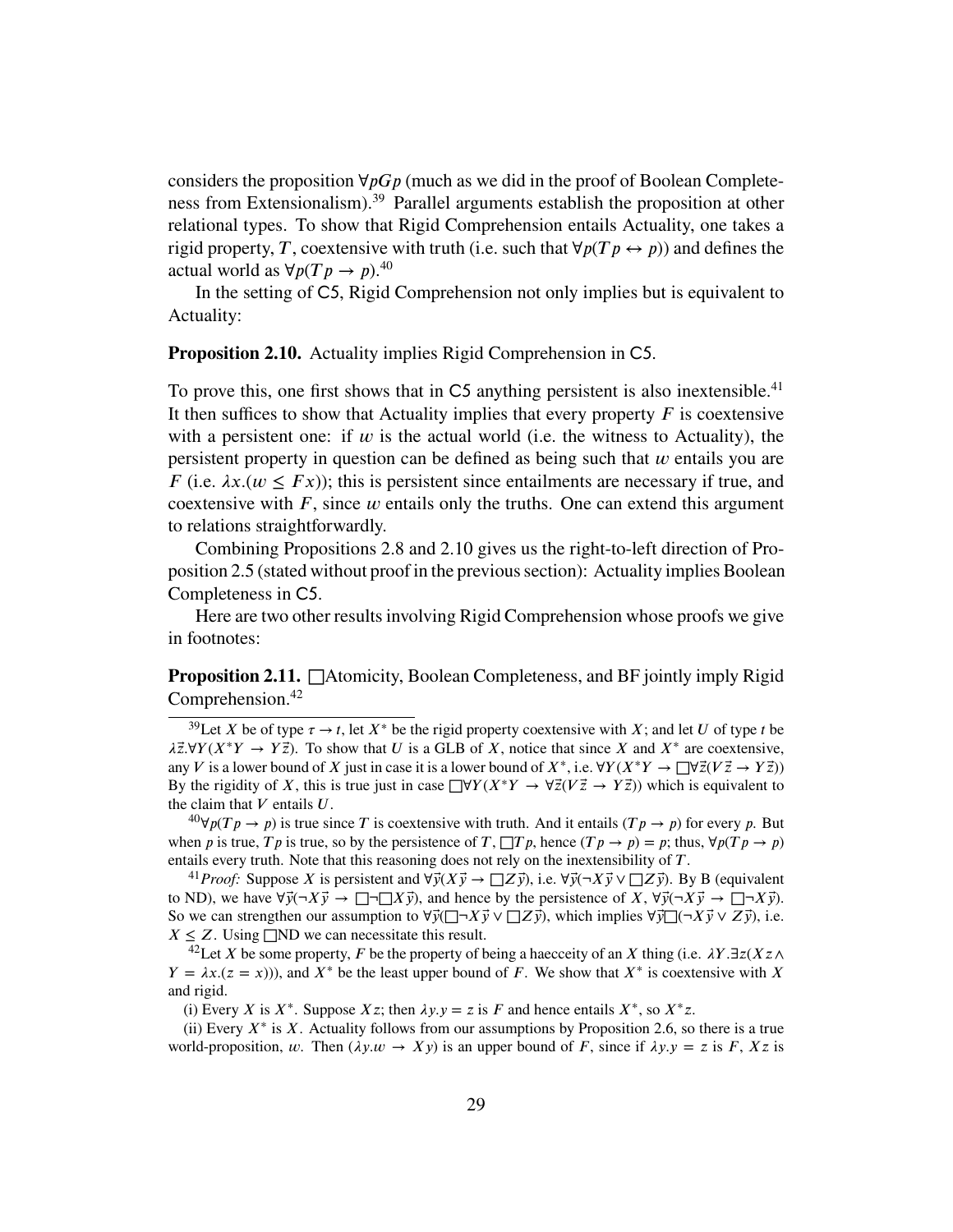considers the proposition $\forall p G p$ (much as we did in the proof of Boolean Completeness from Extensionalism).[39] Parallel arguments establish the proposition at other relational types. To show that Rigid Comprehension entails Actuality, one takes a rigid property, $T$, coextensive with truth (i.e. such that $\forall p(Tp \leftrightarrow p)$) and defines the actual world as $\forall p(Tp \rightarrow p)$.[40]

In the setting of C5, Rigid Comprehension not only implies but is equivalent to Actuality:

**Proposition 2.10.** Actuality implies Rigid Comprehension in C5.

To prove this, one first shows that in C5 anything persistent is also inextensible.[41] It then suffices to show that Actuality implies that every property $F$ is coextensive with a persistent one: if $w$ is the actual world (i.e. the witness to Actuality), the persistent property in question can be defined as being such that $w$ entails you are $F$ (i.e. $\lambda x.(w \leq Fx)$); this is persistent since entailments are necessary if true, and coextensive with $F$, since $w$ entails only the truths. One can extend this argument to relations straightforwardly.

Combining Propositions 2.8 and 2.10 gives us the right-to-left direction of Proposition 2.5 (stated without proof in the previous section): Actuality implies Boolean Completeness in C5.

Here are two other results involving Rigid Comprehension whose proofs we give in footnotes:

**Proposition 2.11.** $\Box$Atomicity, Boolean Completeness, and BF jointly imply Rigid Comprehension.[42]

---

[39] Let $X$ be of type $\tau \rightarrow t$, let $X^*$ be the rigid property coextensive with $X$; and let $U$ of type $t$ be $\lambda \vec{z}.\forall Y(X^*Y \rightarrow Y\vec{z})$. To show that $U$ is a GLB of $X$, notice that since $X$ and $X^*$ are coextensive, any $V$ is a lower bound of $X$ just in case it is a lower bound of $X^*$, i.e. $\forall Y(X^*Y \rightarrow \Box\forall \vec{z}(V\vec{z} \rightarrow Y\vec{z}))$ By the rigidity of $X$, this is true just in case $\Box\forall Y(X^*Y \rightarrow \forall \vec{z}(V\vec{z} \rightarrow Y\vec{z}))$ which is equivalent to the claim that $V$ entails $U$.

[40] $\forall p(Tp \rightarrow p)$ is true since $T$ is coextensive with truth. And it entails $(Tp \rightarrow p)$ for every $p$. But when $p$ is true, $Tp$ is true, so by the persistence of $T$, $\Box Tp$, hence $(Tp \rightarrow p) = p$; thus, $\forall p(Tp \rightarrow p)$ entails every truth. Note that this reasoning does not rely on the inextensibility of $T$.

[41] *Proof:* Suppose $X$ is persistent and $\forall \vec{y}(X\vec{y} \rightarrow \Box Z\vec{y})$, i.e. $\forall \vec{y}(\neg X\vec{y} \vee \Box Z\vec{y})$. By B (equivalent to ND), we have $\forall \vec{y}(\neg X\vec{y} \rightarrow \Box\neg\Box X\vec{y})$, and hence by the persistence of $X$, $\forall \vec{y}(\neg X\vec{y} \rightarrow \Box\neg X\vec{y})$. So we can strengthen our assumption to $\forall \vec{y}(\Box\neg X\vec{y} \vee \Box Z\vec{y})$, which implies $\forall \vec{y}\Box(\neg X\vec{y} \vee Z\vec{y})$, i.e. $X \leq Z$. Using $\Box$ND we can necessitate this result.

[42] Let $X$ be some property, $F$ be the property of being a haecceity of an $X$ thing (i.e. $\lambda Y.\exists z(Xz \wedge Y = \lambda x.(z = x))$), and $X^*$ be the least upper bound of $F$. We show that $X^*$ is coextensive with $X$ and rigid.

(i) Every $X$ is $X^*$. Suppose $Xz$; then $\lambda y.y = z$ is $F$ and hence entails $X^*$, so $X^*z$.

(ii) Every $X^*$ is $X$. Actuality follows from our assumptions by Proposition 2.6, so there is a true world-proposition, $w$. Then $(\lambda y.w \rightarrow Xy)$ is an upper bound of $F$, since if $\lambda y.y = z$ is $F$, $Xz$ is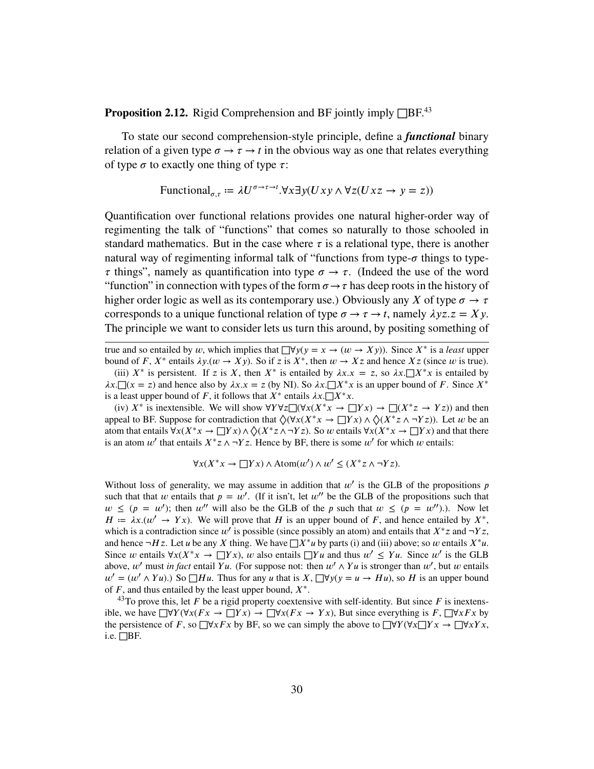**Proposition 2.12.** Rigid Comprehension and BF jointly imply $\Box$BF.[43]

To state our second comprehension-style principle, define a ***functional*** binary relation of a given type $\sigma \to \tau \to t$ in the obvious way as one that relates everything of type $\sigma$ to exactly one thing of type $\tau$:

$$\text{Functional}_{\sigma,\tau} := \lambda U^{\sigma\to\tau\to t}.\forall x \exists y(Uxy \wedge \forall z(Uxz \to y = z))$$

Quantification over functional relations provides one natural higher-order way of regimenting the talk of "functions" that comes so naturally to those schooled in standard mathematics. But in the case where $\tau$ is a relational type, there is another natural way of regimenting informal talk of "functions from type-$\sigma$ things to type-$\tau$ things", namely as quantification into type $\sigma \to \tau$. (Indeed the use of the word "function" in connection with types of the form $\sigma \to \tau$ has deep roots in the history of higher order logic as well as its contemporary use.) Obviously any $X$ of type $\sigma \to \tau$ corresponds to a unique functional relation of type $\sigma \to \tau \to t$, namely $\lambda yz.z = Xy$. The principle we want to consider lets us turn this around, by positing something of

---

true and so entailed by $w$, which implies that $\Box\forall y(y = x \to (w \to Xy))$. Since $X^*$ is a *least* upper bound of $F$, $X^*$ entails $\lambda y.(w \to Xy)$. So if $z$ is $X^*$, then $w \to Xz$ and hence $Xz$ (since $w$ is true).

(iii) $X^*$ is persistent. If $z$ is $X$, then $X^*$ is entailed by $\lambda x.x = z$, so $\lambda x.\Box X^*x$ is entailed by $\lambda x.\Box(x = z)$ and hence also by $\lambda x.x = z$ (by NI). So $\lambda x.\Box X^*x$ is an upper bound of $F$. Since $X^*$ is a least upper bound of $F$, it follows that $X^*$ entails $\lambda x.\Box X^*x$.

(iv) $X^*$ is inextensible. We will show $\forall Y\forall z\Box(\forall x(X^*x \to \Box Yx) \to \Box(X^*z \to Yz))$ and then appeal to BF. Suppose for contradiction that $\Diamond(\forall x(X^*x \to \Box Yx) \wedge \Diamond(X^*z \wedge \neg Yz))$. Let $w$ be an atom that entails $\forall x(X^*x \to \Box Yx) \wedge \Diamond(X^*z \wedge \neg Yz)$. So $w$ entails $\forall x(X^*x \to \Box Yx)$ and that there is an atom $w'$ that entails $X^*z \wedge \neg Yz$. Hence by BF, there is some $w'$ for which $w$ entails:

$$\forall x(X^*x \to \Box Yx) \wedge \text{Atom}(w') \wedge w' \leq (X^*z \wedge \neg Yz).$$

Without loss of generality, we may assume in addition that $w'$ is the GLB of the propositions $p$ such that that $w$ entails that $p = w'$. (If it isn't, let $w''$ be the GLB of the propositions such that $w \leq (p = w')$; then $w''$ will also be the GLB of the $p$ such that $w \leq (p = w'')$.). Now let $H := \lambda x.(w' \to Yx)$. We will prove that $H$ is an upper bound of $F$, and hence entailed by $X^*$, which is a contradiction since $w'$ is possible (since possibly an atom) and entails that $X^*z$ and $\neg Yz$, and hence $\neg Hz$. Let $u$ be any $X$ thing. We have $\Box X^*u$ by parts (i) and (iii) above; so $w$ entails $X^*u$. Since $w$ entails $\forall x(X^*x \to \Box Yx)$, $w$ also entails $\Box Yu$ and thus $w' \leq Yu$. Since $w'$ is the GLB above, $w'$ must *in fact* entail $Yu$. (For suppose not: then $w' \wedge Yu$ is stronger than $w'$, but $w$ entails $w' = (w' \wedge Yu)$.) So $\Box Hu$. Thus for any $u$ that is $X$, $\Box\forall y(y = u \to Hu)$, so $H$ is an upper bound of $F$, and thus entailed by the least upper bound, $X^*$.

[43] To prove this, let $F$ be a rigid property coextensive with self-identity. But since $F$ is inextensible, we have $\Box\forall Y(\forall x(Fx \to \Box Yx) \to \Box\forall x(Fx \to Yx)$, But since everything is $F$, $\Box\forall xFx$ by the persistence of $F$, so $\Box\forall xFx$ by BF, so we can simply the above to $\Box\forall Y(\forall x\Box Yx \to \Box\forall xYx$, i.e. $\Box$BF.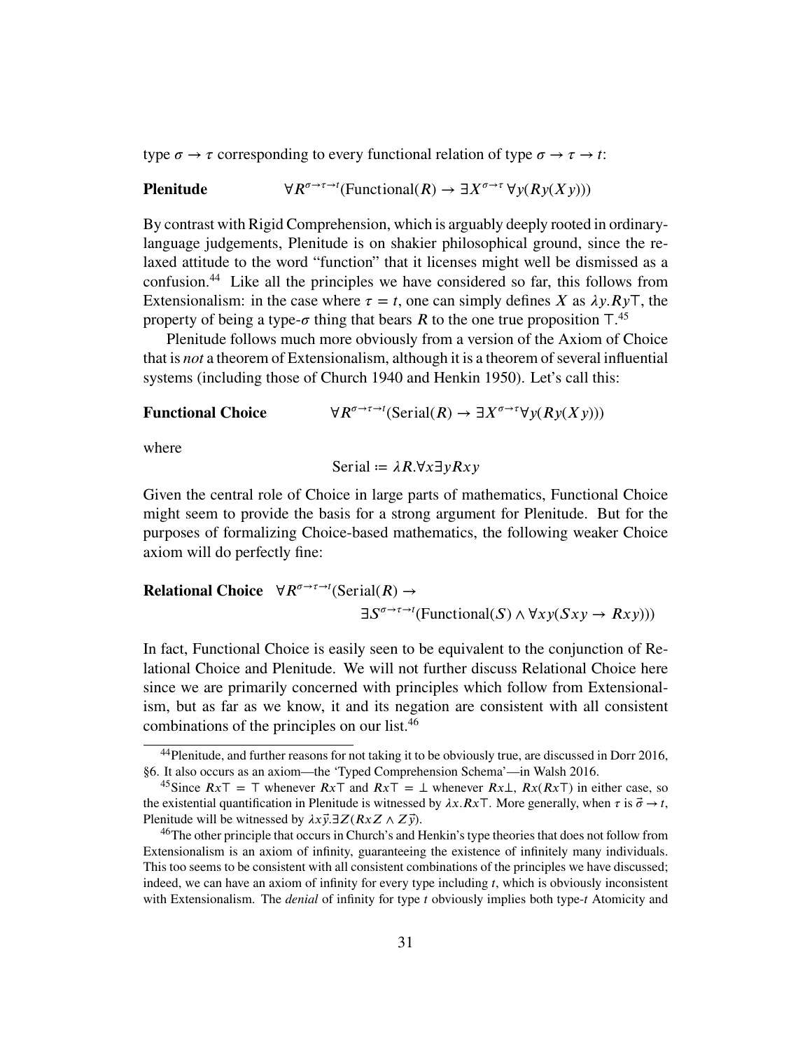type $\sigma \to \tau$ corresponding to every functional relation of type $\sigma \to \tau \to t$:

**Plenitude** $\quad \forall R^{\sigma\to\tau\to t}(\mathrm{Functional}(R) \to \exists X^{\sigma\to\tau}\,\forall y(Ry(Xy)))$

By contrast with Rigid Comprehension, which is arguably deeply rooted in ordinary-language judgements, Plenitude is on shakier philosophical ground, since the relaxed attitude to the word "function" that it licenses might well be dismissed as a confusion.[44] Like all the principles we have considered so far, this follows from Extensionalism: in the case where $\tau = t$, one can simply defines $X$ as $\lambda y.Ry\top$, the property of being a type-$\sigma$ thing that bears $R$ to the one true proposition $\top$.[45]

Plenitude follows much more obviously from a version of the Axiom of Choice that is *not* a theorem of Extensionalism, although it is a theorem of several influential systems (including those of Church 1940 and Henkin 1950). Let's call this:

**Functional Choice** $\quad \forall R^{\sigma\to\tau\to t}(\mathrm{Serial}(R) \to \exists X^{\sigma\to\tau}\forall y(Ry(Xy)))$

where

$$\mathrm{Serial} \coloneqq \lambda R.\forall x \exists y Rxy$$

Given the central role of Choice in large parts of mathematics, Functional Choice might seem to provide the basis for a strong argument for Plenitude. But for the purposes of formalizing Choice-based mathematics, the following weaker Choice axiom will do perfectly fine:

**Relational Choice** $\quad \forall R^{\sigma\to\tau\to t}(\mathrm{Serial}(R) \to$
$\qquad\qquad \exists S^{\sigma\to\tau\to t}(\mathrm{Functional}(S) \land \forall xy(Sxy \to Rxy)))$

In fact, Functional Choice is easily seen to be equivalent to the conjunction of Relational Choice and Plenitude. We will not further discuss Relational Choice here since we are primarily concerned with principles which follow from Extensionalism, but as far as we know, it and its negation are consistent with all consistent combinations of the principles on our list.[46]

---

[44] Plenitude, and further reasons for not taking it to be obviously true, are discussed in Dorr 2016, §6. It also occurs as an axiom—the 'Typed Comprehension Schema'—in Walsh 2016.

[45] Since $Rx\top = \top$ whenever $Rx\top$ and $Rx\top = \bot$ whenever $Rx\bot$, $Rx(Rx\top)$ in either case, so the existential quantification in Plenitude is witnessed by $\lambda x.Rx\top$. More generally, when $\tau$ is $\vec{\sigma} \to t$, Plenitude will be witnessed by $\lambda x\vec{y}.\exists Z(RxZ \land Z\vec{y})$.

[46] The other principle that occurs in Church's and Henkin's type theories that does not follow from Extensionalism is an axiom of infinity, guaranteeing the existence of infinitely many individuals. This too seems to be consistent with all consistent combinations of the principles we have discussed; indeed, we can have an axiom of infinity for every type including $t$, which is obviously inconsistent with Extensionalism. The *denial* of infinity for type $t$ obviously implies both type-$t$ Atomicity and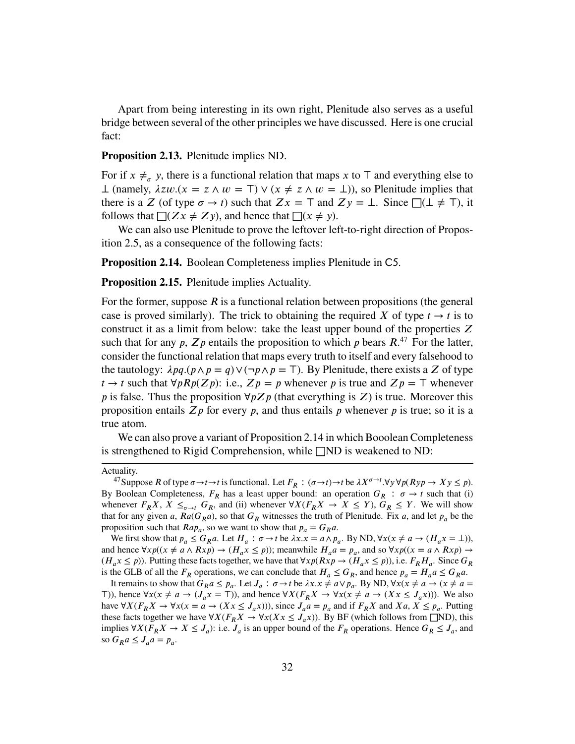Apart from being interesting in its own right, Plenitude also serves as a useful bridge between several of the other principles we have discussed. Here is one crucial fact:

**Proposition 2.13.** Plenitude implies ND.

For if $x \neq_\sigma y$, there is a functional relation that maps $x$ to $\top$ and everything else to $\bot$ (namely, $\lambda zw.(x = z \wedge w = \top) \vee (x \neq z \wedge w = \bot)$), so Plenitude implies that there is a $Z$ (of type $\sigma \to t$) such that $Zx = \top$ and $Zy = \bot$. Since $\Box(\bot \neq \top)$, it follows that $\Box(Zx \neq Zy)$, and hence that $\Box(x \neq y)$.

We can also use Plenitude to prove the leftover left-to-right direction of Proposition 2.5, as a consequence of the following facts:

**Proposition 2.14.** Boolean Completeness implies Plenitude in C5.

**Proposition 2.15.** Plenitude implies Actuality.

For the former, suppose $R$ is a functional relation between propositions (the general case is proved similarly). The trick to obtaining the required $X$ of type $t \to t$ is to construct it as a limit from below: take the least upper bound of the properties $Z$ such that for any $p$, $Zp$ entails the proposition to which $p$ bears $R$.[47] For the latter, consider the functional relation that maps every truth to itself and every falsehood to the tautology: $\lambda pq.(p \wedge p = q) \vee (\neg p \wedge p = \top)$. By Plenitude, there exists a $Z$ of type $t \to t$ such that $\forall p R p(Zp)$: i.e., $Zp = p$ whenever $p$ is true and $Zp = \top$ whenever $p$ is false. Thus the proposition $\forall p Zp$ (that everything is $Z$) is true. Moreover this proposition entails $Zp$ for every $p$, and thus entails $p$ whenever $p$ is true; so it is a true atom.

We can also prove a variant of Proposition 2.14 in which Booolean Completeness is strengthened to Rigid Comprehension, while $\Box$ND is weakened to ND:

---

Actuality.

[47] Suppose $R$ of type $\sigma \to t \to t$ is functional. Let $F_R : (\sigma \to t) \to t$ be $\lambda X^{\sigma \to t}.\forall y \forall p(Ryp \to Xy \leq p)$. By Boolean Completeness, $F_R$ has a least upper bound: an operation $G_R : \sigma \to t$ such that (i) whenever $F_R X$, $X \leq_{\sigma \to t} G_R$, and (ii) whenever $\forall X(F_R X \to X \leq Y)$, $G_R \leq Y$. We will show that for any given $a$, $Ra(G_R a)$, so that $G_R$ witnesses the truth of Plenitude. Fix $a$, and let $p_a$ be the proposition such that $Rap_a$, so we want to show that $p_a = G_R a$.

We first show that $p_a \leq G_R a$. Let $H_a : \sigma \to t$ be $\lambda x.x = a \wedge p_a$. By ND, $\forall x(x \neq a \to (H_a x = \bot))$, and hence $\forall xp((x \neq a \wedge Rxp) \to (H_a x \leq p))$; meanwhile $H_a a = p_a$, and so $\forall xp((x = a \wedge Rxp) \to (H_a x \leq p))$. Putting these facts together, we have that $\forall xp(Rxp \to (H_a x \leq p))$, i.e. $F_R H_a$. Since $G_R$ is the GLB of all the $F_R$ operations, we can conclude that $H_a \leq G_R$, and hence $p_a = H_a a \leq G_R a$.

It remains to show that $G_R a \leq p_a$. Let $J_a : \sigma \to t$ be $\lambda x.x \neq a \vee p_a$. By ND, $\forall x(x \neq a \to (x \neq a = \top))$, hence $\forall x(x \neq a \to (J_a x = \top))$, and hence $\forall X(F_R X \to \forall x(x \neq a \to (Xx \leq J_a x)))$. We also have $\forall X(F_R X \to \forall x(x = a \to (Xx \leq J_a x)))$, since $J_a a = p_a$ and if $F_R X$ and $Xa$, $X \leq p_a$. Putting these facts together we have $\forall X(F_R X \to \forall x(Xx \leq J_a x))$. By BF (which follows from $\Box$ND), this implies $\forall X(F_R X \to X \leq J_a)$: i.e. $J_a$ is an upper bound of the $F_R$ operations. Hence $G_R \leq J_a$, and so $G_R a \leq J_a a = p_a$.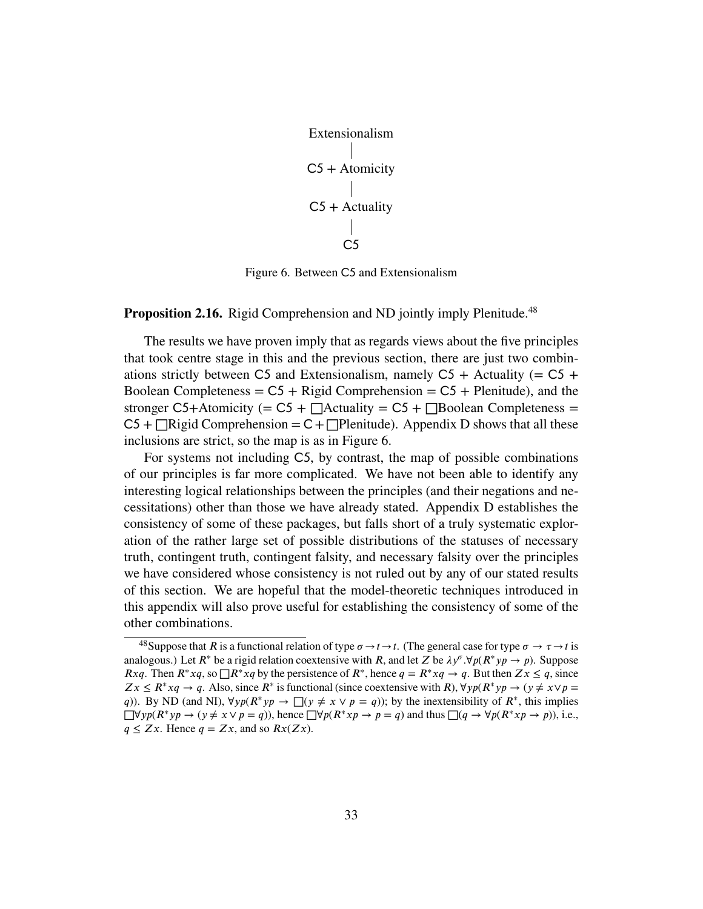Extensionalism

|

C5 + Atomicity

|

C5 + Actuality

|

C5

Figure 6. Between C5 and Extensionalism

**Proposition 2.16.** Rigid Comprehension and ND jointly imply Plenitude.[48]

The results we have proven imply that as regards views about the five principles that took centre stage in this and the previous section, there are just two combinations strictly between C5 and Extensionalism, namely C5 + Actuality (= C5 + Boolean Completeness = C5 + Rigid Comprehension = C5 + Plenitude), and the stronger C5+Atomicity (= C5 + $\Box$Actuality = C5 + $\Box$Boolean Completeness = C5 + $\Box$Rigid Comprehension = C + $\Box$Plenitude). Appendix D shows that all these inclusions are strict, so the map is as in Figure 6.

For systems not including C5, by contrast, the map of possible combinations of our principles is far more complicated. We have not been able to identify any interesting logical relationships between the principles (and their negations and necessitations) other than those we have already stated. Appendix D establishes the consistency of some of these packages, but falls short of a truly systematic exploration of the rather large set of possible distributions of the statuses of necessary truth, contingent truth, contingent falsity, and necessary falsity over the principles we have considered whose consistency is not ruled out by any of our stated results of this section. We are hopeful that the model-theoretic techniques introduced in this appendix will also prove useful for establishing the consistency of some of the other combinations.

[48] Suppose that $R$ is a functional relation of type $\sigma \to t \to t$. (The general case for type $\sigma \to \tau \to t$ is analogous.) Let $R^*$ be a rigid relation coextensive with $R$, and let $Z$ be $\lambda y^\sigma.\forall p(R^* yp \to p)$. Suppose $Rxq$. Then $R^* xq$, so $\Box R^* xq$ by the persistence of $R^*$, hence $q = R^* xq \to q$. But then $Zx \leq q$, since $Zx \leq R^* xq \to q$. Also, since $R^*$ is functional (since coextensive with $R$), $\forall yp(R^* yp \to (y \neq x \vee p = q))$. By ND (and NI), $\forall yp(R^* yp \to \Box(y \neq x \vee p = q))$; by the inextensibility of $R^*$, this implies $\Box\forall yp(R^* yp \to (y \neq x \vee p = q))$, hence $\Box\forall p(R^* xp \to p = q)$ and thus $\Box(q \to \forall p(R^* xp \to p))$, i.e., $q \leq Zx$. Hence $q = Zx$, and so $Rx(Zx)$.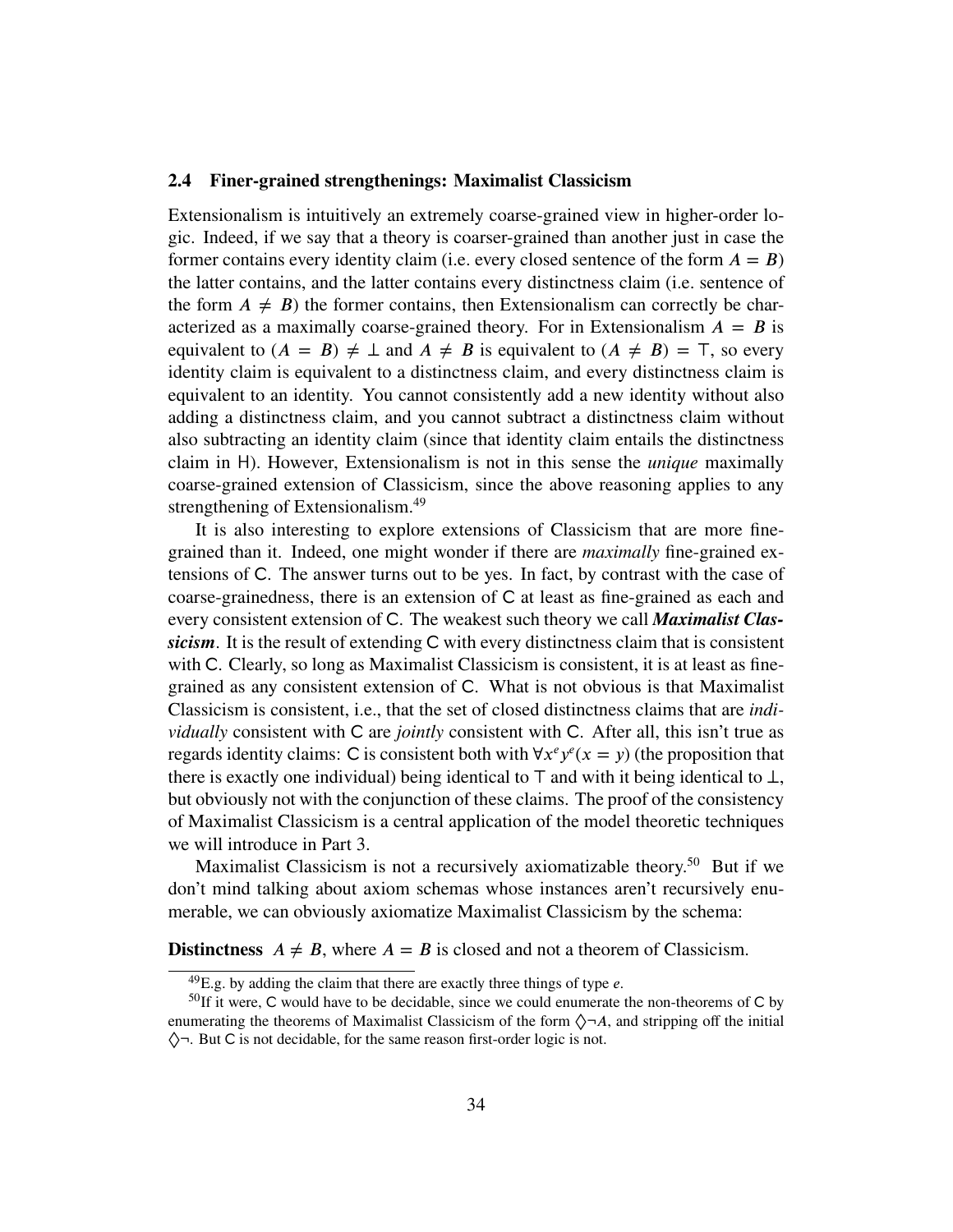### 2.4 Finer-grained strengthenings: Maximalist Classicism

Extensionalism is intuitively an extremely coarse-grained view in higher-order logic. Indeed, if we say that a theory is coarser-grained than another just in case the former contains every identity claim (i.e. every closed sentence of the form $A = B$) the latter contains, and the latter contains every distinctness claim (i.e. sentence of the form $A \neq B$) the former contains, then Extensionalism can correctly be characterized as a maximally coarse-grained theory. For in Extensionalism $A = B$ is equivalent to $(A = B) \neq \bot$ and $A \neq B$ is equivalent to $(A \neq B) = \top$, so every identity claim is equivalent to a distinctness claim, and every distinctness claim is equivalent to an identity. You cannot consistently add a new identity without also adding a distinctness claim, and you cannot subtract a distinctness claim without also subtracting an identity claim (since that identity claim entails the distinctness claim in H). However, Extensionalism is not in this sense the *unique* maximally coarse-grained extension of Classicism, since the above reasoning applies to any strengthening of Extensionalism.[49]

It is also interesting to explore extensions of Classicism that are more fine-grained than it. Indeed, one might wonder if there are *maximally* fine-grained extensions of C. The answer turns out to be yes. In fact, by contrast with the case of coarse-grainedness, there is an extension of C at least as fine-grained as each and every consistent extension of C. The weakest such theory we call ***Maximalist Classicism***. It is the result of extending C with every distinctness claim that is consistent with C. Clearly, so long as Maximalist Classicism is consistent, it is at least as fine-grained as any consistent extension of C. What is not obvious is that Maximalist Classicism is consistent, i.e., that the set of closed distinctness claims that are *individually* consistent with C are *jointly* consistent with C. After all, this isn't true as regards identity claims: C is consistent both with $\forall x^e y^e (x = y)$ (the proposition that there is exactly one individual) being identical to $\top$ and with it being identical to $\bot$, but obviously not with the conjunction of these claims. The proof of the consistency of Maximalist Classicism is a central application of the model theoretic techniques we will introduce in Part 3.

Maximalist Classicism is not a recursively axiomatizable theory.[50] But if we don't mind talking about axiom schemas whose instances aren't recursively enumerable, we can obviously axiomatize Maximalist Classicism by the schema:

**Distinctness** $A \neq B$, where $A = B$ is closed and not a theorem of Classicism.

---

[49] E.g. by adding the claim that there are exactly three things of type $e$.

[50] If it were, C would have to be decidable, since we could enumerate the non-theorems of C by enumerating the theorems of Maximalist Classicism of the form $\Diamond\neg A$, and stripping off the initial $\Diamond\neg$. But C is not decidable, for the same reason first-order logic is not.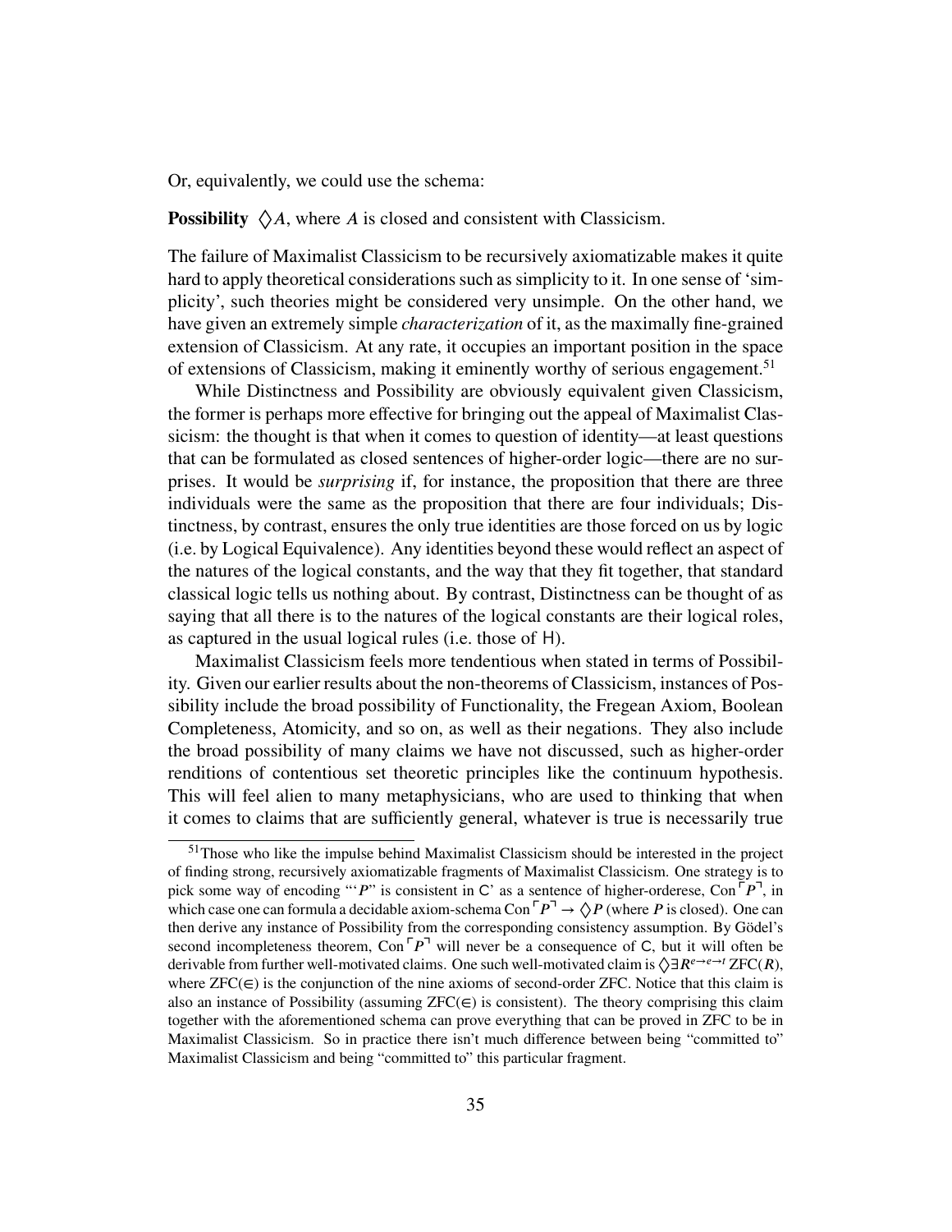Or, equivalently, we could use the schema:

**Possibility** $\Diamond A$, where $A$ is closed and consistent with Classicism.

The failure of Maximalist Classicism to be recursively axiomatizable makes it quite hard to apply theoretical considerations such as simplicity to it. In one sense of 'simplicity', such theories might be considered very unsimple. On the other hand, we have given an extremely simple *characterization* of it, as the maximally fine-grained extension of Classicism. At any rate, it occupies an important position in the space of extensions of Classicism, making it eminently worthy of serious engagement.[51]

While Distinctness and Possibility are obviously equivalent given Classicism, the former is perhaps more effective for bringing out the appeal of Maximalist Classicism: the thought is that when it comes to question of identity—at least questions that can be formulated as closed sentences of higher-order logic—there are no surprises. It would be *surprising* if, for instance, the proposition that there are three individuals were the same as the proposition that there are four individuals; Distinctness, by contrast, ensures the only true identities are those forced on us by logic (i.e. by Logical Equivalence). Any identities beyond these would reflect an aspect of the natures of the logical constants, and the way that they fit together, that standard classical logic tells us nothing about. By contrast, Distinctness can be thought of as saying that all there is to the natures of the logical constants are their logical roles, as captured in the usual logical rules (i.e. those of H).

Maximalist Classicism feels more tendentious when stated in terms of Possibility. Given our earlier results about the non-theorems of Classicism, instances of Possibility include the broad possibility of Functionality, the Fregean Axiom, Boolean Completeness, Atomicity, and so on, as well as their negations. They also include the broad possibility of many claims we have not discussed, such as higher-order renditions of contentious set theoretic principles like the continuum hypothesis. This will feel alien to many metaphysicians, who are used to thinking that when it comes to claims that are sufficiently general, whatever is true is necessarily true

[51] Those who like the impulse behind Maximalist Classicism should be interested in the project of finding strong, recursively axiomatizable fragments of Maximalist Classicism. One strategy is to pick some way of encoding "'$P$' is consistent in C' as a sentence of higher-orderese, $\mathrm{Con}\ulcorner P \urcorner$, in which case one can formula a decidable axiom-schema $\mathrm{Con}\ulcorner P \urcorner \to \Diamond P$ (where $P$ is closed). One can then derive any instance of Possibility from the corresponding consistency assumption. By Gödel's second incompleteness theorem, $\mathrm{Con}\ulcorner P \urcorner$ will never be a consequence of C, but it will often be derivable from further well-motivated claims. One such well-motivated claim is $\Diamond \exists R^{e \to e \to t}\, \mathrm{ZFC}(R)$, where $\mathrm{ZFC}(\in)$ is the conjunction of the nine axioms of second-order ZFC. Notice that this claim is also an instance of Possibility (assuming $\mathrm{ZFC}(\in)$ is consistent). The theory comprising this claim together with the aforementioned schema can prove everything that can be proved in ZFC to be in Maximalist Classicism. So in practice there isn't much difference between being "committed to" Maximalist Classicism and being "committed to" this particular fragment.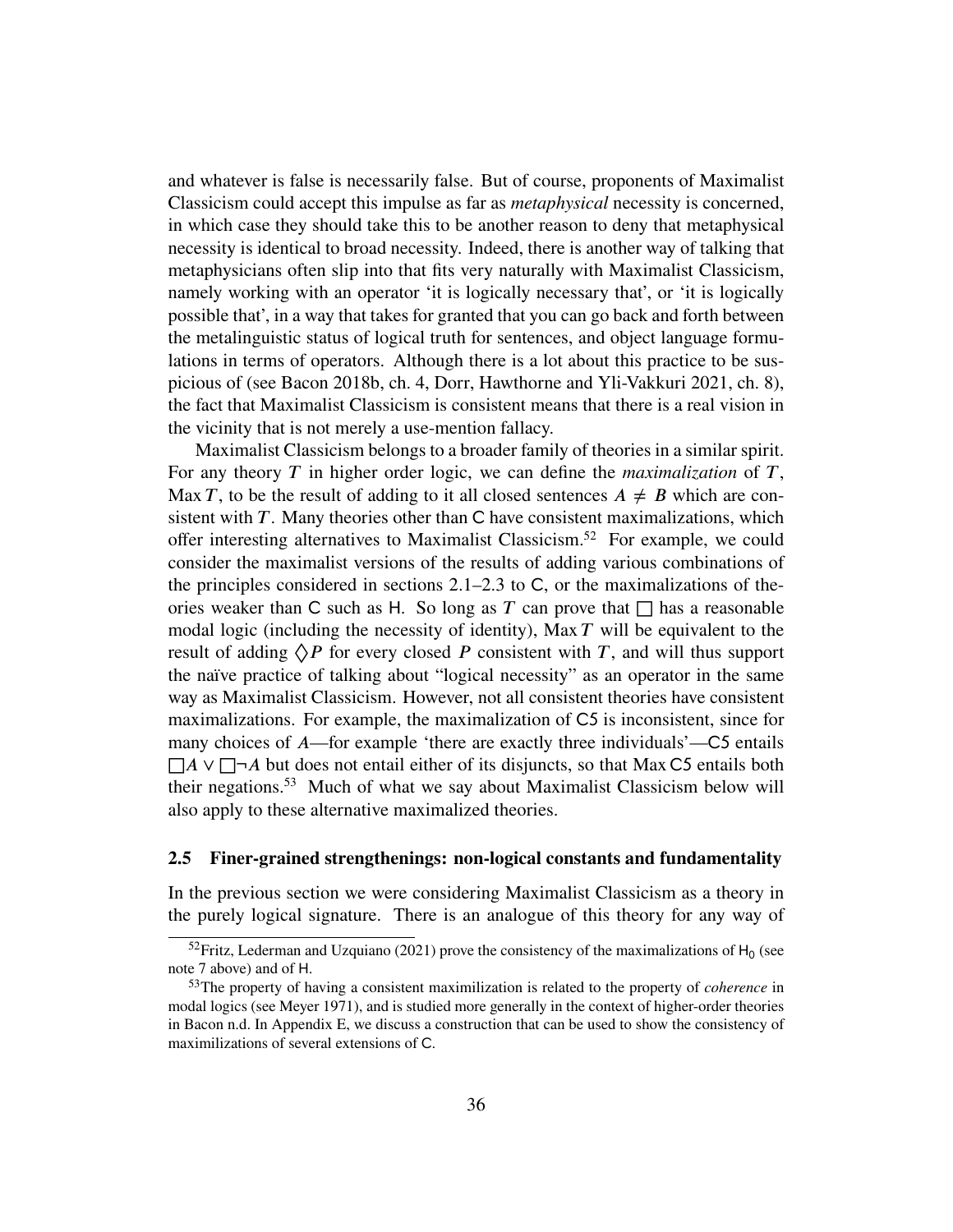and whatever is false is necessarily false. But of course, proponents of Maximalist Classicism could accept this impulse as far as *metaphysical* necessity is concerned, in which case they should take this to be another reason to deny that metaphysical necessity is identical to broad necessity. Indeed, there is another way of talking that metaphysicians often slip into that fits very naturally with Maximalist Classicism, namely working with an operator 'it is logically necessary that', or 'it is logically possible that', in a way that takes for granted that you can go back and forth between the metalinguistic status of logical truth for sentences, and object language formulations in terms of operators. Although there is a lot about this practice to be suspicious of (see Bacon 2018b, ch. 4, Dorr, Hawthorne and Yli-Vakkuri 2021, ch. 8), the fact that Maximalist Classicism is consistent means that there is a real vision in the vicinity that is not merely a use-mention fallacy.

Maximalist Classicism belongs to a broader family of theories in a similar spirit. For any theory $T$ in higher order logic, we can define the *maximalization* of $T$, $\mathrm{Max}\,T$, to be the result of adding to it all closed sentences $A \neq B$ which are consistent with $T$. Many theories other than C have consistent maximalizations, which offer interesting alternatives to Maximalist Classicism.[52] For example, we could consider the maximalist versions of the results of adding various combinations of the principles considered in sections 2.1–2.3 to C, or the maximalizations of theories weaker than C such as H. So long as $T$ can prove that $\Box$ has a reasonable modal logic (including the necessity of identity), $\mathrm{Max}\,T$ will be equivalent to the result of adding $\Diamond P$ for every closed $P$ consistent with $T$, and will thus support the naïve practice of talking about "logical necessity" as an operator in the same way as Maximalist Classicism. However, not all consistent theories have consistent maximalizations. For example, the maximalization of C5 is inconsistent, since for many choices of $A$—for example 'there are exactly three individuals'—C5 entails $\Box A \vee \Box\neg A$ but does not entail either of its disjuncts, so that $\mathrm{Max}\,$C5 entails both their negations.[53] Much of what we say about Maximalist Classicism below will also apply to these alternative maximalized theories.

## 2.5 Finer-grained strengthenings: non-logical constants and fundamentality

In the previous section we were considering Maximalist Classicism as a theory in the purely logical signature. There is an analogue of this theory for any way of

[52] Fritz, Lederman and Uzquiano (2021) prove the consistency of the maximalizations of $\mathsf{H}_0$ (see note 7 above) and of H.

[53] The property of having a consistent maximilization is related to the property of *coherence* in modal logics (see Meyer 1971), and is studied more generally in the context of higher-order theories in Bacon n.d. In Appendix E, we discuss a construction that can be used to show the consistency of maximilizations of several extensions of C.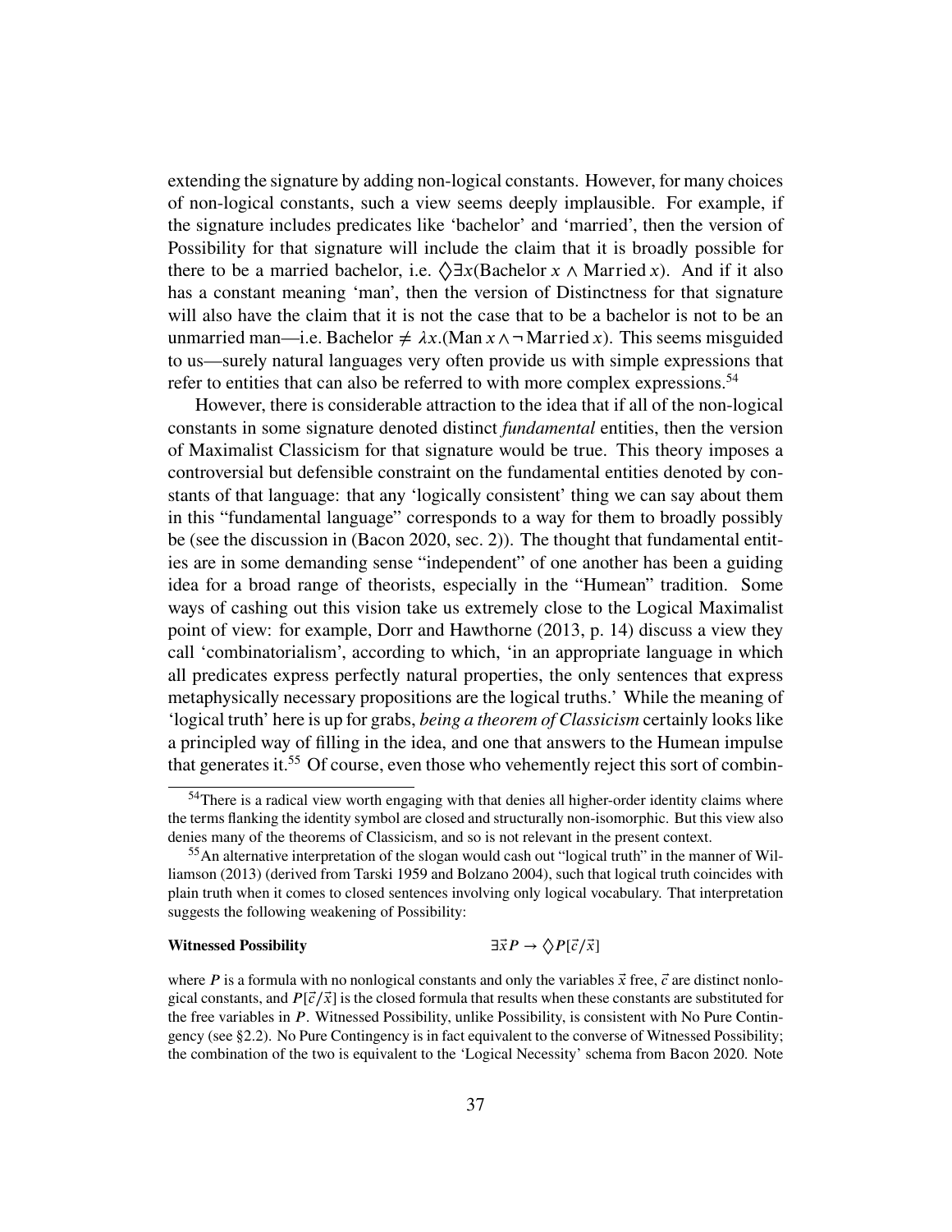extending the signature by adding non-logical constants. However, for many choices of non-logical constants, such a view seems deeply implausible. For example, if the signature includes predicates like 'bachelor' and 'married', then the version of Possibility for that signature will include the claim that it is broadly possible for there to be a married bachelor, i.e. $\Diamond\exists x(\text{Bachelor}\, x \wedge \text{Married}\, x)$. And if it also has a constant meaning 'man', then the version of Distinctness for that signature will also have the claim that it is not the case that to be a bachelor is not to be an unmarried man—i.e. $\text{Bachelor} \neq \lambda x.(\text{Man}\, x \wedge \neg\, \text{Married}\, x)$. This seems misguided to us—surely natural languages very often provide us with simple expressions that refer to entities that can also be referred to with more complex expressions.[54]

However, there is considerable attraction to the idea that if all of the non-logical constants in some signature denoted distinct *fundamental* entities, then the version of Maximalist Classicism for that signature would be true. This theory imposes a controversial but defensible constraint on the fundamental entities denoted by constants of that language: that any 'logically consistent' thing we can say about them in this "fundamental language" corresponds to a way for them to broadly possibly be (see the discussion in (Bacon 2020, sec. 2)). The thought that fundamental entities are in some demanding sense "independent" of one another has been a guiding idea for a broad range of theorists, especially in the "Humean" tradition. Some ways of cashing out this vision take us extremely close to the Logical Maximalist point of view: for example, Dorr and Hawthorne (2013, p. 14) discuss a view they call 'combinatorialism', according to which, 'in an appropriate language in which all predicates express perfectly natural properties, the only sentences that express metaphysically necessary propositions are the logical truths.' While the meaning of 'logical truth' here is up for grabs, *being a theorem of Classicism* certainly looks like a principled way of filling in the idea, and one that answers to the Humean impulse that generates it.[55] Of course, even those who vehemently reject this sort of combin-

---

[54] There is a radical view worth engaging with that denies all higher-order identity claims where the terms flanking the identity symbol are closed and structurally non-isomorphic. But this view also denies many of the theorems of Classicism, and so is not relevant in the present context.

[55] An alternative interpretation of the slogan would cash out "logical truth" in the manner of Williamson (2013) (derived from Tarski 1959 and Bolzano 2004), such that logical truth coincides with plain truth when it comes to closed sentences involving only logical vocabulary. That interpretation suggests the following weakening of Possibility:

**Witnessed Possibility** $\qquad \exists\vec{x}P \rightarrow \Diamond P[\vec{c}/\vec{x}]$

where $P$ is a formula with no nonlogical constants and only the variables $\vec{x}$ free, $\vec{c}$ are distinct nonlogical constants, and $P[\vec{c}/\vec{x}]$ is the closed formula that results when these constants are substituted for the free variables in $P$. Witnessed Possibility, unlike Possibility, is consistent with No Pure Contingency (see §2.2). No Pure Contingency is in fact equivalent to the converse of Witnessed Possibility; the combination of the two is equivalent to the 'Logical Necessity' schema from Bacon 2020. Note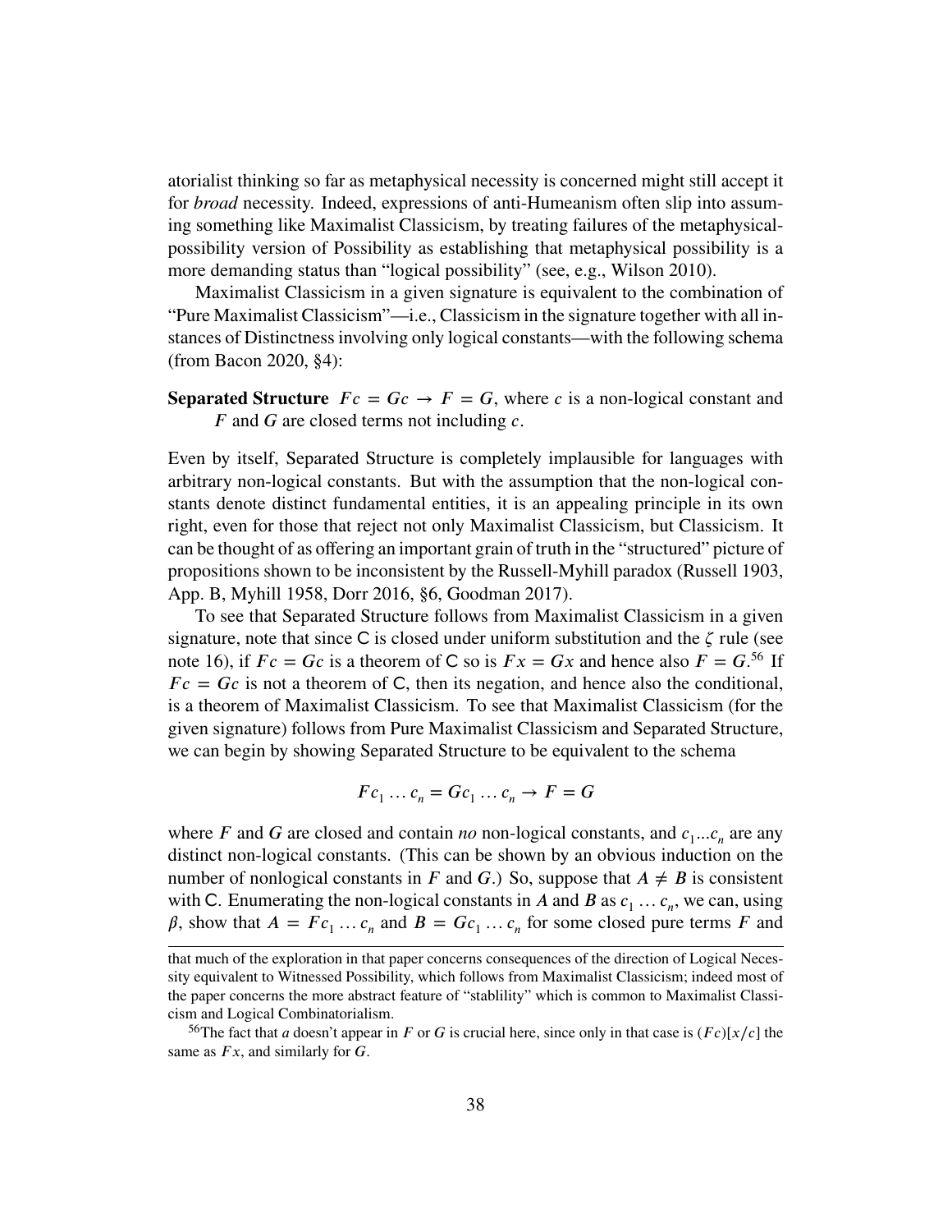atorialist thinking so far as metaphysical necessity is concerned might still accept it for *broad* necessity. Indeed, expressions of anti-Humeanism often slip into assuming something like Maximalist Classicism, by treating failures of the metaphysical-possibility version of Possibility as establishing that metaphysical possibility is a more demanding status than "logical possibility" (see, e.g., Wilson 2010).

Maximalist Classicism in a given signature is equivalent to the combination of "Pure Maximalist Classicism"—i.e., Classicism in the signature together with all instances of Distinctness involving only logical constants—with the following schema (from Bacon 2020, §4):

**Separated Structure** $Fc = Gc \to F = G$, where $c$ is a non-logical constant and $F$ and $G$ are closed terms not including $c$.

Even by itself, Separated Structure is completely implausible for languages with arbitrary non-logical constants. But with the assumption that the non-logical constants denote distinct fundamental entities, it is an appealing principle in its own right, even for those that reject not only Maximalist Classicism, but Classicism. It can be thought of as offering an important grain of truth in the "structured" picture of propositions shown to be inconsistent by the Russell-Myhill paradox (Russell 1903, App. B, Myhill 1958, Dorr 2016, §6, Goodman 2017).

To see that Separated Structure follows from Maximalist Classicism in a given signature, note that since C is closed under uniform substitution and the $\zeta$ rule (see note 16), if $Fc = Gc$ is a theorem of C so is $Fx = Gx$ and hence also $F = G$.[56] If $Fc = Gc$ is not a theorem of C, then its negation, and hence also the conditional, is a theorem of Maximalist Classicism. To see that Maximalist Classicism (for the given signature) follows from Pure Maximalist Classicism and Separated Structure, we can begin by showing Separated Structure to be equivalent to the schema

$$Fc_1 \dots c_n = Gc_1 \dots c_n \to F = G$$

where $F$ and $G$ are closed and contain *no* non-logical constants, and $c_1 ... c_n$ are any distinct non-logical constants. (This can be shown by an obvious induction on the number of nonlogical constants in $F$ and $G$.) So, suppose that $A \neq B$ is consistent with C. Enumerating the non-logical constants in $A$ and $B$ as $c_1 \dots c_n$, we can, using $\beta$, show that $A = Fc_1 \dots c_n$ and $B = Gc_1 \dots c_n$ for some closed pure terms $F$ and

---

that much of the exploration in that paper concerns consequences of the direction of Logical Necessity equivalent to Witnessed Possibility, which follows from Maximalist Classicism; indeed most of the paper concerns the more abstract feature of "stablility" which is common to Maximalist Classicism and Logical Combinatorialism.

[56] The fact that $a$ doesn't appear in $F$ or $G$ is crucial here, since only in that case is $(Fc)[x/c]$ the same as $Fx$, and similarly for $G$.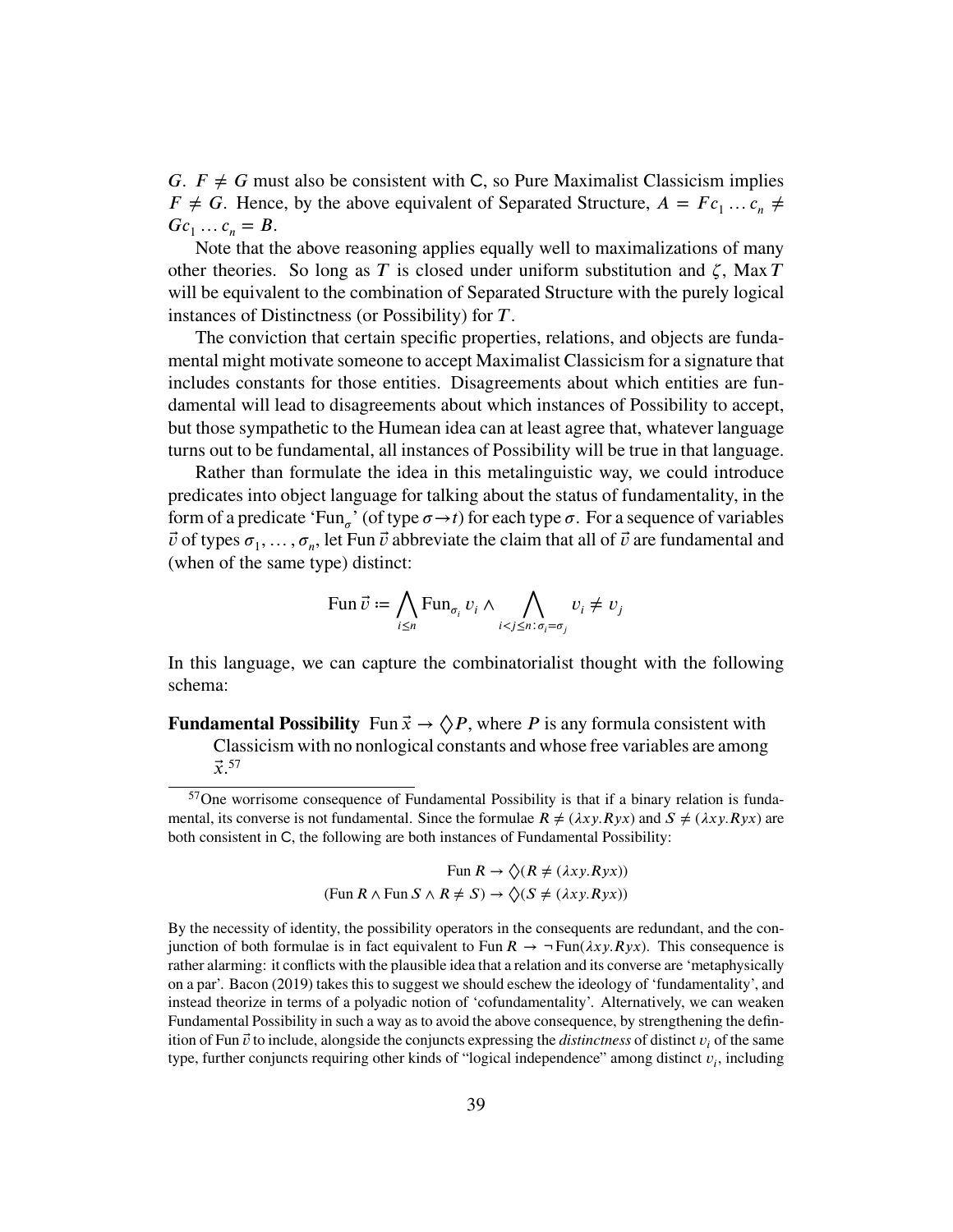$G$. $F \neq G$ must also be consistent with C, so Pure Maximalist Classicism implies $F \neq G$. Hence, by the above equivalent of Separated Structure, $A = Fc_1 \ldots c_n \neq Gc_1 \ldots c_n = B$.

Note that the above reasoning applies equally well to maximalizations of many other theories. So long as $T$ is closed under uniform substitution and $\zeta$, $\operatorname{Max} T$ will be equivalent to the combination of Separated Structure with the purely logical instances of Distinctness (or Possibility) for $T$.

The conviction that certain specific properties, relations, and objects are fundamental might motivate someone to accept Maximalist Classicism for a signature that includes constants for those entities. Disagreements about which entities are fundamental will lead to disagreements about which instances of Possibility to accept, but those sympathetic to the Humean idea can at least agree that, whatever language turns out to be fundamental, all instances of Possibility will be true in that language.

Rather than formulate the idea in this metalinguistic way, we could introduce predicates into object language for talking about the status of fundamentality, in the form of a predicate '$\mathrm{Fun}_\sigma$' (of type $\sigma \to t$) for each type $\sigma$. For a sequence of variables $\vec{v}$ of types $\sigma_1, \ldots, \sigma_n$, let $\mathrm{Fun}\,\vec{v}$ abbreviate the claim that all of $\vec{v}$ are fundamental and (when of the same type) distinct:

$$\mathrm{Fun}\,\vec{v} \coloneqq \bigwedge_{i \leq n} \mathrm{Fun}_{\sigma_i}\, v_i \wedge \bigwedge_{i<j\leq n : \sigma_i = \sigma_j} v_i \neq v_j$$

In this language, we can capture the combinatorialist thought with the following schema:

**Fundamental Possibility** $\mathrm{Fun}\,\vec{x} \to \Diamond P$, where $P$ is any formula consistent with Classicism with no nonlogical constants and whose free variables are among $\vec{x}$.[57]

---

[57]One worrisome consequence of Fundamental Possibility is that if a binary relation is fundamental, its converse is not fundamental. Since the formulae $R \neq (\lambda xy.Ryx)$ and $S \neq (\lambda xy.Ryx)$ are both consistent in C, the following are both instances of Fundamental Possibility:

$$\mathrm{Fun}\,R \to \Diamond(R \neq (\lambda xy.Ryx))$$
$$(\mathrm{Fun}\,R \wedge \mathrm{Fun}\,S \wedge R \neq S) \to \Diamond(S \neq (\lambda xy.Ryx))$$

By the necessity of identity, the possibility operators in the consequents are redundant, and the conjunction of both formulae is in fact equivalent to $\mathrm{Fun}\,R \to \neg\,\mathrm{Fun}(\lambda xy.Ryx)$. This consequence is rather alarming: it conflicts with the plausible idea that a relation and its converse are 'metaphysically on a par'. Bacon (2019) takes this to suggest we should eschew the ideology of 'fundamentality', and instead theorize in terms of a polyadic notion of 'cofundamentality'. Alternatively, we can weaken Fundamental Possibility in such a way as to avoid the above consequence, by strengthening the definition of $\mathrm{Fun}\,\vec{v}$ to include, alongside the conjuncts expressing the *distinctness* of distinct $v_i$ of the same type, further conjuncts requiring other kinds of "logical independence" among distinct $v_i$, including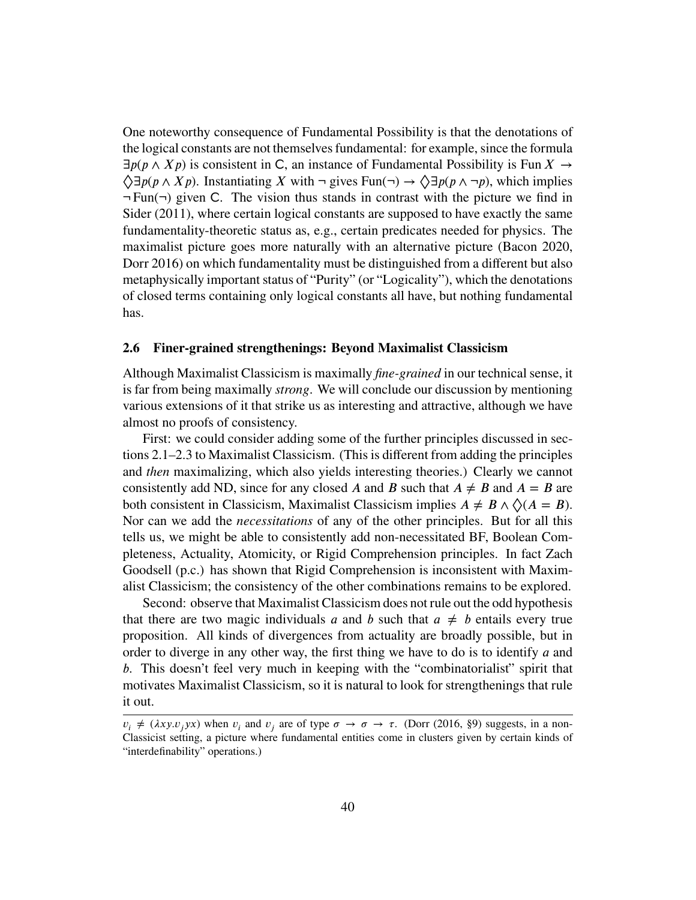One noteworthy consequence of Fundamental Possibility is that the denotations of the logical constants are not themselves fundamental: for example, since the formula $\exists p(p \wedge Xp)$ is consistent in C, an instance of Fundamental Possibility is $\text{Fun}\, X \rightarrow \Diamond \exists p(p \wedge Xp)$. Instantiating $X$ with $\neg$ gives $\text{Fun}(\neg) \rightarrow \Diamond \exists p(p \wedge \neg p)$, which implies $\neg\, \text{Fun}(\neg)$ given C. The vision thus stands in contrast with the picture we find in Sider (2011), where certain logical constants are supposed to have exactly the same fundamentality-theoretic status as, e.g., certain predicates needed for physics. The maximalist picture goes more naturally with an alternative picture (Bacon 2020, Dorr 2016) on which fundamentality must be distinguished from a different but also metaphysically important status of "Purity" (or "Logicality"), which the denotations of closed terms containing only logical constants all have, but nothing fundamental has.

### 2.6 Finer-grained strengthenings: Beyond Maximalist Classicism

Although Maximalist Classicism is maximally *fine-grained* in our technical sense, it is far from being maximally *strong*. We will conclude our discussion by mentioning various extensions of it that strike us as interesting and attractive, although we have almost no proofs of consistency.

First: we could consider adding some of the further principles discussed in sections 2.1–2.3 to Maximalist Classicism. (This is different from adding the principles and *then* maximalizing, which also yields interesting theories.) Clearly we cannot consistently add ND, since for any closed $A$ and $B$ such that $A \neq B$ and $A = B$ are both consistent in Classicism, Maximalist Classicism implies $A \neq B \wedge \Diamond(A = B)$. Nor can we add the *necessitations* of any of the other principles. But for all this tells us, we might be able to consistently add non-necessitated BF, Boolean Completeness, Actuality, Atomicity, or Rigid Comprehension principles. In fact Zach Goodsell (p.c.) has shown that Rigid Comprehension is inconsistent with Maximalist Classicism; the consistency of the other combinations remains to be explored.

Second: observe that Maximalist Classicism does not rule out the odd hypothesis that there are two magic individuals $a$ and $b$ such that $a \neq b$ entails every true proposition. All kinds of divergences from actuality are broadly possible, but in order to diverge in any other way, the first thing we have to do is to identify $a$ and $b$. This doesn't feel very much in keeping with the "combinatorialist" spirit that motivates Maximalist Classicism, so it is natural to look for strengthenings that rule it out.

---

$v_i \neq (\lambda xy.v_j yx)$ when $v_i$ and $v_j$ are of type $\sigma \rightarrow \sigma \rightarrow \tau$. (Dorr (2016, §9) suggests, in a non-Classicist setting, a picture where fundamental entities come in clusters given by certain kinds of "interdefinability" operations.)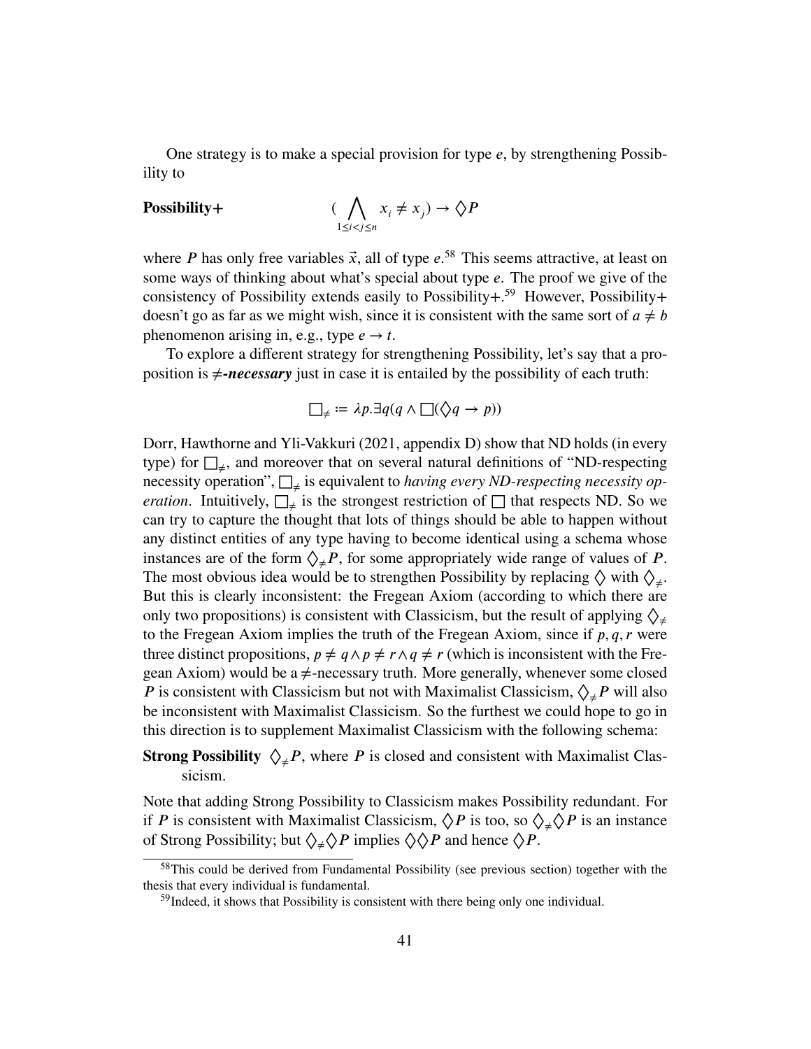One strategy is to make a special provision for type $e$, by strengthening Possibility to

**Possibility+** $$\Big(\bigwedge_{1\leq i<j\leq n} x_i \neq x_j\Big) \rightarrow \Diamond P$$

where $P$ has only free variables $\vec{x}$, all of type $e$.[58] This seems attractive, at least on some ways of thinking about what's special about type $e$. The proof we give of the consistency of Possibility extends easily to Possibility+.[59] However, Possibility+ doesn't go as far as we might wish, since it is consistent with the same sort of $a \neq b$ phenomenon arising in, e.g., type $e \rightarrow t$.

To explore a different strategy for strengthening Possibility, let's say that a proposition is ***≠-necessary*** just in case it is entailed by the possibility of each truth:

$$\Box_{\neq} := \lambda p.\exists q(q \wedge \Box(\Diamond q \rightarrow p))$$

Dorr, Hawthorne and Yli-Vakkuri (2021, appendix D) show that ND holds (in every type) for $\Box_{\neq}$, and moreover that on several natural definitions of "ND-respecting necessity operation", $\Box_{\neq}$ is equivalent to *having every ND-respecting necessity operation*. Intuitively, $\Box_{\neq}$ is the strongest restriction of $\Box$ that respects ND. So we can try to capture the thought that lots of things should be able to happen without any distinct entities of any type having to become identical using a schema whose instances are of the form $\Diamond_{\neq} P$, for some appropriately wide range of values of $P$. The most obvious idea would be to strengthen Possibility by replacing $\Diamond$ with $\Diamond_{\neq}$. But this is clearly inconsistent: the Fregean Axiom (according to which there are only two propositions) is consistent with Classicism, but the result of applying $\Diamond_{\neq}$ to the Fregean Axiom implies the truth of the Fregean Axiom, since if $p, q, r$ were three distinct propositions, $p \neq q \wedge p \neq r \wedge q \neq r$ (which is inconsistent with the Fregean Axiom) would be a $\neq$-necessary truth. More generally, whenever some closed $P$ is consistent with Classicism but not with Maximalist Classicism, $\Diamond_{\neq} P$ will also be inconsistent with Maximalist Classicism. So the furthest we could hope to go in this direction is to supplement Maximalist Classicism with the following schema:

**Strong Possibility** $\Diamond_{\neq} P$, where $P$ is closed and consistent with Maximalist Classicism.

Note that adding Strong Possibility to Classicism makes Possibility redundant. For if $P$ is consistent with Maximalist Classicism, $\Diamond P$ is too, so $\Diamond_{\neq} \Diamond P$ is an instance of Strong Possibility; but $\Diamond_{\neq} \Diamond P$ implies $\Diamond\Diamond P$ and hence $\Diamond P$.

[58] This could be derived from Fundamental Possibility (see previous section) together with the thesis that every individual is fundamental.

[59] Indeed, it shows that Possibility is consistent with there being only one individual.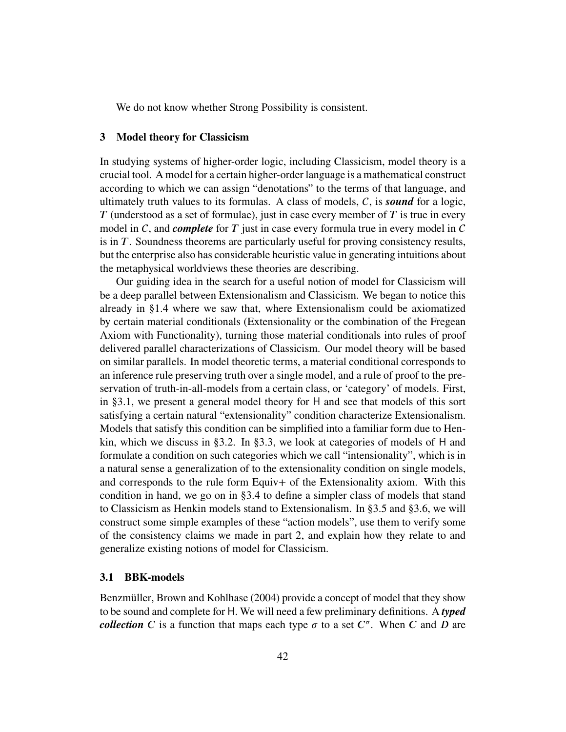We do not know whether Strong Possibility is consistent.

## 3 Model theory for Classicism

In studying systems of higher-order logic, including Classicism, model theory is a crucial tool. A model for a certain higher-order language is a mathematical construct according to which we can assign "denotations" to the terms of that language, and ultimately truth values to its formulas. A class of models, $C$, is ***sound*** for a logic, $T$ (understood as a set of formulae), just in case every member of $T$ is true in every model in $C$, and ***complete*** for $T$ just in case every formula true in every model in $C$ is in $T$. Soundness theorems are particularly useful for proving consistency results, but the enterprise also has considerable heuristic value in generating intuitions about the metaphysical worldviews these theories are describing.

Our guiding idea in the search for a useful notion of model for Classicism will be a deep parallel between Extensionalism and Classicism. We began to notice this already in §1.4 where we saw that, where Extensionalism could be axiomatized by certain material conditionals (Extensionality or the combination of the Fregean Axiom with Functionality), turning those material conditionals into rules of proof delivered parallel characterizations of Classicism. Our model theory will be based on similar parallels. In model theoretic terms, a material conditional corresponds to an inference rule preserving truth over a single model, and a rule of proof to the preservation of truth-in-all-models from a certain class, or 'category' of models. First, in §3.1, we present a general model theory for H and see that models of this sort satisfying a certain natural "extensionality" condition characterize Extensionalism. Models that satisfy this condition can be simplified into a familiar form due to Henkin, which we discuss in §3.2. In §3.3, we look at categories of models of H and formulate a condition on such categories which we call "intensionality", which is in a natural sense a generalization of to the extensionality condition on single models, and corresponds to the rule form Equiv+ of the Extensionality axiom. With this condition in hand, we go on in §3.4 to define a simpler class of models that stand to Classicism as Henkin models stand to Extensionalism. In §3.5 and §3.6, we will construct some simple examples of these "action models", use them to verify some of the consistency claims we made in part 2, and explain how they relate to and generalize existing notions of model for Classicism.

### 3.1 BBK-models

Benzmüller, Brown and Kohlhase (2004) provide a concept of model that they show to be sound and complete for H. We will need a few preliminary definitions. A ***typed collection*** $C$ is a function that maps each type $\sigma$ to a set $C^\sigma$. When $C$ and $D$ are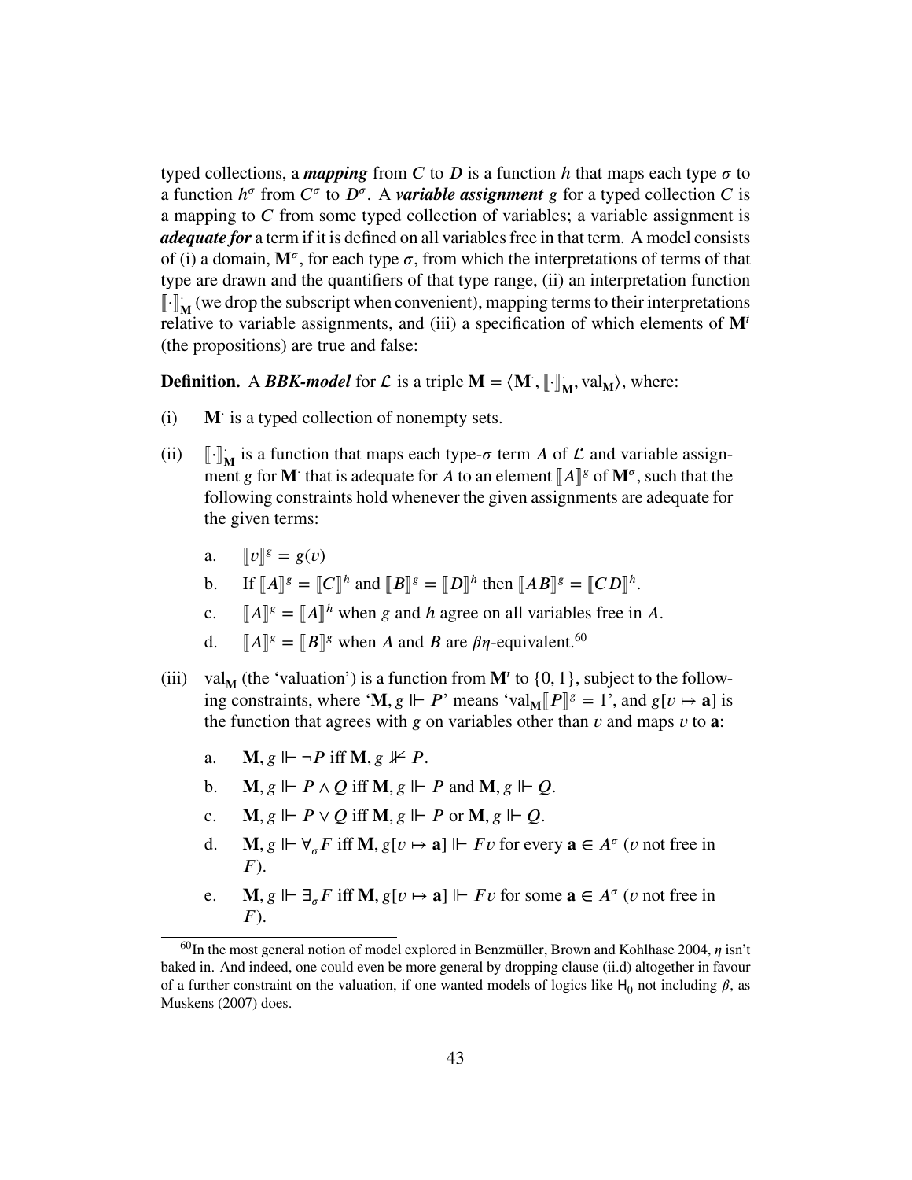typed collections, a ***mapping*** from $C$ to $D$ is a function $h$ that maps each type $\sigma$ to a function $h^\sigma$ from $C^\sigma$ to $D^\sigma$. A ***variable assignment*** $g$ for a typed collection $C$ is a mapping to $C$ from some typed collection of variables; a variable assignment is ***adequate for*** a term if it is defined on all variables free in that term. A model consists of (i) a domain, $\mathbf{M}^\sigma$, for each type $\sigma$, from which the interpretations of terms of that type are drawn and the quantifiers of that type range, (ii) an interpretation function $[\![\cdot]\!]^{\cdot}_{\mathbf{M}}$ (we drop the subscript when convenient), mapping terms to their interpretations relative to variable assignments, and (iii) a specification of which elements of $\mathbf{M}^t$ (the propositions) are true and false:

**Definition.** A ***BBK-model*** for $\mathcal{L}$ is a triple $\mathbf{M} = \langle \mathbf{M}^{\cdot}, [\![\cdot]\!]^{\cdot}_{\mathbf{M}}, \mathrm{val}_{\mathbf{M}} \rangle$, where:

(i) $\mathbf{M}^{\cdot}$ is a typed collection of nonempty sets.

(ii) $[\![\cdot]\!]^{\cdot}_{\mathbf{M}}$ is a function that maps each type-$\sigma$ term $A$ of $\mathcal{L}$ and variable assignment $g$ for $\mathbf{M}^{\cdot}$ that is adequate for $A$ to an element $[\![A]\!]^g$ of $\mathbf{M}^\sigma$, such that the following constraints hold whenever the given assignments are adequate for the given terms:

  a. $[\![v]\!]^g = g(v)$
  
  b. If $[\![A]\!]^g = [\![C]\!]^h$ and $[\![B]\!]^g = [\![D]\!]^h$ then $[\![AB]\!]^g = [\![CD]\!]^h$.
  
  c. $[\![A]\!]^g = [\![A]\!]^h$ when $g$ and $h$ agree on all variables free in $A$.
  
  d. $[\![A]\!]^g = [\![B]\!]^g$ when $A$ and $B$ are $\beta\eta$-equivalent.[60]

(iii) $\mathrm{val}_{\mathbf{M}}$ (the 'valuation') is a function from $\mathbf{M}^t$ to $\{0, 1\}$, subject to the following constraints, where '$\mathbf{M}, g \Vdash P$' means '$\mathrm{val}_{\mathbf{M}}[\![P]\!]^g = 1$', and $g[v \mapsto \mathbf{a}]$ is the function that agrees with $g$ on variables other than $v$ and maps $v$ to $\mathbf{a}$:

  a. $\mathbf{M}, g \Vdash \neg P$ iff $\mathbf{M}, g \nVdash P$.
  
  b. $\mathbf{M}, g \Vdash P \wedge Q$ iff $\mathbf{M}, g \Vdash P$ and $\mathbf{M}, g \Vdash Q$.
  
  c. $\mathbf{M}, g \Vdash P \vee Q$ iff $\mathbf{M}, g \Vdash P$ or $\mathbf{M}, g \Vdash Q$.
  
  d. $\mathbf{M}, g \Vdash \forall_\sigma F$ iff $\mathbf{M}, g[v \mapsto \mathbf{a}] \Vdash Fv$ for every $\mathbf{a} \in A^\sigma$ ($v$ not free in $F$).
  
  e. $\mathbf{M}, g \Vdash \exists_\sigma F$ iff $\mathbf{M}, g[v \mapsto \mathbf{a}] \Vdash Fv$ for some $\mathbf{a} \in A^\sigma$ ($v$ not free in $F$).

[60] In the most general notion of model explored in Benzmüller, Brown and Kohlhase 2004, $\eta$ isn't baked in. And indeed, one could even be more general by dropping clause (ii.d) altogether in favour of a further constraint on the valuation, if one wanted models of logics like $\mathsf{H}_0$ not including $\beta$, as Muskens (2007) does.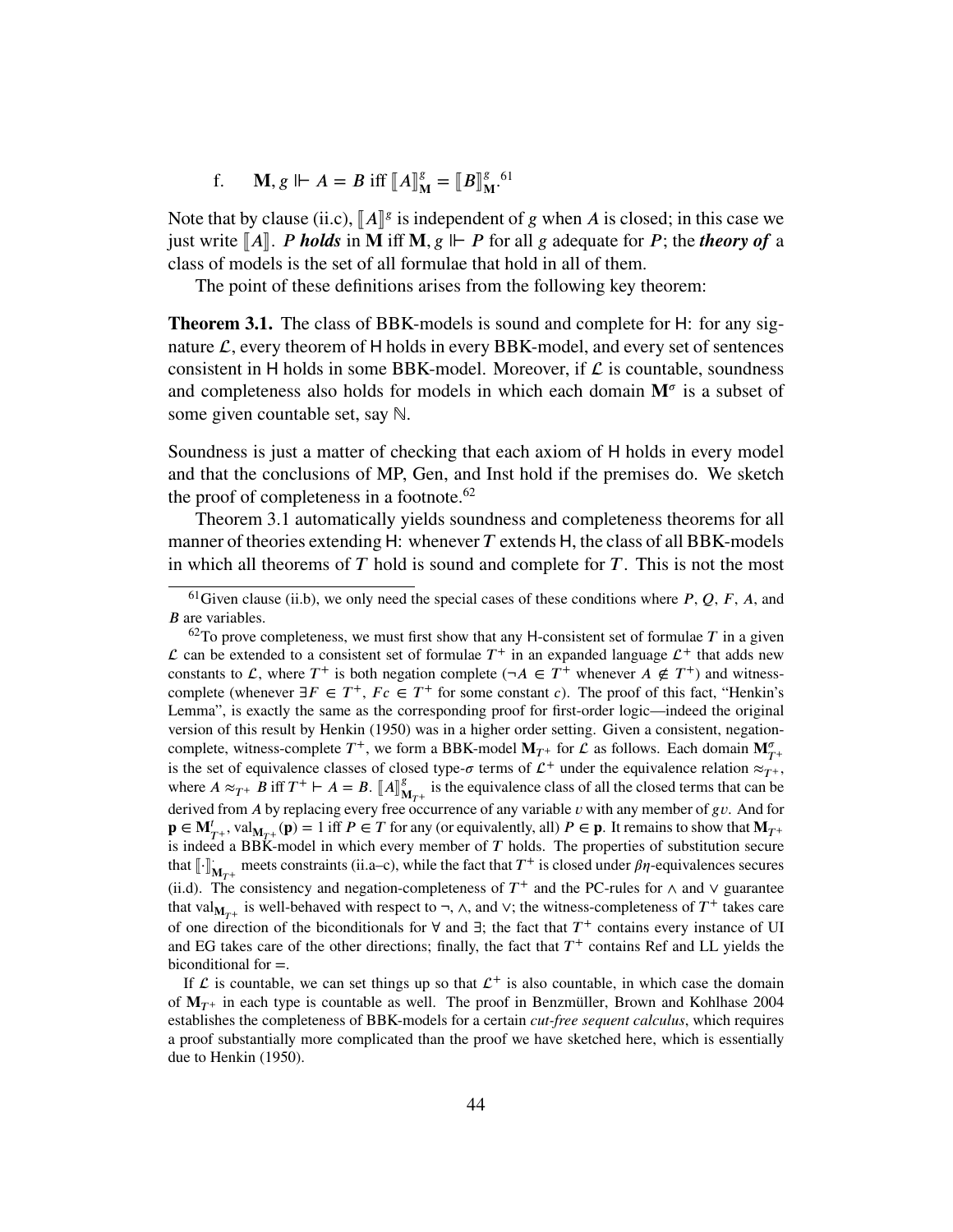f. $\mathbf{M}, g \Vdash A = B$ iff $[\![A]\!]^g_{\mathbf{M}} = [\![B]\!]^g_{\mathbf{M}}$.[61]

Note that by clause (ii.c), $[\![A]\!]^g$ is independent of $g$ when $A$ is closed; in this case we just write $[\![A]\!]$. ***P holds*** in $\mathbf{M}$ iff $\mathbf{M}, g \Vdash P$ for all $g$ adequate for $P$; the ***theory of*** a class of models is the set of all formulae that hold in all of them.

The point of these definitions arises from the following key theorem:

**Theorem 3.1.** The class of BBK-models is sound and complete for H: for any signature $\mathcal{L}$, every theorem of H holds in every BBK-model, and every set of sentences consistent in H holds in some BBK-model. Moreover, if $\mathcal{L}$ is countable, soundness and completeness also holds for models in which each domain $\mathbf{M}^\sigma$ is a subset of some given countable set, say $\mathbb{N}$.

Soundness is just a matter of checking that each axiom of H holds in every model and that the conclusions of MP, Gen, and Inst hold if the premises do. We sketch the proof of completeness in a footnote.[62]

Theorem 3.1 automatically yields soundness and completeness theorems for all manner of theories extending H: whenever $T$ extends H, the class of all BBK-models in which all theorems of $T$ hold is sound and complete for $T$. This is not the most

[61] Given clause (ii.b), we only need the special cases of these conditions where $P$, $Q$, $F$, $A$, and $B$ are variables.

[62] To prove completeness, we must first show that any H-consistent set of formulae $T$ in a given $\mathcal{L}$ can be extended to a consistent set of formulae $T^+$ in an expanded language $\mathcal{L}^+$ that adds new constants to $\mathcal{L}$, where $T^+$ is both negation complete ($\neg A \in T^+$ whenever $A \notin T^+$) and witness-complete (whenever $\exists F \in T^+$, $Fc \in T^+$ for some constant $c$). The proof of this fact, "Henkin's Lemma", is exactly the same as the corresponding proof for first-order logic—indeed the original version of this result by Henkin (1950) was in a higher order setting. Given a consistent, negation-complete, witness-complete $T^+$, we form a BBK-model $\mathbf{M}_{T^+}$ for $\mathcal{L}$ as follows. Each domain $\mathbf{M}^\sigma_{T^+}$ is the set of equivalence classes of closed type-$\sigma$ terms of $\mathcal{L}^+$ under the equivalence relation $\approx_{T^+}$, where $A \approx_{T^+} B$ iff $T^+ \vdash A = B$. $[\![A]\!]^g_{\mathbf{M}_{T^+}}$ is the equivalence class of all the closed terms that can be derived from $A$ by replacing every free occurrence of any variable $v$ with any member of $gv$. And for $\mathbf{p} \in \mathbf{M}^t_{T^+}$, $\text{val}_{\mathbf{M}_{T^+}}(\mathbf{p}) = 1$ iff $P \in T$ for any (or equivalently, all) $P \in \mathbf{p}$. It remains to show that $\mathbf{M}_{T^+}$ is indeed a BBK-model in which every member of $T$ holds. The properties of substitution secure that $[\![\cdot]\!]^{\cdot}_{\mathbf{M}_{T^+}}$ meets constraints (ii.a–c), while the fact that $T^+$ is closed under $\beta\eta$-equivalences secures (ii.d). The consistency and negation-completeness of $T^+$ and the PC-rules for $\wedge$ and $\vee$ guarantee that $\text{val}_{\mathbf{M}_{T^+}}$ is well-behaved with respect to $\neg$, $\wedge$, and $\vee$; the witness-completeness of $T^+$ takes care of one direction of the biconditionals for $\forall$ and $\exists$; the fact that $T^+$ contains every instance of UI and EG takes care of the other directions; finally, the fact that $T^+$ contains Ref and LL yields the biconditional for $=$.

If $\mathcal{L}$ is countable, we can set things up so that $\mathcal{L}^+$ is also countable, in which case the domain of $\mathbf{M}_{T^+}$ in each type is countable as well. The proof in Benzmüller, Brown and Kohlhase 2004 establishes the completeness of BBK-models for a certain *cut-free sequent calculus*, which requires a proof substantially more complicated than the proof we have sketched here, which is essentially due to Henkin (1950).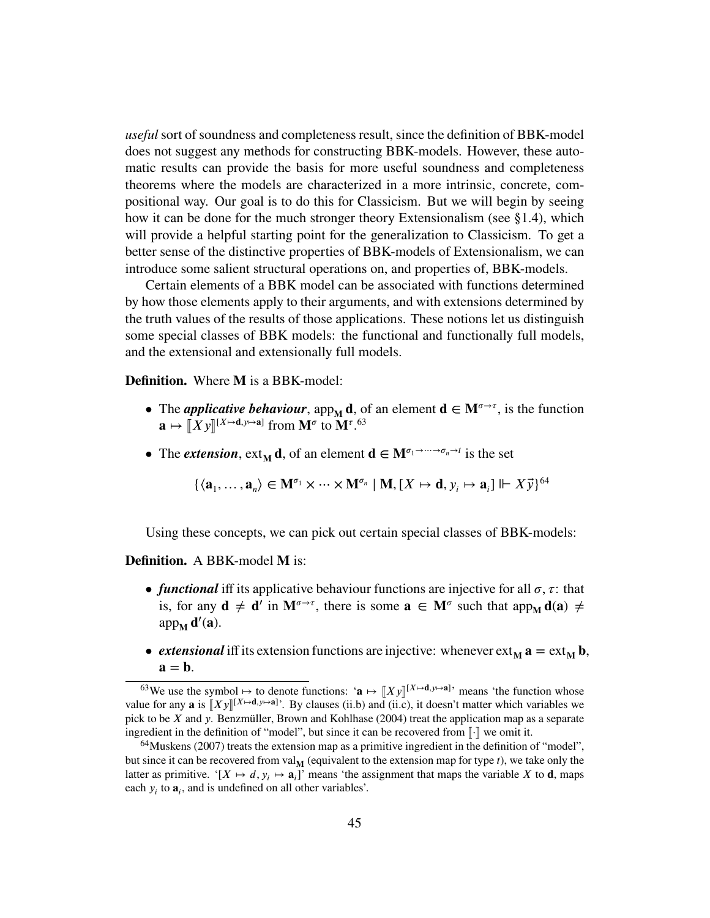*useful* sort of soundness and completeness result, since the definition of BBK-model does not suggest any methods for constructing BBK-models. However, these automatic results can provide the basis for more useful soundness and completeness theorems where the models are characterized in a more intrinsic, concrete, compositional way. Our goal is to do this for Classicism. But we will begin by seeing how it can be done for the much stronger theory Extensionalism (see §1.4), which will provide a helpful starting point for the generalization to Classicism. To get a better sense of the distinctive properties of BBK-models of Extensionalism, we can introduce some salient structural operations on, and properties of, BBK-models.

Certain elements of a BBK model can be associated with functions determined by how those elements apply to their arguments, and with extensions determined by the truth values of the results of those applications. These notions let us distinguish some special classes of BBK models: the functional and functionally full models, and the extensional and extensionally full models.

**Definition.** Where $\mathbf{M}$ is a BBK-model:

- The ***applicative behaviour***, $\operatorname{app}_{\mathbf{M}} \mathbf{d}$, of an element $\mathbf{d} \in \mathbf{M}^{\sigma \to \tau}$, is the function $\mathbf{a} \mapsto [\![X y]\!]^{[X \mapsto \mathbf{d}, y \mapsto \mathbf{a}]}$ from $\mathbf{M}^{\sigma}$ to $\mathbf{M}^{\tau}$.[63]

- The ***extension***, $\operatorname{ext}_{\mathbf{M}} \mathbf{d}$, of an element $\mathbf{d} \in \mathbf{M}^{\sigma_1 \to \dots \to \sigma_n \to t}$ is the set

$$\{\langle \mathbf{a}_1, \dots, \mathbf{a}_n \rangle \in \mathbf{M}^{\sigma_1} \times \dots \times \mathbf{M}^{\sigma_n} \mid \mathbf{M}, [X \mapsto \mathbf{d}, y_i \mapsto \mathbf{a}_i] \Vdash X \vec{y}\}^{64}$$

Using these concepts, we can pick out certain special classes of BBK-models:

**Definition.** A BBK-model $\mathbf{M}$ is:

- ***functional*** iff its applicative behaviour functions are injective for all $\sigma, \tau$: that is, for any $\mathbf{d} \neq \mathbf{d}'$ in $\mathbf{M}^{\sigma \to \tau}$, there is some $\mathbf{a} \in \mathbf{M}^{\sigma}$ such that $\operatorname{app}_{\mathbf{M}} \mathbf{d}(\mathbf{a}) \neq \operatorname{app}_{\mathbf{M}} \mathbf{d}'(\mathbf{a})$.

- ***extensional*** iff its extension functions are injective: whenever $\operatorname{ext}_{\mathbf{M}} \mathbf{a} = \operatorname{ext}_{\mathbf{M}} \mathbf{b}$, $\mathbf{a} = \mathbf{b}$.

---

[63] We use the symbol $\mapsto$ to denote functions: '$\mathbf{a} \mapsto [\![X y]\!]^{[X \mapsto \mathbf{d}, y \mapsto \mathbf{a}]}$' means 'the function whose value for any $\mathbf{a}$ is $[\![X y]\!]^{[X \mapsto \mathbf{d}, y \mapsto \mathbf{a}]}$'. By clauses (ii.b) and (ii.c), it doesn't matter which variables we pick to be $X$ and $y$. Benzmüller, Brown and Kohlhase (2004) treat the application map as a separate ingredient in the definition of "model", but since it can be recovered from $[\![\cdot]\!]$ we omit it.

[64] Muskens (2007) treats the extension map as a primitive ingredient in the definition of "model", but since it can be recovered from $\operatorname{val}_{\mathbf{M}}$ (equivalent to the extension map for type $t$), we take only the latter as primitive. '$[X \mapsto d, y_i \mapsto \mathbf{a}_i]$' means 'the assignment that maps the variable $X$ to $\mathbf{d}$, maps each $y_i$ to $\mathbf{a}_i$, and is undefined on all other variables'.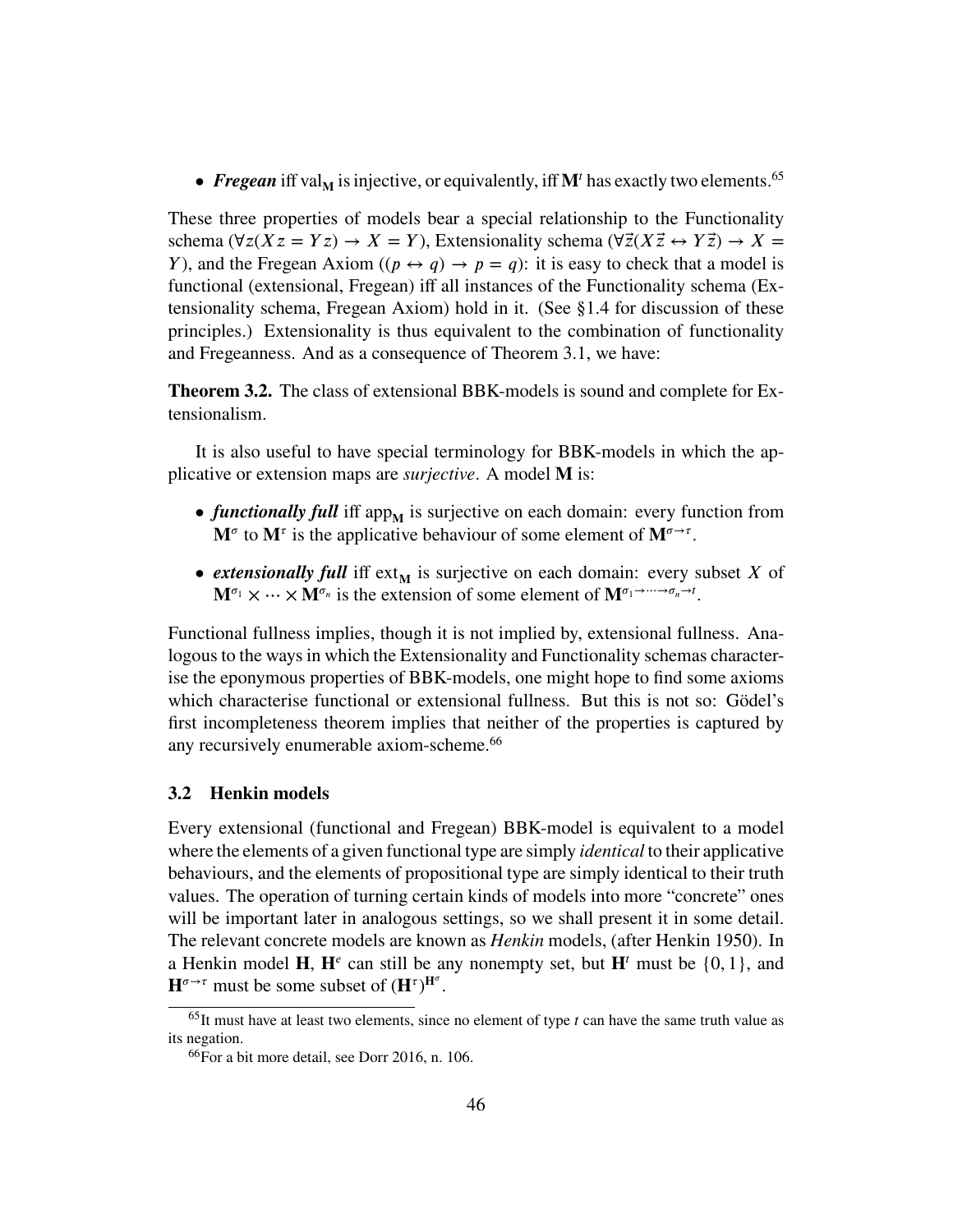- ***Fregean*** iff $\text{val}_{\mathbf{M}}$ is injective, or equivalently, iff $\mathbf{M}^t$ has exactly two elements.[65]

These three properties of models bear a special relationship to the Functionality schema ($\forall z(X\,z = Y\,z) \rightarrow X = Y$), Extensionality schema ($\forall \vec{z}(X\,\vec{z} \leftrightarrow Y\,\vec{z}) \rightarrow X = Y$), and the Fregean Axiom ($(p \leftrightarrow q) \rightarrow p = q$): it is easy to check that a model is functional (extensional, Fregean) iff all instances of the Functionality schema (Extensionality schema, Fregean Axiom) hold in it. (See §1.4 for discussion of these principles.) Extensionality is thus equivalent to the combination of functionality and Fregeanness. And as a consequence of Theorem 3.1, we have:

**Theorem 3.2.** The class of extensional BBK-models is sound and complete for Extensionalism.

It is also useful to have special terminology for BBK-models in which the applicative or extension maps are *surjective*. A model $\mathbf{M}$ is:

- ***functionally full*** iff $\text{app}_{\mathbf{M}}$ is surjective on each domain: every function from $\mathbf{M}^\sigma$ to $\mathbf{M}^\tau$ is the applicative behaviour of some element of $\mathbf{M}^{\sigma\rightarrow\tau}$.
- ***extensionally full*** iff $\text{ext}_{\mathbf{M}}$ is surjective on each domain: every subset $X$ of $\mathbf{M}^{\sigma_1} \times \cdots \times \mathbf{M}^{\sigma_n}$ is the extension of some element of $\mathbf{M}^{\sigma_1\rightarrow\cdots\rightarrow\sigma_n\rightarrow t}$.

Functional fullness implies, though it is not implied by, extensional fullness. Analogous to the ways in which the Extensionality and Functionality schemas characterise the eponymous properties of BBK-models, one might hope to find some axioms which characterise functional or extensional fullness. But this is not so: Gödel's first incompleteness theorem implies that neither of the properties is captured by any recursively enumerable axiom-scheme.[66]

### 3.2 Henkin models

Every extensional (functional and Fregean) BBK-model is equivalent to a model where the elements of a given functional type are simply *identical* to their applicative behaviours, and the elements of propositional type are simply identical to their truth values. The operation of turning certain kinds of models into more "concrete" ones will be important later in analogous settings, so we shall present it in some detail. The relevant concrete models are known as *Henkin* models, (after Henkin 1950). In a Henkin model $\mathbf{H}$, $\mathbf{H}^e$ can still be any nonempty set, but $\mathbf{H}^t$ must be $\{0, 1\}$, and $\mathbf{H}^{\sigma\rightarrow\tau}$ must be some subset of $(\mathbf{H}^\tau)^{\mathbf{H}^\sigma}$.

[65] It must have at least two elements, since no element of type $t$ can have the same truth value as its negation.

[66] For a bit more detail, see Dorr 2016, n. 106.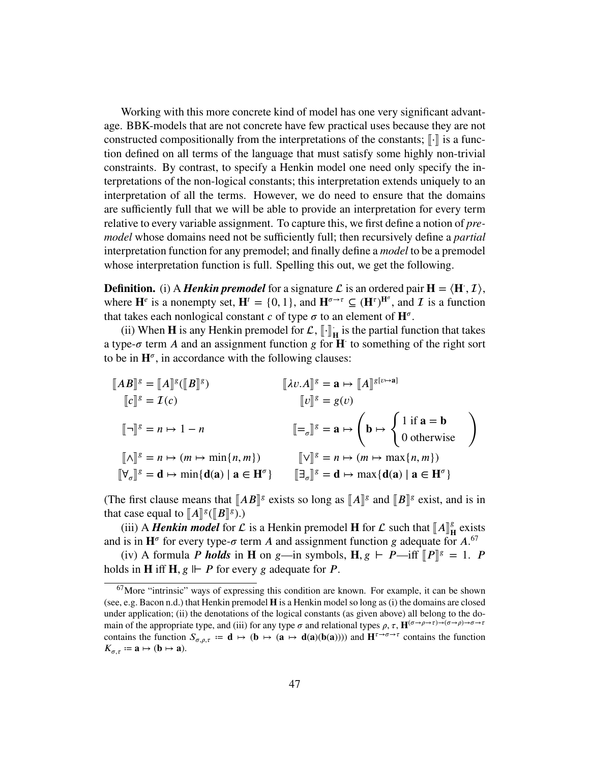Working with this more concrete kind of model has one very significant advantage. BBK-models that are not concrete have few practical uses because they are not constructed compositionally from the interpretations of the constants; $[\![\cdot]\!]$ is a function defined on all terms of the language that must satisfy some highly non-trivial constraints. By contrast, to specify a Henkin model one need only specify the interpretations of the non-logical constants; this interpretation extends uniquely to an interpretation of all the terms. However, we do need to ensure that the domains are sufficiently full that we will be able to provide an interpretation for every term relative to every variable assignment. To capture this, we first define a notion of *premodel* whose domains need not be sufficiently full; then recursively define a *partial* interpretation function for any premodel; and finally define a *model* to be a premodel whose interpretation function is full. Spelling this out, we get the following.

**Definition.** (i) A ***Henkin premodel*** for a signature $\mathcal{L}$ is an ordered pair $\mathbf{H} = \langle \mathbf{H}^{\cdot}, \mathcal{I} \rangle$, where $\mathbf{H}^e$ is a nonempty set, $\mathbf{H}^t = \{0, 1\}$, and $\mathbf{H}^{\sigma \to \tau} \subseteq (\mathbf{H}^\tau)^{\mathbf{H}^\sigma}$, and $\mathcal{I}$ is a function that takes each nonlogical constant $c$ of type $\sigma$ to an element of $\mathbf{H}^\sigma$.

(ii) When $\mathbf{H}$ is any Henkin premodel for $\mathcal{L}$, $[\![\cdot]\!]^{\cdot}_{\mathbf{H}}$ is the partial function that takes a type-$\sigma$ term $A$ and an assignment function $g$ for $\mathbf{H}^{\cdot}$ to something of the right sort to be in $\mathbf{H}^\sigma$, in accordance with the following clauses:

$$
\begin{aligned}
&[\![AB]\!]^g = [\![A]\!]^g([\![B]\!]^g) && [\![\lambda v.A]\!]^g = \mathbf{a} \mapsto [\![A]\!]^{g[v \mapsto \mathbf{a}]} \\
&[\![c]\!]^g = \mathcal{I}(c) && [\![v]\!]^g = g(v) \\
&[\![\neg]\!]^g = n \mapsto 1 - n && [\![=_\sigma]\!]^g = \mathbf{a} \mapsto \left( \mathbf{b} \mapsto \begin{cases} 1 \text{ if } \mathbf{a} = \mathbf{b} \\ 0 \text{ otherwise} \end{cases} \right) \\
&[\![\wedge]\!]^g = n \mapsto (m \mapsto \min\{n, m\}) && [\![\vee]\!]^g = n \mapsto (m \mapsto \max\{n, m\}) \\
&[\![\forall_\sigma]\!]^g = \mathbf{d} \mapsto \min\{\mathbf{d}(\mathbf{a}) \mid \mathbf{a} \in \mathbf{H}^\sigma\} && [\![\exists_\sigma]\!]^g = \mathbf{d} \mapsto \max\{\mathbf{d}(\mathbf{a}) \mid \mathbf{a} \in \mathbf{H}^\sigma\}
\end{aligned}
$$

(The first clause means that $[\![AB]\!]^g$ exists so long as $[\![A]\!]^g$ and $[\![B]\!]^g$ exist, and is in that case equal to $[\![A]\!]^g([\![B]\!]^g)$.)

(iii) A ***Henkin model*** for $\mathcal{L}$ is a Henkin premodel $\mathbf{H}$ for $\mathcal{L}$ such that $[\![A]\!]^g_{\mathbf{H}}$ exists and is in $\mathbf{H}^\sigma$ for every type-$\sigma$ term $A$ and assignment function $g$ adequate for $A$.[67]

(iv) A formula $P$ ***holds*** in $\mathbf{H}$ on $g$—in symbols, $\mathbf{H}, g \vdash P$—iff $[\![P]\!]^g = 1$. $P$ holds in $\mathbf{H}$ iff $\mathbf{H}, g \Vdash P$ for every $g$ adequate for $P$.

[67] More "intrinsic" ways of expressing this condition are known. For example, it can be shown (see, e.g. Bacon n.d.) that Henkin premodel $\mathbf{H}$ is a Henkin model so long as (i) the domains are closed under application; (ii) the denotations of the logical constants (as given above) all belong to the domain of the appropriate type, and (iii) for any type $\sigma$ and relational types $\rho, \tau$, $\mathbf{H}^{(\sigma \to \rho \to \tau) \to (\sigma \to \rho) \to \sigma \to \tau}$ contains the function $S_{\sigma,\rho,\tau} := \mathbf{d} \mapsto (\mathbf{b} \mapsto (\mathbf{a} \mapsto \mathbf{d}(\mathbf{a})(\mathbf{b}(\mathbf{a}))))$ and $\mathbf{H}^{\tau \to \sigma \to \tau}$ contains the function $K_{\sigma,\tau} := \mathbf{a} \mapsto (\mathbf{b} \mapsto \mathbf{a})$.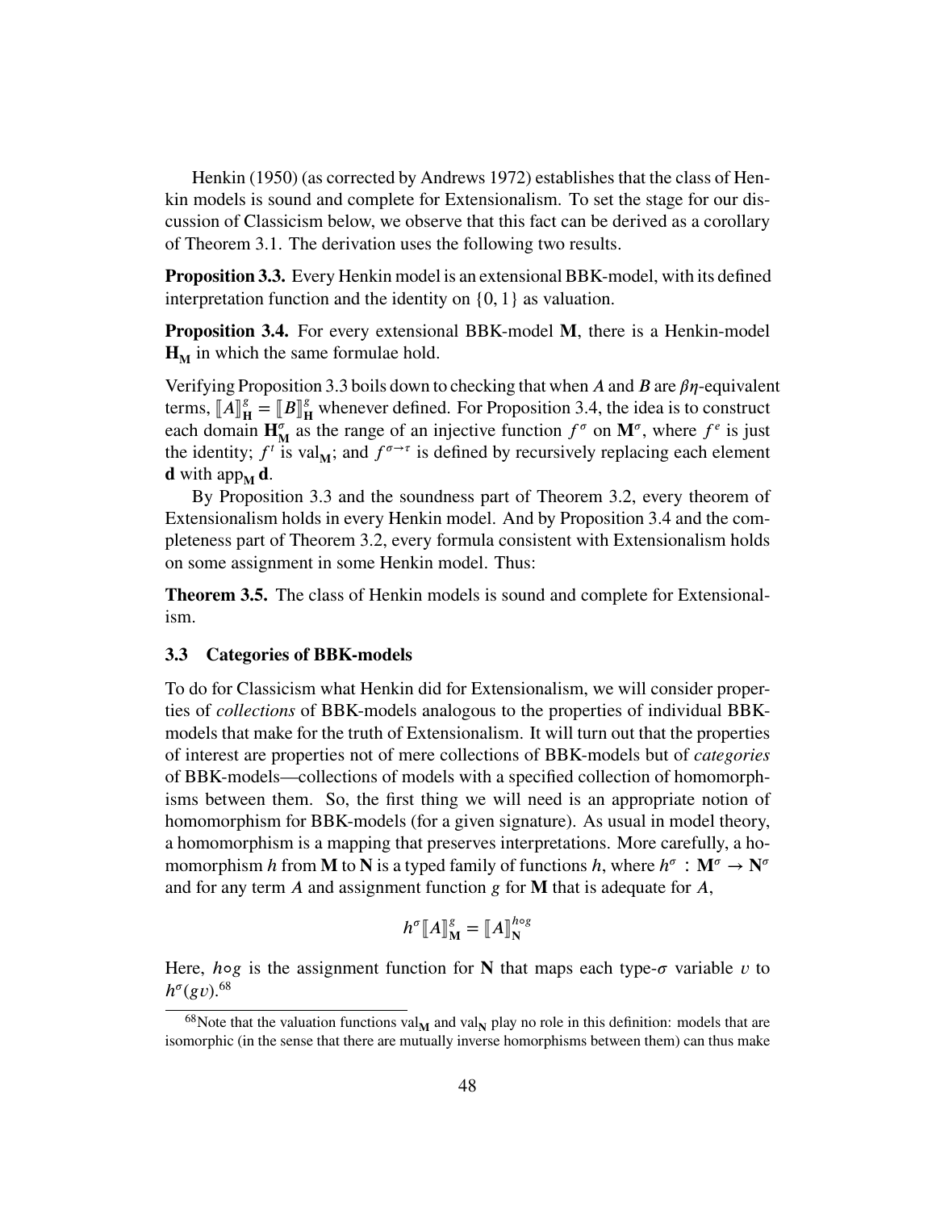Henkin (1950) (as corrected by Andrews 1972) establishes that the class of Henkin models is sound and complete for Extensionalism. To set the stage for our discussion of Classicism below, we observe that this fact can be derived as a corollary of Theorem 3.1. The derivation uses the following two results.

**Proposition 3.3.** Every Henkin model is an extensional BBK-model, with its defined interpretation function and the identity on $\{0, 1\}$ as valuation.

**Proposition 3.4.** For every extensional BBK-model $\mathbf{M}$, there is a Henkin-model $\mathbf{H_M}$ in which the same formulae hold.

Verifying Proposition 3.3 boils down to checking that when $A$ and $B$ are $\beta\eta$-equivalent terms, $[\![A]\!]^g_{\mathbf{H}} = [\![B]\!]^g_{\mathbf{H}}$ whenever defined. For Proposition 3.4, the idea is to construct each domain $\mathbf{H}^\sigma_{\mathbf{M}}$ as the range of an injective function $f^\sigma$ on $\mathbf{M}^\sigma$, where $f^e$ is just the identity; $f^t$ is $\text{val}_{\mathbf{M}}$; and $f^{\sigma\to\tau}$ is defined by recursively replacing each element $\mathbf{d}$ with $\text{app}_{\mathbf{M}}\, \mathbf{d}$.

By Proposition 3.3 and the soundness part of Theorem 3.2, every theorem of Extensionalism holds in every Henkin model. And by Proposition 3.4 and the completeness part of Theorem 3.2, every formula consistent with Extensionalism holds on some assignment in some Henkin model. Thus:

**Theorem 3.5.** The class of Henkin models is sound and complete for Extensionalism.

### 3.3 Categories of BBK-models

To do for Classicism what Henkin did for Extensionalism, we will consider properties of *collections* of BBK-models analogous to the properties of individual BBK-models that make for the truth of Extensionalism. It will turn out that the properties of interest are properties not of mere collections of BBK-models but of *categories* of BBK-models—collections of models with a specified collection of homomorphisms between them. So, the first thing we will need is an appropriate notion of homomorphism for BBK-models (for a given signature). As usual in model theory, a homomorphism is a mapping that preserves interpretations. More carefully, a homomorphism $h$ from $\mathbf{M}$ to $\mathbf{N}$ is a typed family of functions $h$, where $h^\sigma : \mathbf{M}^\sigma \to \mathbf{N}^\sigma$ and for any term $A$ and assignment function $g$ for $\mathbf{M}$ that is adequate for $A$,

$$h^\sigma [\![A]\!]^g_{\mathbf{M}} = [\![A]\!]^{h\circ g}_{\mathbf{N}}$$

Here, $h\circ g$ is the assignment function for $\mathbf{N}$ that maps each type-$\sigma$ variable $v$ to $h^\sigma(gv)$.[68]

[68]Note that the valuation functions $\text{val}_{\mathbf{M}}$ and $\text{val}_{\mathbf{N}}$ play no role in this definition: models that are isomorphic (in the sense that there are mutually inverse homorphisms between them) can thus make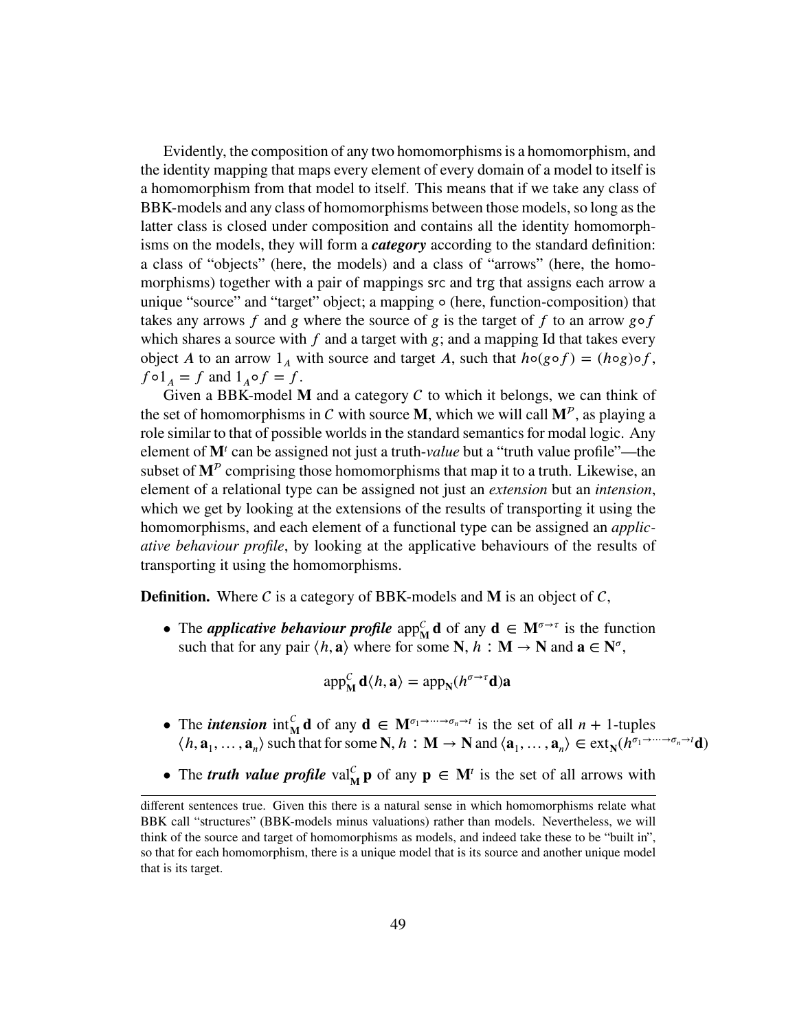Evidently, the composition of any two homomorphisms is a homomorphism, and the identity mapping that maps every element of every domain of a model to itself is a homomorphism from that model to itself. This means that if we take any class of BBK-models and any class of homomorphisms between those models, so long as the latter class is closed under composition and contains all the identity homomorphisms on the models, they will form a ***category*** according to the standard definition: a class of "objects" (here, the models) and a class of "arrows" (here, the homomorphisms) together with a pair of mappings src and trg that assigns each arrow a unique "source" and "target" object; a mapping $\circ$ (here, function-composition) that takes any arrows $f$ and $g$ where the source of $g$ is the target of $f$ to an arrow $g \circ f$ which shares a source with $f$ and a target with $g$; and a mapping Id that takes every object $A$ to an arrow $1_A$ with source and target $A$, such that $h \circ (g \circ f) = (h \circ g) \circ f$, $f \circ 1_A = f$ and $1_A \circ f = f$.

Given a BBK-model $\mathbf{M}$ and a category $\mathcal{C}$ to which it belongs, we can think of the set of homomorphisms in $\mathcal{C}$ with source $\mathbf{M}$, which we will call $\mathbf{M}^{\mathcal{P}}$, as playing a role similar to that of possible worlds in the standard semantics for modal logic. Any element of $\mathbf{M}^t$ can be assigned not just a truth-*value* but a "truth value profile"—the subset of $\mathbf{M}^{\mathcal{P}}$ comprising those homomorphisms that map it to a truth. Likewise, an element of a relational type can be assigned not just an *extension* but an *intension*, which we get by looking at the extensions of the results of transporting it using the homomorphisms, and each element of a functional type can be assigned an *applicative behaviour profile*, by looking at the applicative behaviours of the results of transporting it using the homomorphisms.

**Definition.** Where $\mathcal{C}$ is a category of BBK-models and $\mathbf{M}$ is an object of $\mathcal{C}$,

- The ***applicative behaviour profile*** $\mathrm{app}^{\mathcal{C}}_{\mathbf{M}}\,\mathbf{d}$ of any $\mathbf{d} \in \mathbf{M}^{\sigma\to\tau}$ is the function such that for any pair $\langle h, \mathbf{a}\rangle$ where for some $\mathbf{N}$, $h : \mathbf{M} \to \mathbf{N}$ and $\mathbf{a} \in \mathbf{N}^{\sigma}$,

$$\mathrm{app}^{\mathcal{C}}_{\mathbf{M}}\,\mathbf{d}\langle h, \mathbf{a}\rangle = \mathrm{app}_{\mathbf{N}}(h^{\sigma\to\tau}\mathbf{d})\mathbf{a}$$

- The ***intension*** $\mathrm{int}^{\mathcal{C}}_{\mathbf{M}}\,\mathbf{d}$ of any $\mathbf{d} \in \mathbf{M}^{\sigma_1\to\cdots\to\sigma_n\to t}$ is the set of all $n+1$-tuples $\langle h, \mathbf{a}_1, \ldots, \mathbf{a}_n\rangle$ such that for some $\mathbf{N}$, $h : \mathbf{M} \to \mathbf{N}$ and $\langle \mathbf{a}_1, \ldots, \mathbf{a}_n\rangle \in \mathrm{ext}_{\mathbf{N}}(h^{\sigma_1\to\cdots\to\sigma_n\to t}\mathbf{d})$

- The ***truth value profile*** $\mathrm{val}^{\mathcal{C}}_{\mathbf{M}}\,\mathbf{p}$ of any $\mathbf{p} \in \mathbf{M}^t$ is the set of all arrows with

different sentences true. Given this there is a natural sense in which homomorphisms relate what BBK call "structures" (BBK-models minus valuations) rather than models. Nevertheless, we will think of the source and target of homomorphisms as models, and indeed take these to be "built in", so that for each homomorphism, there is a unique model that is its source and another unique model that is its target.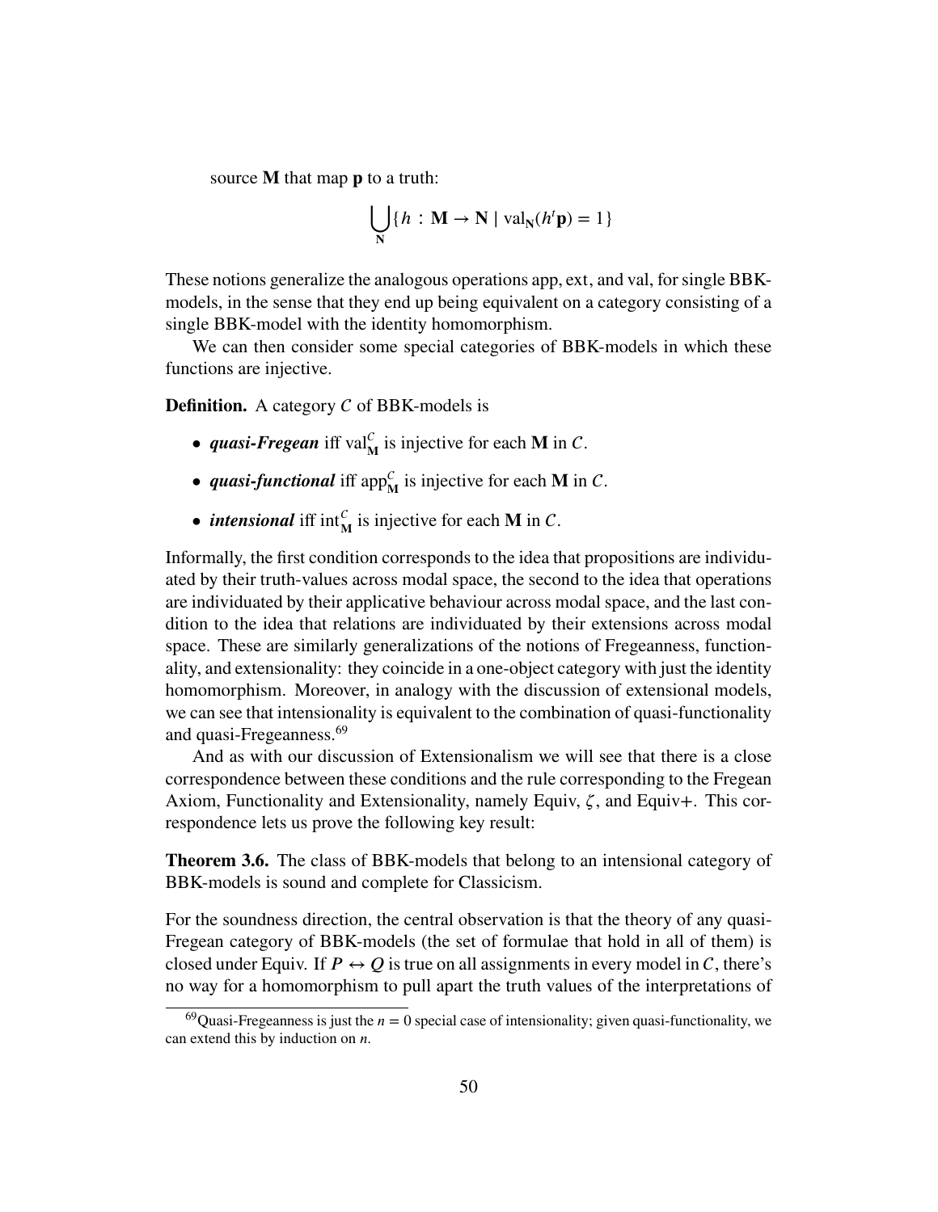source $\mathbf{M}$ that map $\mathbf{p}$ to a truth:

$$\bigcup_{\mathbf{N}} \{h : \mathbf{M} \to \mathbf{N} \mid \text{val}_{\mathbf{N}}(h^t\mathbf{p}) = 1\}$$

These notions generalize the analogous operations app, ext, and val, for single BBK-models, in the sense that they end up being equivalent on a category consisting of a single BBK-model with the identity homomorphism.

We can then consider some special categories of BBK-models in which these functions are injective.

**Definition.** A category $C$ of BBK-models is

- ***quasi-Fregean*** iff $\text{val}^C_{\mathbf{M}}$ is injective for each $\mathbf{M}$ in $C$.
- ***quasi-functional*** iff $\text{app}^C_{\mathbf{M}}$ is injective for each $\mathbf{M}$ in $C$.
- ***intensional*** iff $\text{int}^C_{\mathbf{M}}$ is injective for each $\mathbf{M}$ in $C$.

Informally, the first condition corresponds to the idea that propositions are individuated by their truth-values across modal space, the second to the idea that operations are individuated by their applicative behaviour across modal space, and the last condition to the idea that relations are individuated by their extensions across modal space. These are similarly generalizations of the notions of Fregeanness, functionality, and extensionality: they coincide in a one-object category with just the identity homomorphism. Moreover, in analogy with the discussion of extensional models, we can see that intensionality is equivalent to the combination of quasi-functionality and quasi-Fregeanness.[69]

And as with our discussion of Extensionalism we will see that there is a close correspondence between these conditions and the rule corresponding to the Fregean Axiom, Functionality and Extensionality, namely Equiv, $\zeta$, and Equiv+. This correspondence lets us prove the following key result:

**Theorem 3.6.** The class of BBK-models that belong to an intensional category of BBK-models is sound and complete for Classicism.

For the soundness direction, the central observation is that the theory of any quasi-Fregean category of BBK-models (the set of formulae that hold in all of them) is closed under Equiv. If $P \leftrightarrow Q$ is true on all assignments in every model in $C$, there's no way for a homomorphism to pull apart the truth values of the interpretations of

[69] Quasi-Fregeanness is just the $n = 0$ special case of intensionality; given quasi-functionality, we can extend this by induction on $n$.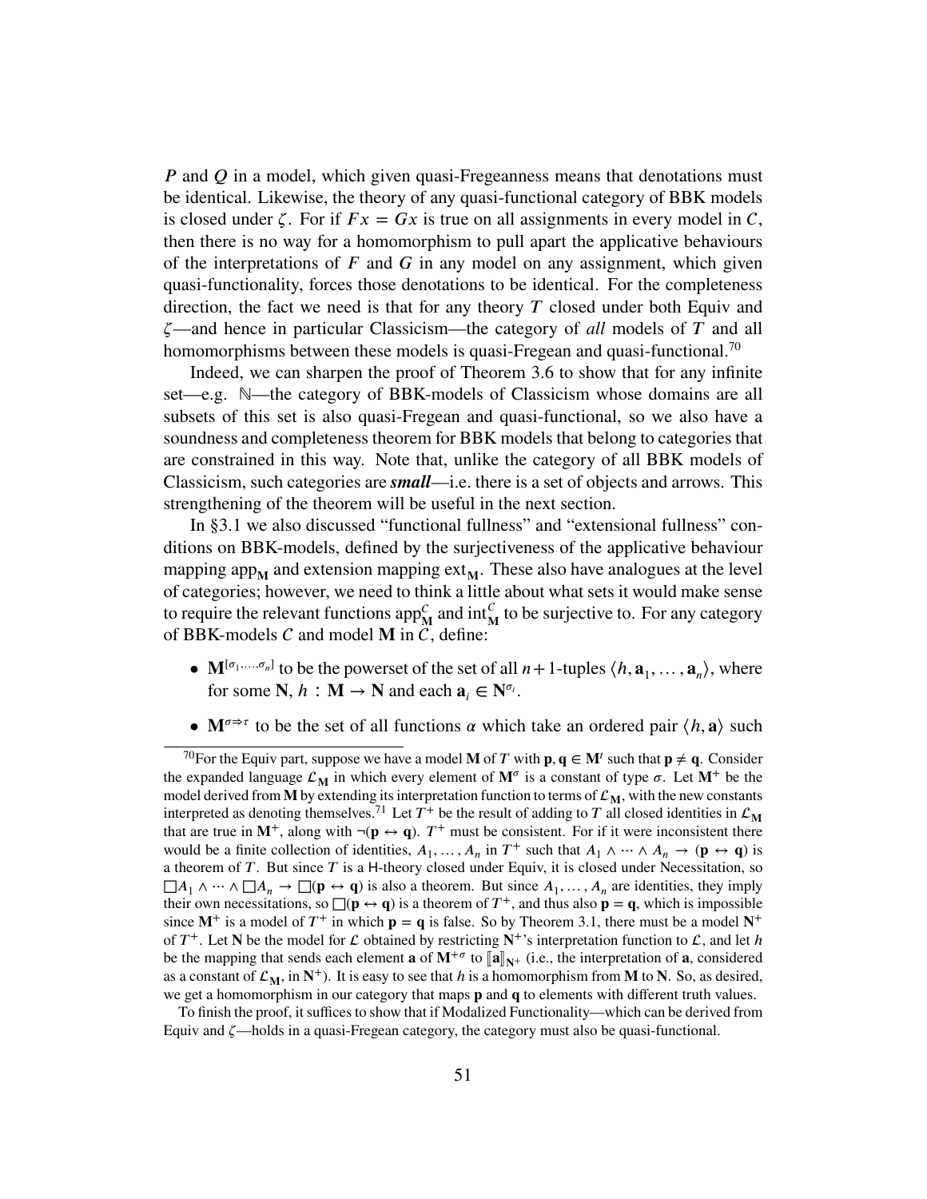$P$ and $Q$ in a model, which given quasi-Fregeanness means that denotations must be identical. Likewise, the theory of any quasi-functional category of BBK models is closed under $\zeta$. For if $Fx = Gx$ is true on all assignments in every model in $\mathcal{C}$, then there is no way for a homomorphism to pull apart the applicative behaviours of the interpretations of $F$ and $G$ in any model on any assignment, which given quasi-functionality, forces those denotations to be identical. For the completeness direction, the fact we need is that for any theory $T$ closed under both Equiv and $\zeta$—and hence in particular Classicism—the category of *all* models of $T$ and all homomorphisms between these models is quasi-Fregean and quasi-functional.[70]

Indeed, we can sharpen the proof of Theorem 3.6 to show that for any infinite set—e.g. $\mathbb{N}$—the category of BBK-models of Classicism whose domains are all subsets of this set is also quasi-Fregean and quasi-functional, so we also have a soundness and completeness theorem for BBK models that belong to categories that are constrained in this way. Note that, unlike the category of all BBK models of Classicism, such categories are ***small***—i.e. there is a set of objects and arrows. This strengthening of the theorem will be useful in the next section.

In §3.1 we also discussed "functional fullness" and "extensional fullness" conditions on BBK-models, defined by the surjectiveness of the applicative behaviour mapping $\mathrm{app}_{\mathbf{M}}$ and extension mapping $\mathrm{ext}_{\mathbf{M}}$. These also have analogues at the level of categories; however, we need to think a little about what sets it would make sense to require the relevant functions $\mathrm{app}^{\mathcal{C}}_{\mathbf{M}}$ and $\mathrm{int}^{\mathcal{C}}_{\mathbf{M}}$ to be surjective to. For any category of BBK-models $\mathcal{C}$ and model $\mathbf{M}$ in $\mathcal{C}$, define:

- $\mathbf{M}^{[\sigma_1,\ldots,\sigma_n]}$ to be the powerset of the set of all $n+1$-tuples $\langle h, \mathbf{a}_1, \ldots, \mathbf{a}_n\rangle$, where for some $\mathbf{N}$, $h : \mathbf{M} \to \mathbf{N}$ and each $\mathbf{a}_i \in \mathbf{N}^{\sigma_i}$.
- $\mathbf{M}^{\sigma \Rightarrow \tau}$ to be the set of all functions $\alpha$ which take an ordered pair $\langle h, \mathbf{a}\rangle$ such

[70] For the Equiv part, suppose we have a model $\mathbf{M}$ of $T$ with $\mathbf{p}, \mathbf{q} \in \mathbf{M}^t$ such that $\mathbf{p} \neq \mathbf{q}$. Consider the expanded language $\mathcal{L}_{\mathbf{M}}$ in which every element of $\mathbf{M}^\sigma$ is a constant of type $\sigma$. Let $\mathbf{M}^+$ be the model derived from $\mathbf{M}$ by extending its interpretation function to terms of $\mathcal{L}_{\mathbf{M}}$, with the new constants interpreted as denoting themselves.[71] Let $T^+$ be the result of adding to $T$ all closed identities in $\mathcal{L}_{\mathbf{M}}$ that are true in $\mathbf{M}^+$, along with $\neg(\mathbf{p} \leftrightarrow \mathbf{q})$. $T^+$ must be consistent. For if it were inconsistent there would be a finite collection of identities, $A_1, \ldots, A_n$ in $T^+$ such that $A_1 \wedge \cdots \wedge A_n \to (\mathbf{p} \leftrightarrow \mathbf{q})$ is a theorem of $T$. But since $T$ is a H-theory closed under Equiv, it is closed under Necessitation, so $\Box A_1 \wedge \cdots \wedge \Box A_n \to \Box(\mathbf{p} \leftrightarrow \mathbf{q})$ is also a theorem. But since $A_1, \ldots, A_n$ are identities, they imply their own necessitations, so $\Box(\mathbf{p} \leftrightarrow \mathbf{q})$ is a theorem of $T^+$, and thus also $\mathbf{p} = \mathbf{q}$, which is impossible since $\mathbf{M}^+$ is a model of $T^+$ in which $\mathbf{p} = \mathbf{q}$ is false. So by Theorem 3.1, there must be a model $\mathbf{N}^+$ of $T^+$. Let $\mathbf{N}$ be the model for $\mathcal{L}$ obtained by restricting $\mathbf{N}^+$'s interpretation function to $\mathcal{L}$, and let $h$ be the mapping that sends each element $\mathbf{a}$ of $\mathbf{M}^{+\sigma}$ to $[\![\mathbf{a}]\!]_{\mathbf{N}^+}$ (i.e., the interpretation of $\mathbf{a}$, considered as a constant of $\mathcal{L}_{\mathbf{M}}$, in $\mathbf{N}^+$). It is easy to see that $h$ is a homomorphism from $\mathbf{M}$ to $\mathbf{N}$. So, as desired, we get a homomorphism in our category that maps $\mathbf{p}$ and $\mathbf{q}$ to elements with different truth values.

To finish the proof, it suffices to show that if Modalized Functionality—which can be derived from Equiv and $\zeta$—holds in a quasi-Fregean category, the category must also be quasi-functional.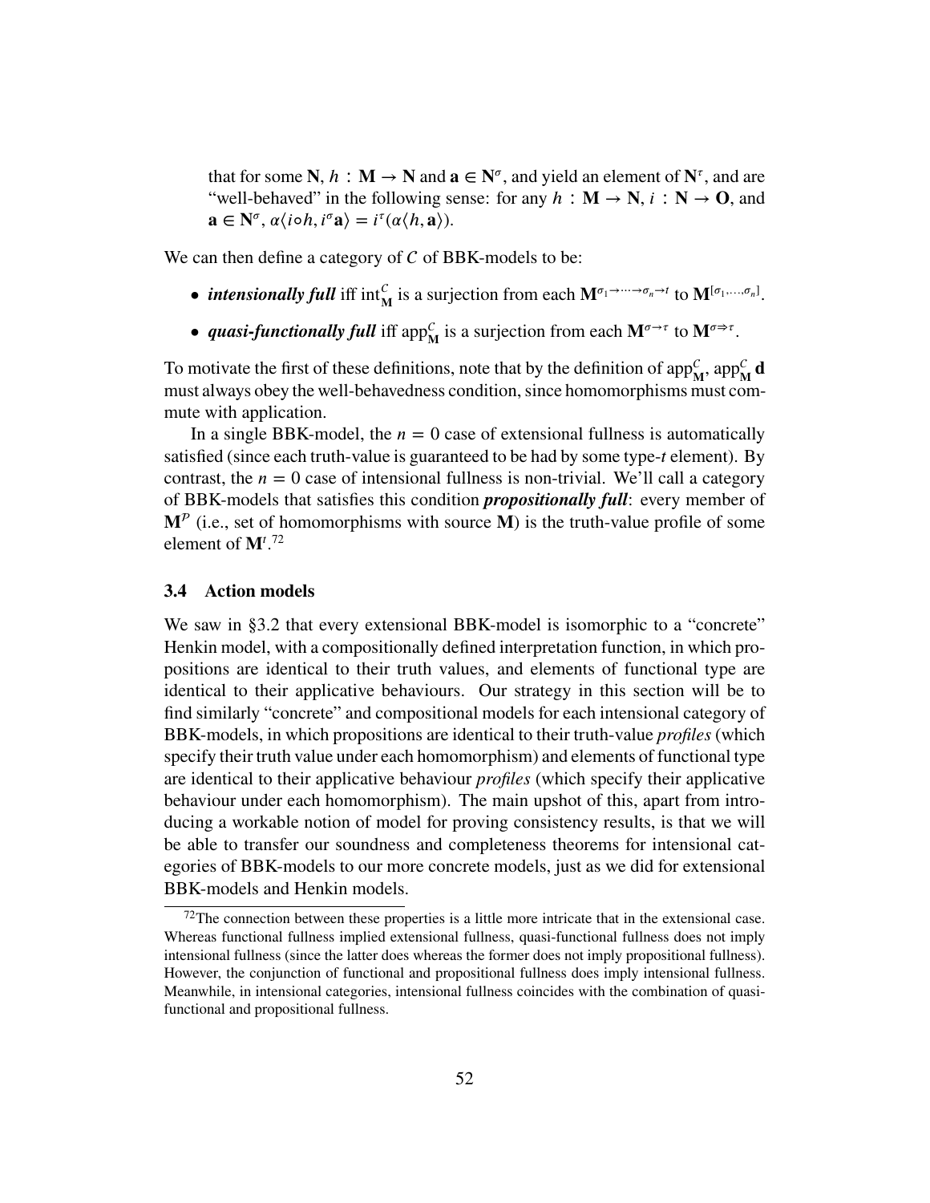that for some $\mathbf{N}$, $h : \mathbf{M} \to \mathbf{N}$ and $\mathbf{a} \in \mathbf{N}^\sigma$, and yield an element of $\mathbf{N}^\tau$, and are "well-behaved" in the following sense: for any $h : \mathbf{M} \to \mathbf{N}$, $i : \mathbf{N} \to \mathbf{O}$, and $\mathbf{a} \in \mathbf{N}^\sigma$, $\alpha\langle i \circ h, i^\sigma \mathbf{a}\rangle = i^\tau(\alpha\langle h, \mathbf{a}\rangle)$.

We can then define a category of $C$ of BBK-models to be:

- ***intensionally full*** iff $\text{int}^{C}_{\mathbf{M}}$ is a surjection from each $\mathbf{M}^{\sigma_1 \to \cdots \to \sigma_n \to t}$ to $\mathbf{M}^{[\sigma_1, \ldots, \sigma_n]}$.
- ***quasi-functionally full*** iff $\text{app}^{C}_{\mathbf{M}}$ is a surjection from each $\mathbf{M}^{\sigma \to \tau}$ to $\mathbf{M}^{\sigma \Rightarrow \tau}$.

To motivate the first of these definitions, note that by the definition of $\text{app}^{C}_{\mathbf{M}}$, $\text{app}^{C}_{\mathbf{M}}\, \mathbf{d}$ must always obey the well-behavedness condition, since homomorphisms must commute with application.

In a single BBK-model, the $n = 0$ case of extensional fullness is automatically satisfied (since each truth-value is guaranteed to be had by some type-$t$ element). By contrast, the $n = 0$ case of intensional fullness is non-trivial. We'll call a category of BBK-models that satisfies this condition ***propositionally full***: every member of $\mathbf{M}^{\mathcal{P}}$ (i.e., set of homomorphisms with source $\mathbf{M}$) is the truth-value profile of some element of $\mathbf{M}^t$.[72]

### 3.4 Action models

We saw in §3.2 that every extensional BBK-model is isomorphic to a "concrete" Henkin model, with a compositionally defined interpretation function, in which propositions are identical to their truth values, and elements of functional type are identical to their applicative behaviours. Our strategy in this section will be to find similarly "concrete" and compositional models for each intensional category of BBK-models, in which propositions are identical to their truth-value *profiles* (which specify their truth value under each homomorphism) and elements of functional type are identical to their applicative behaviour *profiles* (which specify their applicative behaviour under each homomorphism). The main upshot of this, apart from introducing a workable notion of model for proving consistency results, is that we will be able to transfer our soundness and completeness theorems for intensional categories of BBK-models to our more concrete models, just as we did for extensional BBK-models and Henkin models.

[72] The connection between these properties is a little more intricate that in the extensional case. Whereas functional fullness implied extensional fullness, quasi-functional fullness does not imply intensional fullness (since the latter does whereas the former does not imply propositional fullness). However, the conjunction of functional and propositional fullness does imply intensional fullness. Meanwhile, in intensional categories, intensional fullness coincides with the combination of quasi-functional and propositional fullness.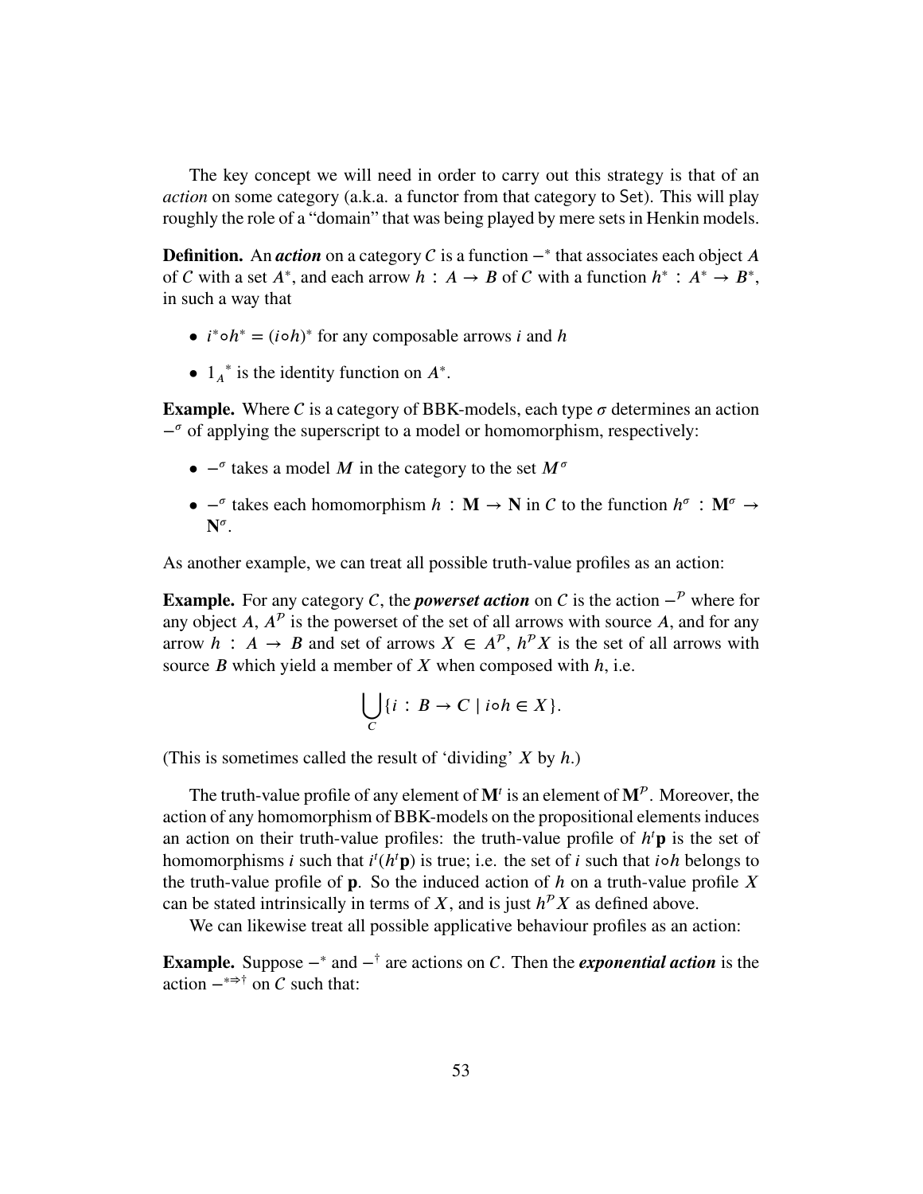The key concept we will need in order to carry out this strategy is that of an *action* on some category (a.k.a. a functor from that category to Set). This will play roughly the role of a "domain" that was being played by mere sets in Henkin models.

**Definition.** An ***action*** on a category $C$ is a function $-^*$ that associates each object $A$ of $C$ with a set $A^*$, and each arrow $h : A \to B$ of $C$ with a function $h^* : A^* \to B^*$, in such a way that

- $i^* \circ h^* = (i \circ h)^*$ for any composable arrows $i$ and $h$
- ${1_A}^*$ is the identity function on $A^*$.

**Example.** Where $C$ is a category of BBK-models, each type $\sigma$ determines an action $-^\sigma$ of applying the superscript to a model or homomorphism, respectively:

- $-^\sigma$ takes a model $M$ in the category to the set $M^\sigma$
- $-^\sigma$ takes each homomorphism $h : \mathbf{M} \to \mathbf{N}$ in $C$ to the function $h^\sigma : \mathbf{M}^\sigma \to \mathbf{N}^\sigma$.

As another example, we can treat all possible truth-value profiles as an action:

**Example.** For any category $C$, the ***powerset action*** on $C$ is the action $-^\mathcal{P}$ where for any object $A$, $A^\mathcal{P}$ is the powerset of the set of all arrows with source $A$, and for any arrow $h : A \to B$ and set of arrows $X \in A^\mathcal{P}$, $h^\mathcal{P} X$ is the set of all arrows with source $B$ which yield a member of $X$ when composed with $h$, i.e.

$$\bigcup_C \{ i : B \to C \mid i \circ h \in X \}.$$

(This is sometimes called the result of 'dividing' $X$ by $h$.)

The truth-value profile of any element of $\mathbf{M}^t$ is an element of $\mathbf{M}^\mathcal{P}$. Moreover, the action of any homomorphism of BBK-models on the propositional elements induces an action on their truth-value profiles: the truth-value profile of $h^t\mathbf{p}$ is the set of homomorphisms $i$ such that $i^t(h^t\mathbf{p})$ is true; i.e. the set of $i$ such that $i \circ h$ belongs to the truth-value profile of $\mathbf{p}$. So the induced action of $h$ on a truth-value profile $X$ can be stated intrinsically in terms of $X$, and is just $h^\mathcal{P} X$ as defined above.

We can likewise treat all possible applicative behaviour profiles as an action:

**Example.** Suppose $-^*$ and $-^\dagger$ are actions on $C$. Then the ***exponential action*** is the action $-^{* \Rightarrow \dagger}$ on $C$ such that: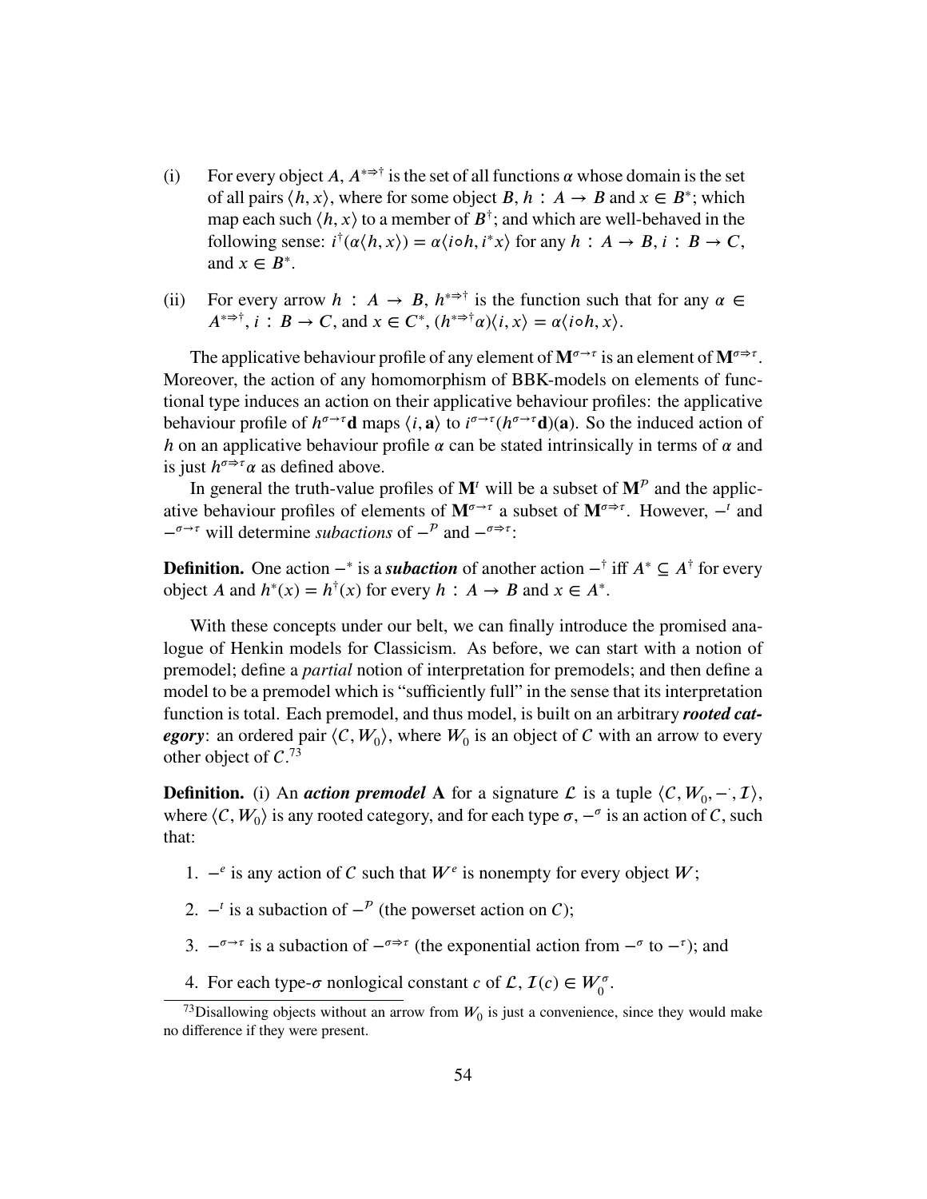(i) For every object $A$, $A^{*\Rightarrow\dagger}$ is the set of all functions $\alpha$ whose domain is the set of all pairs $\langle h, x\rangle$, where for some object $B$, $h : A \to B$ and $x \in B^*$; which map each such $\langle h, x\rangle$ to a member of $B^\dagger$; and which are well-behaved in the following sense: $i^\dagger(\alpha\langle h, x\rangle) = \alpha\langle i \circ h, i^* x\rangle$ for any $h : A \to B$, $i : B \to C$, and $x \in B^*$.

(ii) For every arrow $h : A \to B$, $h^{*\Rightarrow\dagger}$ is the function such that for any $\alpha \in A^{*\Rightarrow\dagger}$, $i : B \to C$, and $x \in C^*$, $(h^{*\Rightarrow\dagger}\alpha)\langle i, x\rangle = \alpha\langle i \circ h, x\rangle$.

The applicative behaviour profile of any element of $\mathbf{M}^{\sigma\to\tau}$ is an element of $\mathbf{M}^{\sigma\Rightarrow\tau}$. Moreover, the action of any homomorphism of BBK-models on elements of functional type induces an action on their applicative behaviour profiles: the applicative behaviour profile of $h^{\sigma\to\tau}\mathbf{d}$ maps $\langle i, \mathbf{a}\rangle$ to $i^{\sigma\to\tau}(h^{\sigma\to\tau}\mathbf{d})(\mathbf{a})$. So the induced action of $h$ on an applicative behaviour profile $\alpha$ can be stated intrinsically in terms of $\alpha$ and is just $h^{\sigma\Rightarrow\tau}\alpha$ as defined above.

In general the truth-value profiles of $\mathbf{M}^t$ will be a subset of $\mathbf{M}^{\mathcal{P}}$ and the applicative behaviour profiles of elements of $\mathbf{M}^{\sigma\to\tau}$ a subset of $\mathbf{M}^{\sigma\Rightarrow\tau}$. However, $-^t$ and $-^{\sigma\to\tau}$ will determine *subactions* of $-^{\mathcal{P}}$ and $-^{\sigma\Rightarrow\tau}$:

**Definition.** One action $-^*$ is a ***subaction*** of another action $-^\dagger$ iff $A^* \subseteq A^\dagger$ for every object $A$ and $h^*(x) = h^\dagger(x)$ for every $h : A \to B$ and $x \in A^*$.

With these concepts under our belt, we can finally introduce the promised analogue of Henkin models for Classicism. As before, we can start with a notion of premodel; define a *partial* notion of interpretation for premodels; and then define a model to be a premodel which is "sufficiently full" in the sense that its interpretation function is total. Each premodel, and thus model, is built on an arbitrary ***rooted category***: an ordered pair $\langle \mathcal{C}, W_0\rangle$, where $W_0$ is an object of $\mathcal{C}$ with an arrow to every other object of $\mathcal{C}$.[73]

**Definition.** (i) An ***action premodel*** $\mathbf{A}$ for a signature $\mathcal{L}$ is a tuple $\langle \mathcal{C}, W_0, -^{\cdot}, \mathcal{I}\rangle$, where $\langle \mathcal{C}, W_0\rangle$ is any rooted category, and for each type $\sigma$, $-^\sigma$ is an action of $\mathcal{C}$, such that:

1. $-^e$ is any action of $\mathcal{C}$ such that $W^e$ is nonempty for every object $W$;
2. $-^t$ is a subaction of $-^{\mathcal{P}}$ (the powerset action on $\mathcal{C}$);
3. $-^{\sigma\to\tau}$ is a subaction of $-^{\sigma\Rightarrow\tau}$ (the exponential action from $-^\sigma$ to $-^\tau$); and
4. For each type-$\sigma$ nonlogical constant $c$ of $\mathcal{L}$, $\mathcal{I}(c) \in W_0^\sigma$.

[73] Disallowing objects without an arrow from $W_0$ is just a convenience, since they would make no difference if they were present.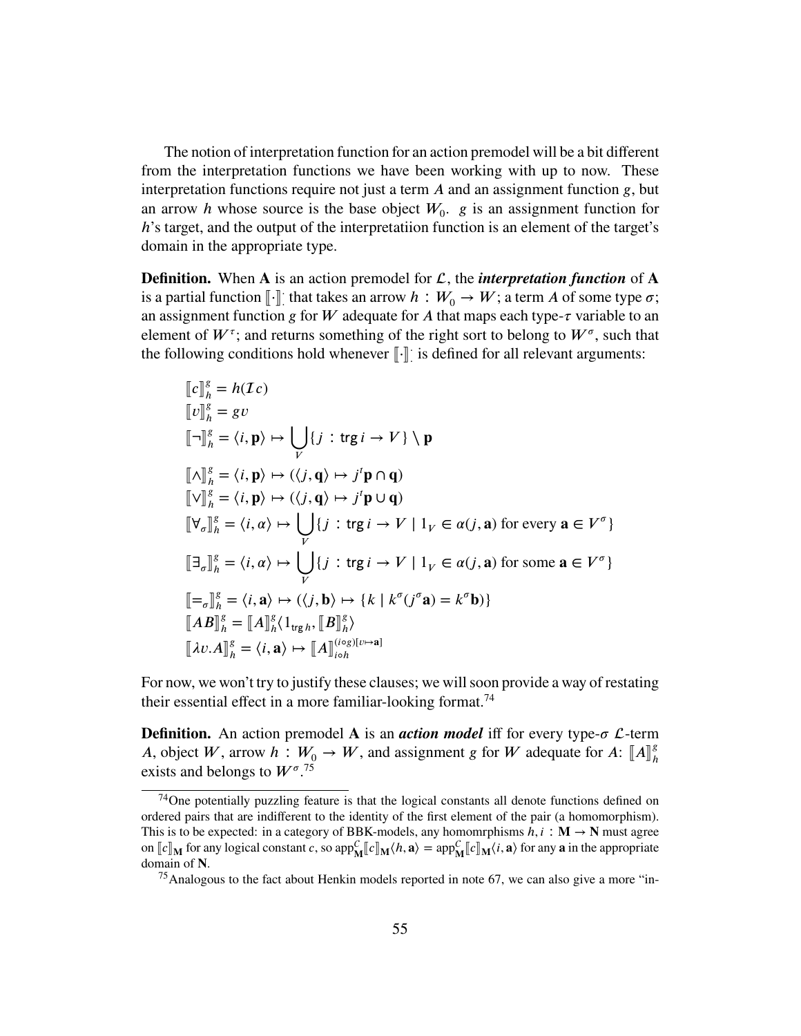The notion of interpretation function for an action premodel will be a bit different from the interpretation functions we have been working with up to now. These interpretation functions require not just a term $A$ and an assignment function $g$, but an arrow $h$ whose source is the base object $W_0$. $g$ is an assignment function for $h$'s target, and the output of the interpretatiion function is an element of the target's domain in the appropriate type.

**Definition.** When $\mathbf{A}$ is an action premodel for $\mathcal{L}$, the ***interpretation function*** of $\mathbf{A}$ is a partial function $[\![\cdot]\!]^{\cdot}_{\cdot}$ that takes an arrow $h : W_0 \to W$; a term $A$ of some type $\sigma$; an assignment function $g$ for $W$ adequate for $A$ that maps each type-$\tau$ variable to an element of $W^\tau$; and returns something of the right sort to belong to $W^\sigma$, such that the following conditions hold whenever $[\![\cdot]\!]^{\cdot}_{\cdot}$ is defined for all relevant arguments:

$$
\begin{aligned}
&[\![c]\!]^g_h = h(\mathcal{I}c)\\
&[\![v]\!]^g_h = gv\\
&[\![\neg]\!]^g_h = \langle i, \mathbf{p}\rangle \mapsto \bigcup_V \{j : \operatorname{trg} i \to V\} \setminus \mathbf{p}\\
&[\![\wedge]\!]^g_h = \langle i, \mathbf{p}\rangle \mapsto (\langle j, \mathbf{q}\rangle \mapsto j^t\mathbf{p} \cap \mathbf{q})\\
&[\![\vee]\!]^g_h = \langle i, \mathbf{p}\rangle \mapsto (\langle j, \mathbf{q}\rangle \mapsto j^t\mathbf{p} \cup \mathbf{q})\\
&[\![\forall_\sigma]\!]^g_h = \langle i, \alpha\rangle \mapsto \bigcup_V \{j : \operatorname{trg} i \to V \mid 1_V \in \alpha(j, \mathbf{a}) \text{ for every } \mathbf{a} \in V^\sigma\}\\
&[\![\exists_\sigma]\!]^g_h = \langle i, \alpha\rangle \mapsto \bigcup_V \{j : \operatorname{trg} i \to V \mid 1_V \in \alpha(j, \mathbf{a}) \text{ for some } \mathbf{a} \in V^\sigma\}\\
&[\![=_\sigma]\!]^g_h = \langle i, \mathbf{a}\rangle \mapsto (\langle j, \mathbf{b}\rangle \mapsto \{k \mid k^\sigma(j^\sigma \mathbf{a}) = k^\sigma \mathbf{b}\})\\
&[\![AB]\!]^g_h = [\![A]\!]^g_h \langle 1_{\operatorname{trg} h}, [\![B]\!]^g_h\rangle\\
&[\![\lambda v.A]\!]^g_h = \langle i, \mathbf{a}\rangle \mapsto [\![A]\!]^{(i \circ g)[v \mapsto \mathbf{a}]}_{i \circ h}
\end{aligned}
$$

For now, we won't try to justify these clauses; we will soon provide a way of restating their essential effect in a more familiar-looking format.[74]

**Definition.** An action premodel $\mathbf{A}$ is an ***action model*** iff for every type-$\sigma$ $\mathcal{L}$-term $A$, object $W$, arrow $h : W_0 \to W$, and assignment $g$ for $W$ adequate for $A$: $[\![A]\!]^g_h$ exists and belongs to $W^\sigma$.[75]

---

[74] One potentially puzzling feature is that the logical constants all denote functions defined on ordered pairs that are indifferent to the identity of the first element of the pair (a homomorphism). This is to be expected: in a category of BBK-models, any homomrphisms $h, i : \mathbf{M} \to \mathbf{N}$ must agree on $[\![c]\!]_\mathbf{M}$ for any logical constant $c$, so $\mathrm{app}^{\mathcal{C}}_{\mathbf{M}}[\![c]\!]_\mathbf{M}\langle h, \mathbf{a}\rangle = \mathrm{app}^{\mathcal{C}}_{\mathbf{M}}[\![c]\!]_\mathbf{M}\langle i, \mathbf{a}\rangle$ for any $\mathbf{a}$ in the appropriate domain of $\mathbf{N}$.

[75] Analogous to the fact about Henkin models reported in note 67, we can also give a more "in-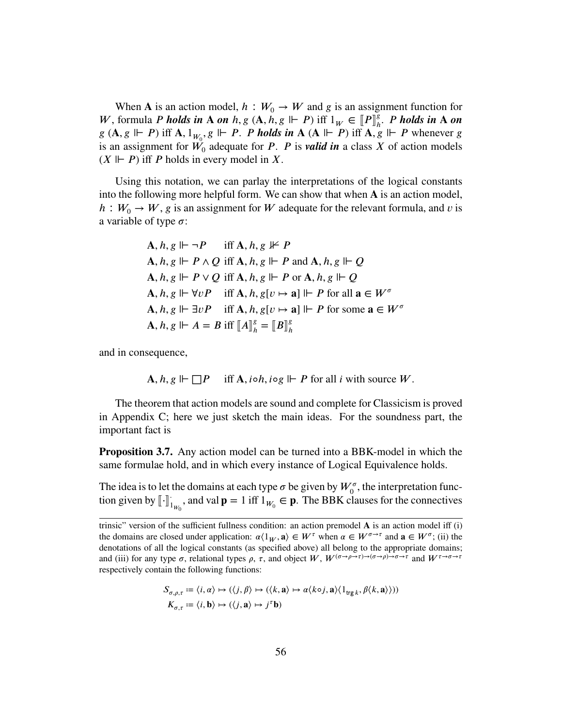When $\mathbf{A}$ is an action model, $h : W_0 \to W$ and $g$ is an assignment function for $W$, formula $P$ ***holds in*** $\mathbf{A}$ ***on*** $h, g$ ($\mathbf{A}, h, g \Vdash P$) iff $1_W \in [\![P]\!]^g_h$. $P$ ***holds in*** $\mathbf{A}$ ***on*** $g$ ($\mathbf{A}, g \Vdash P$) iff $\mathbf{A}, 1_{W_0}, g \Vdash P$. $P$ ***holds in*** $\mathbf{A}$ ($\mathbf{A} \Vdash P$) iff $\mathbf{A}, g \Vdash P$ whenever $g$ is an assignment for $W_0$ adequate for $P$. $P$ is ***valid in*** a class $X$ of action models ($X \Vdash P$) iff $P$ holds in every model in $X$.

Using this notation, we can parlay the interpretations of the logical constants into the following more helpful form. We can show that when $\mathbf{A}$ is an action model, $h : W_0 \to W$, $g$ is an assignment for $W$ adequate for the relevant formula, and $v$ is a variable of type $\sigma$:

$$
\begin{aligned}
&\mathbf{A}, h, g \Vdash \neg P && \text{iff } \mathbf{A}, h, g \nVdash P \\
&\mathbf{A}, h, g \Vdash P \wedge Q && \text{iff } \mathbf{A}, h, g \Vdash P \text{ and } \mathbf{A}, h, g \Vdash Q \\
&\mathbf{A}, h, g \Vdash P \vee Q && \text{iff } \mathbf{A}, h, g \Vdash P \text{ or } \mathbf{A}, h, g \Vdash Q \\
&\mathbf{A}, h, g \Vdash \forall v P && \text{iff } \mathbf{A}, h, g[v \mapsto \mathbf{a}] \Vdash P \text{ for all } \mathbf{a} \in W^\sigma \\
&\mathbf{A}, h, g \Vdash \exists v P && \text{iff } \mathbf{A}, h, g[v \mapsto \mathbf{a}] \Vdash P \text{ for some } \mathbf{a} \in W^\sigma \\
&\mathbf{A}, h, g \Vdash A = B && \text{iff } [\![A]\!]^g_h = [\![B]\!]^g_h
\end{aligned}
$$

and in consequence,

$$
\mathbf{A}, h, g \Vdash \Box P \quad \text{iff } \mathbf{A}, i \circ h, i \circ g \Vdash P \text{ for all } i \text{ with source } W.
$$

The theorem that action models are sound and complete for Classicism is proved in Appendix C; here we just sketch the main ideas. For the soundness part, the important fact is

**Proposition 3.7.** Any action model can be turned into a BBK-model in which the same formulae hold, and in which every instance of Logical Equivalence holds.

The idea is to let the domains at each type $\sigma$ be given by $W_0^\sigma$, the interpretation function given by $[\![\cdot]\!]^{\cdot}_{1_{W_0}}$, and val $\mathbf{p} = 1$ iff $1_{W_0} \in \mathbf{p}$. The BBK clauses for the connectives

---

trinsic" version of the sufficient fullness condition: an action premodel $\mathbf{A}$ is an action model iff (i) the domains are closed under application: $\alpha\langle 1_W, \mathbf{a}\rangle \in W^\tau$ when $\alpha \in W^{\sigma\to\tau}$ and $\mathbf{a} \in W^\sigma$; (ii) the denotations of all the logical constants (as specified above) all belong to the appropriate domains; and (iii) for any type $\sigma$, relational types $\rho$, $\tau$, and object $W$, $W^{(\sigma\to\rho\to\tau)\to(\sigma\to\rho)\to\sigma\to\tau}$ and $W^{\tau\to\sigma\to\tau}$ respectively contain the following functions:

$$
\begin{aligned}
S_{\sigma,\rho,\tau} &:= \langle i, \alpha\rangle \mapsto (\langle j, \beta\rangle \mapsto (\langle k, \mathbf{a}\rangle \mapsto \alpha\langle k \circ j, \mathbf{a}\rangle\langle 1_{\operatorname{trg} k}, \beta\langle k, \mathbf{a}\rangle\rangle)) \\
K_{\sigma,\tau} &:= \langle i, \mathbf{b}\rangle \mapsto (\langle j, \mathbf{a}\rangle \mapsto j^\tau \mathbf{b})
\end{aligned}
$$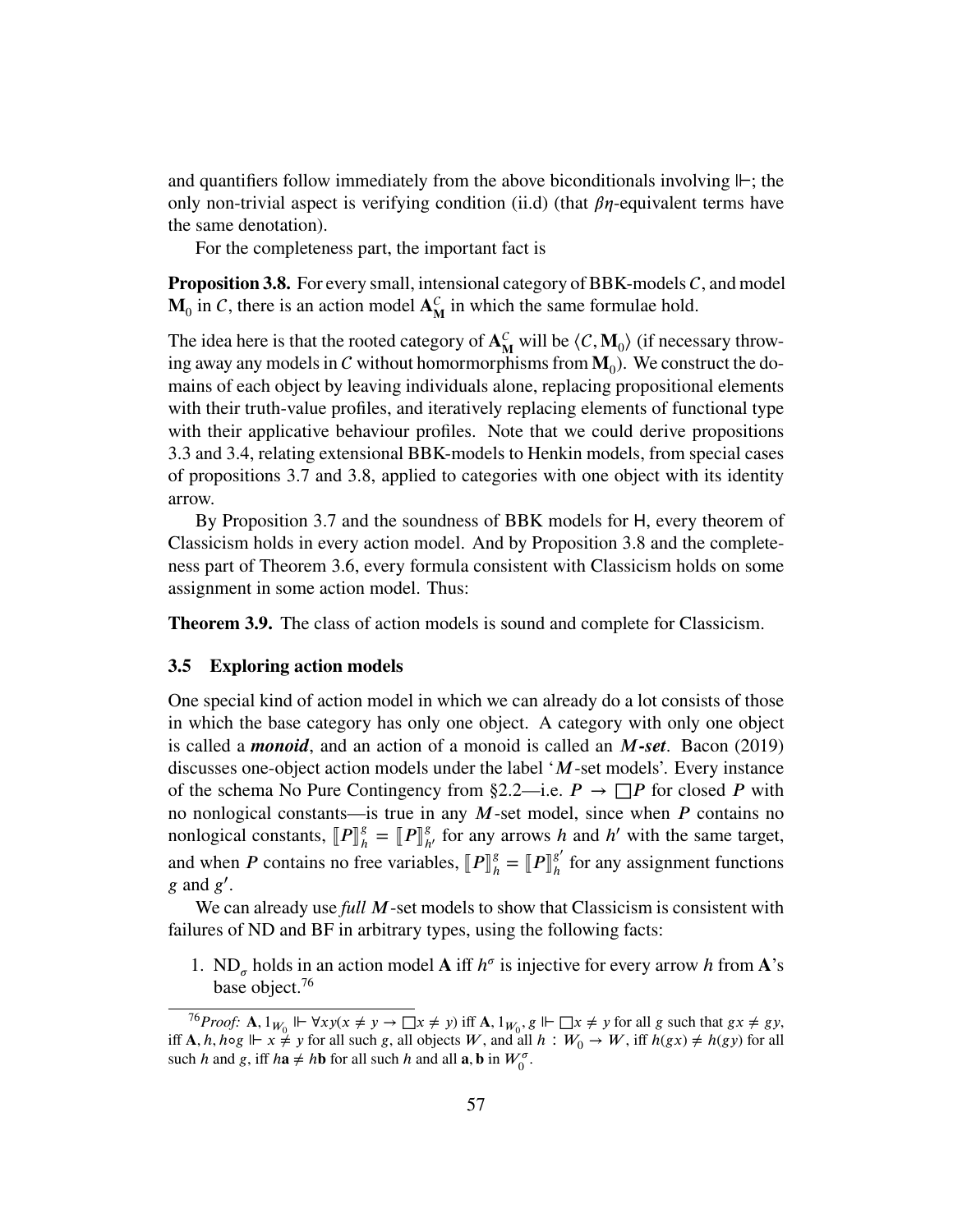and quantifiers follow immediately from the above biconditionals involving $\Vdash$; the only non-trivial aspect is verifying condition (ii.d) (that $\beta\eta$-equivalent terms have the same denotation).

For the completeness part, the important fact is

**Proposition 3.8.** For every small, intensional category of BBK-models $\mathcal{C}$, and model $\mathbf{M}_0$ in $\mathcal{C}$, there is an action model $\mathbf{A}^{\mathcal{C}}_{\mathbf{M}}$ in which the same formulae hold.

The idea here is that the rooted category of $\mathbf{A}^{\mathcal{C}}_{\mathbf{M}}$ will be $\langle \mathcal{C}, \mathbf{M}_0 \rangle$ (if necessary throwing away any models in $\mathcal{C}$ without homormorphisms from $\mathbf{M}_0$). We construct the domains of each object by leaving individuals alone, replacing propositional elements with their truth-value profiles, and iteratively replacing elements of functional type with their applicative behaviour profiles. Note that we could derive propositions 3.3 and 3.4, relating extensional BBK-models to Henkin models, from special cases of propositions 3.7 and 3.8, applied to categories with one object with its identity arrow.

By Proposition 3.7 and the soundness of BBK models for H, every theorem of Classicism holds in every action model. And by Proposition 3.8 and the completeness part of Theorem 3.6, every formula consistent with Classicism holds on some assignment in some action model. Thus:

**Theorem 3.9.** The class of action models is sound and complete for Classicism.

### 3.5 Exploring action models

One special kind of action model in which we can already do a lot consists of those in which the base category has only one object. A category with only one object is called a ***monoid***, and an action of a monoid is called an ***M-set***. Bacon (2019) discusses one-object action models under the label '$M$-set models'. Every instance of the schema No Pure Contingency from §2.2—i.e. $P \to \Box P$ for closed $P$ with no nonlogical constants—is true in any $M$-set model, since when $P$ contains no nonlogical constants, $[\![P]\!]^g_h = [\![P]\!]^g_{h'}$ for any arrows $h$ and $h'$ with the same target, and when $P$ contains no free variables, $[\![P]\!]^g_h = [\![P]\!]^{g'}_h$ for any assignment functions $g$ and $g'$.

We can already use *full $M$*-set models to show that Classicism is consistent with failures of ND and BF in arbitrary types, using the following facts:

1. $\mathrm{ND}_\sigma$ holds in an action model $\mathbf{A}$ iff $h^\sigma$ is injective for every arrow $h$ from $\mathbf{A}$'s base object.[76]

[76] *Proof:* $\mathbf{A}, 1_{W_0} \Vdash \forall xy(x \neq y \to \Box x \neq y)$ iff $\mathbf{A}, 1_{W_0}, g \Vdash \Box x \neq y$ for all $g$ such that $gx \neq gy$, iff $\mathbf{A}, h, h \circ g \Vdash x \neq y$ for all such $g$, all objects $W$, and all $h : W_0 \to W$, iff $h(gx) \neq h(gy)$ for all such $h$ and $g$, iff $h\mathbf{a} \neq h\mathbf{b}$ for all such $h$ and all $\mathbf{a}, \mathbf{b}$ in $W^\sigma_0$.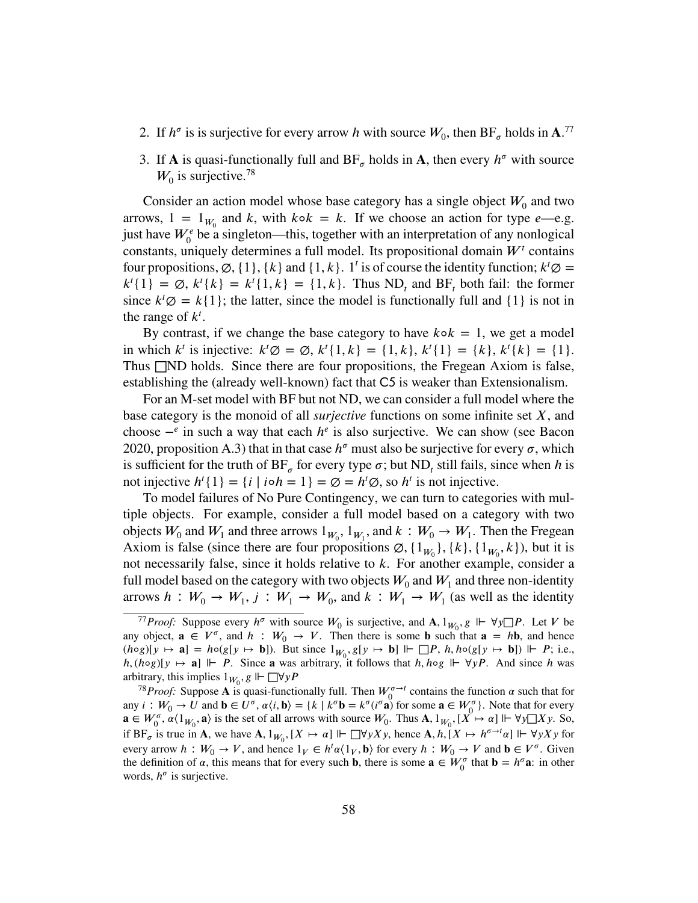2. If $h^\sigma$ is is surjective for every arrow $h$ with source $W_0$, then $\mathrm{BF}_\sigma$ holds in $\mathbf{A}$.[77]

3. If $\mathbf{A}$ is quasi-functionally full and $\mathrm{BF}_\sigma$ holds in $\mathbf{A}$, then every $h^\sigma$ with source $W_0$ is surjective.[78]

Consider an action model whose base category has a single object $W_0$ and two arrows, $1 = 1_{W_0}$ and $k$, with $k \circ k = k$. If we choose an action for type $e$—e.g. just have $W_0^e$ be a singleton—this, together with an interpretation of any nonlogical constants, uniquely determines a full model. Its propositional domain $W^t$ contains four propositions, $\varnothing$, $\{1\}$, $\{k\}$ and $\{1, k\}$. $1^t$ is of course the identity function; $k^t\varnothing = k^t\{1\} = \varnothing$, $k^t\{k\} = k^t\{1, k\} = \{1, k\}$. Thus $\mathrm{ND}_t$ and $\mathrm{BF}_t$ both fail: the former since $k^t\varnothing = k\{1\}$; the latter, since the model is functionally full and $\{1\}$ is not in the range of $k^t$.

By contrast, if we change the base category to have $k \circ k = 1$, we get a model in which $k^t$ is injective: $k^t\varnothing = \varnothing$, $k^t\{1, k\} = \{1, k\}$, $k^t\{1\} = \{k\}$, $k^t\{k\} = \{1\}$. Thus $\Box$ND holds. Since there are four propositions, the Fregean Axiom is false, establishing the (already well-known) fact that C5 is weaker than Extensionalism.

For an M-set model with BF but not ND, we can consider a full model where the base category is the monoid of all *surjective* functions on some infinite set $X$, and choose $-^e$ in such a way that each $h^e$ is also surjective. We can show (see Bacon 2020, proposition A.3) that in that case $h^\sigma$ must also be surjective for every $\sigma$, which is sufficient for the truth of $\mathrm{BF}_\sigma$ for every type $\sigma$; but $\mathrm{ND}_t$ still fails, since when $h$ is not injective $h^t\{1\} = \{i \mid i \circ h = 1\} = \varnothing = h^t\varnothing$, so $h^t$ is not injective.

To model failures of No Pure Contingency, we can turn to categories with multiple objects. For example, consider a full model based on a category with two objects $W_0$ and $W_1$ and three arrows $1_{W_0}$, $1_{W_1}$, and $k : W_0 \to W_1$. Then the Fregean Axiom is false (since there are four propositions $\varnothing$, $\{1_{W_0}\}$, $\{k\}$, $\{1_{W_0}, k\}$), but it is not necessarily false, since it holds relative to $k$. For another example, consider a full model based on the category with two objects $W_0$ and $W_1$ and three non-identity arrows $h : W_0 \to W_1$, $j : W_1 \to W_0$, and $k : W_1 \to W_1$ (as well as the identity

---

[77] *Proof:* Suppose every $h^\sigma$ with source $W_0$ is surjective, and $\mathbf{A}, 1_{W_0}, g \Vdash \forall y \Box P$. Let $V$ be any object, $\mathbf{a} \in V^\sigma$, and $h : W_0 \to V$. Then there is some $\mathbf{b}$ such that $\mathbf{a} = h\mathbf{b}$, and hence $(h \circ g)[y \mapsto \mathbf{a}] = h \circ (g[y \mapsto \mathbf{b}])$. But since $1_{W_0}, g[y \mapsto \mathbf{b}] \Vdash \Box P$, $h, h \circ (g[y \mapsto \mathbf{b}]) \Vdash P$; i.e., $h, (h \circ g)[y \mapsto \mathbf{a}] \Vdash P$. Since $\mathbf{a}$ was arbitrary, it follows that $h, h \circ g \Vdash \forall y P$. And since $h$ was arbitrary, this implies $1_{W_0}, g \Vdash \Box \forall y P$

[78] *Proof:* Suppose $\mathbf{A}$ is quasi-functionally full. Then $W_0^{\sigma \to t}$ contains the function $\alpha$ such that for any $i : W_0 \to U$ and $\mathbf{b} \in U^\sigma$, $\alpha\langle i, \mathbf{b}\rangle = \{k \mid k^\sigma \mathbf{b} = k^\sigma(i^\sigma \mathbf{a})$ for some $\mathbf{a} \in W_0^\sigma\}$. Note that for every $\mathbf{a} \in W_0^\sigma$, $\alpha\langle 1_{W_0}, \mathbf{a}\rangle$ is the set of all arrows with source $W_0$. Thus $\mathbf{A}, 1_{W_0}, [X \mapsto \alpha] \Vdash \forall y \Box X y$. So, if $\mathrm{BF}_\sigma$ is true in $\mathbf{A}$, we have $\mathbf{A}, 1_{W_0}, [X \mapsto \alpha] \Vdash \Box \forall y X y$, hence $\mathbf{A}, h, [X \mapsto h^{\sigma \to t}\alpha] \Vdash \forall y X y$ for every arrow $h : W_0 \to V$, and hence $1_V \in h^t\alpha\langle 1_V, \mathbf{b}\rangle$ for every $h : W_0 \to V$ and $\mathbf{b} \in V^\sigma$. Given the definition of $\alpha$, this means that for every such $\mathbf{b}$, there is some $\mathbf{a} \in W_0^\sigma$ that $\mathbf{b} = h^\sigma\mathbf{a}$: in other words, $h^\sigma$ is surjective.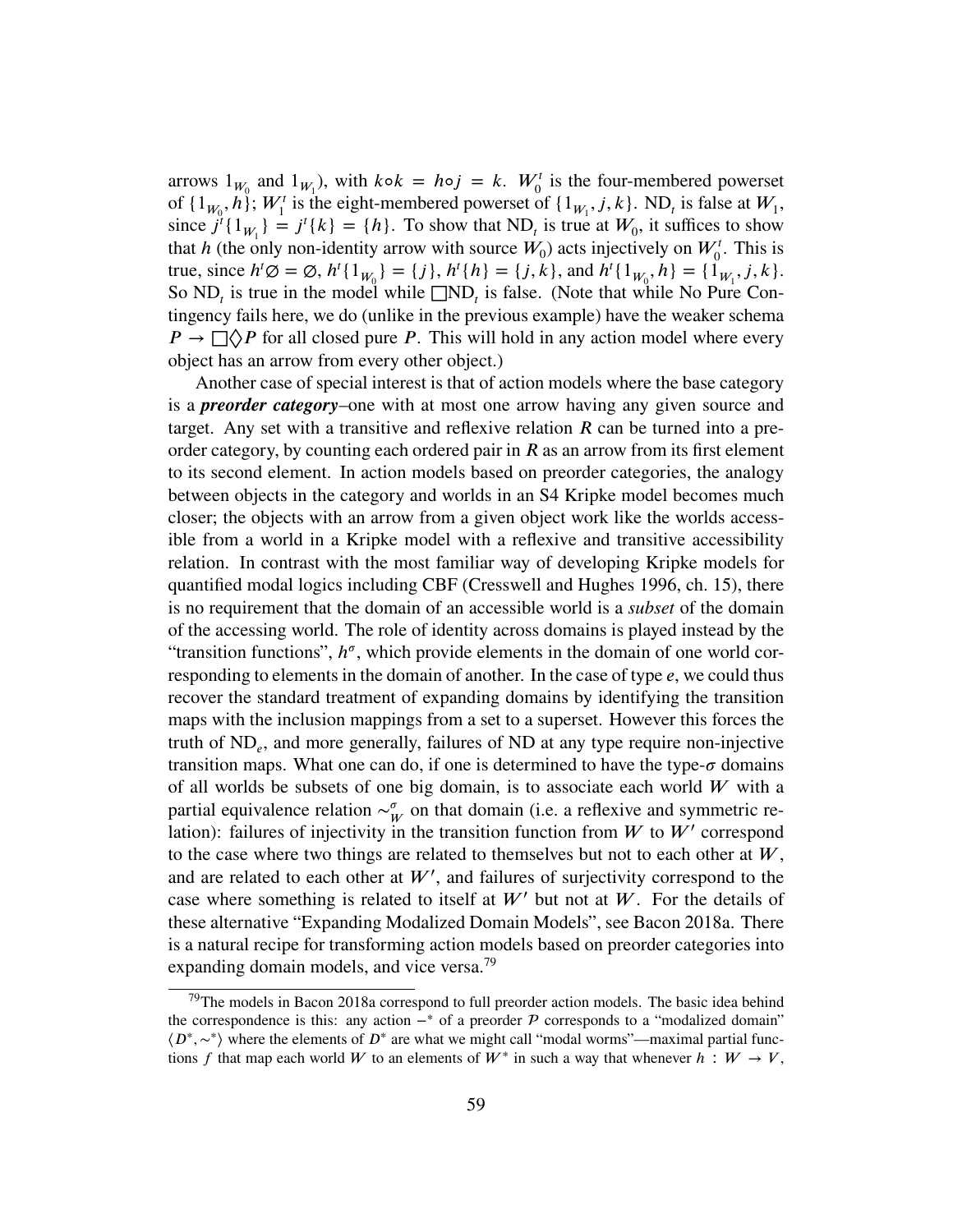arrows $1_{W_0}$ and $1_{W_1}$), with $k \circ k = h \circ j = k$. $W_0^t$ is the four-membered powerset of $\{1_{W_0}, h\}$; $W_1^t$ is the eight-membered powerset of $\{1_{W_1}, j, k\}$. $\text{ND}_t$ is false at $W_1$, since $j^t\{1_{W_1}\} = j^t\{k\} = \{h\}$. To show that $\text{ND}_t$ is true at $W_0$, it suffices to show that $h$ (the only non-identity arrow with source $W_0$) acts injectively on $W_0^t$. This is true, since $h^t\varnothing = \varnothing$, $h^t\{1_{W_0}\} = \{j\}$, $h^t\{h\} = \{j, k\}$, and $h^t\{1_{W_0}, h\} = \{1_{W_1}, j, k\}$. So $\text{ND}_t$ is true in the model while $\Box\text{ND}_t$ is false. (Note that while No Pure Contingency fails here, we do (unlike in the previous example) have the weaker schema $P \to \Box\Diamond P$ for all closed pure $P$. This will hold in any action model where every object has an arrow from every other object.)

Another case of special interest is that of action models where the base category is a ***preorder category***–one with at most one arrow having any given source and target. Any set with a transitive and reflexive relation $R$ can be turned into a preorder category, by counting each ordered pair in $R$ as an arrow from its first element to its second element. In action models based on preorder categories, the analogy between objects in the category and worlds in an S4 Kripke model becomes much closer; the objects with an arrow from a given object work like the worlds accessible from a world in a Kripke model with a reflexive and transitive accessibility relation. In contrast with the most familiar way of developing Kripke models for quantified modal logics including CBF (Cresswell and Hughes 1996, ch. 15), there is no requirement that the domain of an accessible world is a *subset* of the domain of the accessing world. The role of identity across domains is played instead by the "transition functions", $h^\sigma$, which provide elements in the domain of one world corresponding to elements in the domain of another. In the case of type $e$, we could thus recover the standard treatment of expanding domains by identifying the transition maps with the inclusion mappings from a set to a superset. However this forces the truth of $\text{ND}_e$, and more generally, failures of ND at any type require non-injective transition maps. What one can do, if one is determined to have the type-$\sigma$ domains of all worlds be subsets of one big domain, is to associate each world $W$ with a partial equivalence relation $\sim_W^\sigma$ on that domain (i.e. a reflexive and symmetric relation): failures of injectivity in the transition function from $W$ to $W'$ correspond to the case where two things are related to themselves but not to each other at $W$, and are related to each other at $W'$, and failures of surjectivity correspond to the case where something is related to itself at $W'$ but not at $W$. For the details of these alternative "Expanding Modalized Domain Models", see Bacon 2018a. There is a natural recipe for transforming action models based on preorder categories into expanding domain models, and vice versa.[79]

[79] The models in Bacon 2018a correspond to full preorder action models. The basic idea behind the correspondence is this: any action $-^*$ of a preorder $\mathcal{P}$ corresponds to a "modalized domain" $\langle D^*, \sim^* \rangle$ where the elements of $D^*$ are what we might call "modal worms"—maximal partial functions $f$ that map each world $W$ to an elements of $W^*$ in such a way that whenever $h : W \to V$,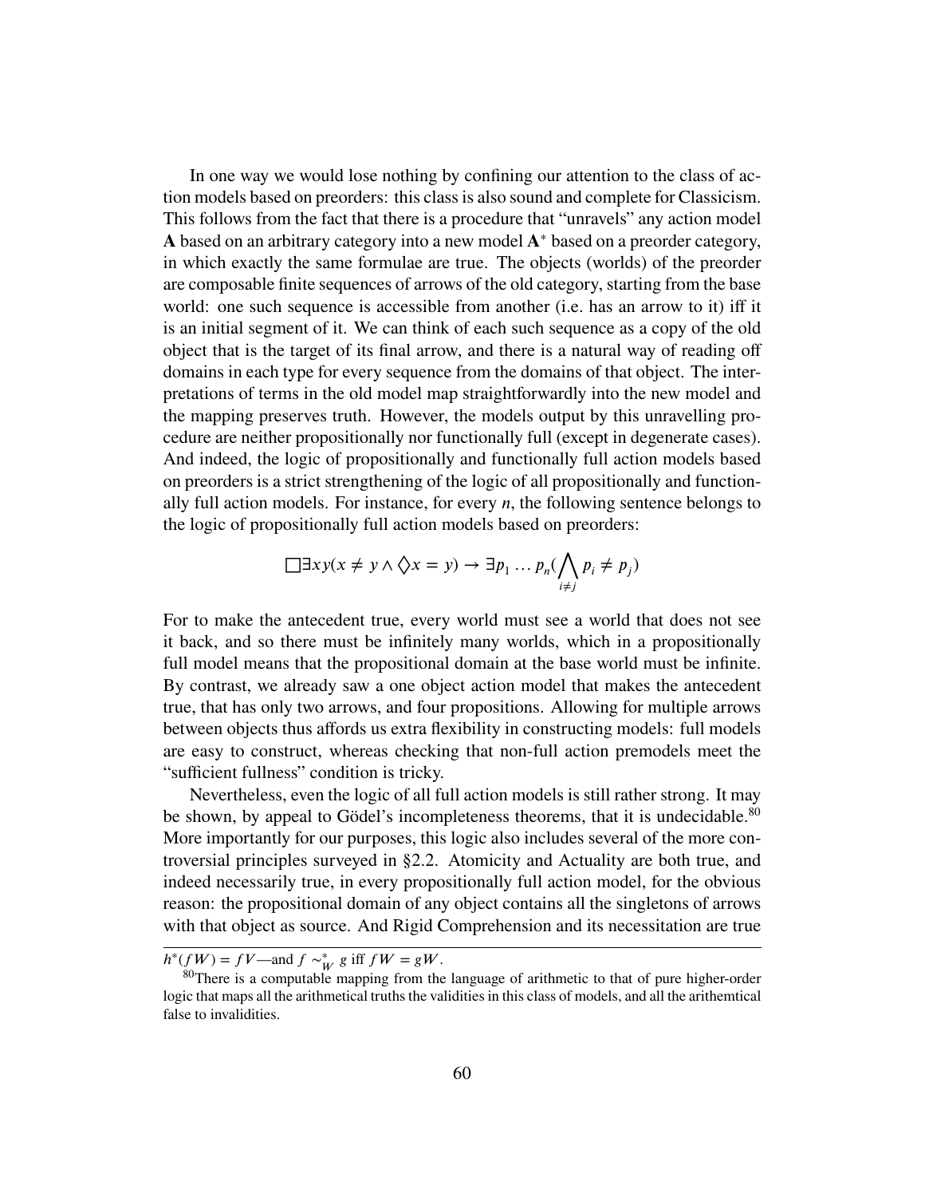In one way we would lose nothing by confining our attention to the class of action models based on preorders: this class is also sound and complete for Classicism. This follows from the fact that there is a procedure that "unravels" any action model $\mathbf{A}$ based on an arbitrary category into a new model $\mathbf{A}^*$ based on a preorder category, in which exactly the same formulae are true. The objects (worlds) of the preorder are composable finite sequences of arrows of the old category, starting from the base world: one such sequence is accessible from another (i.e. has an arrow to it) iff it is an initial segment of it. We can think of each such sequence as a copy of the old object that is the target of its final arrow, and there is a natural way of reading off domains in each type for every sequence from the domains of that object. The interpretations of terms in the old model map straightforwardly into the new model and the mapping preserves truth. However, the models output by this unravelling procedure are neither propositionally nor functionally full (except in degenerate cases). And indeed, the logic of propositionally and functionally full action models based on preorders is a strict strengthening of the logic of all propositionally and functionally full action models. For instance, for every $n$, the following sentence belongs to the logic of propositionally full action models based on preorders:

$$\Box\exists xy(x \neq y \land \Diamond x = y) \to \exists p_1 \ldots p_n(\bigwedge_{i \neq j} p_i \neq p_j)$$

For to make the antecedent true, every world must see a world that does not see it back, and so there must be infinitely many worlds, which in a propositionally full model means that the propositional domain at the base world must be infinite. By contrast, we already saw a one object action model that makes the antecedent true, that has only two arrows, and four propositions. Allowing for multiple arrows between objects thus affords us extra flexibility in constructing models: full models are easy to construct, whereas checking that non-full action premodels meet the "sufficient fullness" condition is tricky.

Nevertheless, even the logic of all full action models is still rather strong. It may be shown, by appeal to Gödel's incompleteness theorems, that it is undecidable.[80] More importantly for our purposes, this logic also includes several of the more controversial principles surveyed in §2.2. Atomicity and Actuality are both true, and indeed necessarily true, in every propositionally full action model, for the obvious reason: the propositional domain of any object contains all the singletons of arrows with that object as source. And Rigid Comprehension and its necessitation are true

$h^*(fW) = fV$—and $f \sim^*_W g$ iff $fW = gW$.

[80] There is a computable mapping from the language of arithmetic to that of pure higher-order logic that maps all the arithmetical truths the validities in this class of models, and all the arithemtical false to invalidities.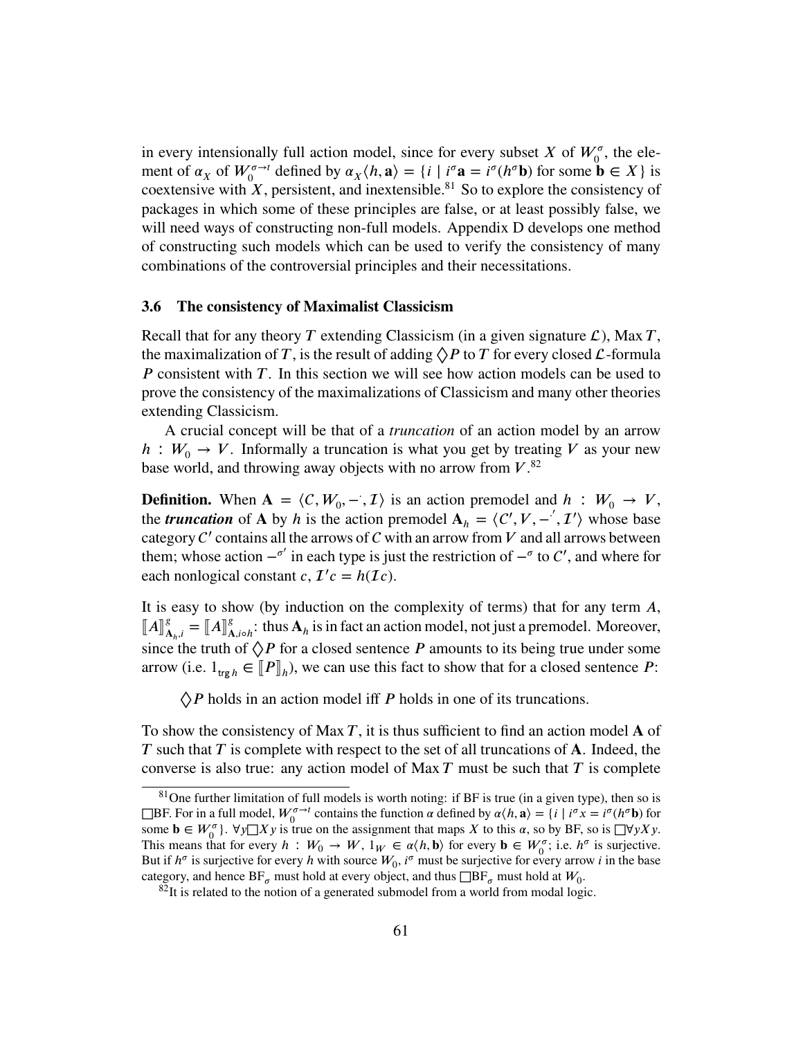in every intensionally full action model, since for every subset $X$ of $W_0^\sigma$, the element of $\alpha_X$ of $W_0^{\sigma\to t}$ defined by $\alpha_X\langle h, \mathbf{a}\rangle = \{i \mid i^\sigma \mathbf{a} = i^\sigma(h^\sigma \mathbf{b})$ for some $\mathbf{b} \in X\}$ is coextensive with $X$, persistent, and inextensible.[81] So to explore the consistency of packages in which some of these principles are false, or at least possibly false, we will need ways of constructing non-full models. Appendix D develops one method of constructing such models which can be used to verify the consistency of many combinations of the controversial principles and their necessitations.

### 3.6 The consistency of Maximalist Classicism

Recall that for any theory $T$ extending Classicism (in a given signature $\mathcal{L}$), Max $T$, the maximalization of $T$, is the result of adding $\Diamond P$ to $T$ for every closed $\mathcal{L}$-formula $P$ consistent with $T$. In this section we will see how action models can be used to prove the consistency of the maximalizations of Classicism and many other theories extending Classicism.

A crucial concept will be that of a *truncation* of an action model by an arrow $h : W_0 \to V$. Informally a truncation is what you get by treating $V$ as your new base world, and throwing away objects with no arrow from $V$.[82]

**Definition.** When $\mathbf{A} = \langle \mathcal{C}, W_0, -^\cdot, \mathcal{I}\rangle$ is an action premodel and $h : W_0 \to V$, the ***truncation*** of $\mathbf{A}$ by $h$ is the action premodel $\mathbf{A}_h = \langle \mathcal{C}', V, -^{\cdot'}, \mathcal{I}'\rangle$ whose base category $\mathcal{C}'$ contains all the arrows of $\mathcal{C}$ with an arrow from $V$ and all arrows between them; whose action $-^{\sigma'}$ in each type is just the restriction of $-^\sigma$ to $\mathcal{C}'$, and where for each nonlogical constant $c$, $\mathcal{I}'c = h(\mathcal{I}c)$.

It is easy to show (by induction on the complexity of terms) that for any term $A$, $[\![A]\!]^g_{\mathbf{A}_h, i} = [\![A]\!]^g_{\mathbf{A}, i\circ h}$: thus $\mathbf{A}_h$ is in fact an action model, not just a premodel. Moreover, since the truth of $\Diamond P$ for a closed sentence $P$ amounts to its being true under some arrow (i.e. $1_{\mathsf{trg}\, h} \in [\![P]\!]_h$), we can use this fact to show that for a closed sentence $P$:

> $\Diamond P$ holds in an action model iff $P$ holds in one of its truncations.

To show the consistency of Max $T$, it is thus sufficient to find an action model $\mathbf{A}$ of $T$ such that $T$ is complete with respect to the set of all truncations of $\mathbf{A}$. Indeed, the converse is also true: any action model of Max $T$ must be such that $T$ is complete

[81] One further limitation of full models is worth noting: if BF is true (in a given type), then so is $\Box$BF. For in a full model, $W_0^{\sigma\to t}$ contains the function $\alpha$ defined by $\alpha\langle h, \mathbf{a}\rangle = \{i \mid i^\sigma x = i^\sigma(h^\sigma \mathbf{b})$ for some $\mathbf{b} \in W_0^\sigma\}$. $\forall y \Box X y$ is true on the assignment that maps $X$ to this $\alpha$, so by BF, so is $\Box\forall y X y$. This means that for every $h : W_0 \to W$, $1_W \in \alpha\langle h, \mathbf{b}\rangle$ for every $\mathbf{b} \in W_0^\sigma$; i.e. $h^\sigma$ is surjective. But if $h^\sigma$ is surjective for every $h$ with source $W_0$, $i^\sigma$ must be surjective for every arrow $i$ in the base category, and hence $\text{BF}_\sigma$ must hold at every object, and thus $\Box\text{BF}_\sigma$ must hold at $W_0$.

[82] It is related to the notion of a generated submodel from a world from modal logic.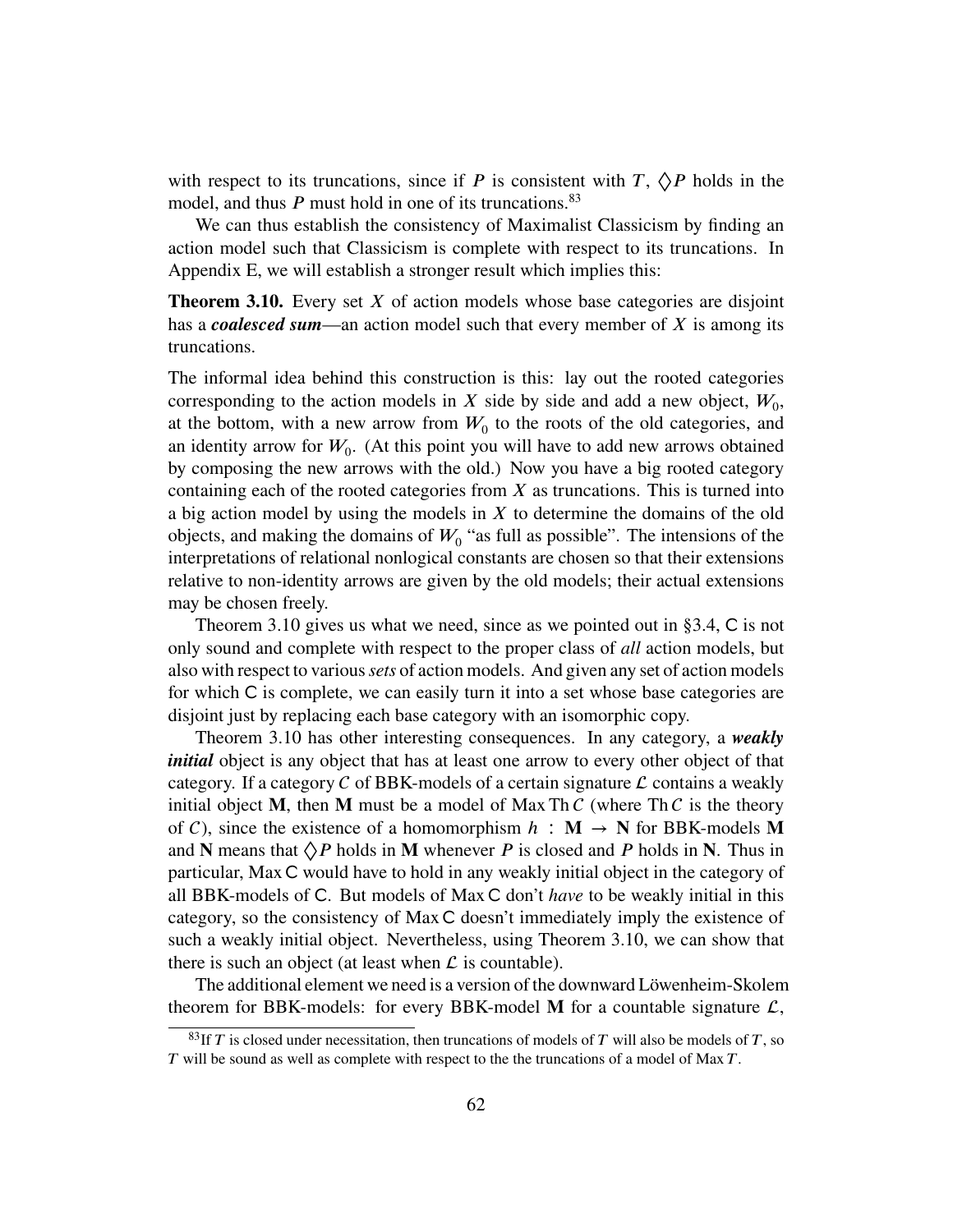with respect to its truncations, since if $P$ is consistent with $T$, $\Diamond P$ holds in the model, and thus $P$ must hold in one of its truncations.[83]

We can thus establish the consistency of Maximalist Classicism by finding an action model such that Classicism is complete with respect to its truncations. In Appendix E, we will establish a stronger result which implies this:

**Theorem 3.10.** Every set $X$ of action models whose base categories are disjoint has a ***coalesced sum***—an action model such that every member of $X$ is among its truncations.

The informal idea behind this construction is this: lay out the rooted categories corresponding to the action models in $X$ side by side and add a new object, $W_0$, at the bottom, with a new arrow from $W_0$ to the roots of the old categories, and an identity arrow for $W_0$. (At this point you will have to add new arrows obtained by composing the new arrows with the old.) Now you have a big rooted category containing each of the rooted categories from $X$ as truncations. This is turned into a big action model by using the models in $X$ to determine the domains of the old objects, and making the domains of $W_0$ "as full as possible". The intensions of the interpretations of relational nonlogical constants are chosen so that their extensions relative to non-identity arrows are given by the old models; their actual extensions may be chosen freely.

Theorem 3.10 gives us what we need, since as we pointed out in §3.4, $\mathsf{C}$ is not only sound and complete with respect to the proper class of *all* action models, but also with respect to various *sets* of action models. And given any set of action models for which $\mathsf{C}$ is complete, we can easily turn it into a set whose base categories are disjoint just by replacing each base category with an isomorphic copy.

Theorem 3.10 has other interesting consequences. In any category, a ***weakly initial*** object is any object that has at least one arrow to every other object of that category. If a category $\mathcal{C}$ of BBK-models of a certain signature $\mathcal{L}$ contains a weakly initial object $\mathbf{M}$, then $\mathbf{M}$ must be a model of $\operatorname{Max}\operatorname{Th}\mathcal{C}$ (where $\operatorname{Th}\mathcal{C}$ is the theory of $\mathcal{C}$), since the existence of a homomorphism $h : \mathbf{M} \to \mathbf{N}$ for BBK-models $\mathbf{M}$ and $\mathbf{N}$ means that $\Diamond P$ holds in $\mathbf{M}$ whenever $P$ is closed and $P$ holds in $\mathbf{N}$. Thus in particular, $\operatorname{Max}\mathsf{C}$ would have to hold in any weakly initial object in the category of all BBK-models of $\mathsf{C}$. But models of $\operatorname{Max}\mathsf{C}$ don't *have* to be weakly initial in this category, so the consistency of $\operatorname{Max}\mathsf{C}$ doesn't immediately imply the existence of such a weakly initial object. Nevertheless, using Theorem 3.10, we can show that there is such an object (at least when $\mathcal{L}$ is countable).

The additional element we need is a version of the downward Löwenheim-Skolem theorem for BBK-models: for every BBK-model $\mathbf{M}$ for a countable signature $\mathcal{L}$,

[83] If $T$ is closed under necessitation, then truncations of models of $T$ will also be models of $T$, so $T$ will be sound as well as complete with respect to the the truncations of a model of $\operatorname{Max} T$.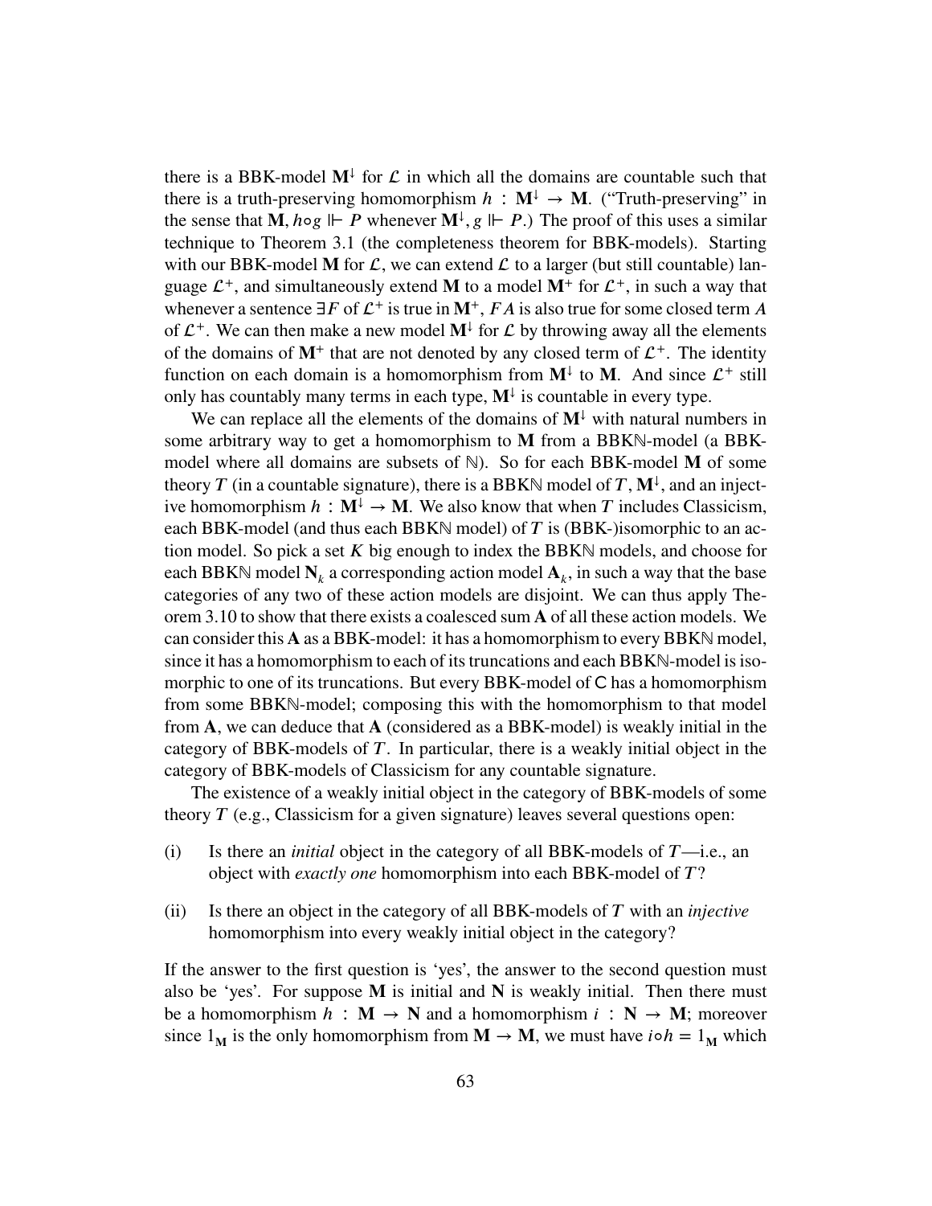there is a BBK-model $\mathbf{M}^{\downarrow}$ for $\mathcal{L}$ in which all the domains are countable such that there is a truth-preserving homomorphism $h : \mathbf{M}^{\downarrow} \to \mathbf{M}$. ("Truth-preserving" in the sense that $\mathbf{M}, h \circ g \Vdash P$ whenever $\mathbf{M}^{\downarrow}, g \Vdash P$.) The proof of this uses a similar technique to Theorem 3.1 (the completeness theorem for BBK-models). Starting with our BBK-model $\mathbf{M}$ for $\mathcal{L}$, we can extend $\mathcal{L}$ to a larger (but still countable) language $\mathcal{L}^+$, and simultaneously extend $\mathbf{M}$ to a model $\mathbf{M}^+$ for $\mathcal{L}^+$, in such a way that whenever a sentence $\exists F$ of $\mathcal{L}^+$ is true in $\mathbf{M}^+$, $FA$ is also true for some closed term $A$ of $\mathcal{L}^+$. We can then make a new model $\mathbf{M}^{\downarrow}$ for $\mathcal{L}$ by throwing away all the elements of the domains of $\mathbf{M}^+$ that are not denoted by any closed term of $\mathcal{L}^+$. The identity function on each domain is a homomorphism from $\mathbf{M}^{\downarrow}$ to $\mathbf{M}$. And since $\mathcal{L}^+$ still only has countably many terms in each type, $\mathbf{M}^{\downarrow}$ is countable in every type.

We can replace all the elements of the domains of $\mathbf{M}^{\downarrow}$ with natural numbers in some arbitrary way to get a homomorphism to $\mathbf{M}$ from a BBK$\mathbb{N}$-model (a BBK-model where all domains are subsets of $\mathbb{N}$). So for each BBK-model $\mathbf{M}$ of some theory $T$ (in a countable signature), there is a BBK$\mathbb{N}$ model of $T$, $\mathbf{M}^{\downarrow}$, and an injective homomorphism $h : \mathbf{M}^{\downarrow} \to \mathbf{M}$. We also know that when $T$ includes Classicism, each BBK-model (and thus each BBK$\mathbb{N}$ model) of $T$ is (BBK-)isomorphic to an action model. So pick a set $K$ big enough to index the BBK$\mathbb{N}$ models, and choose for each BBK$\mathbb{N}$ model $\mathbf{N}_k$ a corresponding action model $\mathbf{A}_k$, in such a way that the base categories of any two of these action models are disjoint. We can thus apply Theorem 3.10 to show that there exists a coalesced sum $\mathbf{A}$ of all these action models. We can consider this $\mathbf{A}$ as a BBK-model: it has a homomorphism to every BBK$\mathbb{N}$ model, since it has a homomorphism to each of its truncations and each BBK$\mathbb{N}$-model is isomorphic to one of its truncations. But every BBK-model of $\mathsf{C}$ has a homomorphism from some BBK$\mathbb{N}$-model; composing this with the homomorphism to that model from $\mathbf{A}$, we can deduce that $\mathbf{A}$ (considered as a BBK-model) is weakly initial in the category of BBK-models of $T$. In particular, there is a weakly initial object in the category of BBK-models of Classicism for any countable signature.

The existence of a weakly initial object in the category of BBK-models of some theory $T$ (e.g., Classicism for a given signature) leaves several questions open:

(i) Is there an *initial* object in the category of all BBK-models of $T$—i.e., an object with *exactly one* homomorphism into each BBK-model of $T$?

(ii) Is there an object in the category of all BBK-models of $T$ with an *injective* homomorphism into every weakly initial object in the category?

If the answer to the first question is 'yes', the answer to the second question must also be 'yes'. For suppose $\mathbf{M}$ is initial and $\mathbf{N}$ is weakly initial. Then there must be a homomorphism $h : \mathbf{M} \to \mathbf{N}$ and a homomorphism $i : \mathbf{N} \to \mathbf{M}$; moreover since $1_{\mathbf{M}}$ is the only homomorphism from $\mathbf{M} \to \mathbf{M}$, we must have $i \circ h = 1_{\mathbf{M}}$ which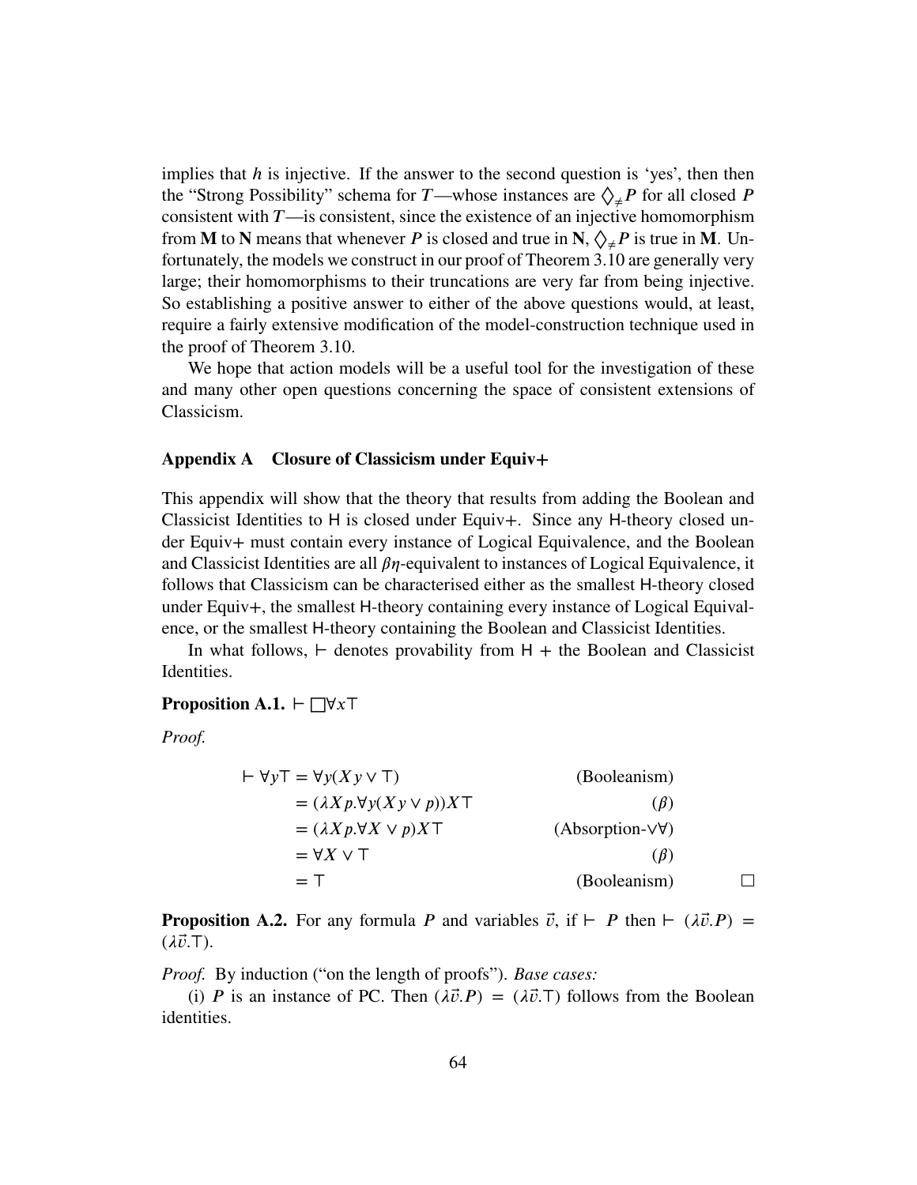implies that $h$ is injective. If the answer to the second question is 'yes', then then the "Strong Possibility" schema for $T$—whose instances are $\Diamond_{\neq} P$ for all closed $P$ consistent with $T$—is consistent, since the existence of an injective homomorphism from $\mathbf{M}$ to $\mathbf{N}$ means that whenever $P$ is closed and true in $\mathbf{N}$, $\Diamond_{\neq} P$ is true in $\mathbf{M}$. Unfortunately, the models we construct in our proof of Theorem 3.10 are generally very large; their homomorphisms to their truncations are very far from being injective. So establishing a positive answer to either of the above questions would, at least, require a fairly extensive modification of the model-construction technique used in the proof of Theorem 3.10.

We hope that action models will be a useful tool for the investigation of these and many other open questions concerning the space of consistent extensions of Classicism.

## Appendix A Closure of Classicism under Equiv+

This appendix will show that the theory that results from adding the Boolean and Classicist Identities to H is closed under Equiv+. Since any H-theory closed under Equiv+ must contain every instance of Logical Equivalence, and the Boolean and Classicist Identities are all $\beta\eta$-equivalent to instances of Logical Equivalence, it follows that Classicism can be characterised either as the smallest H-theory closed under Equiv+, the smallest H-theory containing every instance of Logical Equivalence, or the smallest H-theory containing the Boolean and Classicist Identities.

In what follows, $\vdash$ denotes provability from H + the Boolean and Classicist Identities.

**Proposition A.1.** $\vdash \Box\forall x\top$

*Proof.*

$$
\begin{aligned}
\vdash \forall y\top &= \forall y(Xy \vee \top) && \text{(Booleanism)} \\
&= (\lambda X p.\forall y(Xy \vee p))X\top && (\beta) \\
&= (\lambda X p.\forall X \vee p)X\top && \text{(Absorption-}\vee\forall\text{)} \\
&= \forall X \vee \top && (\beta) \\
&= \top && \text{(Booleanism)}
\end{aligned}
$$

$\square$

**Proposition A.2.** For any formula $P$ and variables $\vec{v}$, if $\vdash P$ then $\vdash (\lambda\vec{v}.P) = (\lambda\vec{v}.\top)$.

*Proof.* By induction ("on the length of proofs"). *Base cases:*

(i) $P$ is an instance of PC. Then $(\lambda\vec{v}.P) = (\lambda\vec{v}.\top)$ follows from the Boolean identities.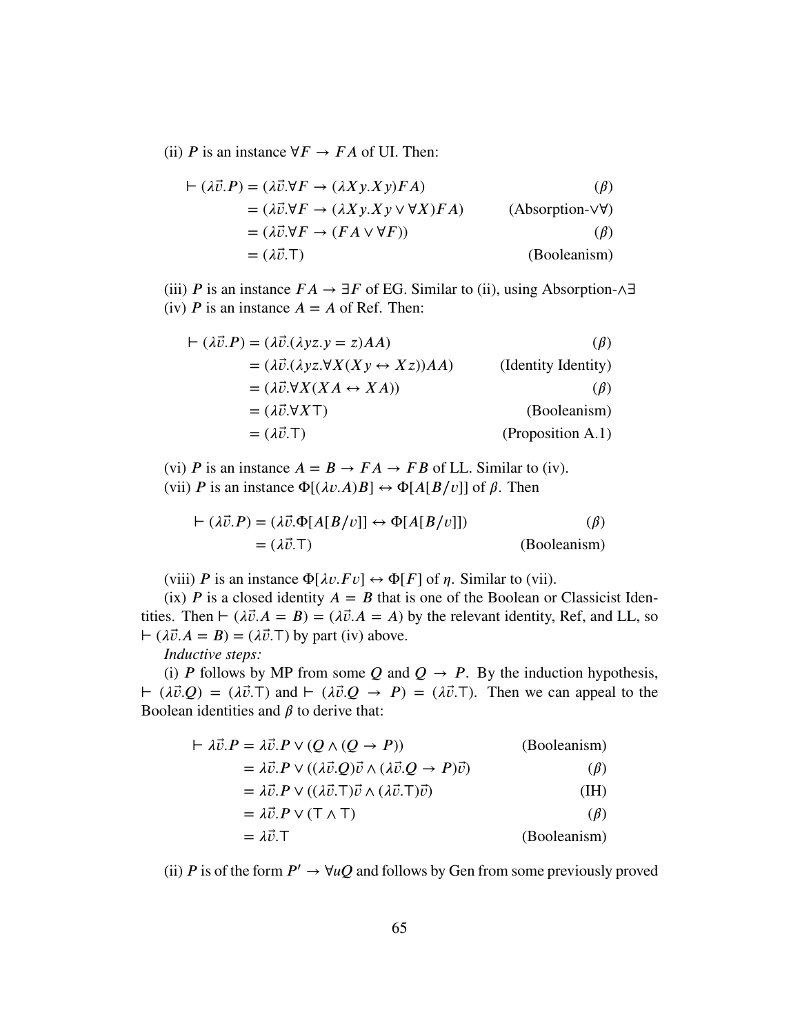(ii) $P$ is an instance $\forall F \to FA$ of UI. Then:

$$
\begin{aligned}
\vdash (\lambda\vec{v}.P) &= (\lambda\vec{v}.\forall F \to (\lambda Xy.Xy)FA) && (\beta)\\
&= (\lambda\vec{v}.\forall F \to (\lambda Xy.Xy \lor \forall X)FA) && (\text{Absorption-}\lor\forall)\\
&= (\lambda\vec{v}.\forall F \to (FA \lor \forall F)) && (\beta)\\
&= (\lambda\vec{v}.\top) && (\text{Booleanism})
\end{aligned}
$$

(iii) $P$ is an instance $FA \to \exists F$ of EG. Similar to (ii), using Absorption-$\land\exists$

(iv) $P$ is an instance $A = A$ of Ref. Then:

$$
\begin{aligned}
\vdash (\lambda\vec{v}.P) &= (\lambda\vec{v}.(\lambda yz.y = z)AA) && (\beta)\\
&= (\lambda\vec{v}.(\lambda yz.\forall X(Xy \leftrightarrow Xz))AA) && (\text{Identity Identity})\\
&= (\lambda\vec{v}.\forall X(XA \leftrightarrow XA)) && (\beta)\\
&= (\lambda\vec{v}.\forall X\top) && (\text{Booleanism})\\
&= (\lambda\vec{v}.\top) && (\text{Proposition A.1})
\end{aligned}
$$

(vi) $P$ is an instance $A = B \to FA \to FB$ of LL. Similar to (iv).

(vii) $P$ is an instance $\Phi[(\lambda v.A)B] \leftrightarrow \Phi[A[B/v]]$ of $\beta$. Then

$$
\begin{aligned}
\vdash (\lambda\vec{v}.P) &= (\lambda\vec{v}.\Phi[A[B/v]] \leftrightarrow \Phi[A[B/v]]) && (\beta)\\
&= (\lambda\vec{v}.\top) && (\text{Booleanism})
\end{aligned}
$$

(viii) $P$ is an instance $\Phi[\lambda v.Fv] \leftrightarrow \Phi[F]$ of $\eta$. Similar to (vii).

(ix) $P$ is a closed identity $A = B$ that is one of the Boolean or Classicist Identities. Then $\vdash (\lambda\vec{v}.A = B) = (\lambda\vec{v}.A = A)$ by the relevant identity, Ref, and LL, so $\vdash (\lambda\vec{v}.A = B) = (\lambda\vec{v}.\top)$ by part (iv) above.

*Inductive steps:*

(i) $P$ follows by MP from some $Q$ and $Q \to P$. By the induction hypothesis, $\vdash (\lambda\vec{v}.Q) = (\lambda\vec{v}.\top)$ and $\vdash (\lambda\vec{v}.Q \to P) = (\lambda\vec{v}.\top)$. Then we can appeal to the Boolean identities and $\beta$ to derive that:

$$
\begin{aligned}
\vdash \lambda\vec{v}.P &= \lambda\vec{v}.P \lor (Q \land (Q \to P)) && (\text{Booleanism})\\
&= \lambda\vec{v}.P \lor ((\lambda\vec{v}.Q)\vec{v} \land (\lambda\vec{v}.Q \to P)\vec{v}) && (\beta)\\
&= \lambda\vec{v}.P \lor ((\lambda\vec{v}.\top)\vec{v} \land (\lambda\vec{v}.\top)\vec{v}) && (\text{IH})\\
&= \lambda\vec{v}.P \lor (\top \land \top) && (\beta)\\
&= \lambda\vec{v}.\top && (\text{Booleanism})
\end{aligned}
$$

(ii) $P$ is of the form $P' \to \forall uQ$ and follows by Gen from some previously proved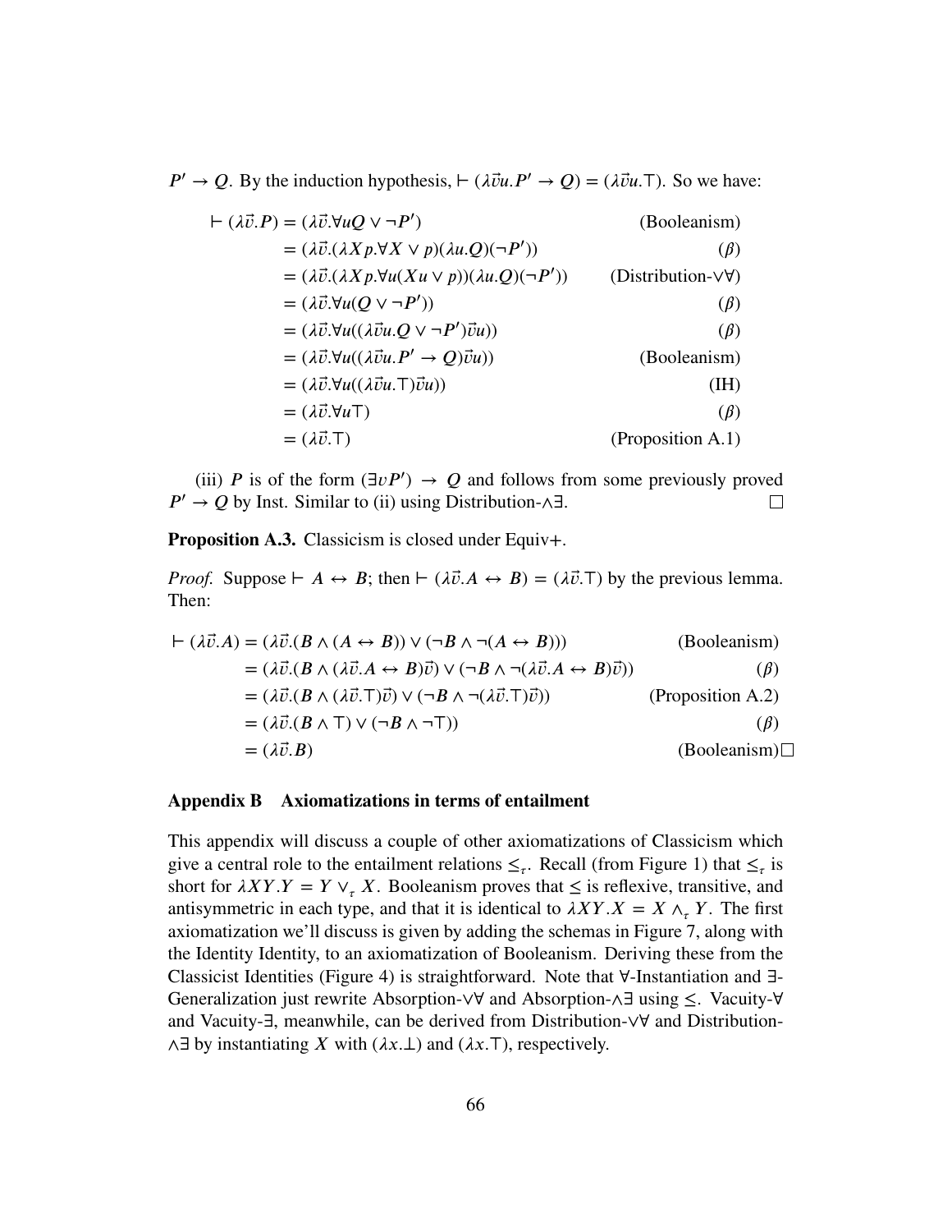$P' \to Q$. By the induction hypothesis, $\vdash (\lambda \vec{v} u. P' \to Q) = (\lambda \vec{v} u. \top)$. So we have:

$$
\begin{aligned}
\vdash (\lambda \vec{v}. P) &= (\lambda \vec{v}. \forall u Q \vee \neg P') && \text{(Booleanism)}\\
&= (\lambda \vec{v}. (\lambda X p. \forall X \vee p)(\lambda u. Q)(\neg P')) && (\beta)\\
&= (\lambda \vec{v}. (\lambda X p. \forall u (X u \vee p))(\lambda u. Q)(\neg P')) && \text{(Distribution-}\vee\forall\text{)}\\
&= (\lambda \vec{v}. \forall u (Q \vee \neg P')) && (\beta)\\
&= (\lambda \vec{v}. \forall u ((\lambda \vec{v} u. Q \vee \neg P')\vec{v} u)) && (\beta)\\
&= (\lambda \vec{v}. \forall u ((\lambda \vec{v} u. P' \to Q)\vec{v} u)) && \text{(Booleanism)}\\
&= (\lambda \vec{v}. \forall u ((\lambda \vec{v} u. \top)\vec{v} u)) && \text{(IH)}\\
&= (\lambda \vec{v}. \forall u \top) && (\beta)\\
&= (\lambda \vec{v}. \top) && \text{(Proposition A.1)}
\end{aligned}
$$

(iii) $P$ is of the form $(\exists v P') \to Q$ and follows from some previously proved $P' \to Q$ by Inst. Similar to (ii) using Distribution-$\wedge\exists$. □

**Proposition A.3.** Classicism is closed under Equiv+.

*Proof.* Suppose $\vdash A \leftrightarrow B$; then $\vdash (\lambda \vec{v}. A \leftrightarrow B) = (\lambda \vec{v}. \top)$ by the previous lemma. Then:

$$
\begin{aligned}
\vdash (\lambda \vec{v}. A) &= (\lambda \vec{v}. (B \wedge (A \leftrightarrow B)) \vee (\neg B \wedge \neg(A \leftrightarrow B))) && \text{(Booleanism)}\\
&= (\lambda \vec{v}. (B \wedge (\lambda \vec{v}. A \leftrightarrow B)\vec{v}) \vee (\neg B \wedge \neg(\lambda \vec{v}. A \leftrightarrow B)\vec{v})) && (\beta)\\
&= (\lambda \vec{v}. (B \wedge (\lambda \vec{v}. \top)\vec{v}) \vee (\neg B \wedge \neg(\lambda \vec{v}. \top)\vec{v})) && \text{(Proposition A.2)}\\
&= (\lambda \vec{v}. (B \wedge \top) \vee (\neg B \wedge \neg \top)) && (\beta)\\
&= (\lambda \vec{v}. B) && \text{(Booleanism)}
\end{aligned}
$$

□

## Appendix B Axiomatizations in terms of entailment

This appendix will discuss a couple of other axiomatizations of Classicism which give a central role to the entailment relations $\leq_\tau$. Recall (from Figure 1) that $\leq_\tau$ is short for $\lambda XY. Y = Y \vee_\tau X$. Booleanism proves that $\leq$ is reflexive, transitive, and antisymmetric in each type, and that it is identical to $\lambda XY. X = X \wedge_\tau Y$. The first axiomatization we'll discuss is given by adding the schemas in Figure 7, along with the Identity Identity, to an axiomatization of Booleanism. Deriving these from the Classicist Identities (Figure 4) is straightforward. Note that $\forall$-Instantiation and $\exists$-Generalization just rewrite Absorption-$\vee\forall$ and Absorption-$\wedge\exists$ using $\leq$. Vacuity-$\forall$ and Vacuity-$\exists$, meanwhile, can be derived from Distribution-$\vee\forall$ and Distribution-$\wedge\exists$ by instantiating $X$ with $(\lambda x. \bot)$ and $(\lambda x. \top)$, respectively.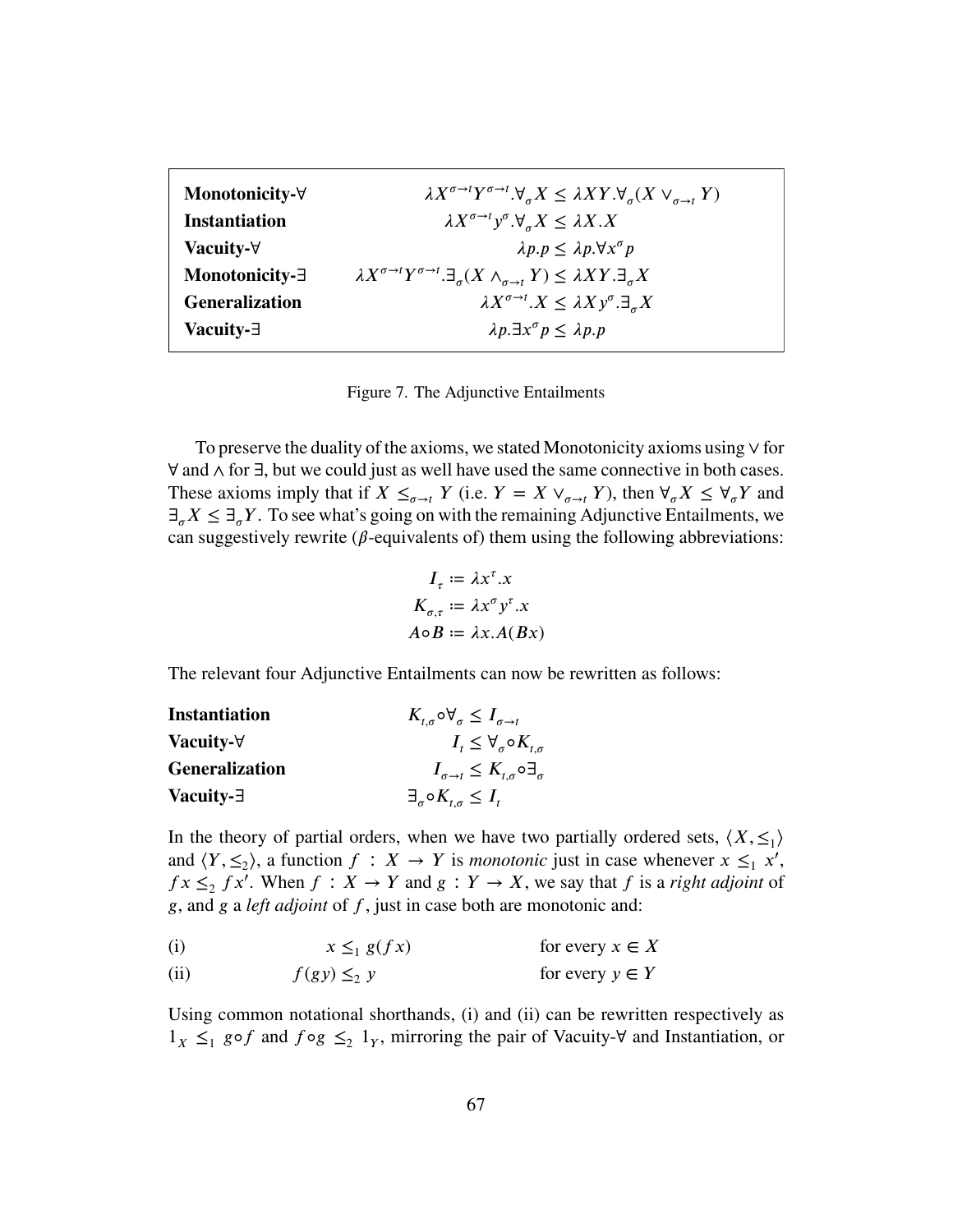| | |
|---|---|
| **Monotonicity-∀** | $\lambda X^{\sigma\to t} Y^{\sigma\to t}.\forall_\sigma X \leq \lambda XY.\forall_\sigma (X \vee_{\sigma\to t} Y)$ |
| **Instantiation** | $\lambda X^{\sigma\to t} y^\sigma.\forall_\sigma X \leq \lambda X.X$ |
| **Vacuity-∀** | $\lambda p.p \leq \lambda p.\forall x^\sigma p$ |
| **Monotonicity-∃** | $\lambda X^{\sigma\to t} Y^{\sigma\to t}.\exists_\sigma (X \wedge_{\sigma\to t} Y) \leq \lambda XY.\exists_\sigma X$ |
| **Generalization** | $\lambda X^{\sigma\to t}.X \leq \lambda X y^\sigma.\exists_\sigma X$ |
| **Vacuity-∃** | $\lambda p.\exists x^\sigma p \leq \lambda p.p$ |

Figure 7. The Adjunctive Entailments

To preserve the duality of the axioms, we stated Monotonicity axioms using $\vee$ for $\forall$ and $\wedge$ for $\exists$, but we could just as well have used the same connective in both cases. These axioms imply that if $X \leq_{\sigma\to t} Y$ (i.e. $Y = X \vee_{\sigma\to t} Y$), then $\forall_\sigma X \leq \forall_\sigma Y$ and $\exists_\sigma X \leq \exists_\sigma Y$. To see what's going on with the remaining Adjunctive Entailments, we can suggestively rewrite ($\beta$-equivalents of) them using the following abbreviations:

$$I_\tau := \lambda x^\tau.x$$
$$K_{\sigma,\tau} := \lambda x^\sigma y^\tau.x$$
$$A \circ B := \lambda x.A(Bx)$$

The relevant four Adjunctive Entailments can now be rewritten as follows:

| | |
|---|---|
| **Instantiation** | $K_{t,\sigma} \circ \forall_\sigma \leq I_{\sigma\to t}$ |
| **Vacuity-∀** | $I_t \leq \forall_\sigma \circ K_{t,\sigma}$ |
| **Generalization** | $I_{\sigma\to t} \leq K_{t,\sigma} \circ \exists_\sigma$ |
| **Vacuity-∃** | $\exists_\sigma \circ K_{t,\sigma} \leq I_t$ |

In the theory of partial orders, when we have two partially ordered sets, $\langle X, \leq_1 \rangle$ and $\langle Y, \leq_2 \rangle$, a function $f : X \to Y$ is *monotonic* just in case whenever $x \leq_1 x'$, $fx \leq_2 fx'$. When $f : X \to Y$ and $g : Y \to X$, we say that $f$ is a *right adjoint* of $g$, and $g$ a *left adjoint* of $f$, just in case both are monotonic and:

(i) $\quad x \leq_1 g(fx) \quad$ for every $x \in X$

(ii) $\quad f(gy) \leq_2 y \quad$ for every $y \in Y$

Using common notational shorthands, (i) and (ii) can be rewritten respectively as $1_X \leq_1 g \circ f$ and $f \circ g \leq_2 1_Y$, mirroring the pair of Vacuity-∀ and Instantiation, or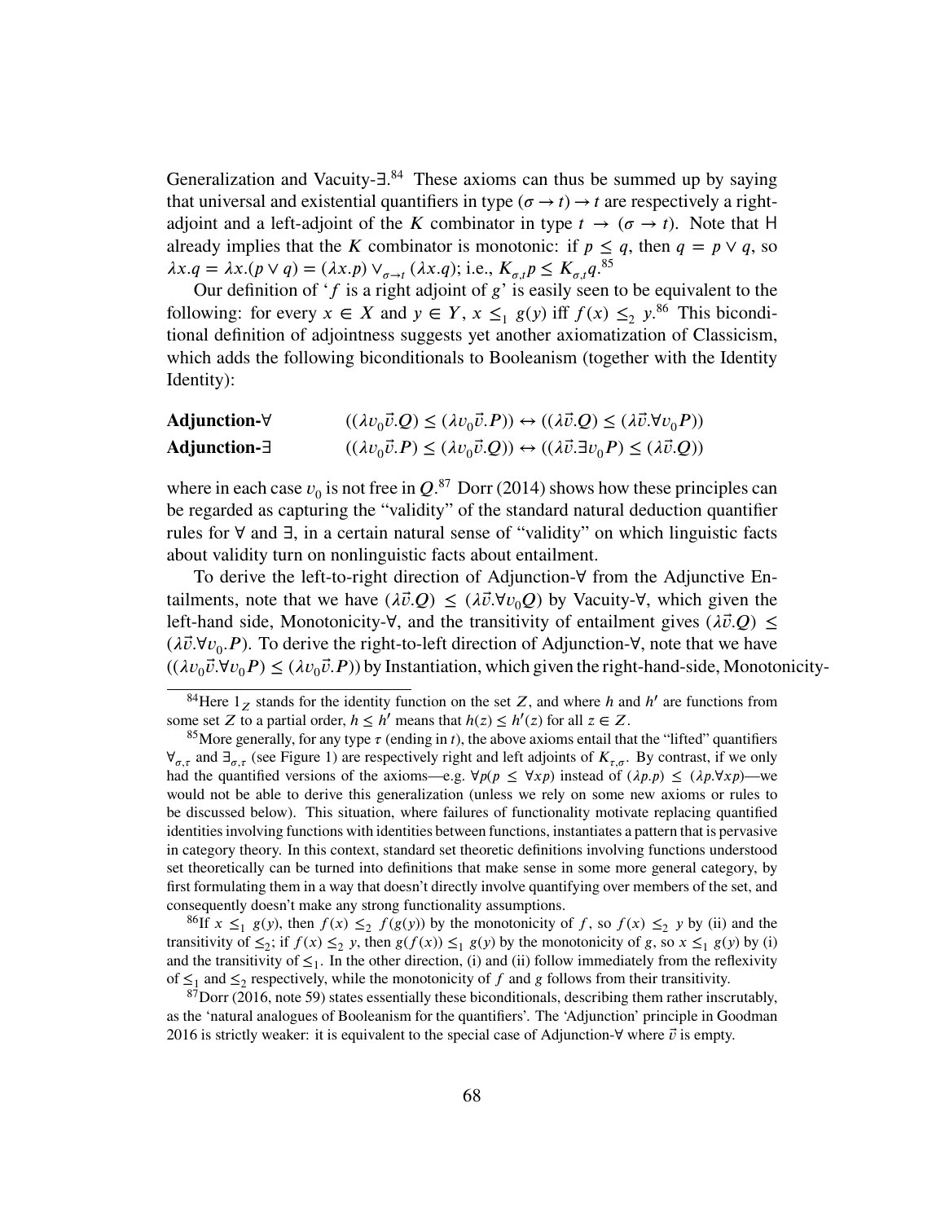Generalization and Vacuity-∃.[84] These axioms can thus be summed up by saying that universal and existential quantifiers in type $(\sigma \to t) \to t$ are respectively a right-adjoint and a left-adjoint of the $K$ combinator in type $t \to (\sigma \to t)$. Note that H already implies that the $K$ combinator is monotonic: if $p \leq q$, then $q = p \vee q$, so $\lambda x.q = \lambda x.(p \vee q) = (\lambda x.p) \vee_{\sigma \to t} (\lambda x.q)$; i.e., $K_{\sigma,t} p \leq K_{\sigma,t} q$.[85]

Our definition of '$f$ is a right adjoint of $g$' is easily seen to be equivalent to the following: for every $x \in X$ and $y \in Y$, $x \leq_1 g(y)$ iff $f(x) \leq_2 y$.[86] This biconditional definition of adjointness suggests yet another axiomatization of Classicism, which adds the following biconditionals to Booleanism (together with the Identity Identity):

**Adjunction-∀** $\quad ((\lambda v_0 \vec{v}.Q) \leq (\lambda v_0 \vec{v}.P)) \leftrightarrow ((\lambda \vec{v}.Q) \leq (\lambda \vec{v}.\forall v_0 P))$

**Adjunction-∃** $\quad ((\lambda v_0 \vec{v}.P) \leq (\lambda v_0 \vec{v}.Q)) \leftrightarrow ((\lambda \vec{v}.\exists v_0 P) \leq (\lambda \vec{v}.Q))$

where in each case $v_0$ is not free in $Q$.[87] Dorr (2014) shows how these principles can be regarded as capturing the "validity" of the standard natural deduction quantifier rules for ∀ and ∃, in a certain natural sense of "validity" on which linguistic facts about validity turn on nonlinguistic facts about entailment.

To derive the left-to-right direction of Adjunction-∀ from the Adjunctive Entailments, note that we have $(\lambda \vec{v}.Q) \leq (\lambda \vec{v}.\forall v_0 Q)$ by Vacuity-∀, which given the left-hand side, Monotonicity-∀, and the transitivity of entailment gives $(\lambda \vec{v}.Q) \leq (\lambda \vec{v}.\forall v_0.P)$. To derive the right-to-left direction of Adjunction-∀, note that we have $((\lambda v_0 \vec{v}.\forall v_0 P) \leq (\lambda v_0 \vec{v}.P))$ by Instantiation, which given the right-hand-side, Monotonicity-

---

[84] Here $1_Z$ stands for the identity function on the set $Z$, and where $h$ and $h'$ are functions from some set $Z$ to a partial order, $h \leq h'$ means that $h(z) \leq h'(z)$ for all $z \in Z$.

[85] More generally, for any type $\tau$ (ending in $t$), the above axioms entail that the "lifted" quantifiers $\forall_{\sigma,\tau}$ and $\exists_{\sigma,\tau}$ (see Figure 1) are respectively right and left adjoints of $K_{\tau,\sigma}$. By contrast, if we only had the quantified versions of the axioms—e.g. $\forall p(p \leq \forall x p)$ instead of $(\lambda p.p) \leq (\lambda p.\forall x p)$—we would not be able to derive this generalization (unless we rely on some new axioms or rules to be discussed below). This situation, where failures of functionality motivate replacing quantified identities involving functions with identities between functions, instantiates a pattern that is pervasive in category theory. In this context, standard set theoretic definitions involving functions understood set theoretically can be turned into definitions that make sense in some more general category, by first formulating them in a way that doesn't directly involve quantifying over members of the set, and consequently doesn't make any strong functionality assumptions.

[86] If $x \leq_1 g(y)$, then $f(x) \leq_2 f(g(y))$ by the monotonicity of $f$, so $f(x) \leq_2 y$ by (ii) and the transitivity of $\leq_2$; if $f(x) \leq_2 y$, then $g(f(x)) \leq_1 g(y)$ by the monotonicity of $g$, so $x \leq_1 g(y)$ by (i) and the transitivity of $\leq_1$. In the other direction, (i) and (ii) follow immediately from the reflexivity of $\leq_1$ and $\leq_2$ respectively, while the monotonicity of $f$ and $g$ follows from their transitivity.

[87] Dorr (2016, note 59) states essentially these biconditionals, describing them rather inscrutably, as the 'natural analogues of Booleanism for the quantifiers'. The 'Adjunction' principle in Goodman 2016 is strictly weaker: it is equivalent to the special case of Adjunction-∀ where $\vec{v}$ is empty.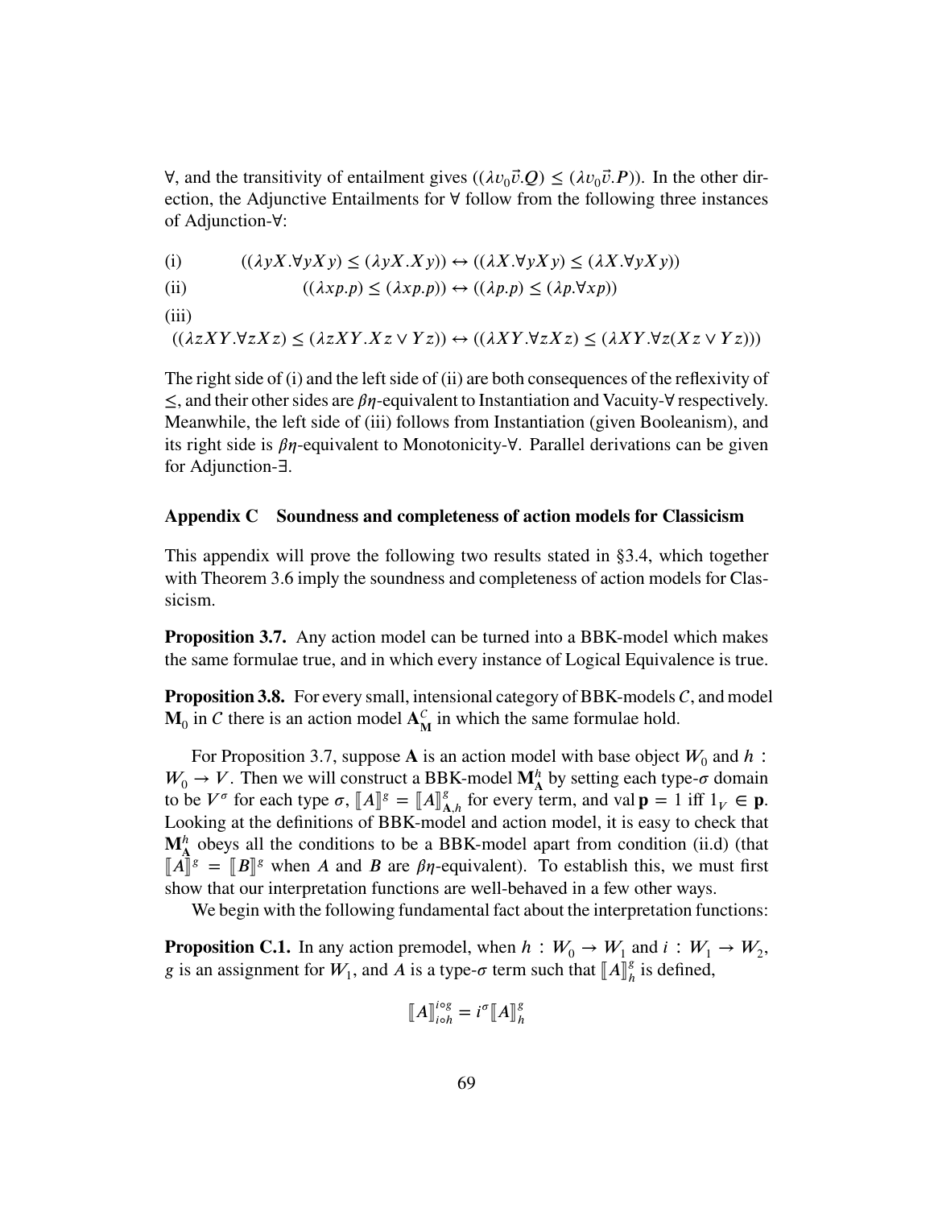$\forall$, and the transitivity of entailment gives $((\lambda v_0\vec{v}.Q) \leq (\lambda v_0\vec{v}.P))$. In the other direction, the Adjunctive Entailments for $\forall$ follow from the following three instances of Adjunction-$\forall$:

(i) $$((\lambda yX.\forall yXy) \leq (\lambda yX.Xy)) \leftrightarrow ((\lambda X.\forall yXy) \leq (\lambda X.\forall yXy))$$

(ii) $$((\lambda xp.p) \leq (\lambda xp.p)) \leftrightarrow ((\lambda p.p) \leq (\lambda p.\forall xp))$$

(iii) $$((\lambda zXY.\forall zXz) \leq (\lambda zXY.Xz \vee Yz)) \leftrightarrow ((\lambda XY.\forall zXz) \leq (\lambda XY.\forall z(Xz \vee Yz)))$$

The right side of (i) and the left side of (ii) are both consequences of the reflexivity of $\leq$, and their other sides are $\beta\eta$-equivalent to Instantiation and Vacuity-$\forall$ respectively. Meanwhile, the left side of (iii) follows from Instantiation (given Booleanism), and its right side is $\beta\eta$-equivalent to Monotonicity-$\forall$. Parallel derivations can be given for Adjunction-$\exists$.

## Appendix C Soundness and completeness of action models for Classicism

This appendix will prove the following two results stated in §3.4, which together with Theorem 3.6 imply the soundness and completeness of action models for Classicism.

**Proposition 3.7.** Any action model can be turned into a BBK-model which makes the same formulae true, and in which every instance of Logical Equivalence is true.

**Proposition 3.8.** For every small, intensional category of BBK-models $C$, and model $\mathbf{M}_0$ in $C$ there is an action model $\mathbf{A}^C_{\mathbf{M}}$ in which the same formulae hold.

For Proposition 3.7, suppose $\mathbf{A}$ is an action model with base object $W_0$ and $h : W_0 \to V$. Then we will construct a BBK-model $\mathbf{M}^h_{\mathbf{A}}$ by setting each type-$\sigma$ domain to be $V^\sigma$ for each type $\sigma$, $[\![A]\!]^g = [\![A]\!]^g_{\mathbf{A},h}$ for every term, and $\text{val}\,\mathbf{p} = 1$ iff $1_V \in \mathbf{p}$. Looking at the definitions of BBK-model and action model, it is easy to check that $\mathbf{M}^h_{\mathbf{A}}$ obeys all the conditions to be a BBK-model apart from condition (ii.d) (that $[\![A]\!]^g = [\![B]\!]^g$ when $A$ and $B$ are $\beta\eta$-equivalent). To establish this, we must first show that our interpretation functions are well-behaved in a few other ways.

We begin with the following fundamental fact about the interpretation functions:

**Proposition C.1.** In any action premodel, when $h : W_0 \to W_1$ and $i : W_1 \to W_2$, $g$ is an assignment for $W_1$, and $A$ is a type-$\sigma$ term such that $[\![A]\!]^g_h$ is defined,

$$[\![A]\!]^{i\circ g}_{i\circ h} = i^\sigma[\![A]\!]^g_h$$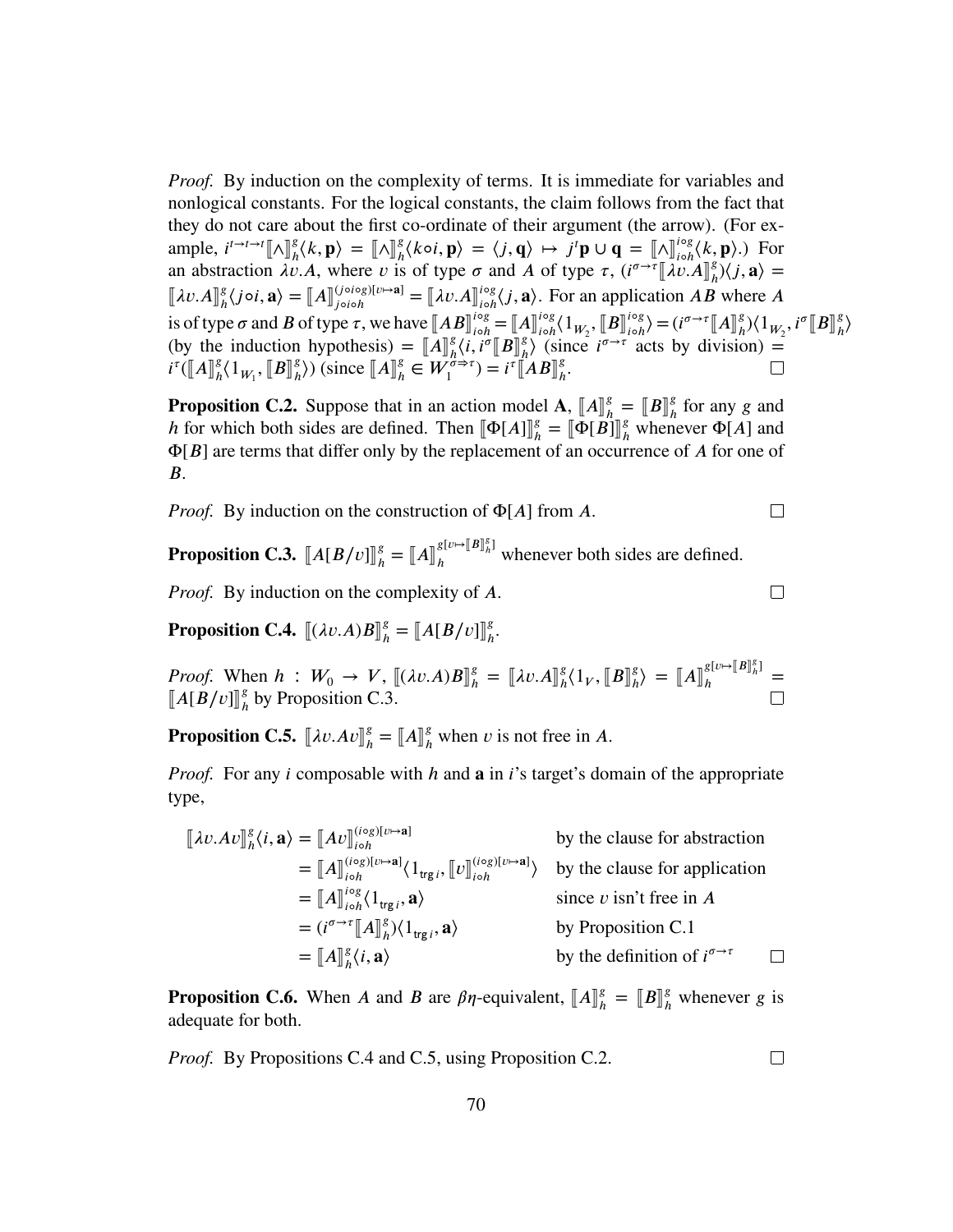*Proof.* By induction on the complexity of terms. It is immediate for variables and nonlogical constants. For the logical constants, the claim follows from the fact that they do not care about the first co-ordinate of their argument (the arrow). (For example, $i^{t\to t\to t}[\![\wedge]\!]^g_h\langle k, \mathbf{p}\rangle = [\![\wedge]\!]^g_h\langle k \circ i, \mathbf{p}\rangle = \langle j, \mathbf{q}\rangle \mapsto j^t\mathbf{p} \cup \mathbf{q} = [\![\wedge]\!]^{i\circ g}_{i\circ h}\langle k, \mathbf{p}\rangle$.) For an abstraction $\lambda v.A$, where $v$ is of type $\sigma$ and $A$ of type $\tau$, $(i^{\sigma\to\tau}[\![\lambda v.A]\!]^g_h)\langle j, \mathbf{a}\rangle = [\![\lambda v.A]\!]^g_h\langle j \circ i, \mathbf{a}\rangle = [\![A]\!]^{(j\circ i\circ g)[v\mapsto \mathbf{a}]}_{j\circ i\circ h} = [\![\lambda v.A]\!]^{i\circ g}_{i\circ h}\langle j, \mathbf{a}\rangle$. For an application $AB$ where $A$ is of type $\sigma$ and $B$ of type $\tau$, we have $[\![AB]\!]^{i\circ g}_{i\circ h} = [\![A]\!]^{i\circ g}_{i\circ h}\langle 1_{W_2}, [\![B]\!]^{i\circ g}_{i\circ h}\rangle = (i^{\sigma\to\tau}[\![A]\!]^g_h)\langle 1_{W_2}, i^\sigma[\![B]\!]^g_h\rangle$ (by the induction hypothesis) $= [\![A]\!]^g_h\langle i, i^\sigma[\![B]\!]^g_h\rangle$ (since $i^{\sigma\to\tau}$ acts by division) $= i^\tau([\![A]\!]^g_h\langle 1_{W_1}, [\![B]\!]^g_h\rangle)$ (since $[\![A]\!]^g_h \in W_1^{\sigma\Rightarrow\tau}$) $= i^\tau[\![AB]\!]^g_h$. □

**Proposition C.2.** Suppose that in an action model $\mathbf{A}$, $[\![A]\!]^g_h = [\![B]\!]^g_h$ for any $g$ and $h$ for which both sides are defined. Then $[\![\Phi[A]]\!]^g_h = [\![\Phi[B]]\!]^g_h$ whenever $\Phi[A]$ and $\Phi[B]$ are terms that differ only by the replacement of an occurrence of $A$ for one of $B$.

*Proof.* By induction on the construction of $\Phi[A]$ from $A$. □

**Proposition C.3.** $[\![A[B/v]]\!]^g_h = [\![A]\!]^{g[v\mapsto[\![B]\!]^g_h]}_h$ whenever both sides are defined.

*Proof.* By induction on the complexity of $A$. □

**Proposition C.4.** $[\![(\lambda v.A)B]\!]^g_h = [\![A[B/v]]\!]^g_h$.

*Proof.* When $h : W_0 \to V$, $[\![(\lambda v.A)B]\!]^g_h = [\![\lambda v.A]\!]^g_h\langle 1_V, [\![B]\!]^g_h\rangle = [\![A]\!]^{g[v\mapsto[\![B]\!]^g_h]}_h = [\![A[B/v]]\!]^g_h$ by Proposition C.3. □

**Proposition C.5.** $[\![\lambda v.Av]\!]^g_h = [\![A]\!]^g_h$ when $v$ is not free in $A$.

*Proof.* For any $i$ composable with $h$ and $\mathbf{a}$ in $i$'s target's domain of the appropriate type,

$$
\begin{aligned}
[\![\lambda v.Av]\!]^g_h\langle i, \mathbf{a}\rangle &= [\![Av]\!]^{(i\circ g)[v\mapsto\mathbf{a}]}_{i\circ h} && \text{by the clause for abstraction}\\
&= [\![A]\!]^{(i\circ g)[v\mapsto\mathbf{a}]}_{i\circ h}\langle 1_{\mathsf{trg}\,i}, [\![v]\!]^{(i\circ g)[v\mapsto\mathbf{a}]}_{i\circ h}\rangle && \text{by the clause for application}\\
&= [\![A]\!]^{i\circ g}_{i\circ h}\langle 1_{\mathsf{trg}\,i}, \mathbf{a}\rangle && \text{since } v \text{ isn't free in } A\\
&= (i^{\sigma\to\tau}[\![A]\!]^g_h)\langle 1_{\mathsf{trg}\,i}, \mathbf{a}\rangle && \text{by Proposition C.1}\\
&= [\![A]\!]^g_h\langle i, \mathbf{a}\rangle && \text{by the definition of } i^{\sigma\to\tau}
\end{aligned}
$$

□

**Proposition C.6.** When $A$ and $B$ are $\beta\eta$-equivalent, $[\![A]\!]^g_h = [\![B]\!]^g_h$ whenever $g$ is adequate for both.

*Proof.* By Propositions C.4 and C.5, using Proposition C.2. □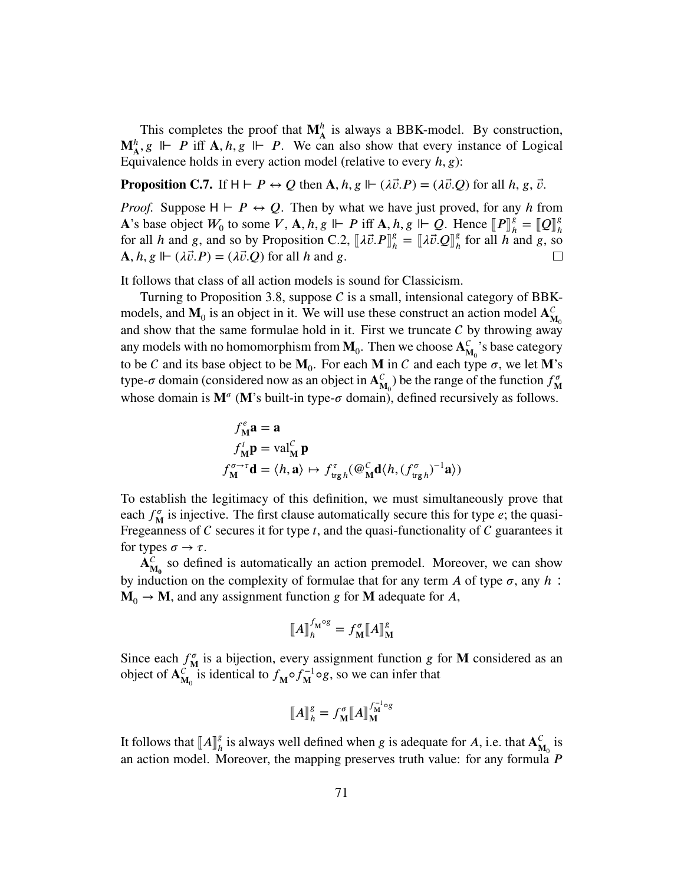This completes the proof that $\mathbf{M}^h_\mathbf{A}$ is always a BBK-model. By construction, $\mathbf{M}^h_\mathbf{A}, g \Vdash P$ iff $\mathbf{A}, h, g \Vdash P$. We can also show that every instance of Logical Equivalence holds in every action model (relative to every $h, g$):

**Proposition C.7.** If $\mathsf{H} \vdash P \leftrightarrow Q$ then $\mathbf{A}, h, g \Vdash (\lambda\vec{v}.P) = (\lambda\vec{v}.Q)$ for all $h$, $g$, $\vec{v}$.

*Proof.* Suppose $\mathsf{H} \vdash P \leftrightarrow Q$. Then by what we have just proved, for any $h$ from $\mathbf{A}$'s base object $W_0$ to some $V$, $\mathbf{A}, h, g \Vdash P$ iff $\mathbf{A}, h, g \Vdash Q$. Hence $[\![P]\!]^g_h = [\![Q]\!]^g_h$ for all $h$ and $g$, and so by Proposition C.2, $[\![\lambda\vec{v}.P]\!]^g_h = [\![\lambda\vec{v}.Q]\!]^g_h$ for all $h$ and $g$, so $\mathbf{A}, h, g \Vdash (\lambda\vec{v}.P) = (\lambda\vec{v}.Q)$ for all $h$ and $g$. □

It follows that class of all action models is sound for Classicism.

Turning to Proposition 3.8, suppose $\mathcal{C}$ is a small, intensional category of BBK-models, and $\mathbf{M}_0$ is an object in it. We will use these construct an action model $\mathbf{A}^\mathcal{C}_{\mathbf{M}_0}$ and show that the same formulae hold in it. First we truncate $\mathcal{C}$ by throwing away any models with no homomorphism from $\mathbf{M}_0$. Then we choose $\mathbf{A}^\mathcal{C}_{\mathbf{M}_0}$'s base category to be $\mathcal{C}$ and its base object to be $\mathbf{M}_0$. For each $\mathbf{M}$ in $\mathcal{C}$ and each type $\sigma$, we let $\mathbf{M}$'s type-$\sigma$ domain (considered now as an object in $\mathbf{A}^\mathcal{C}_{\mathbf{M}_0}$) be the range of the function $f^\sigma_\mathbf{M}$ whose domain is $\mathbf{M}^\sigma$ ($\mathbf{M}$'s built-in type-$\sigma$ domain), defined recursively as follows.

$$
\begin{aligned}
f^e_\mathbf{M}\mathbf{a} &= \mathbf{a} \\
f^t_\mathbf{M}\mathbf{p} &= \mathrm{val}^\mathcal{C}_\mathbf{M}\,\mathbf{p} \\
f^{\sigma\to\tau}_\mathbf{M}\mathbf{d} &= \langle h, \mathbf{a}\rangle \mapsto f^\tau_{\mathsf{trg}\,h}(@^\mathcal{C}_\mathbf{M}\mathbf{d}\langle h, (f^\sigma_{\mathsf{trg}\,h})^{-1}\mathbf{a}\rangle)
\end{aligned}
$$

To establish the legitimacy of this definition, we must simultaneously prove that each $f^\sigma_\mathbf{M}$ is injective. The first clause automatically secure this for type $e$; the quasi-Fregeanness of $\mathcal{C}$ secures it for type $t$, and the quasi-functionality of $\mathcal{C}$ guarantees it for types $\sigma \to \tau$.

$\mathbf{A}^\mathcal{C}_{\mathbf{M}_0}$ so defined is automatically an action premodel. Moreover, we can show by induction on the complexity of formulae that for any term $A$ of type $\sigma$, any $h : \mathbf{M}_0 \to \mathbf{M}$, and any assignment function $g$ for $\mathbf{M}$ adequate for $A$,

$$[\![A]\!]^{f_\mathbf{M}\circ g}_h = f^\sigma_\mathbf{M}[\![A]\!]^g_\mathbf{M}$$

Since each $f^\sigma_\mathbf{M}$ is a bijection, every assignment function $g$ for $\mathbf{M}$ considered as an object of $\mathbf{A}^\mathcal{C}_{\mathbf{M}_0}$ is identical to $f_\mathbf{M}\circ f^{-1}_\mathbf{M}\circ g$, so we can infer that

$$[\![A]\!]^g_h = f^\sigma_\mathbf{M}[\![A]\!]^{f^{-1}_\mathbf{M}\circ g}_\mathbf{M}$$

It follows that $[\![A]\!]^g_h$ is always well defined when $g$ is adequate for $A$, i.e. that $\mathbf{A}^\mathcal{C}_{\mathbf{M}_0}$ is an action model. Moreover, the mapping preserves truth value: for any formula $P$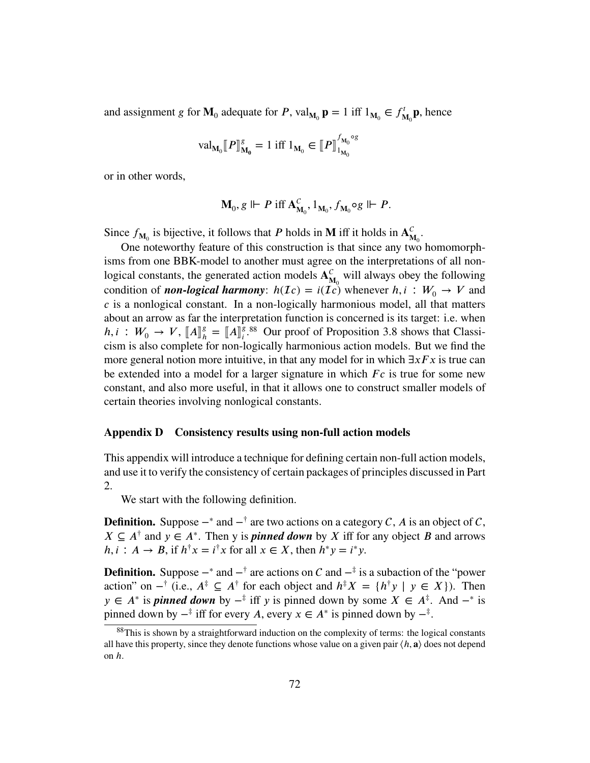and assignment $g$ for $\mathbf{M}_0$ adequate for $P$, $\mathrm{val}_{\mathbf{M}_0}\, \mathbf{p} = 1$ iff $1_{\mathbf{M}_0} \in f^t_{\mathbf{M}_0}\mathbf{p}$, hence

$$\mathrm{val}_{\mathbf{M}_0} [\![P]\!]^g_{\mathbf{M_0}} = 1 \text{ iff } 1_{\mathbf{M}_0} \in [\![P]\!]^{f_{\mathbf{M}_0} \circ g}_{1_{\mathbf{M}_0}}$$

or in other words,

$$\mathbf{M}_0, g \Vdash P \text{ iff } \mathbf{A}^C_{\mathbf{M}_0}, 1_{\mathbf{M}_0}, f_{\mathbf{M}_0} \circ g \Vdash P.$$

Since $f_{\mathbf{M}_0}$ is bijective, it follows that $P$ holds in $\mathbf{M}$ iff it holds in $\mathbf{A}^C_{\mathbf{M}_0}$.

One noteworthy feature of this construction is that since any two homomorphisms from one BBK-model to another must agree on the interpretations of all non-logical constants, the generated action models $\mathbf{A}^C_{\mathbf{M}_0}$ will always obey the following condition of ***non-logical harmony***: $h(\mathcal{I}c) = i(\mathcal{I}c)$ whenever $h, i : W_0 \to V$ and $c$ is a nonlogical constant. In a non-logically harmonious model, all that matters about an arrow as far the interpretation function is concerned is its target: i.e. when $h, i : W_0 \to V$, $[\![A]\!]^g_h = [\![A]\!]^g_i$.[88] Our proof of Proposition 3.8 shows that Classicism is also complete for non-logically harmonious action models. But we find the more general notion more intuitive, in that any model for in which $\exists x Fx$ is true can be extended into a model for a larger signature in which $Fc$ is true for some new constant, and also more useful, in that it allows one to construct smaller models of certain theories involving nonlogical constants.

## Appendix D Consistency results using non-full action models

This appendix will introduce a technique for defining certain non-full action models, and use it to verify the consistency of certain packages of principles discussed in Part 2.

We start with the following definition.

**Definition.** Suppose $-^*$ and $-^\dagger$ are two actions on a category $C$, $A$ is an object of $C$, $X \subseteq A^\dagger$ and $y \in A^*$. Then y is ***pinned down*** by $X$ iff for any object $B$ and arrows $h, i : A \to B$, if $h^\dagger x = i^\dagger x$ for all $x \in X$, then $h^* y = i^* y$.

**Definition.** Suppose $-^*$ and $-^\dagger$ are actions on $C$ and $-^\ddagger$ is a subaction of the "power action" on $-^\dagger$ (i.e., $A^\ddagger \subseteq A^\dagger$ for each object and $h^\ddagger X = \{h^\dagger y \mid y \in X\}$). Then $y \in A^*$ is ***pinned down*** by $-^\ddagger$ iff $y$ is pinned down by some $X \in A^\ddagger$. And $-^*$ is pinned down by $-^\ddagger$ iff for every $A$, every $x \in A^*$ is pinned down by $-^\ddagger$.

[88] This is shown by a straightforward induction on the complexity of terms: the logical constants all have this property, since they denote functions whose value on a given pair $\langle h, \mathbf{a} \rangle$ does not depend on $h$.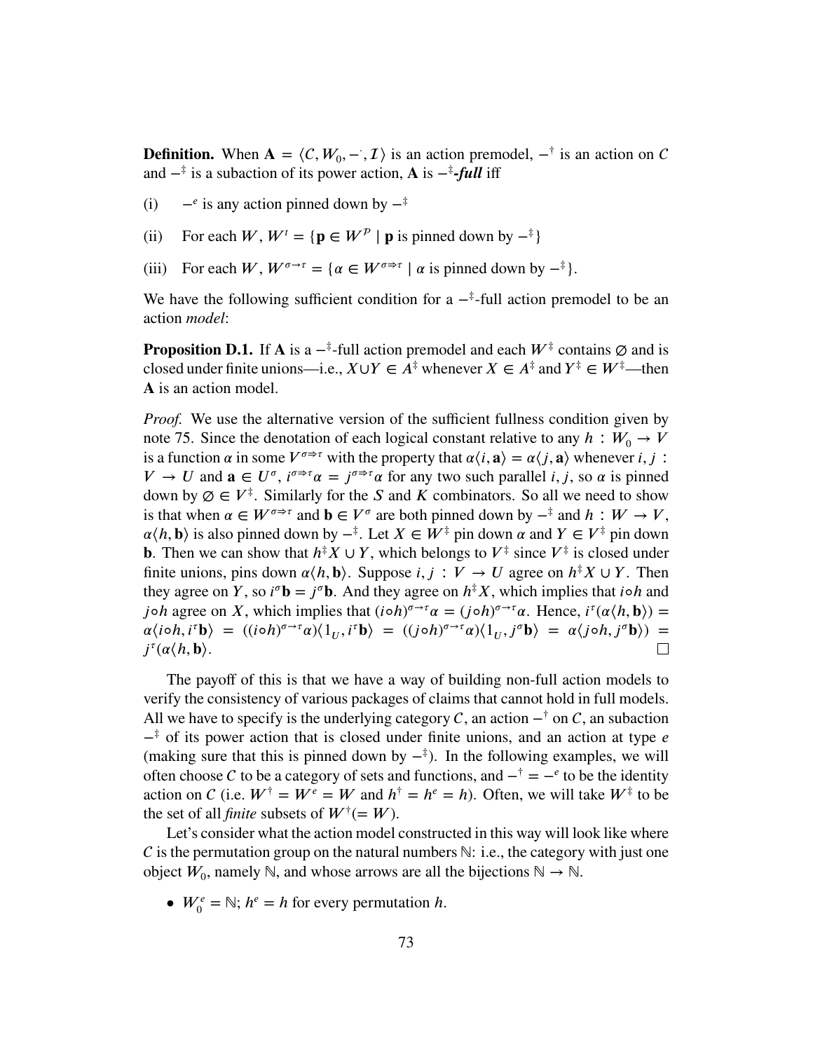**Definition.** When $\mathbf{A} = \langle \mathcal{C}, W_0, -^{\cdot}, \mathcal{I} \rangle$ is an action premodel, $-^{\dagger}$ is an action on $\mathcal{C}$ and $-^{\ddagger}$ is a subaction of its power action, $\mathbf{A}$ is $-^{\ddagger}$***-full*** iff

(i) $-^{e}$ is any action pinned down by $-^{\ddagger}$

(ii) For each $W$, $W^{t} = \{\mathbf{p} \in W^{\mathcal{P}} \mid \mathbf{p} \text{ is pinned down by } -^{\ddagger}\}$

(iii) For each $W$, $W^{\sigma \to \tau} = \{\alpha \in W^{\sigma \Rightarrow \tau} \mid \alpha \text{ is pinned down by } -^{\ddagger}\}$.

We have the following sufficient condition for a $-^{\ddagger}$-full action premodel to be an action *model*:

**Proposition D.1.** If $\mathbf{A}$ is a $-^{\ddagger}$-full action premodel and each $W^{\ddagger}$ contains $\varnothing$ and is closed under finite unions—i.e., $X \cup Y \in A^{\ddagger}$ whenever $X \in A^{\ddagger}$ and $Y^{\ddagger} \in W^{\ddagger}$—then $\mathbf{A}$ is an action model.

*Proof.* We use the alternative version of the sufficient fullness condition given by note 75. Since the denotation of each logical constant relative to any $h : W_0 \to V$ is a function $\alpha$ in some $V^{\sigma \Rightarrow \tau}$ with the property that $\alpha\langle i, \mathbf{a}\rangle = \alpha\langle j, \mathbf{a}\rangle$ whenever $i, j : V \to U$ and $\mathbf{a} \in U^{\sigma}$, $i^{\sigma \Rightarrow \tau}\alpha = j^{\sigma \Rightarrow \tau}\alpha$ for any two such parallel $i, j$, so $\alpha$ is pinned down by $\varnothing \in V^{\ddagger}$. Similarly for the $S$ and $K$ combinators. So all we need to show is that when $\alpha \in W^{\sigma \Rightarrow \tau}$ and $\mathbf{b} \in V^{\sigma}$ are both pinned down by $-^{\ddagger}$ and $h : W \to V$, $\alpha\langle h, \mathbf{b}\rangle$ is also pinned down by $-^{\ddagger}$. Let $X \in W^{\ddagger}$ pin down $\alpha$ and $Y \in V^{\ddagger}$ pin down $\mathbf{b}$. Then we can show that $h^{\ddagger}X \cup Y$, which belongs to $V^{\ddagger}$ since $V^{\ddagger}$ is closed under finite unions, pins down $\alpha\langle h, \mathbf{b}\rangle$. Suppose $i, j : V \to U$ agree on $h^{\ddagger}X \cup Y$. Then they agree on $Y$, so $i^{\sigma}\mathbf{b} = j^{\sigma}\mathbf{b}$. And they agree on $h^{\ddagger}X$, which implies that $i \circ h$ and $j \circ h$ agree on $X$, which implies that $(i \circ h)^{\sigma \to \tau}\alpha = (j \circ h)^{\sigma \to \tau}\alpha$. Hence, $i^{\tau}(\alpha\langle h, \mathbf{b}\rangle) = \alpha\langle i \circ h, i^{\tau}\mathbf{b}\rangle = ((i \circ h)^{\sigma \to \tau}\alpha)\langle 1_U, i^{\tau}\mathbf{b}\rangle = ((j \circ h)^{\sigma \to \tau}\alpha)\langle 1_U, j^{\sigma}\mathbf{b}\rangle = \alpha\langle j \circ h, j^{\sigma}\mathbf{b}\rangle) = j^{\tau}(\alpha\langle h, \mathbf{b}\rangle)$. □

The payoff of this is that we have a way of building non-full action models to verify the consistency of various packages of claims that cannot hold in full models. All we have to specify is the underlying category $\mathcal{C}$, an action $-^{\dagger}$ on $\mathcal{C}$, an subaction $-^{\ddagger}$ of its power action that is closed under finite unions, and an action at type $e$ (making sure that this is pinned down by $-^{\ddagger}$). In the following examples, we will often choose $\mathcal{C}$ to be a category of sets and functions, and $-^{\dagger} = -^{e}$ to be the identity action on $\mathcal{C}$ (i.e. $W^{\dagger} = W^{e} = W$ and $h^{\dagger} = h^{e} = h$). Often, we will take $W^{\ddagger}$ to be the set of all *finite* subsets of $W^{\dagger}(= W)$.

Let's consider what the action model constructed in this way will look like where $\mathcal{C}$ is the permutation group on the natural numbers $\mathbb{N}$: i.e., the category with just one object $W_0$, namely $\mathbb{N}$, and whose arrows are all the bijections $\mathbb{N} \to \mathbb{N}$.

- $W_0^{e} = \mathbb{N}$; $h^{e} = h$ for every permutation $h$.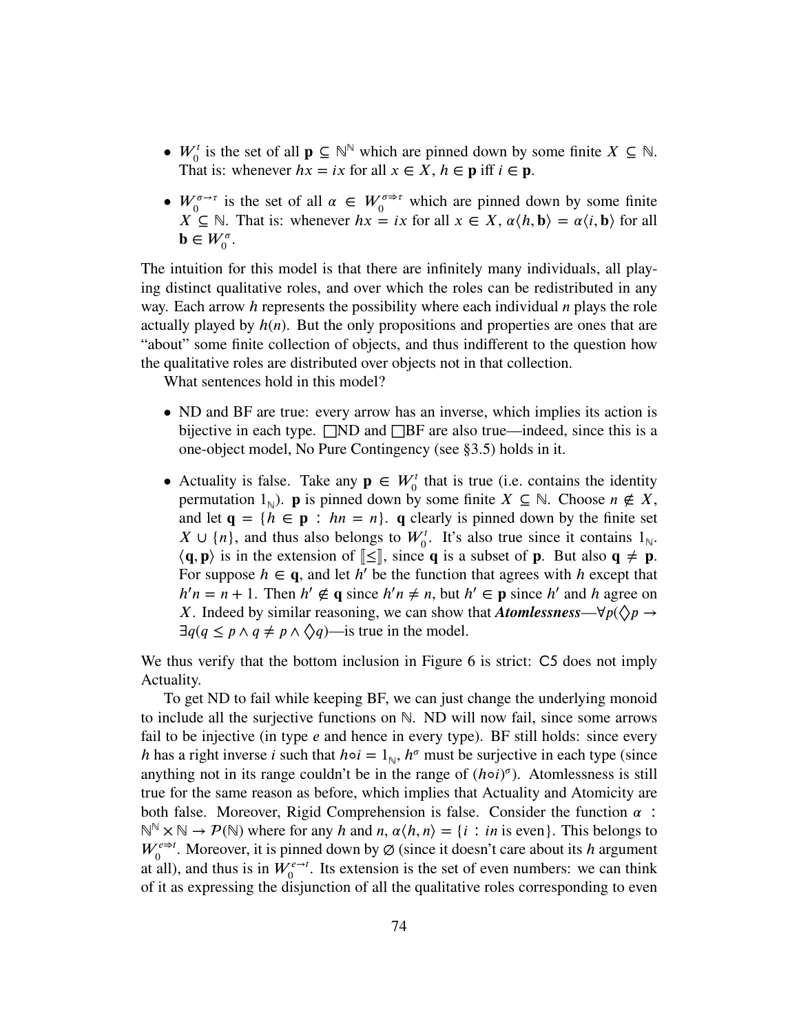- $W_0^t$ is the set of all $\mathbf{p} \subseteq \mathbb{N}^{\mathbb{N}}$ which are pinned down by some finite $X \subseteq \mathbb{N}$. That is: whenever $hx = ix$ for all $x \in X$, $h \in \mathbf{p}$ iff $i \in \mathbf{p}$.
- $W_0^{\sigma \to \tau}$ is the set of all $\alpha \in W_0^{\sigma \Rightarrow \tau}$ which are pinned down by some finite $X \subseteq \mathbb{N}$. That is: whenever $hx = ix$ for all $x \in X$, $\alpha\langle h, \mathbf{b}\rangle = \alpha\langle i, \mathbf{b}\rangle$ for all $\mathbf{b} \in W_0^\sigma$.

The intuition for this model is that there are infinitely many individuals, all playing distinct qualitative roles, and over which the roles can be redistributed in any way. Each arrow $h$ represents the possibility where each individual $n$ plays the role actually played by $h(n)$. But the only propositions and properties are ones that are "about" some finite collection of objects, and thus indifferent to the question how the qualitative roles are distributed over objects not in that collection.

What sentences hold in this model?

- ND and BF are true: every arrow has an inverse, which implies its action is bijective in each type. $\Box$ND and $\Box$BF are also true—indeed, since this is a one-object model, No Pure Contingency (see §3.5) holds in it.
- Actuality is false. Take any $\mathbf{p} \in W_0^t$ that is true (i.e. contains the identity permutation $1_{\mathbb{N}}$). $\mathbf{p}$ is pinned down by some finite $X \subseteq \mathbb{N}$. Choose $n \notin X$, and let $\mathbf{q} = \{h \in \mathbf{p} : hn = n\}$. $\mathbf{q}$ clearly is pinned down by the finite set $X \cup \{n\}$, and thus also belongs to $W_0^t$. It's also true since it contains $1_{\mathbb{N}}$. $\langle \mathbf{q}, \mathbf{p}\rangle$ is in the extension of $[\![\leq]\!]$, since $\mathbf{q}$ is a subset of $\mathbf{p}$. But also $\mathbf{q} \neq \mathbf{p}$. For suppose $h \in \mathbf{q}$, and let $h'$ be the function that agrees with $h$ except that $h'n = n + 1$. Then $h' \notin \mathbf{q}$ since $h'n \neq n$, but $h' \in \mathbf{p}$ since $h'$ and $h$ agree on $X$. Indeed by similar reasoning, we can show that ***Atomlessness***—$\forall p(\Diamond p \to \exists q(q \leq p \wedge q \neq p \wedge \Diamond q)$—is true in the model.

We thus verify that the bottom inclusion in Figure 6 is strict: C5 does not imply Actuality.

To get ND to fail while keeping BF, we can just change the underlying monoid to include all the surjective functions on $\mathbb{N}$. ND will now fail, since some arrows fail to be injective (in type $e$ and hence in every type). BF still holds: since every $h$ has a right inverse $i$ such that $h \circ i = 1_{\mathbb{N}}$, $h^\sigma$ must be surjective in each type (since anything not in its range couldn't be in the range of $(h \circ i)^\sigma$). Atomlessness is still true for the same reason as before, which implies that Actuality and Atomicity are both false. Moreover, Rigid Comprehension is false. Consider the function $\alpha : \mathbb{N}^{\mathbb{N}} \times \mathbb{N} \to \mathcal{P}(\mathbb{N})$ where for any $h$ and $n$, $\alpha\langle h, n\rangle = \{i : in \text{ is even}\}$. This belongs to $W_0^{e \Rightarrow t}$. Moreover, it is pinned down by $\varnothing$ (since it doesn't care about its $h$ argument at all), and thus is in $W_0^{e \to t}$. Its extension is the set of even numbers: we can think of it as expressing the disjunction of all the qualitative roles corresponding to even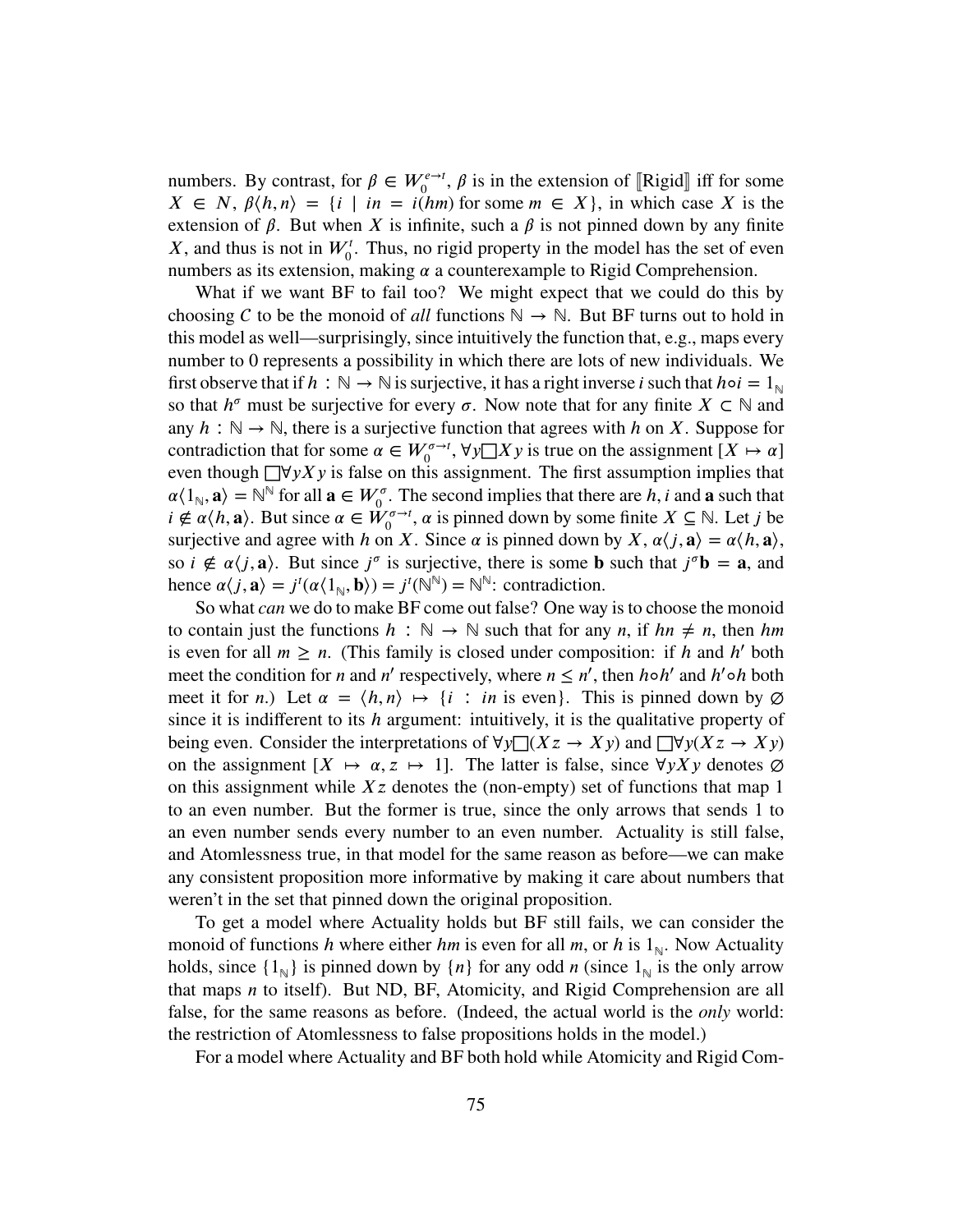numbers. By contrast, for $\beta \in W_0^{e \to t}$, $\beta$ is in the extension of $[\![\text{Rigid}]\!]$ iff for some $X \in N$, $\beta\langle h, n\rangle = \{i \mid in = i(hm) \text{ for some } m \in X\}$, in which case $X$ is the extension of $\beta$. But when $X$ is infinite, such a $\beta$ is not pinned down by any finite $X$, and thus is not in $W_0^t$. Thus, no rigid property in the model has the set of even numbers as its extension, making $\alpha$ a counterexample to Rigid Comprehension.

What if we want BF to fail too? We might expect that we could do this by choosing $C$ to be the monoid of *all* functions $\mathbb{N} \to \mathbb{N}$. But BF turns out to hold in this model as well—surprisingly, since intuitively the function that, e.g., maps every number to 0 represents a possibility in which there are lots of new individuals. We first observe that if $h : \mathbb{N} \to \mathbb{N}$ is surjective, it has a right inverse $i$ such that $h \circ i = 1_{\mathbb{N}}$ so that $h^\sigma$ must be surjective for every $\sigma$. Now note that for any finite $X \subset \mathbb{N}$ and any $h : \mathbb{N} \to \mathbb{N}$, there is a surjective function that agrees with $h$ on $X$. Suppose for contradiction that for some $\alpha \in W_0^{\sigma \to t}$, $\forall y \Box X y$ is true on the assignment $[X \mapsto \alpha]$ even though $\Box \forall y X y$ is false on this assignment. The first assumption implies that $\alpha\langle 1_{\mathbb{N}}, \mathbf{a}\rangle = \mathbb{N}^{\mathbb{N}}$ for all $\mathbf{a} \in W_0^\sigma$. The second implies that there are $h, i$ and $\mathbf{a}$ such that $i \notin \alpha\langle h, \mathbf{a}\rangle$. But since $\alpha \in W_0^{\sigma \to t}$, $\alpha$ is pinned down by some finite $X \subseteq \mathbb{N}$. Let $j$ be surjective and agree with $h$ on $X$. Since $\alpha$ is pinned down by $X$, $\alpha\langle j, \mathbf{a}\rangle = \alpha\langle h, \mathbf{a}\rangle$, so $i \notin \alpha\langle j, \mathbf{a}\rangle$. But since $j^\sigma$ is surjective, there is some $\mathbf{b}$ such that $j^\sigma \mathbf{b} = \mathbf{a}$, and hence $\alpha\langle j, \mathbf{a}\rangle = j^t(\alpha\langle 1_{\mathbb{N}}, \mathbf{b}\rangle) = j^t(\mathbb{N}^{\mathbb{N}}) = \mathbb{N}^{\mathbb{N}}$: contradiction.

So what *can* we do to make BF come out false? One way is to choose the monoid to contain just the functions $h : \mathbb{N} \to \mathbb{N}$ such that for any $n$, if $hn \neq n$, then $hm$ is even for all $m \geq n$. (This family is closed under composition: if $h$ and $h'$ both meet the condition for $n$ and $n'$ respectively, where $n \leq n'$, then $h \circ h'$ and $h' \circ h$ both meet it for $n$.) Let $\alpha = \langle h, n\rangle \mapsto \{i : in \text{ is even}\}$. This is pinned down by $\varnothing$ since it is indifferent to its $h$ argument: intuitively, it is the qualitative property of being even. Consider the interpretations of $\forall y \Box(Xz \to Xy)$ and $\Box \forall y(Xz \to Xy)$ on the assignment $[X \mapsto \alpha, z \mapsto 1]$. The latter is false, since $\forall y X y$ denotes $\varnothing$ on this assignment while $Xz$ denotes the (non-empty) set of functions that map 1 to an even number. But the former is true, since the only arrows that sends 1 to an even number sends every number to an even number. Actuality is still false, and Atomlessness true, in that model for the same reason as before—we can make any consistent proposition more informative by making it care about numbers that weren't in the set that pinned down the original proposition.

To get a model where Actuality holds but BF still fails, we can consider the monoid of functions $h$ where either $hm$ is even for all $m$, or $h$ is $1_{\mathbb{N}}$. Now Actuality holds, since $\{1_{\mathbb{N}}\}$ is pinned down by $\{n\}$ for any odd $n$ (since $1_{\mathbb{N}}$ is the only arrow that maps $n$ to itself). But ND, BF, Atomicity, and Rigid Comprehension are all false, for the same reasons as before. (Indeed, the actual world is the *only* world: the restriction of Atomlessness to false propositions holds in the model.)

For a model where Actuality and BF both hold while Atomicity and Rigid Com-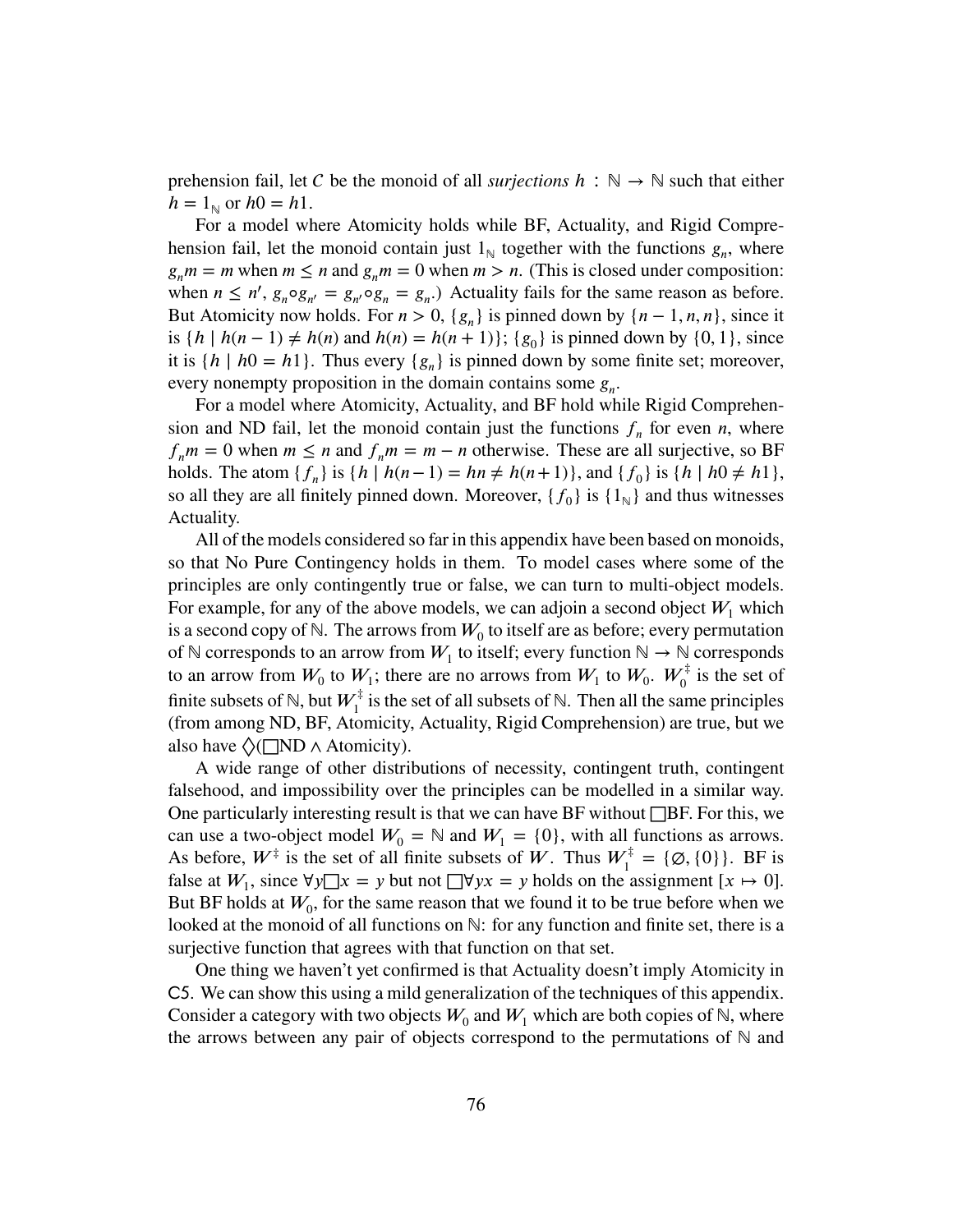prehension fail, let $C$ be the monoid of all *surjections* $h : \mathbb{N} \to \mathbb{N}$ such that either $h = 1_{\mathbb{N}}$ or $h0 = h1$.

For a model where Atomicity holds while BF, Actuality, and Rigid Comprehension fail, let the monoid contain just $1_{\mathbb{N}}$ together with the functions $g_n$, where $g_n m = m$ when $m \leq n$ and $g_n m = 0$ when $m > n$. (This is closed under composition: when $n \leq n'$, $g_n \circ g_{n'} = g_{n'} \circ g_n = g_n$.) Actuality fails for the same reason as before. But Atomicity now holds. For $n > 0$, $\{g_n\}$ is pinned down by $\{n-1, n, n\}$, since it is $\{h \mid h(n-1) \neq h(n) \text{ and } h(n) = h(n+1)\}$; $\{g_0\}$ is pinned down by $\{0, 1\}$, since it is $\{h \mid h0 = h1\}$. Thus every $\{g_n\}$ is pinned down by some finite set; moreover, every nonempty proposition in the domain contains some $g_n$.

For a model where Atomicity, Actuality, and BF hold while Rigid Comprehension and ND fail, let the monoid contain just the functions $f_n$ for even $n$, where $f_n m = 0$ when $m \leq n$ and $f_n m = m - n$ otherwise. These are all surjective, so BF holds. The atom $\{f_n\}$ is $\{h \mid h(n-1) = hn \neq h(n+1)\}$, and $\{f_0\}$ is $\{h \mid h0 \neq h1\}$, so all they are all finitely pinned down. Moreover, $\{f_0\}$ is $\{1_{\mathbb{N}}\}$ and thus witnesses Actuality.

All of the models considered so far in this appendix have been based on monoids, so that No Pure Contingency holds in them. To model cases where some of the principles are only contingently true or false, we can turn to multi-object models. For example, for any of the above models, we can adjoin a second object $W_1$ which is a second copy of $\mathbb{N}$. The arrows from $W_0$ to itself are as before; every permutation of $\mathbb{N}$ corresponds to an arrow from $W_1$ to itself; every function $\mathbb{N} \to \mathbb{N}$ corresponds to an arrow from $W_0$ to $W_1$; there are no arrows from $W_1$ to $W_0$. $W_0^{\ddagger}$ is the set of finite subsets of $\mathbb{N}$, but $W_1^{\ddagger}$ is the set of all subsets of $\mathbb{N}$. Then all the same principles (from among ND, BF, Atomicity, Actuality, Rigid Comprehension) are true, but we also have $\Diamond(\Box\text{ND} \wedge \text{Atomicity})$.

A wide range of other distributions of necessity, contingent truth, contingent falsehood, and impossibility over the principles can be modelled in a similar way. One particularly interesting result is that we can have BF without $\Box$BF. For this, we can use a two-object model $W_0 = \mathbb{N}$ and $W_1 = \{0\}$, with all functions as arrows. As before, $W^{\ddagger}$ is the set of all finite subsets of $W$. Thus $W_1^{\ddagger} = \{\varnothing, \{0\}\}$. BF is false at $W_1$, since $\forall y \Box x = y$ but not $\Box \forall y x = y$ holds on the assignment $[x \mapsto 0]$. But BF holds at $W_0$, for the same reason that we found it to be true before when we looked at the monoid of all functions on $\mathbb{N}$: for any function and finite set, there is a surjective function that agrees with that function on that set.

One thing we haven't yet confirmed is that Actuality doesn't imply Atomicity in C5. We can show this using a mild generalization of the techniques of this appendix. Consider a category with two objects $W_0$ and $W_1$ which are both copies of $\mathbb{N}$, where the arrows between any pair of objects correspond to the permutations of $\mathbb{N}$ and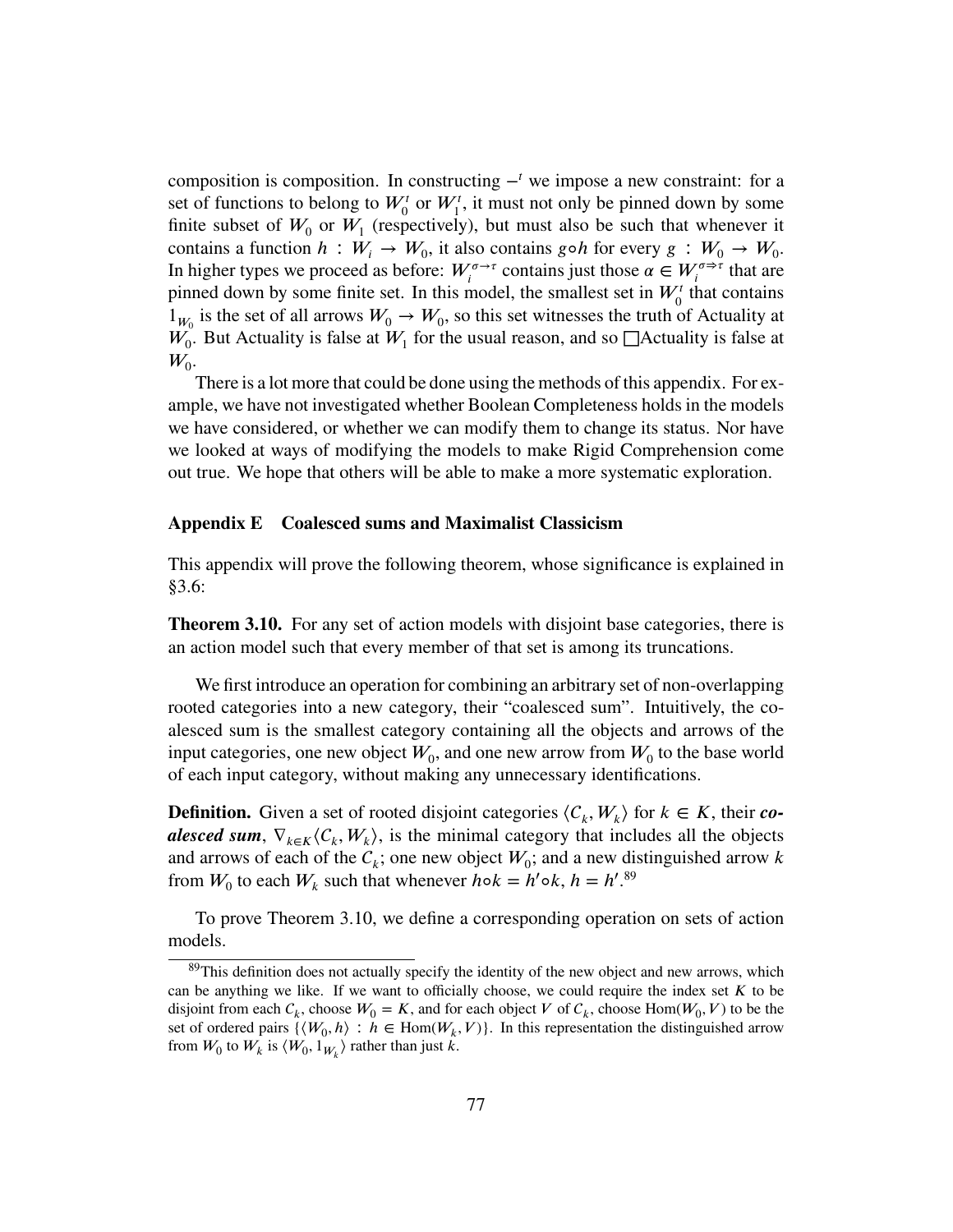composition is composition. In constructing $-^{t}$ we impose a new constraint: for a set of functions to belong to $W_0^t$ or $W_1^t$, it must not only be pinned down by some finite subset of $W_0$ or $W_1$ (respectively), but must also be such that whenever it contains a function $h : W_i \to W_0$, it also contains $g \circ h$ for every $g : W_0 \to W_0$. In higher types we proceed as before: $W_i^{\sigma \to \tau}$ contains just those $\alpha \in W_i^{\sigma \Rightarrow \tau}$ that are pinned down by some finite set. In this model, the smallest set in $W_0^t$ that contains $1_{W_0}$ is the set of all arrows $W_0 \to W_0$, so this set witnesses the truth of Actuality at $W_0$. But Actuality is false at $W_1$ for the usual reason, and so $\Box$Actuality is false at $W_0$.

There is a lot more that could be done using the methods of this appendix. For example, we have not investigated whether Boolean Completeness holds in the models we have considered, or whether we can modify them to change its status. Nor have we looked at ways of modifying the models to make Rigid Comprehension come out true. We hope that others will be able to make a more systematic exploration.

## Appendix E Coalesced sums and Maximalist Classicism

This appendix will prove the following theorem, whose significance is explained in §3.6:

**Theorem 3.10.** For any set of action models with disjoint base categories, there is an action model such that every member of that set is among its truncations.

We first introduce an operation for combining an arbitrary set of non-overlapping rooted categories into a new category, their "coalesced sum". Intuitively, the coalesced sum is the smallest category containing all the objects and arrows of the input categories, one new object $W_0$, and one new arrow from $W_0$ to the base world of each input category, without making any unnecessary identifications.

**Definition.** Given a set of rooted disjoint categories $\langle C_k, W_k \rangle$ for $k \in K$, their ***coalesced sum***, $\nabla_{k \in K} \langle C_k, W_k \rangle$, is the minimal category that includes all the objects and arrows of each of the $C_k$; one new object $W_0$; and a new distinguished arrow $k$ from $W_0$ to each $W_k$ such that whenever $h \circ k = h' \circ k$, $h = h'$.[89]

To prove Theorem 3.10, we define a corresponding operation on sets of action models.

[89] This definition does not actually specify the identity of the new object and new arrows, which can be anything we like. If we want to officially choose, we could require the index set $K$ to be disjoint from each $C_k$, choose $W_0 = K$, and for each object $V$ of $C_k$, choose $\text{Hom}(W_0, V)$ to be the set of ordered pairs $\{\langle W_0, h \rangle : h \in \text{Hom}(W_k, V)\}$. In this representation the distinguished arrow from $W_0$ to $W_k$ is $\langle W_0, 1_{W_k} \rangle$ rather than just $k$.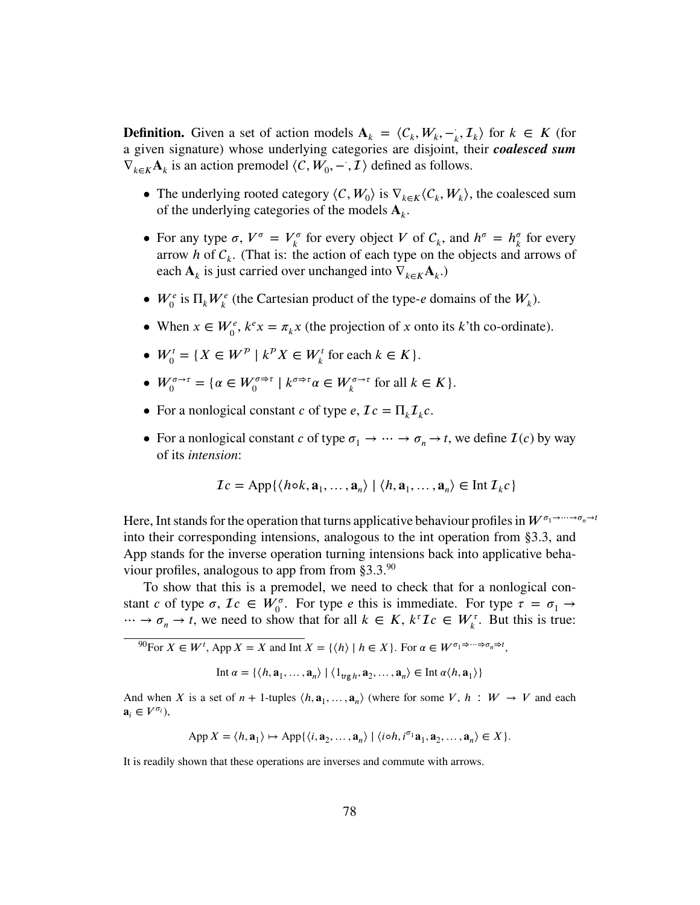**Definition.** Given a set of action models $\mathbf{A}_k = \langle \mathcal{C}_k, W_k, -^{\cdot}_k, \mathcal{I}_k \rangle$ for $k \in K$ (for a given signature) whose underlying categories are disjoint, their ***coalesced sum*** $\nabla_{k \in K} \mathbf{A}_k$ is an action premodel $\langle \mathcal{C}, W_0, -^{\cdot}, \mathcal{I} \rangle$ defined as follows.

- The underlying rooted category $\langle \mathcal{C}, W_0 \rangle$ is $\nabla_{k \in K} \langle \mathcal{C}_k, W_k \rangle$, the coalesced sum of the underlying categories of the models $\mathbf{A}_k$.
- For any type $\sigma$, $V^\sigma = V_k^\sigma$ for every object $V$ of $\mathcal{C}_k$, and $h^\sigma = h_k^\sigma$ for every arrow $h$ of $\mathcal{C}_k$. (That is: the action of each type on the objects and arrows of each $\mathbf{A}_k$ is just carried over unchanged into $\nabla_{k \in K} \mathbf{A}_k$.)
- $W_0^e$ is $\Pi_k W_k^e$ (the Cartesian product of the type-$e$ domains of the $W_k$).
- When $x \in W_0^e$, $k^e x = \pi_k x$ (the projection of $x$ onto its $k$'th co-ordinate).
- $W_0^t = \{X \in W^{\mathcal{P}} \mid k^{\mathcal{P}} X \in W_k^t \text{ for each } k \in K\}$.
- $W_0^{\sigma \to \tau} = \{\alpha \in W_0^{\sigma \Rightarrow \tau} \mid k^{\sigma \Rightarrow \tau} \alpha \in W_k^{\sigma \to \tau} \text{ for all } k \in K\}$.
- For a nonlogical constant $c$ of type $e$, $\mathcal{I}c = \Pi_k \mathcal{I}_k c$.
- For a nonlogical constant $c$ of type $\sigma_1 \to \cdots \to \sigma_n \to t$, we define $\mathcal{I}(c)$ by way of its *intension*:

$$\mathcal{I}c = \text{App}\{\langle h \circ k, \mathbf{a}_1, \ldots, \mathbf{a}_n \rangle \mid \langle h, \mathbf{a}_1, \ldots, \mathbf{a}_n \rangle \in \text{Int}\, \mathcal{I}_k c\}$$

Here, Int stands for the operation that turns applicative behaviour profiles in $W^{\sigma_1 \to \cdots \to \sigma_n \to t}$ into their corresponding intensions, analogous to the int operation from §3.3, and App stands for the inverse operation turning intensions back into applicative behaviour profiles, analogous to app from from §3.3.[90]

To show that this is a premodel, we need to check that for a nonlogical constant $c$ of type $\sigma$, $\mathcal{I}c \in W_0^\sigma$. For type $e$ this is immediate. For type $\tau = \sigma_1 \to \cdots \to \sigma_n \to t$, we need to show that for all $k \in K$, $k^\tau \mathcal{I}c \in W_k^\tau$. But this is true:

---

[90]For $X \in W^t$, App $X = X$ and Int $X = \{\langle h \rangle \mid h \in X\}$. For $\alpha \in W^{\sigma_1 \Rightarrow \cdots \Rightarrow \sigma_n \Rightarrow t}$,

$$\text{Int}\, \alpha = \{\langle h, \mathbf{a}_1, \ldots, \mathbf{a}_n \rangle \mid \langle 1_{\mathsf{trg}\, h}, \mathbf{a}_2, \ldots, \mathbf{a}_n \rangle \in \text{Int}\, \alpha \langle h, \mathbf{a}_1 \rangle\}$$

And when $X$ is a set of $n+1$-tuples $\langle h, \mathbf{a}_1, \ldots, \mathbf{a}_n \rangle$ (where for some $V$, $h : W \to V$ and each $\mathbf{a}_i \in V^{\sigma_i}$),

$$\text{App}\, X = \langle h, \mathbf{a}_1 \rangle \mapsto \text{App}\{\langle i, \mathbf{a}_2, \ldots, \mathbf{a}_n \rangle \mid \langle i \circ h, i^{\sigma_1} \mathbf{a}_1, \mathbf{a}_2, \ldots, \mathbf{a}_n \rangle \in X\}.$$

It is readily shown that these operations are inverses and commute with arrows.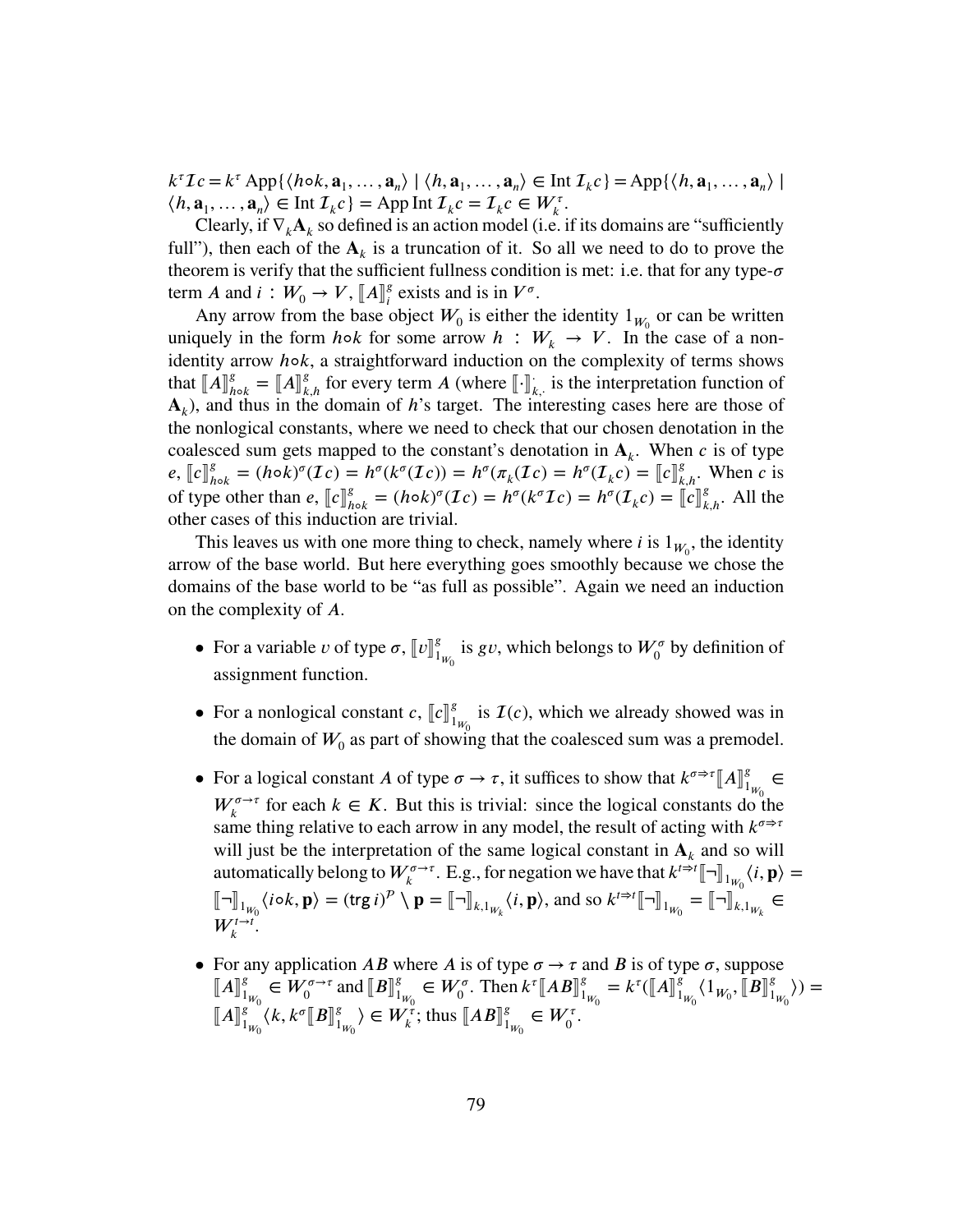$k^\tau \mathcal{I} c = k^\tau \operatorname{App}\{\langle h \circ k, \mathbf{a}_1, \ldots, \mathbf{a}_n \rangle \mid \langle h, \mathbf{a}_1, \ldots, \mathbf{a}_n \rangle \in \operatorname{Int} \mathcal{I}_k c\} = \operatorname{App}\{\langle h, \mathbf{a}_1, \ldots, \mathbf{a}_n \rangle \mid \langle h, \mathbf{a}_1, \ldots, \mathbf{a}_n \rangle \in \operatorname{Int} \mathcal{I}_k c\} = \operatorname{App} \operatorname{Int} \mathcal{I}_k c = \mathcal{I}_k c \in W_k^\tau$.

Clearly, if $\nabla_k \mathbf{A}_k$ so defined is an action model (i.e. if its domains are "sufficiently full"), then each of the $\mathbf{A}_k$ is a truncation of it. So all we need to do to prove the theorem is verify that the sufficient fullness condition is met: i.e. that for any type-$\sigma$ term $A$ and $i : W_0 \to V$, $[\![A]\!]_i^g$ exists and is in $V^\sigma$.

Any arrow from the base object $W_0$ is either the identity $1_{W_0}$ or can be written uniquely in the form $h \circ k$ for some arrow $h : W_k \to V$. In the case of a non-identity arrow $h \circ k$, a straightforward induction on the complexity of terms shows that $[\![A]\!]_{h \circ k}^g = [\![A]\!]_{k,h}^g$ for every term $A$ (where $[\![\cdot]\!]_{k,\cdot}^{\cdot}$ is the interpretation function of $\mathbf{A}_k$), and thus in the domain of $h$'s target. The interesting cases here are those of the nonlogical constants, where we need to check that our chosen denotation in the coalesced sum gets mapped to the constant's denotation in $\mathbf{A}_k$. When $c$ is of type $e$, $[\![c]\!]_{h \circ k}^g = (h \circ k)^\sigma(\mathcal{I} c) = h^\sigma(k^\sigma(\mathcal{I} c)) = h^\sigma(\pi_k(\mathcal{I} c) = h^\sigma(\mathcal{I}_k c) = [\![c]\!]_{k,h}^g$. When $c$ is of type other than $e$, $[\![c]\!]_{h \circ k}^g = (h \circ k)^\sigma(\mathcal{I} c) = h^\sigma(k^\sigma \mathcal{I} c) = h^\sigma(\mathcal{I}_k c) = [\![c]\!]_{k,h}^g$. All the other cases of this induction are trivial.

This leaves us with one more thing to check, namely where $i$ is $1_{W_0}$, the identity arrow of the base world. But here everything goes smoothly because we chose the domains of the base world to be "as full as possible". Again we need an induction on the complexity of $A$.

- For a variable $v$ of type $\sigma$, $[\![v]\!]_{1_{W_0}}^g$ is $gv$, which belongs to $W_0^\sigma$ by definition of assignment function.
- For a nonlogical constant $c$, $[\![c]\!]_{1_{W_0}}^g$ is $\mathcal{I}(c)$, which we already showed was in the domain of $W_0$ as part of showing that the coalesced sum was a premodel.
- For a logical constant $A$ of type $\sigma \to \tau$, it suffices to show that $k^{\sigma \Rightarrow \tau}[\![A]\!]_{1_{W_0}}^g \in W_k^{\sigma \to \tau}$ for each $k \in K$. But this is trivial: since the logical constants do the same thing relative to each arrow in any model, the result of acting with $k^{\sigma \Rightarrow \tau}$ will just be the interpretation of the same logical constant in $\mathbf{A}_k$ and so will automatically belong to $W_k^{\sigma \to \tau}$. E.g., for negation we have that $k^{t \Rightarrow t}[\![\neg]\!]_{1_{W_0}}\langle i, \mathbf{p}\rangle = [\![\neg]\!]_{1_{W_0}}\langle i \circ k, \mathbf{p}\rangle = (\operatorname{trg} i)^{\mathcal{P}} \setminus \mathbf{p} = [\![\neg]\!]_{k,1_{W_k}}\langle i, \mathbf{p}\rangle$, and so $k^{t \Rightarrow t}[\![\neg]\!]_{1_{W_0}} = [\![\neg]\!]_{k,1_{W_k}} \in W_k^{t \to t}$.
- For any application $AB$ where $A$ is of type $\sigma \to \tau$ and $B$ is of type $\sigma$, suppose $[\![A]\!]_{1_{W_0}}^g \in W_0^{\sigma \to \tau}$ and $[\![B]\!]_{1_{W_0}}^g \in W_0^\sigma$. Then $k^\tau[\![AB]\!]_{1_{W_0}}^g = k^\tau([\![A]\!]_{1_{W_0}}^g \langle 1_{W_0}, [\![B]\!]_{1_{W_0}}^g \rangle) = [\![A]\!]_{1_{W_0}}^g \langle k, k^\sigma [\![B]\!]_{1_{W_0}}^g \rangle \in W_k^\tau$; thus $[\![AB]\!]_{1_{W_0}}^g \in W_0^\tau$.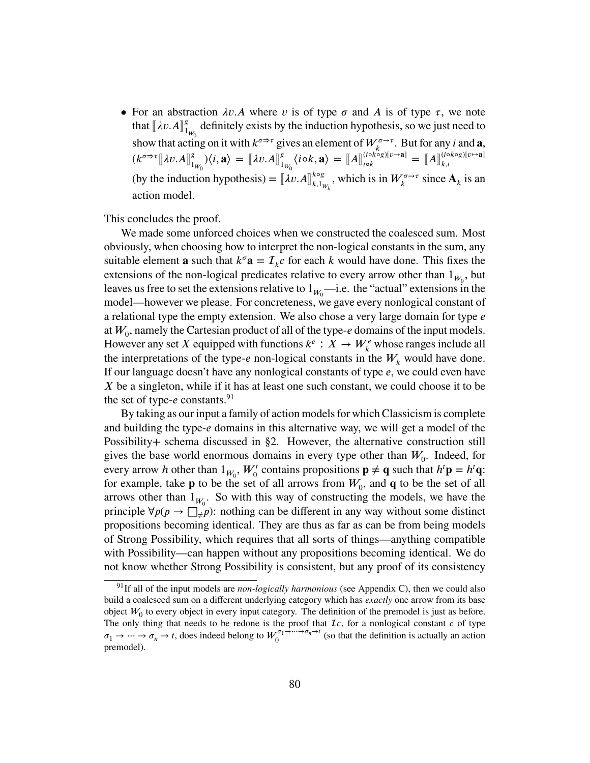- For an abstraction $\lambda v.A$ where $v$ is of type $\sigma$ and $A$ is of type $\tau$, we note that $[\![\lambda v.A]\!]^g_{1_{W_0}}$ definitely exists by the induction hypothesis, so we just need to show that acting on it with $k^{\sigma\Rightarrow\tau}$ gives an element of $W_k^{\sigma\to\tau}$. But for any $i$ and $\mathbf{a}$, $(k^{\sigma\Rightarrow\tau}[\![\lambda v.A]\!]^g_{1_{W_0}})\langle i, \mathbf{a}\rangle = [\![\lambda v.A]\!]^g_{1_{W_0}}\langle i\circ k, \mathbf{a}\rangle = [\![A]\!]^{(i\circ k\circ g)[v\mapsto\mathbf{a}]}_{i\circ k} = [\![A]\!]^{(i\circ k\circ g)[v\mapsto\mathbf{a}]}_{k,i}$ (by the induction hypothesis) $= [\![\lambda v.A]\!]^{k\circ g}_{k,1_{W_k}}$, which is in $W_k^{\sigma\to\tau}$ since $\mathbf{A}_k$ is an action model.

This concludes the proof.

We made some unforced choices when we constructed the coalesced sum. Most obviously, when choosing how to interpret the non-logical constants in the sum, any suitable element $\mathbf{a}$ such that $k^\sigma\mathbf{a} = \mathcal{I}_k c$ for each $k$ would have done. This fixes the extensions of the non-logical predicates relative to every arrow other than $1_{W_0}$, but leaves us free to set the extensions relative to $1_{W_0}$—i.e. the "actual" extensions in the model—however we please. For concreteness, we gave every nonlogical constant of a relational type the empty extension. We also chose a very large domain for type $e$ at $W_0$, namely the Cartesian product of all of the type-$e$ domains of the input models. However any set $X$ equipped with functions $k^e : X \to W_k^e$ whose ranges include all the interpretations of the type-$e$ non-logical constants in the $W_k$ would have done. If our language doesn't have any nonlogical constants of type $e$, we could even have $X$ be a singleton, while if it has at least one such constant, we could choose it to be the set of type-$e$ constants.[91]

By taking as our input a family of action models for which Classicism is complete and building the type-$e$ domains in this alternative way, we will get a model of the Possibility+ schema discussed in §2. However, the alternative construction still gives the base world enormous domains in every type other than $W_0$. Indeed, for every arrow $h$ other than $1_{W_0}$, $W_0^t$ contains propositions $\mathbf{p} \neq \mathbf{q}$ such that $h^t\mathbf{p} = h^t\mathbf{q}$: for example, take $\mathbf{p}$ to be the set of all arrows from $W_0$, and $\mathbf{q}$ to be the set of all arrows other than $1_{W_0}$. So with this way of constructing the models, we have the principle $\forall p(p \to \Box_{\neq} p)$: nothing can be different in any way without some distinct propositions becoming identical. They are thus as far as can be from being models of Strong Possibility, which requires that all sorts of things—anything compatible with Possibility—can happen without any propositions becoming identical. We do not know whether Strong Possibility is consistent, but any proof of its consistency

[91] If all of the input models are *non-logically harmonious* (see Appendix C), then we could also build a coalesced sum on a different underlying category which has *exactly* one arrow from its base object $W_0$ to every object in every input category. The definition of the premodel is just as before. The only thing that needs to be redone is the proof that $\mathcal{I}c$, for a nonlogical constant $c$ of type $\sigma_1 \to \cdots \to \sigma_n \to t$, does indeed belong to $W_0^{\sigma_1\to\cdots\to\sigma_n\to t}$ (so that the definition is actually an action premodel).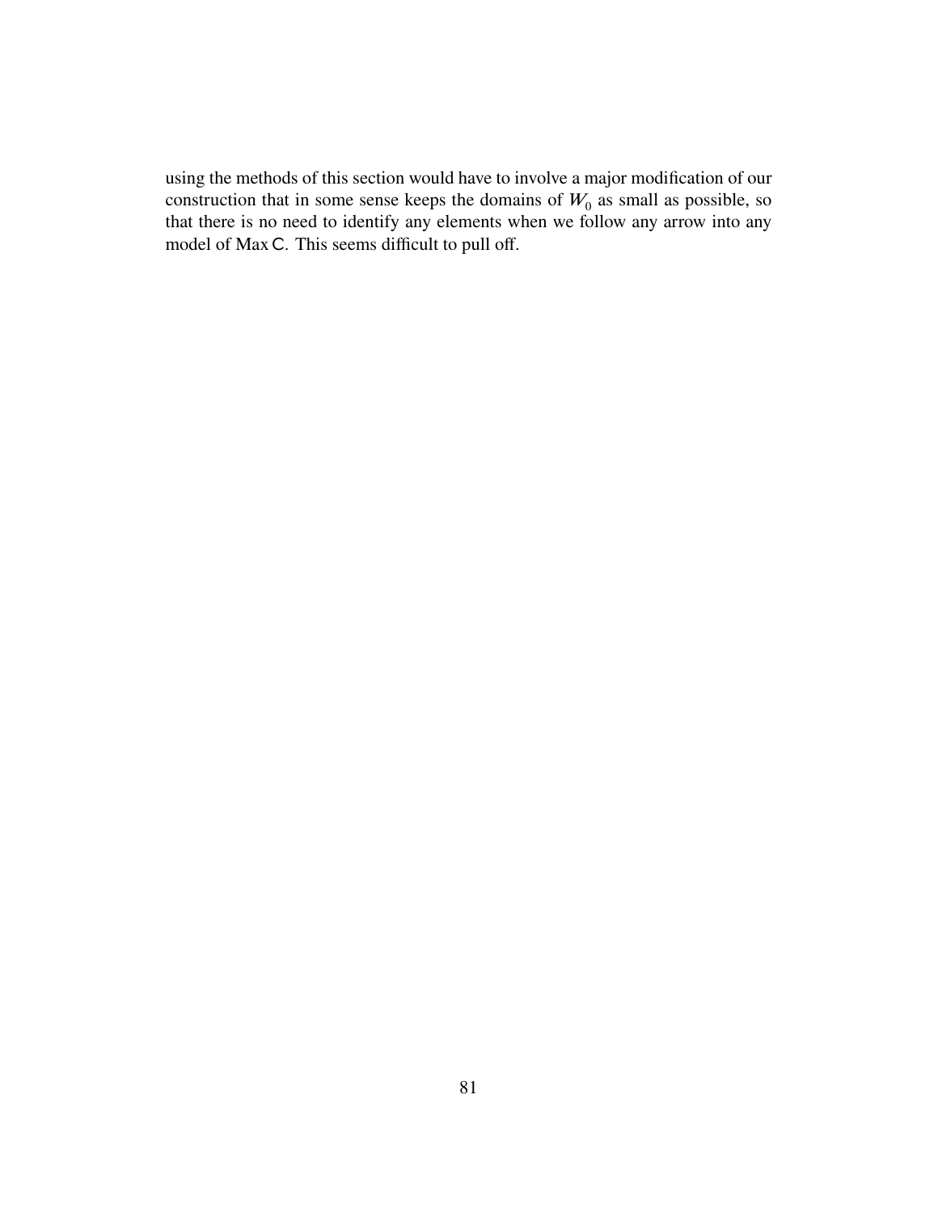using the methods of this section would have to involve a major modification of our construction that in some sense keeps the domains of $W_0$ as small as possible, so that there is no need to identify any elements when we follow any arrow into any model of Max $\mathsf{C}$. This seems difficult to pull off.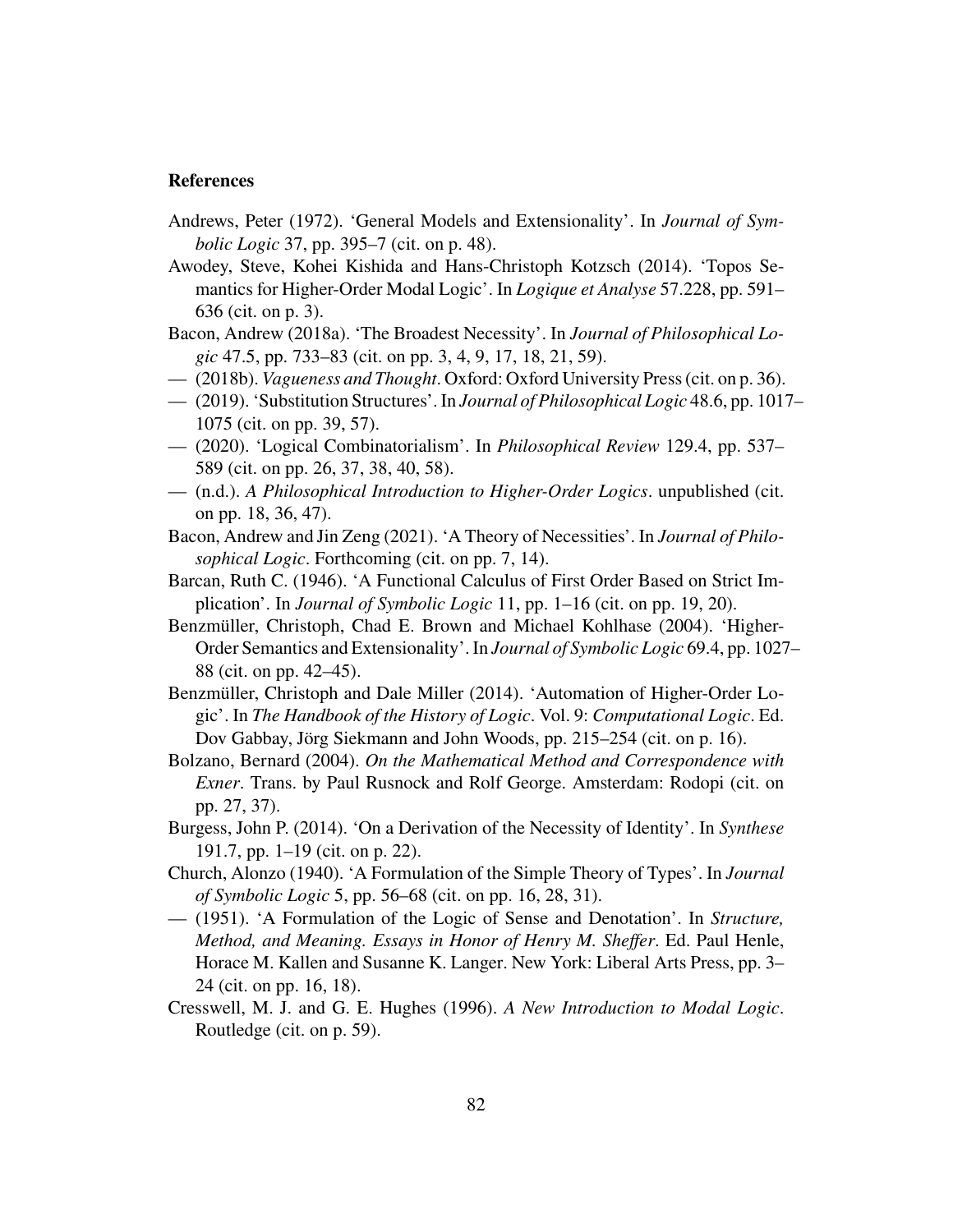### References

Andrews, Peter (1972). 'General Models and Extensionality'. In *Journal of Symbolic Logic* 37, pp. 395–7 (cit. on p. 48).

Awodey, Steve, Kohei Kishida and Hans-Christoph Kotzsch (2014). 'Topos Semantics for Higher-Order Modal Logic'. In *Logique et Analyse* 57.228, pp. 591–636 (cit. on p. 3).

Bacon, Andrew (2018a). 'The Broadest Necessity'. In *Journal of Philosophical Logic* 47.5, pp. 733–83 (cit. on pp. 3, 4, 9, 17, 18, 21, 59).

— (2018b). *Vagueness and Thought*. Oxford: Oxford University Press (cit. on p. 36).

— (2019). 'Substitution Structures'. In *Journal of Philosophical Logic* 48.6, pp. 1017–1075 (cit. on pp. 39, 57).

— (2020). 'Logical Combinatorialism'. In *Philosophical Review* 129.4, pp. 537–589 (cit. on pp. 26, 37, 38, 40, 58).

— (n.d.). *A Philosophical Introduction to Higher-Order Logics*. unpublished (cit. on pp. 18, 36, 47).

Bacon, Andrew and Jin Zeng (2021). 'A Theory of Necessities'. In *Journal of Philosophical Logic*. Forthcoming (cit. on pp. 7, 14).

Barcan, Ruth C. (1946). 'A Functional Calculus of First Order Based on Strict Implication'. In *Journal of Symbolic Logic* 11, pp. 1–16 (cit. on pp. 19, 20).

Benzmüller, Christoph, Chad E. Brown and Michael Kohlhase (2004). 'Higher-Order Semantics and Extensionality'. In *Journal of Symbolic Logic* 69.4, pp. 1027–88 (cit. on pp. 42–45).

Benzmüller, Christoph and Dale Miller (2014). 'Automation of Higher-Order Logic'. In *The Handbook of the History of Logic*. Vol. 9: *Computational Logic*. Ed. Dov Gabbay, Jörg Siekmann and John Woods, pp. 215–254 (cit. on p. 16).

Bolzano, Bernard (2004). *On the Mathematical Method and Correspondence with Exner*. Trans. by Paul Rusnock and Rolf George. Amsterdam: Rodopi (cit. on pp. 27, 37).

Burgess, John P. (2014). 'On a Derivation of the Necessity of Identity'. In *Synthese* 191.7, pp. 1–19 (cit. on p. 22).

Church, Alonzo (1940). 'A Formulation of the Simple Theory of Types'. In *Journal of Symbolic Logic* 5, pp. 56–68 (cit. on pp. 16, 28, 31).

— (1951). 'A Formulation of the Logic of Sense and Denotation'. In *Structure, Method, and Meaning. Essays in Honor of Henry M. Sheffer*. Ed. Paul Henle, Horace M. Kallen and Susanne K. Langer. New York: Liberal Arts Press, pp. 3–24 (cit. on pp. 16, 18).

Cresswell, M. J. and G. E. Hughes (1996). *A New Introduction to Modal Logic*. Routledge (cit. on p. 59).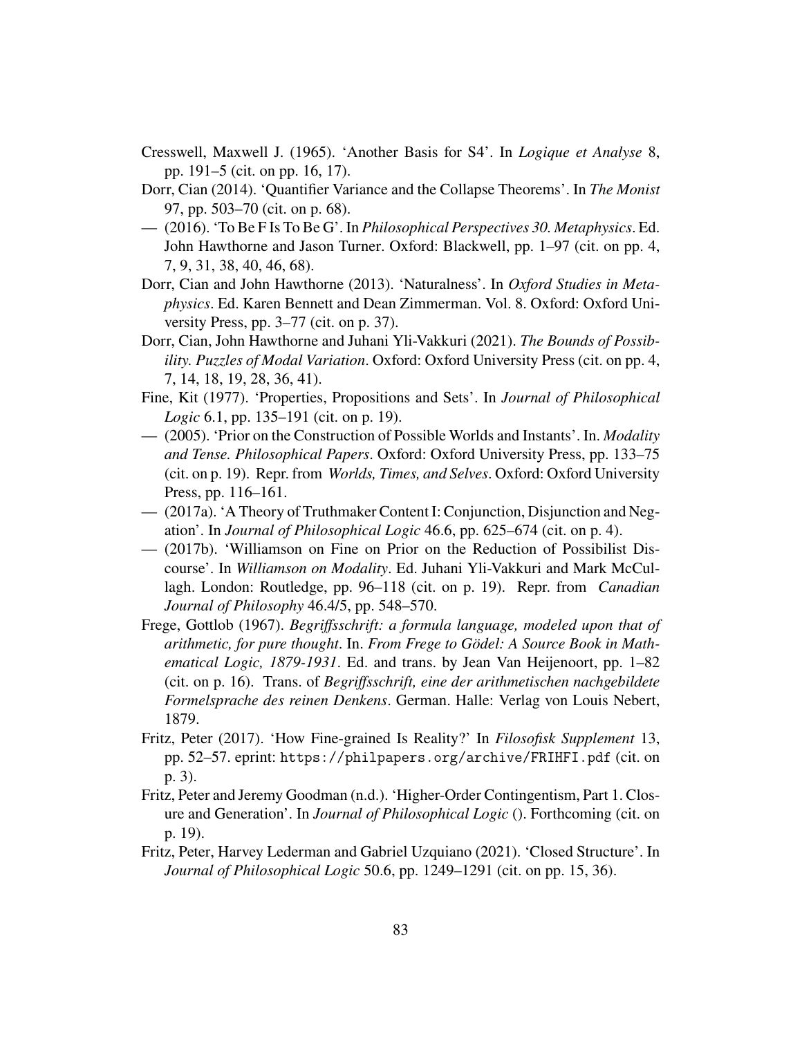Cresswell, Maxwell J. (1965). 'Another Basis for S4'. In *Logique et Analyse* 8, pp. 191–5 (cit. on pp. 16, 17).

Dorr, Cian (2014). 'Quantifier Variance and the Collapse Theorems'. In *The Monist* 97, pp. 503–70 (cit. on p. 68).

— (2016). 'To Be F Is To Be G'. In *Philosophical Perspectives 30. Metaphysics*. Ed. John Hawthorne and Jason Turner. Oxford: Blackwell, pp. 1–97 (cit. on pp. 4, 7, 9, 31, 38, 40, 46, 68).

Dorr, Cian and John Hawthorne (2013). 'Naturalness'. In *Oxford Studies in Metaphysics*. Ed. Karen Bennett and Dean Zimmerman. Vol. 8. Oxford: Oxford University Press, pp. 3–77 (cit. on p. 37).

Dorr, Cian, John Hawthorne and Juhani Yli-Vakkuri (2021). *The Bounds of Possibility. Puzzles of Modal Variation*. Oxford: Oxford University Press (cit. on pp. 4, 7, 14, 18, 19, 28, 36, 41).

Fine, Kit (1977). 'Properties, Propositions and Sets'. In *Journal of Philosophical Logic* 6.1, pp. 135–191 (cit. on p. 19).

— (2005). 'Prior on the Construction of Possible Worlds and Instants'. In. *Modality and Tense. Philosophical Papers*. Oxford: Oxford University Press, pp. 133–75 (cit. on p. 19). Repr. from *Worlds, Times, and Selves*. Oxford: Oxford University Press, pp. 116–161.

— (2017a). 'A Theory of Truthmaker Content I: Conjunction, Disjunction and Negation'. In *Journal of Philosophical Logic* 46.6, pp. 625–674 (cit. on p. 4).

— (2017b). 'Williamson on Fine on Prior on the Reduction of Possibilist Discourse'. In *Williamson on Modality*. Ed. Juhani Yli-Vakkuri and Mark McCullagh. London: Routledge, pp. 96–118 (cit. on p. 19). Repr. from *Canadian Journal of Philosophy* 46.4/5, pp. 548–570.

Frege, Gottlob (1967). *Begriffsschrift: a formula language, modeled upon that of arithmetic, for pure thought*. In. *From Frege to Gödel: A Source Book in Mathematical Logic, 1879-1931*. Ed. and trans. by Jean Van Heijenoort, pp. 1–82 (cit. on p. 16). Trans. of *Begriffsschrift, eine der arithmetischen nachgebildete Formelsprache des reinen Denkens*. German. Halle: Verlag von Louis Nebert, 1879.

Fritz, Peter (2017). 'How Fine-grained Is Reality?' In *Filosofisk Supplement* 13, pp. 52–57. eprint: `https://philpapers.org/archive/FRIHFI.pdf` (cit. on p. 3).

Fritz, Peter and Jeremy Goodman (n.d.). 'Higher-Order Contingentism, Part 1. Closure and Generation'. In *Journal of Philosophical Logic* (). Forthcoming (cit. on p. 19).

Fritz, Peter, Harvey Lederman and Gabriel Uzquiano (2021). 'Closed Structure'. In *Journal of Philosophical Logic* 50.6, pp. 1249–1291 (cit. on pp. 15, 36).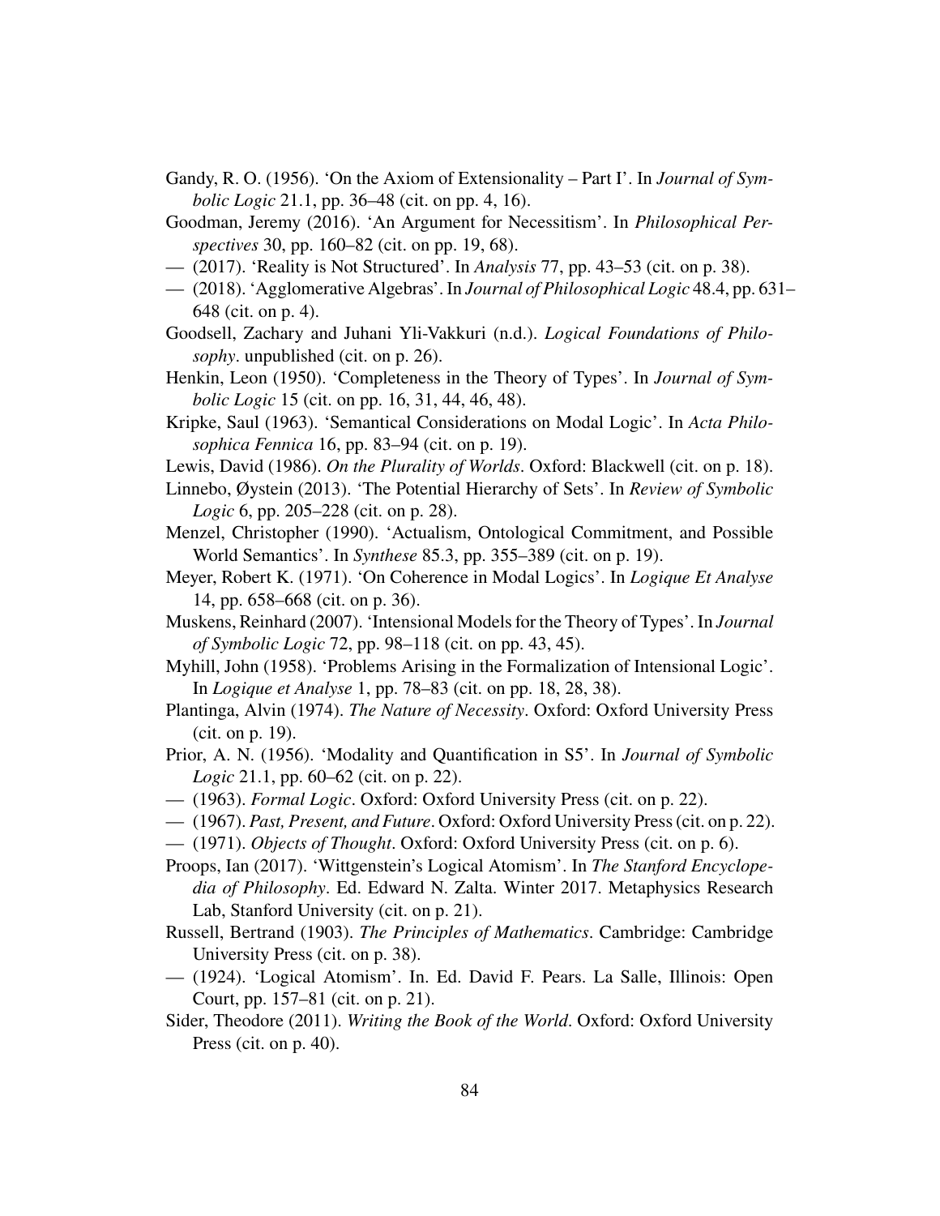Gandy, R. O. (1956). 'On the Axiom of Extensionality – Part I'. In *Journal of Symbolic Logic* 21.1, pp. 36–48 (cit. on pp. 4, 16).

Goodman, Jeremy (2016). 'An Argument for Necessitism'. In *Philosophical Perspectives* 30, pp. 160–82 (cit. on pp. 19, 68).

— (2017). 'Reality is Not Structured'. In *Analysis* 77, pp. 43–53 (cit. on p. 38).

— (2018). 'Agglomerative Algebras'. In *Journal of Philosophical Logic* 48.4, pp. 631–648 (cit. on p. 4).

Goodsell, Zachary and Juhani Yli-Vakkuri (n.d.). *Logical Foundations of Philosophy*. unpublished (cit. on p. 26).

Henkin, Leon (1950). 'Completeness in the Theory of Types'. In *Journal of Symbolic Logic* 15 (cit. on pp. 16, 31, 44, 46, 48).

Kripke, Saul (1963). 'Semantical Considerations on Modal Logic'. In *Acta Philosophica Fennica* 16, pp. 83–94 (cit. on p. 19).

Lewis, David (1986). *On the Plurality of Worlds*. Oxford: Blackwell (cit. on p. 18).

Linnebo, Øystein (2013). 'The Potential Hierarchy of Sets'. In *Review of Symbolic Logic* 6, pp. 205–228 (cit. on p. 28).

Menzel, Christopher (1990). 'Actualism, Ontological Commitment, and Possible World Semantics'. In *Synthese* 85.3, pp. 355–389 (cit. on p. 19).

Meyer, Robert K. (1971). 'On Coherence in Modal Logics'. In *Logique Et Analyse* 14, pp. 658–668 (cit. on p. 36).

Muskens, Reinhard (2007). 'Intensional Models for the Theory of Types'. In *Journal of Symbolic Logic* 72, pp. 98–118 (cit. on pp. 43, 45).

Myhill, John (1958). 'Problems Arising in the Formalization of Intensional Logic'. In *Logique et Analyse* 1, pp. 78–83 (cit. on pp. 18, 28, 38).

Plantinga, Alvin (1974). *The Nature of Necessity*. Oxford: Oxford University Press (cit. on p. 19).

Prior, A. N. (1956). 'Modality and Quantification in S5'. In *Journal of Symbolic Logic* 21.1, pp. 60–62 (cit. on p. 22).

— (1963). *Formal Logic*. Oxford: Oxford University Press (cit. on p. 22).

— (1967). *Past, Present, and Future*. Oxford: Oxford University Press (cit. on p. 22).

— (1971). *Objects of Thought*. Oxford: Oxford University Press (cit. on p. 6).

Proops, Ian (2017). 'Wittgenstein's Logical Atomism'. In *The Stanford Encyclopedia of Philosophy*. Ed. Edward N. Zalta. Winter 2017. Metaphysics Research Lab, Stanford University (cit. on p. 21).

Russell, Bertrand (1903). *The Principles of Mathematics*. Cambridge: Cambridge University Press (cit. on p. 38).

— (1924). 'Logical Atomism'. In. Ed. David F. Pears. La Salle, Illinois: Open Court, pp. 157–81 (cit. on p. 21).

Sider, Theodore (2011). *Writing the Book of the World*. Oxford: Oxford University Press (cit. on p. 40).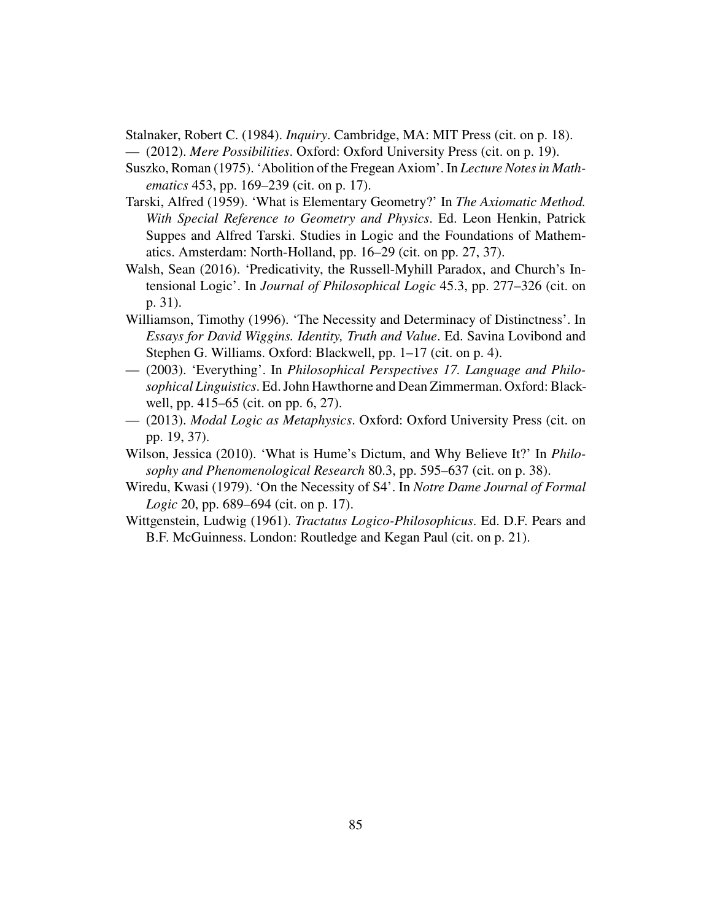Stalnaker, Robert C. (1984). *Inquiry*. Cambridge, MA: MIT Press (cit. on p. 18).

— (2012). *Mere Possibilities*. Oxford: Oxford University Press (cit. on p. 19).

Suszko, Roman (1975). 'Abolition of the Fregean Axiom'. In *Lecture Notes in Mathematics* 453, pp. 169–239 (cit. on p. 17).

Tarski, Alfred (1959). 'What is Elementary Geometry?' In *The Axiomatic Method. With Special Reference to Geometry and Physics*. Ed. Leon Henkin, Patrick Suppes and Alfred Tarski. Studies in Logic and the Foundations of Mathematics. Amsterdam: North-Holland, pp. 16–29 (cit. on pp. 27, 37).

Walsh, Sean (2016). 'Predicativity, the Russell-Myhill Paradox, and Church's Intensional Logic'. In *Journal of Philosophical Logic* 45.3, pp. 277–326 (cit. on p. 31).

Williamson, Timothy (1996). 'The Necessity and Determinacy of Distinctness'. In *Essays for David Wiggins. Identity, Truth and Value*. Ed. Savina Lovibond and Stephen G. Williams. Oxford: Blackwell, pp. 1–17 (cit. on p. 4).

— (2003). 'Everything'. In *Philosophical Perspectives 17. Language and Philosophical Linguistics*. Ed. John Hawthorne and Dean Zimmerman. Oxford: Blackwell, pp. 415–65 (cit. on pp. 6, 27).

— (2013). *Modal Logic as Metaphysics*. Oxford: Oxford University Press (cit. on pp. 19, 37).

Wilson, Jessica (2010). 'What is Hume's Dictum, and Why Believe It?' In *Philosophy and Phenomenological Research* 80.3, pp. 595–637 (cit. on p. 38).

Wiredu, Kwasi (1979). 'On the Necessity of S4'. In *Notre Dame Journal of Formal Logic* 20, pp. 689–694 (cit. on p. 17).

Wittgenstein, Ludwig (1961). *Tractatus Logico-Philosophicus*. Ed. D.F. Pears and B.F. McGuinness. London: Routledge and Kegan Paul (cit. on p. 21).